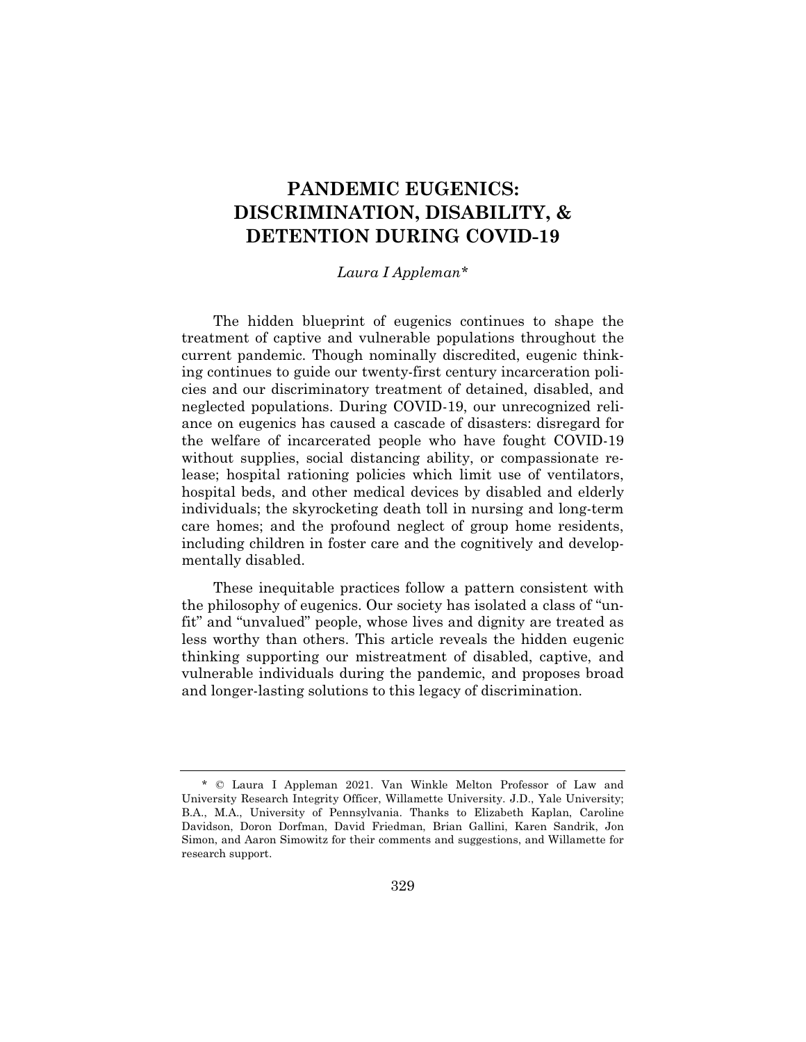# PANDEMIC EUGENICS: DISCRIMINATION, DISABILITY, & DETENTION DURING COVID-19

*Laura I Appleman\**

The hidden blueprint of eugenics continues to shape the treatment of captive and vulnerable populations throughout the current pandemic. Though nominally discredited, eugenic thinking continues to guide our twenty-first century incarceration policies and our discriminatory treatment of detained, disabled, and neglected populations. During COVID-19, our unrecognized reliance on eugenics has caused a cascade of disasters: disregard for the welfare of incarcerated people who have fought COVID-19 without supplies, social distancing ability, or compassionate release; hospital rationing policies which limit use of ventilators, hospital beds, and other medical devices by disabled and elderly individuals; the skyrocketing death toll in nursing and long-term care homes; and the profound neglect of group home residents, including children in foster care and the cognitively and developmentally disabled.

These inequitable practices follow a pattern consistent with the philosophy of eugenics. Our society has isolated a class of "unfit" and "unvalued" people, whose lives and dignity are treated as less worthy than others. This article reveals the hidden eugenic thinking supporting our mistreatment of disabled, captive, and vulnerable individuals during the pandemic, and proposes broad and longer-lasting solutions to this legacy of discrimination.

---

\* © Laura I Appleman 2021. Van Winkle Melton Professor of Law and University Research Integrity Officer, Willamette University. J.D., Yale University; B.A., M.A., University of Pennsylvania. Thanks to Elizabeth Kaplan, Caroline Davidson, Doron Dorfman, David Friedman, Brian Gallini, Karen Sandrik, Jon Simon, and Aaron Simowitz for their comments and suggestions, and Willamette for research support.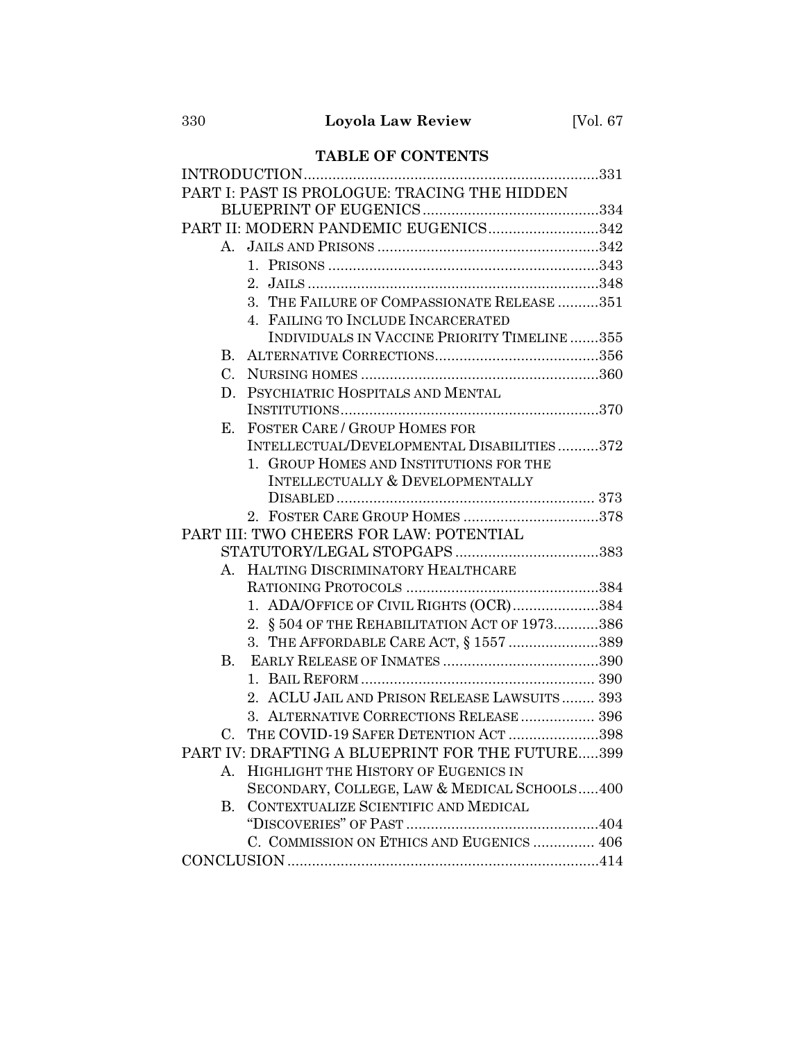## TABLE OF CONTENTS

INTRODUCTION ........................................................................331

PART I: PAST IS PROLOGUE: TRACING THE HIDDEN BLUEPRINT OF EUGENICS ..........................................334

PART II: MODERN PANDEMIC EUGENICS..........................342

- A. JAILS AND PRISONS ......................................................342
  - 1. PRISONS ..................................................................343
  - 2. JAILS .......................................................................348
  - 3. THE FAILURE OF COMPASSIONATE RELEASE ..........351
  - 4. FAILING TO INCLUDE INCARCERATED INDIVIDUALS IN VACCINE PRIORITY TIMELINE .......355
- B. ALTERNATIVE CORRECTIONS........................................356
- C. NURSING HOMES ..........................................................360
- D. PSYCHIATRIC HOSPITALS AND MENTAL INSTITUTIONS...............................................................370
- E. FOSTER CARE / GROUP HOMES FOR INTELLECTUAL/DEVELOPMENTAL DISABILITIES ..........372
  - 1. GROUP HOMES AND INSTITUTIONS FOR THE INTELLECTUALLY & DEVELOPMENTALLY DISABLED ............................................................... 373
  - 2. FOSTER CARE GROUP HOMES .................................378

PART III: TWO CHEERS FOR LAW: POTENTIAL STATUTORY/LEGAL STOPGAPS ...................................383

- A. HALTING DISCRIMINATORY HEALTHCARE RATIONING PROTOCOLS ...............................................384
  - 1. ADA/OFFICE OF CIVIL RIGHTS (OCR).....................384
  - 2. § 504 OF THE REHABILITATION ACT OF 1973...........386
  - 3. THE AFFORDABLE CARE ACT, § 1557 ......................389
- B. EARLY RELEASE OF INMATES ......................................390
  - 1. BAIL REFORM ......................................................... 390
  - 2. ACLU JAIL AND PRISON RELEASE LAWSUITS ........ 393
  - 3. ALTERNATIVE CORRECTIONS RELEASE .................. 396
- C. THE COVID-19 SAFER DETENTION ACT ......................398

PART IV: DRAFTING A BLUEPRINT FOR THE FUTURE.....399

- A. HIGHLIGHT THE HISTORY OF EUGENICS IN SECONDARY, COLLEGE, LAW & MEDICAL SCHOOLS.....400
- B. CONTEXTUALIZE SCIENTIFIC AND MEDICAL "DISCOVERIES" OF PAST ...............................................404
- C. COMMISSION ON ETHICS AND EUGENICS ............... 406

CONCLUSION ............................................................................414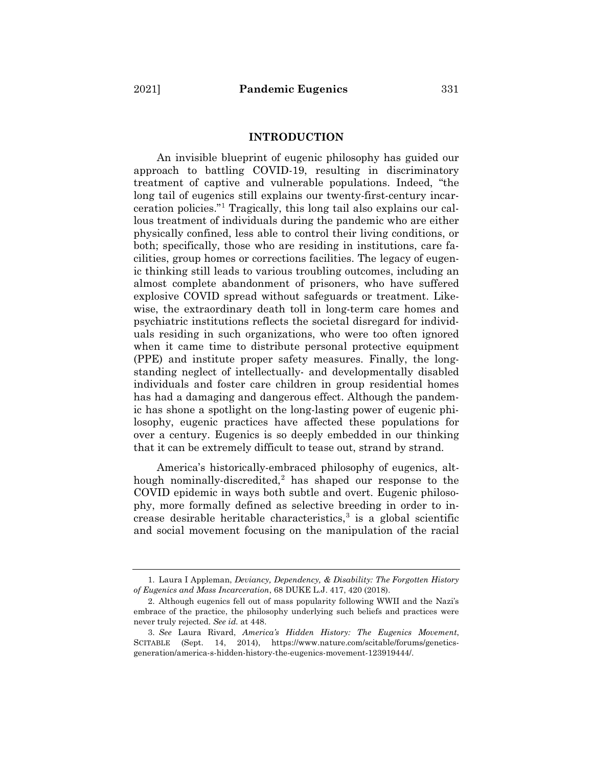## INTRODUCTION

An invisible blueprint of eugenic philosophy has guided our approach to battling COVID-19, resulting in discriminatory treatment of captive and vulnerable populations. Indeed, "the long tail of eugenics still explains our twenty-first-century incarceration policies."[1] Tragically, this long tail also explains our callous treatment of individuals during the pandemic who are either physically confined, less able to control their living conditions, or both; specifically, those who are residing in institutions, care facilities, group homes or corrections facilities. The legacy of eugenic thinking still leads to various troubling outcomes, including an almost complete abandonment of prisoners, who have suffered explosive COVID spread without safeguards or treatment. Likewise, the extraordinary death toll in long-term care homes and psychiatric institutions reflects the societal disregard for individuals residing in such organizations, who were too often ignored when it came time to distribute personal protective equipment (PPE) and institute proper safety measures. Finally, the longstanding neglect of intellectually- and developmentally disabled individuals and foster care children in group residential homes has had a damaging and dangerous effect. Although the pandemic has shone a spotlight on the long-lasting power of eugenic philosophy, eugenic practices have affected these populations for over a century. Eugenics is so deeply embedded in our thinking that it can be extremely difficult to tease out, strand by strand.

America's historically-embraced philosophy of eugenics, although nominally-discredited,[2] has shaped our response to the COVID epidemic in ways both subtle and overt. Eugenic philosophy, more formally defined as selective breeding in order to increase desirable heritable characteristics,[3] is a global scientific and social movement focusing on the manipulation of the racial

---

1. Laura I Appleman, *Deviancy, Dependency, & Disability: The Forgotten History of Eugenics and Mass Incarceration*, 68 DUKE L.J. 417, 420 (2018).

2. Although eugenics fell out of mass popularity following WWII and the Nazi's embrace of the practice, the philosophy underlying such beliefs and practices were never truly rejected. *See id.* at 448.

3. *See* Laura Rivard, *America's Hidden History: The Eugenics Movement*, SCITABLE (Sept. 14, 2014), https://www.nature.com/scitable/forums/genetics-generation/america-s-hidden-history-the-eugenics-movement-123919444/.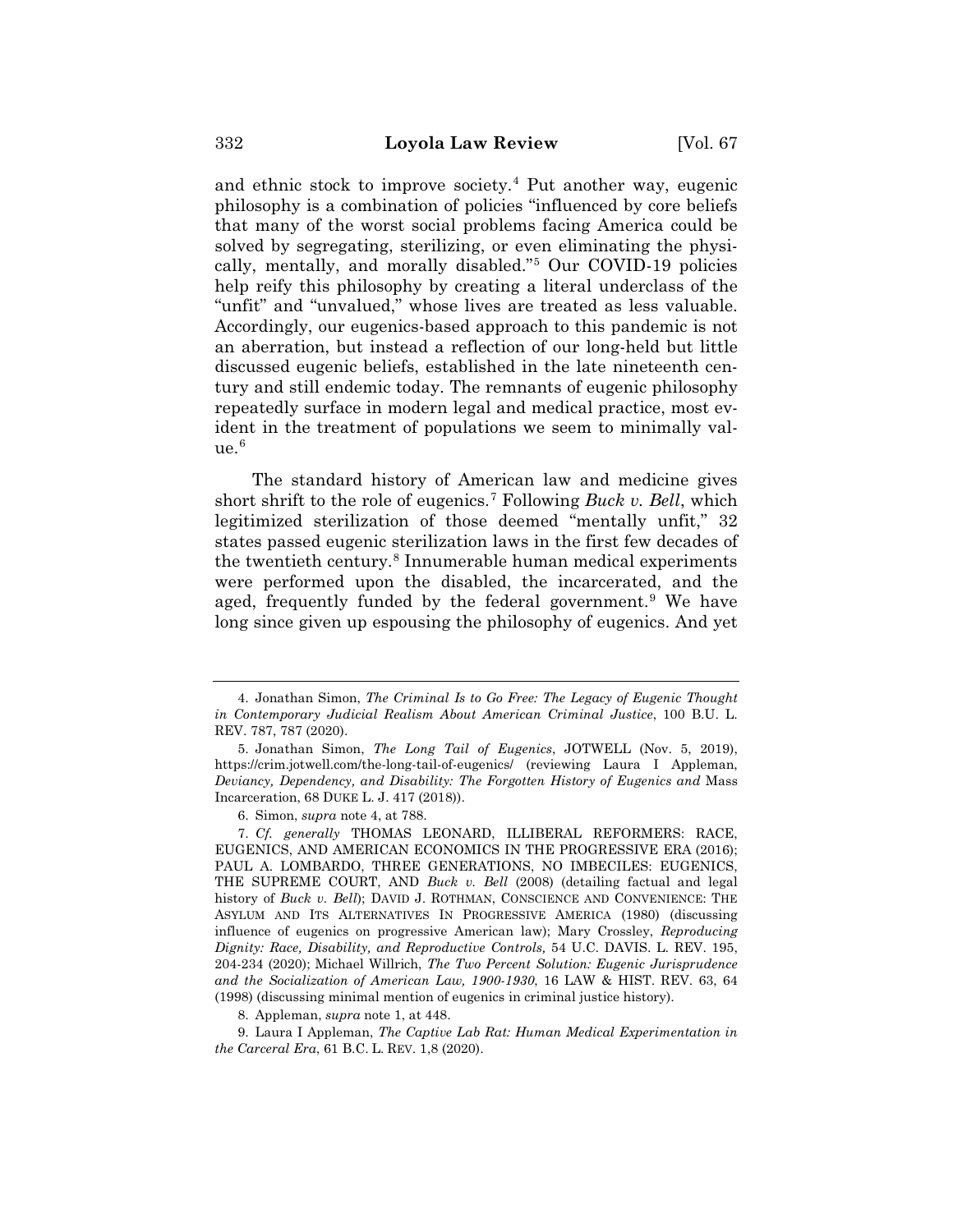and ethnic stock to improve society.[4] Put another way, eugenic philosophy is a combination of policies "influenced by core beliefs that many of the worst social problems facing America could be solved by segregating, sterilizing, or even eliminating the physically, mentally, and morally disabled."[5] Our COVID-19 policies help reify this philosophy by creating a literal underclass of the "unfit" and "unvalued," whose lives are treated as less valuable. Accordingly, our eugenics-based approach to this pandemic is not an aberration, but instead a reflection of our long-held but little discussed eugenic beliefs, established in the late nineteenth century and still endemic today. The remnants of eugenic philosophy repeatedly surface in modern legal and medical practice, most evident in the treatment of populations we seem to minimally value.[6]

The standard history of American law and medicine gives short shrift to the role of eugenics.[7] Following *Buck v. Bell*, which legitimized sterilization of those deemed "mentally unfit," 32 states passed eugenic sterilization laws in the first few decades of the twentieth century.[8] Innumerable human medical experiments were performed upon the disabled, the incarcerated, and the aged, frequently funded by the federal government.[9] We have long since given up espousing the philosophy of eugenics. And yet

---

4. Jonathan Simon, *The Criminal Is to Go Free: The Legacy of Eugenic Thought in Contemporary Judicial Realism About American Criminal Justice*, 100 B.U. L. REV. 787, 787 (2020).

5. Jonathan Simon, *The Long Tail of Eugenics*, JOTWELL (Nov. 5, 2019), https://crim.jotwell.com/the-long-tail-of-eugenics/ (reviewing Laura I Appleman, *Deviancy, Dependency, and Disability: The Forgotten History of Eugenics and* Mass Incarceration, 68 DUKE L. J. 417 (2018)).

6. Simon, *supra* note 4, at 788.

7. *Cf. generally* THOMAS LEONARD, ILLIBERAL REFORMERS: RACE, EUGENICS, AND AMERICAN ECONOMICS IN THE PROGRESSIVE ERA (2016); PAUL A. LOMBARDO, THREE GENERATIONS, NO IMBECILES: EUGENICS, THE SUPREME COURT, AND *Buck v. Bell* (2008) (detailing factual and legal history of *Buck v. Bell*); DAVID J. ROTHMAN, CONSCIENCE AND CONVENIENCE: THE ASYLUM AND ITS ALTERNATIVES IN PROGRESSIVE AMERICA (1980) (discussing influence of eugenics on progressive American law); Mary Crossley, *Reproducing Dignity: Race, Disability, and Reproductive Controls,* 54 U.C. DAVIS. L. REV. 195, 204-234 (2020); Michael Willrich, *The Two Percent Solution: Eugenic Jurisprudence and the Socialization of American Law, 1900-1930*, 16 LAW & HIST. REV. 63, 64 (1998) (discussing minimal mention of eugenics in criminal justice history).

8. Appleman, *supra* note 1, at 448.

9. Laura I Appleman, *The Captive Lab Rat: Human Medical Experimentation in the Carceral Era*, 61 B.C. L. REV. 1,8 (2020).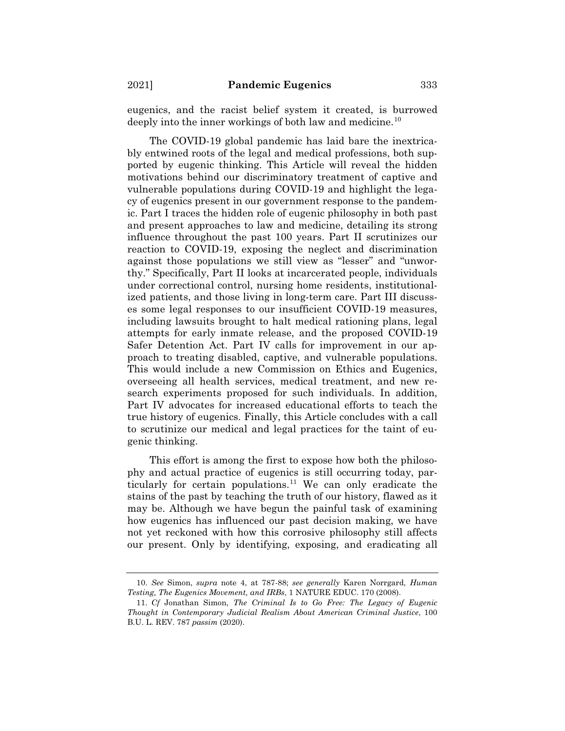eugenics, and the racist belief system it created, is burrowed deeply into the inner workings of both law and medicine.[10]

The COVID-19 global pandemic has laid bare the inextricably entwined roots of the legal and medical professions, both supported by eugenic thinking. This Article will reveal the hidden motivations behind our discriminatory treatment of captive and vulnerable populations during COVID-19 and highlight the legacy of eugenics present in our government response to the pandemic. Part I traces the hidden role of eugenic philosophy in both past and present approaches to law and medicine, detailing its strong influence throughout the past 100 years. Part II scrutinizes our reaction to COVID-19, exposing the neglect and discrimination against those populations we still view as "lesser" and "unworthy." Specifically, Part II looks at incarcerated people, individuals under correctional control, nursing home residents, institutionalized patients, and those living in long-term care. Part III discusses some legal responses to our insufficient COVID-19 measures, including lawsuits brought to halt medical rationing plans, legal attempts for early inmate release, and the proposed COVID-19 Safer Detention Act. Part IV calls for improvement in our approach to treating disabled, captive, and vulnerable populations. This would include a new Commission on Ethics and Eugenics, overseeing all health services, medical treatment, and new research experiments proposed for such individuals. In addition, Part IV advocates for increased educational efforts to teach the true history of eugenics. Finally, this Article concludes with a call to scrutinize our medical and legal practices for the taint of eugenic thinking.

This effort is among the first to expose how both the philosophy and actual practice of eugenics is still occurring today, particularly for certain populations.[11] We can only eradicate the stains of the past by teaching the truth of our history, flawed as it may be. Although we have begun the painful task of examining how eugenics has influenced our past decision making, we have not yet reckoned with how this corrosive philosophy still affects our present. Only by identifying, exposing, and eradicating all

---

10. *See* Simon, *supra* note 4, at 787-88; *see generally* Karen Norrgard, *Human Testing, The Eugenics Movement, and IRBs*, 1 NATURE EDUC. 170 (2008).

11. *Cf* Jonathan Simon, *The Criminal Is to Go Free: The Legacy of Eugenic Thought in Contemporary Judicial Realism About American Criminal Justice*, 100 B.U. L. REV. 787 *passim* (2020).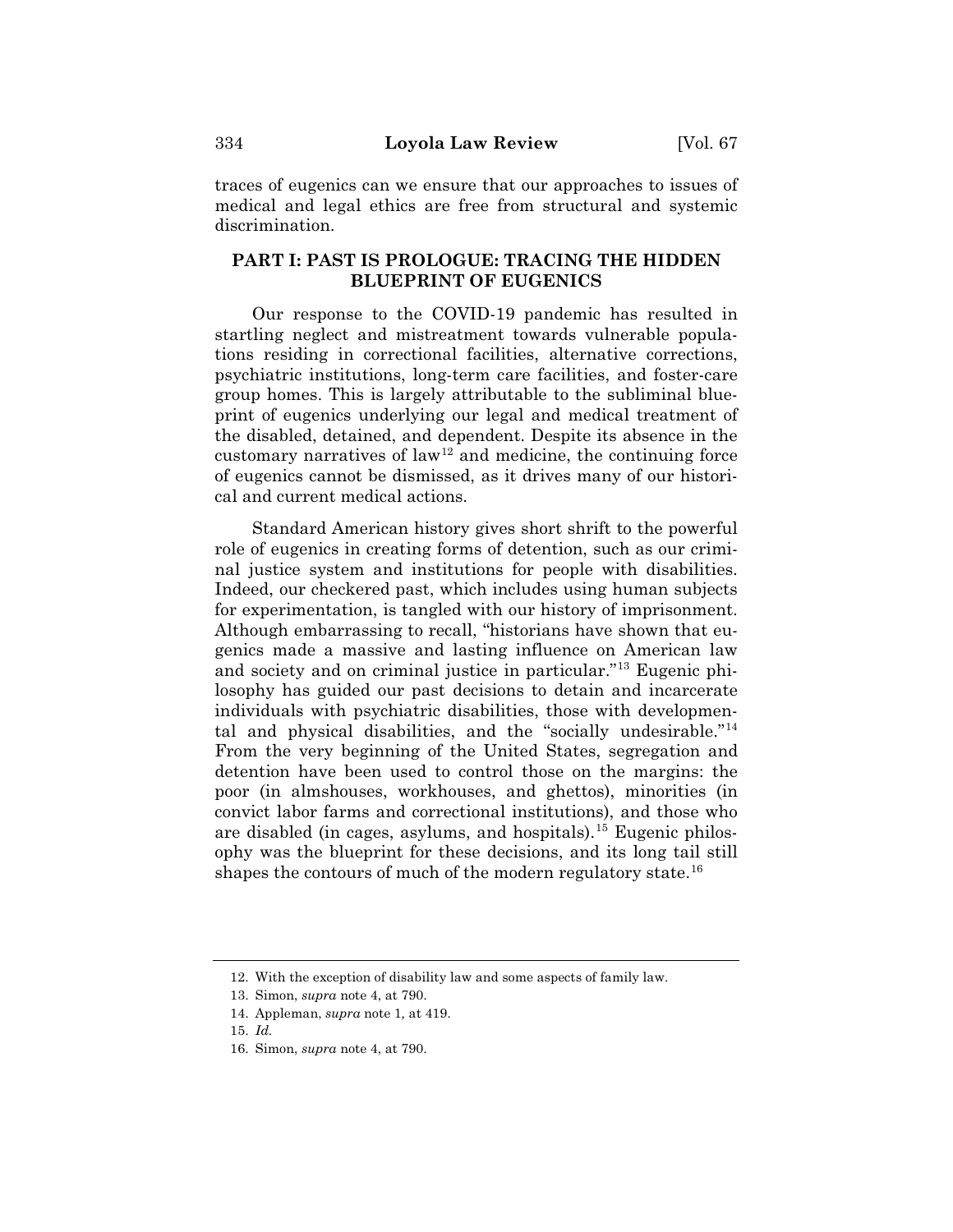traces of eugenics can we ensure that our approaches to issues of medical and legal ethics are free from structural and systemic discrimination.

## PART I: PAST IS PROLOGUE: TRACING THE HIDDEN BLUEPRINT OF EUGENICS

Our response to the COVID-19 pandemic has resulted in startling neglect and mistreatment towards vulnerable populations residing in correctional facilities, alternative corrections, psychiatric institutions, long-term care facilities, and foster-care group homes. This is largely attributable to the subliminal blueprint of eugenics underlying our legal and medical treatment of the disabled, detained, and dependent. Despite its absence in the customary narratives of law[12] and medicine, the continuing force of eugenics cannot be dismissed, as it drives many of our historical and current medical actions.

Standard American history gives short shrift to the powerful role of eugenics in creating forms of detention, such as our criminal justice system and institutions for people with disabilities. Indeed, our checkered past, which includes using human subjects for experimentation, is tangled with our history of imprisonment. Although embarrassing to recall, "historians have shown that eugenics made a massive and lasting influence on American law and society and on criminal justice in particular."[13] Eugenic philosophy has guided our past decisions to detain and incarcerate individuals with psychiatric disabilities, those with developmental and physical disabilities, and the "socially undesirable."[14] From the very beginning of the United States, segregation and detention have been used to control those on the margins: the poor (in almshouses, workhouses, and ghettos), minorities (in convict labor farms and correctional institutions), and those who are disabled (in cages, asylums, and hospitals).[15] Eugenic philosophy was the blueprint for these decisions, and its long tail still shapes the contours of much of the modern regulatory state.[16]

12. With the exception of disability law and some aspects of family law.

13. Simon, *supra* note 4, at 790.

14. Appleman, *supra* note 1, at 419.

15. *Id.*

16. Simon, *supra* note 4, at 790.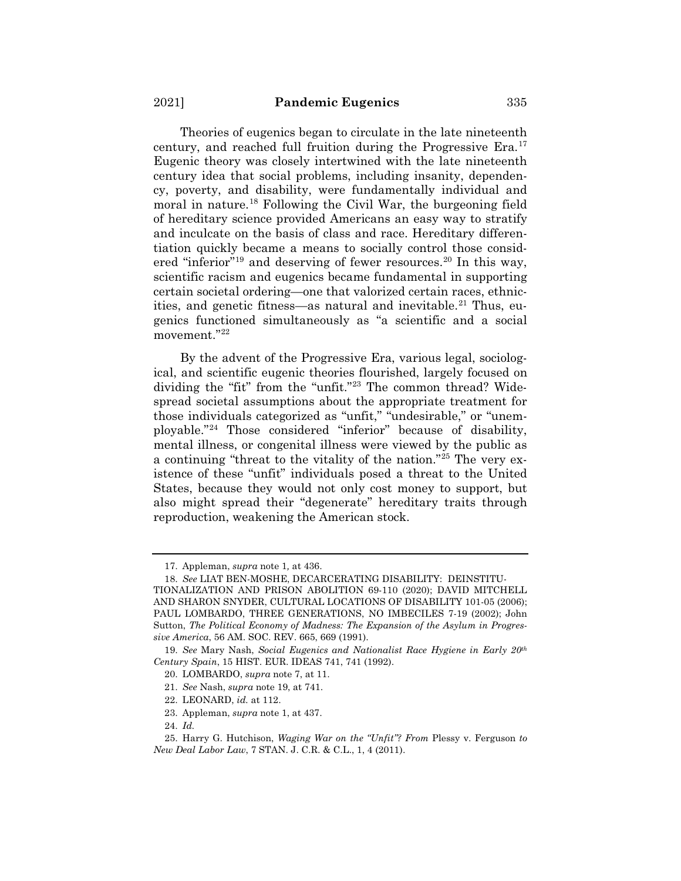Theories of eugenics began to circulate in the late nineteenth century, and reached full fruition during the Progressive Era.[17] Eugenic theory was closely intertwined with the late nineteenth century idea that social problems, including insanity, dependency, poverty, and disability, were fundamentally individual and moral in nature.[18] Following the Civil War, the burgeoning field of hereditary science provided Americans an easy way to stratify and inculcate on the basis of class and race. Hereditary differentiation quickly became a means to socially control those considered "inferior"[19] and deserving of fewer resources.[20] In this way, scientific racism and eugenics became fundamental in supporting certain societal ordering—one that valorized certain races, ethnicities, and genetic fitness—as natural and inevitable.[21] Thus, eugenics functioned simultaneously as "a scientific and a social movement."[22]

By the advent of the Progressive Era, various legal, sociological, and scientific eugenic theories flourished, largely focused on dividing the "fit" from the "unfit."[23] The common thread? Widespread societal assumptions about the appropriate treatment for those individuals categorized as "unfit," "undesirable," or "unemployable."[24] Those considered "inferior" because of disability, mental illness, or congenital illness were viewed by the public as a continuing "threat to the vitality of the nation."[25] The very existence of these "unfit" individuals posed a threat to the United States, because they would not only cost money to support, but also might spread their "degenerate" hereditary traits through reproduction, weakening the American stock.

---

17. Appleman, *supra* note 1*,* at 436.

18. *See* LIAT BEN-MOSHE, DECARCERATING DISABILITY: DEINSTITUTIONALIZATION AND PRISON ABOLITION 69-110 (2020); DAVID MITCHELL AND SHARON SNYDER, CULTURAL LOCATIONS OF DISABILITY 101-05 (2006); PAUL LOMBARDO, THREE GENERATIONS, NO IMBECILES 7-19 (2002); John Sutton, *The Political Economy of Madness: The Expansion of the Asylum in Progressive America*, 56 AM. SOC. REV. 665, 669 (1991).

19. *See* Mary Nash, *Social Eugenics and Nationalist Race Hygiene in Early 20th Century Spain*, 15 HIST. EUR. IDEAS 741, 741 (1992).

20. LOMBARDO, *supra* note 7, at 11.

21. *See* Nash, *supra* note 19, at 741.

22. LEONARD, *id.* at 112.

23. Appleman, *supra* note 1, at 437.

24. *Id.*

25. Harry G. Hutchison, *Waging War on the "Unfit"? From* Plessy v. Ferguson *to New Deal Labor Law*, 7 STAN. J. C.R. & C.L., 1, 4 (2011).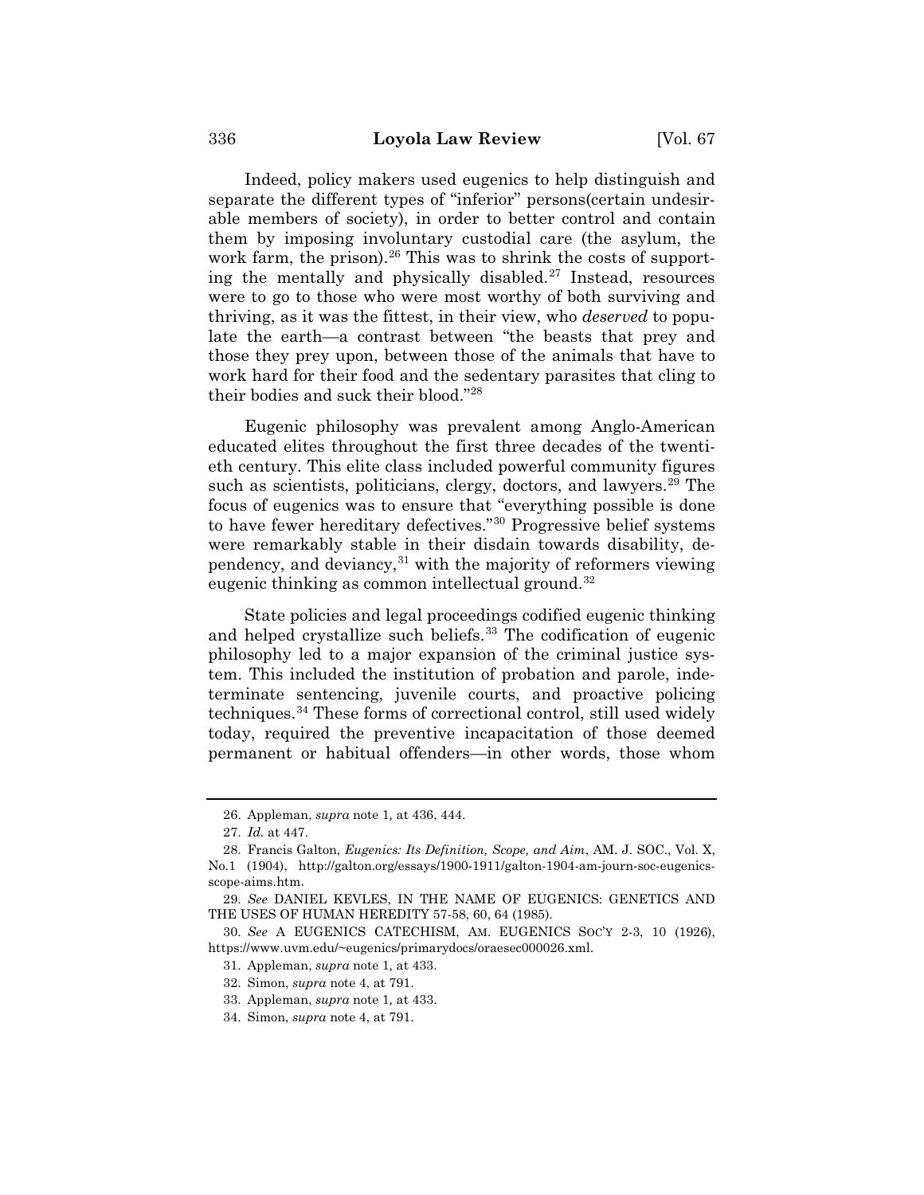Indeed, policy makers used eugenics to help distinguish and separate the different types of "inferior" persons(certain undesirable members of society), in order to better control and contain them by imposing involuntary custodial care (the asylum, the work farm, the prison).[26] This was to shrink the costs of supporting the mentally and physically disabled.[27] Instead, resources were to go to those who were most worthy of both surviving and thriving, as it was the fittest, in their view, who *deserved* to populate the earth—a contrast between "the beasts that prey and those they prey upon, between those of the animals that have to work hard for their food and the sedentary parasites that cling to their bodies and suck their blood."[28]

Eugenic philosophy was prevalent among Anglo-American educated elites throughout the first three decades of the twentieth century. This elite class included powerful community figures such as scientists, politicians, clergy, doctors, and lawyers.[29] The focus of eugenics was to ensure that "everything possible is done to have fewer hereditary defectives."[30] Progressive belief systems were remarkably stable in their disdain towards disability, dependency, and deviancy,[31] with the majority of reformers viewing eugenic thinking as common intellectual ground.[32]

State policies and legal proceedings codified eugenic thinking and helped crystallize such beliefs.[33] The codification of eugenic philosophy led to a major expansion of the criminal justice system. This included the institution of probation and parole, indeterminate sentencing, juvenile courts, and proactive policing techniques.[34] These forms of correctional control, still used widely today, required the preventive incapacitation of those deemed permanent or habitual offenders—in other words, those whom

---

26. Appleman, *supra* note 1, at 436, 444.

27. *Id.* at 447.

28. Francis Galton, *Eugenics: Its Definition, Scope, and Aim*, AM. J. SOC., Vol. X, No.1 (1904), http://galton.org/essays/1900-1911/galton-1904-am-journ-soc-eugenics-scope-aims.htm.

29. *See* DANIEL KEVLES, IN THE NAME OF EUGENICS: GENETICS AND THE USES OF HUMAN HEREDITY 57-58, 60, 64 (1985).

30. *See* A EUGENICS CATECHISM, AM. EUGENICS SOC'Y 2-3, 10 (1926), https://www.uvm.edu/~eugenics/primarydocs/oraesec000026.xml.

31. Appleman, *supra* note 1, at 433.

32. Simon, *supra* note 4, at 791.

33. Appleman, *supra* note 1, at 433.

34. Simon, *supra* note 4, at 791.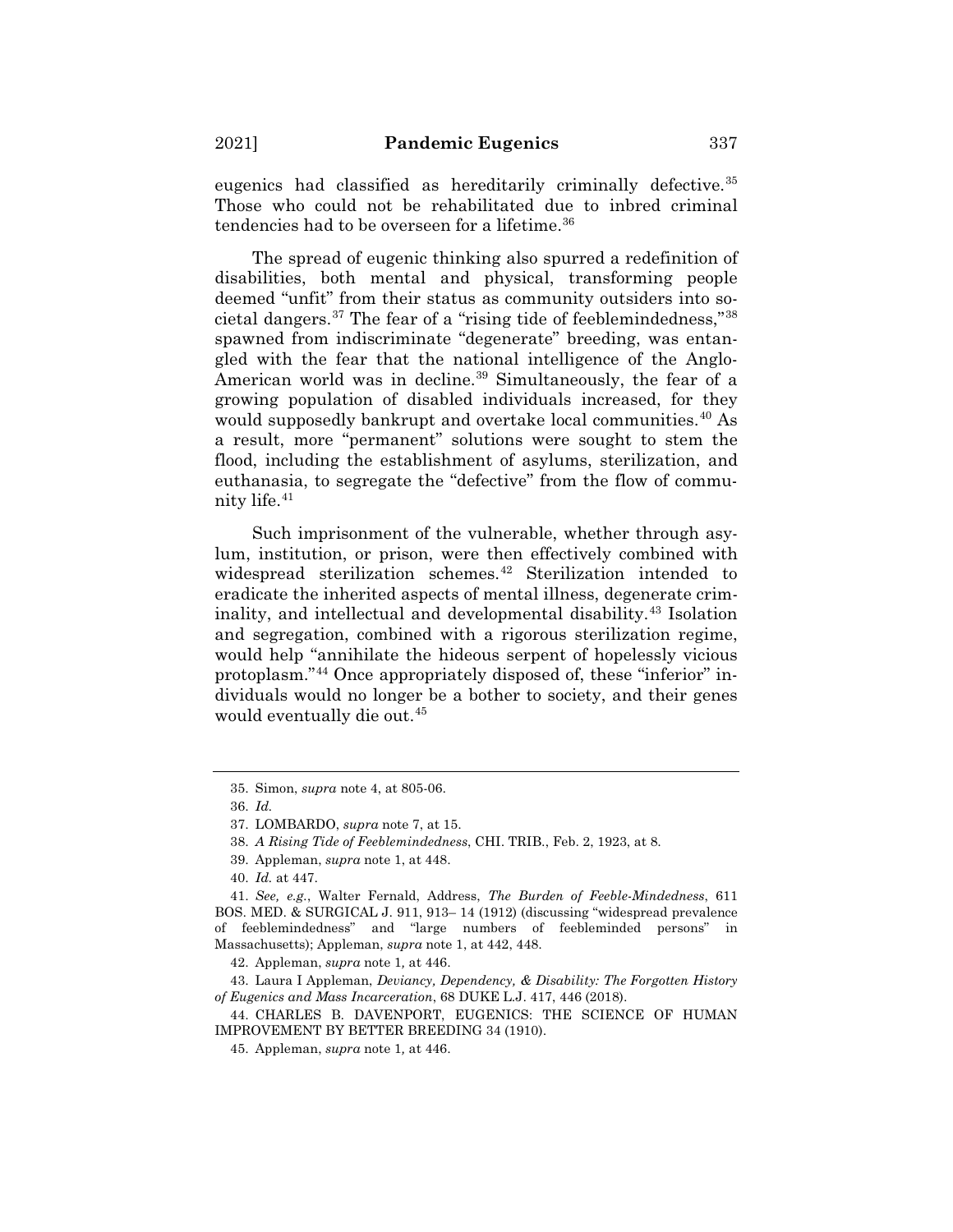eugenics had classified as hereditarily criminally defective.[35] Those who could not be rehabilitated due to inbred criminal tendencies had to be overseen for a lifetime.[36]

The spread of eugenic thinking also spurred a redefinition of disabilities, both mental and physical, transforming people deemed "unfit" from their status as community outsiders into societal dangers.[37] The fear of a "rising tide of feeblemindedness,"[38] spawned from indiscriminate "degenerate" breeding, was entangled with the fear that the national intelligence of the Anglo-American world was in decline.[39] Simultaneously, the fear of a growing population of disabled individuals increased, for they would supposedly bankrupt and overtake local communities.[40] As a result, more "permanent" solutions were sought to stem the flood, including the establishment of asylums, sterilization, and euthanasia, to segregate the "defective" from the flow of community life.[41]

Such imprisonment of the vulnerable, whether through asylum, institution, or prison, were then effectively combined with widespread sterilization schemes.[42] Sterilization intended to eradicate the inherited aspects of mental illness, degenerate criminality, and intellectual and developmental disability.[43] Isolation and segregation, combined with a rigorous sterilization regime, would help "annihilate the hideous serpent of hopelessly vicious protoplasm."[44] Once appropriately disposed of, these "inferior" individuals would no longer be a bother to society, and their genes would eventually die out.[45]

---

35. Simon, *supra* note 4, at 805-06.

36. *Id.*

37. LOMBARDO, *supra* note 7, at 15.

38. *A Rising Tide of Feeblemindedness*, CHI. TRIB., Feb. 2, 1923, at 8.

39. Appleman, *supra* note 1, at 448.

40. *Id.* at 447.

41. *See, e.g.*, Walter Fernald, Address, *The Burden of Feeble-Mindedness*, 611 BOS. MED. & SURGICAL J. 911, 913– 14 (1912) (discussing "widespread prevalence of feeblemindedness" and "large numbers of feebleminded persons" in Massachusetts); Appleman, *supra* note 1, at 442, 448.

42. Appleman, *supra* note 1*,* at 446.

43. Laura I Appleman, *Deviancy, Dependency, & Disability: The Forgotten History of Eugenics and Mass Incarceration*, 68 DUKE L.J. 417, 446 (2018).

44. CHARLES B. DAVENPORT, EUGENICS: THE SCIENCE OF HUMAN IMPROVEMENT BY BETTER BREEDING 34 (1910).

45. Appleman, *supra* note 1*,* at 446.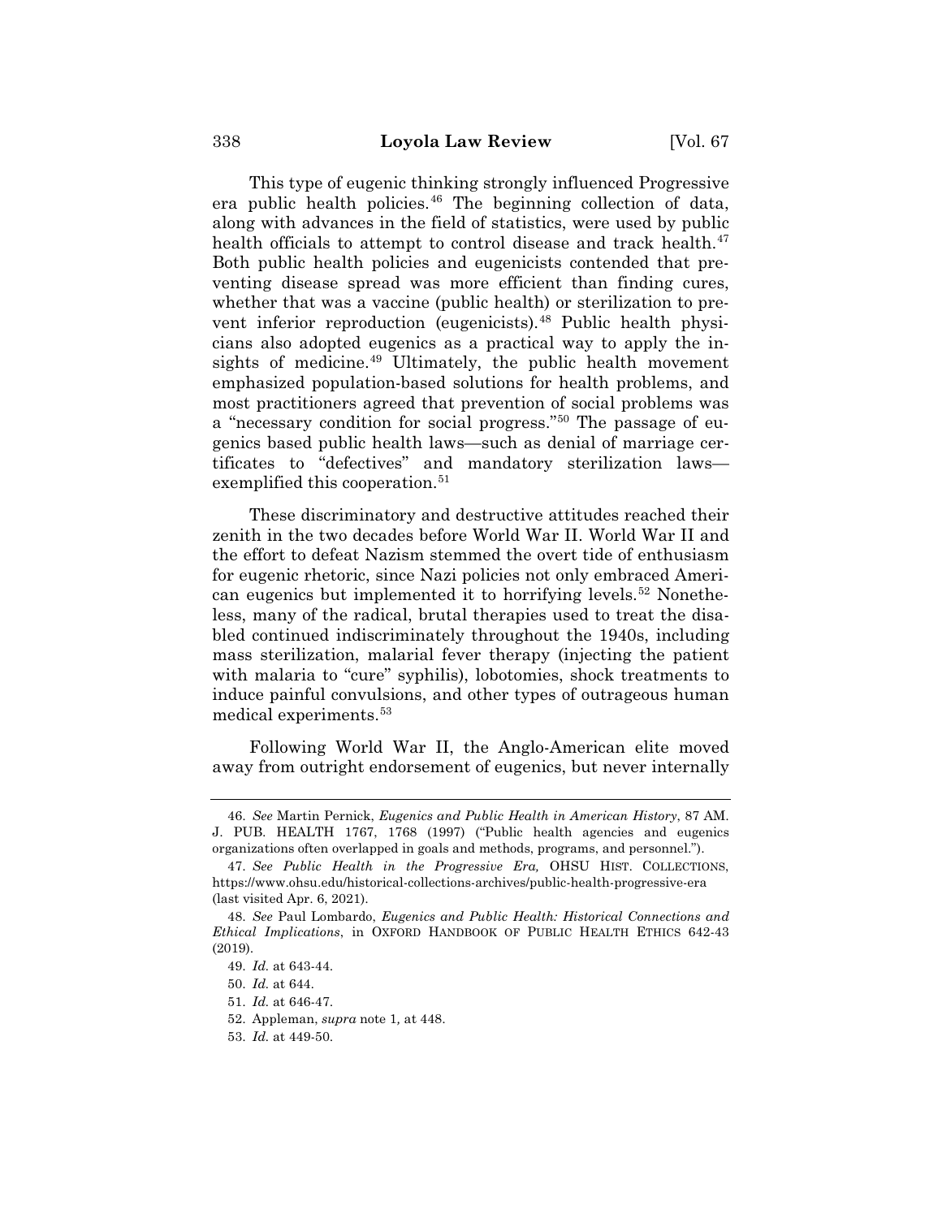This type of eugenic thinking strongly influenced Progressive era public health policies.[46] The beginning collection of data, along with advances in the field of statistics, were used by public health officials to attempt to control disease and track health.[47] Both public health policies and eugenicists contended that preventing disease spread was more efficient than finding cures, whether that was a vaccine (public health) or sterilization to prevent inferior reproduction (eugenicists).[48] Public health physicians also adopted eugenics as a practical way to apply the insights of medicine.[49] Ultimately, the public health movement emphasized population-based solutions for health problems, and most practitioners agreed that prevention of social problems was a "necessary condition for social progress."[50] The passage of eugenics based public health laws—such as denial of marriage certificates to "defectives" and mandatory sterilization laws—exemplified this cooperation.[51]

These discriminatory and destructive attitudes reached their zenith in the two decades before World War II. World War II and the effort to defeat Nazism stemmed the overt tide of enthusiasm for eugenic rhetoric, since Nazi policies not only embraced American eugenics but implemented it to horrifying levels.[52] Nonetheless, many of the radical, brutal therapies used to treat the disabled continued indiscriminately throughout the 1940s, including mass sterilization, malarial fever therapy (injecting the patient with malaria to "cure" syphilis), lobotomies, shock treatments to induce painful convulsions, and other types of outrageous human medical experiments.[53]

Following World War II, the Anglo-American elite moved away from outright endorsement of eugenics, but never internally

---

46. *See* Martin Pernick, *Eugenics and Public Health in American History*, 87 AM. J. PUB. HEALTH 1767, 1768 (1997) ("Public health agencies and eugenics organizations often overlapped in goals and methods, programs, and personnel.").

47. *See Public Health in the Progressive Era,* OHSU HIST. COLLECTIONS, https://www.ohsu.edu/historical-collections-archives/public-health-progressive-era (last visited Apr. 6, 2021).

48. *See* Paul Lombardo, *Eugenics and Public Health: Historical Connections and Ethical Implications*, in OXFORD HANDBOOK OF PUBLIC HEALTH ETHICS 642-43 (2019).

49. *Id.* at 643-44.

50. *Id.* at 644.

51. *Id.* at 646-47.

52. Appleman, *supra* note 1, at 448.

53. *Id.* at 449-50.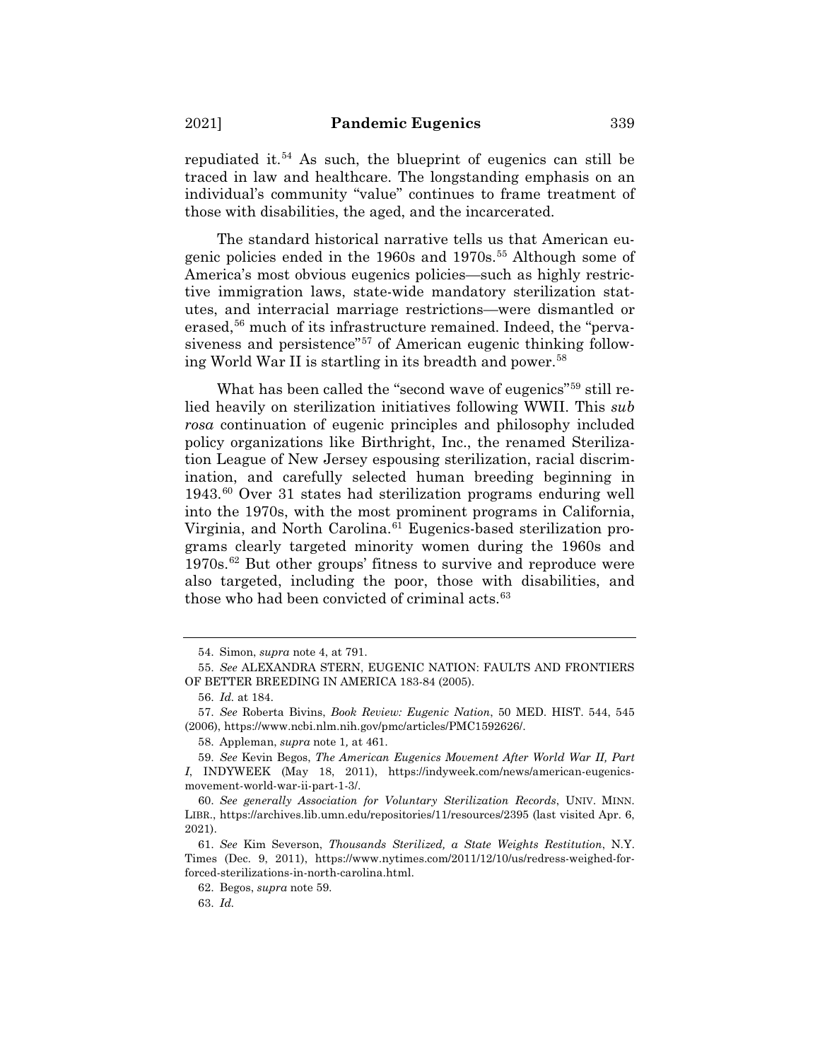repudiated it.[54] As such, the blueprint of eugenics can still be traced in law and healthcare. The longstanding emphasis on an individual's community "value" continues to frame treatment of those with disabilities, the aged, and the incarcerated.

The standard historical narrative tells us that American eugenic policies ended in the 1960s and 1970s.[55] Although some of America's most obvious eugenics policies—such as highly restrictive immigration laws, state-wide mandatory sterilization statutes, and interracial marriage restrictions—were dismantled or erased,[56] much of its infrastructure remained. Indeed, the "pervasiveness and persistence"[57] of American eugenic thinking following World War II is startling in its breadth and power.[58]

What has been called the "second wave of eugenics"[59] still relied heavily on sterilization initiatives following WWII. This *sub rosa* continuation of eugenic principles and philosophy included policy organizations like Birthright, Inc., the renamed Sterilization League of New Jersey espousing sterilization, racial discrimination, and carefully selected human breeding beginning in 1943.[60] Over 31 states had sterilization programs enduring well into the 1970s, with the most prominent programs in California, Virginia, and North Carolina.[61] Eugenics-based sterilization programs clearly targeted minority women during the 1960s and 1970s.[62] But other groups' fitness to survive and reproduce were also targeted, including the poor, those with disabilities, and those who had been convicted of criminal acts.[63]

---

54. Simon, *supra* note 4, at 791.

55. *See* ALEXANDRA STERN, EUGENIC NATION: FAULTS AND FRONTIERS OF BETTER BREEDING IN AMERICA 183-84 (2005).

56. *Id.* at 184.

57. *See* Roberta Bivins, *Book Review: Eugenic Nation*, 50 MED. HIST. 544, 545 (2006), https://www.ncbi.nlm.nih.gov/pmc/articles/PMC1592626/.

58. Appleman, *supra* note 1*,* at 461.

59. *See* Kevin Begos, *The American Eugenics Movement After World War II, Part I*, INDYWEEK (May 18, 2011), https://indyweek.com/news/american-eugenics-movement-world-war-ii-part-1-3/.

60. *See generally Association for Voluntary Sterilization Records*, UNIV. MINN. LIBR., https://archives.lib.umn.edu/repositories/11/resources/2395 (last visited Apr. 6, 2021).

61. *See* Kim Severson, *Thousands Sterilized, a State Weights Restitution*, N.Y. Times (Dec. 9, 2011), https://www.nytimes.com/2011/12/10/us/redress-weighed-for-forced-sterilizations-in-north-carolina.html.

62. Begos, *supra* note 59.

63. *Id.*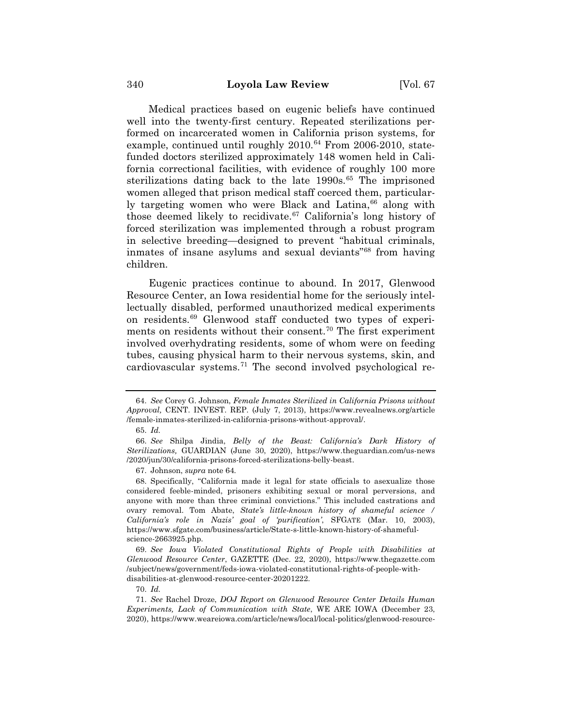Medical practices based on eugenic beliefs have continued well into the twenty-first century. Repeated sterilizations performed on incarcerated women in California prison systems, for example, continued until roughly 2010.[64] From 2006-2010, state-funded doctors sterilized approximately 148 women held in California correctional facilities, with evidence of roughly 100 more sterilizations dating back to the late 1990s.[65] The imprisoned women alleged that prison medical staff coerced them, particularly targeting women who were Black and Latina,[66] along with those deemed likely to recidivate.[67] California's long history of forced sterilization was implemented through a robust program in selective breeding—designed to prevent "habitual criminals, inmates of insane asylums and sexual deviants"[68] from having children.

Eugenic practices continue to abound. In 2017, Glenwood Resource Center, an Iowa residential home for the seriously intellectually disabled, performed unauthorized medical experiments on residents.[69] Glenwood staff conducted two types of experiments on residents without their consent.[70] The first experiment involved overhydrating residents, some of whom were on feeding tubes, causing physical harm to their nervous systems, skin, and cardiovascular systems.[71] The second involved psychological re-

---

64. *See* Corey G. Johnson, *Female Inmates Sterilized in California Prisons without Approval,* CENT. INVEST. REP. (July 7, 2013), https://www.revealnews.org/article/female-inmates-sterilized-in-california-prisons-without-approval/.

65. *Id.*

66. *See* Shilpa Jindia, *Belly of the Beast: California's Dark History of Sterilizations,* GUARDIAN (June 30, 2020), https://www.theguardian.com/us-news/2020/jun/30/california-prisons-forced-sterilizations-belly-beast.

67. Johnson, *supra* note 64.

68. Specifically, "California made it legal for state officials to asexualize those considered feeble-minded, prisoners exhibiting sexual or moral perversions, and anyone with more than three criminal convictions." This included castrations and ovary removal. Tom Abate, *State's little-known history of shameful science / California's role in Nazis' goal of 'purification'*, SFGATE (Mar. 10, 2003), https://www.sfgate.com/business/article/State-s-little-known-history-of-shameful-science-2663925.php.

69. *See Iowa Violated Constitutional Rights of People with Disabilities at Glenwood Resource Center*, GAZETTE (Dec. 22, 2020), https://www.thegazette.com/subject/news/government/feds-iowa-violated-constitutional-rights-of-people-with-disabilities-at-glenwood-resource-center-20201222.

70. *Id.*

71. *See* Rachel Droze, *DOJ Report on Glenwood Resource Center Details Human Experiments, Lack of Communication with State*, WE ARE IOWA (December 23, 2020), https://www.weareiowa.com/article/news/local/local-politics/glenwood-resource-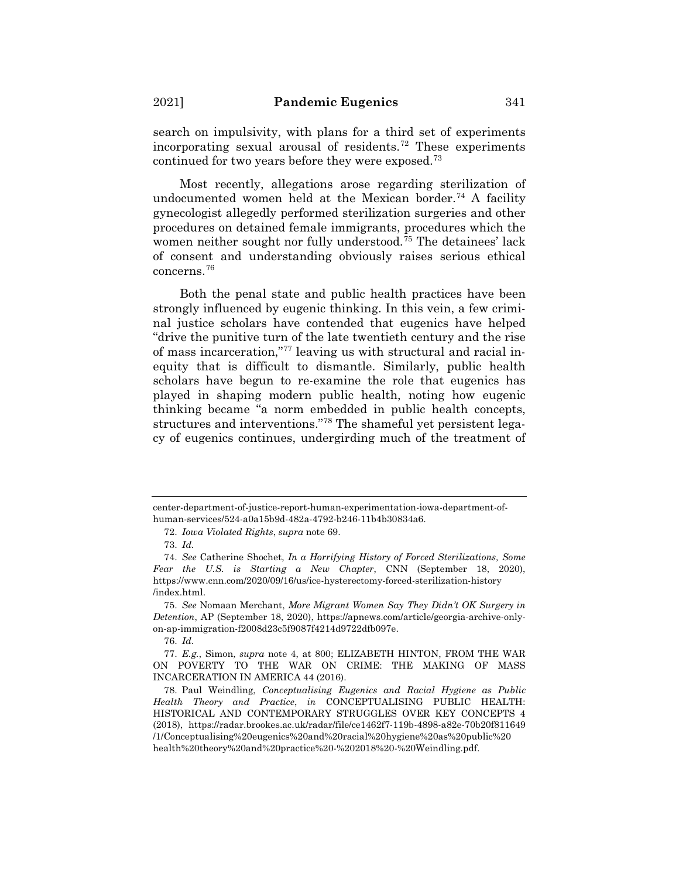search on impulsivity, with plans for a third set of experiments incorporating sexual arousal of residents.[72] These experiments continued for two years before they were exposed.[73]

Most recently, allegations arose regarding sterilization of undocumented women held at the Mexican border.[74] A facility gynecologist allegedly performed sterilization surgeries and other procedures on detained female immigrants, procedures which the women neither sought nor fully understood.[75] The detainees' lack of consent and understanding obviously raises serious ethical concerns.[76]

Both the penal state and public health practices have been strongly influenced by eugenic thinking. In this vein, a few criminal justice scholars have contended that eugenics have helped "drive the punitive turn of the late twentieth century and the rise of mass incarceration,"[77] leaving us with structural and racial inequity that is difficult to dismantle. Similarly, public health scholars have begun to re-examine the role that eugenics has played in shaping modern public health, noting how eugenic thinking became "a norm embedded in public health concepts, structures and interventions."[78] The shameful yet persistent legacy of eugenics continues, undergirding much of the treatment of

---

center-department-of-justice-report-human-experimentation-iowa-department-of-human-services/524-a0a15b9d-482a-4792-b246-11b4b30834a6.

72. *Iowa Violated Rights*, *supra* note 69.

73. *Id.*

74. *See* Catherine Shochet, *In a Horrifying History of Forced Sterilizations, Some Fear the U.S. is Starting a New Chapter*, CNN (September 18, 2020), https://www.cnn.com/2020/09/16/us/ice-hysterectomy-forced-sterilization-history/index.html.

75. *See* Nomaan Merchant, *More Migrant Women Say They Didn't OK Surgery in Detention*, AP (September 18, 2020), https://apnews.com/article/georgia-archive-only-on-ap-immigration-f2008d23c5f9087f4214d9722dfb097e.

76. *Id.*

77. *E.g.*, Simon, *supra* note 4, at 800; ELIZABETH HINTON, FROM THE WAR ON POVERTY TO THE WAR ON CRIME: THE MAKING OF MASS INCARCERATION IN AMERICA 44 (2016).

78. Paul Weindling, *Conceptualising Eugenics and Racial Hygiene as Public Health Theory and Practice*, *in* CONCEPTUALISING PUBLIC HEALTH: HISTORICAL AND CONTEMPORARY STRUGGLES OVER KEY CONCEPTS 4 (2018), https://radar.brookes.ac.uk/radar/file/ce1462f7-119b-4898-a82e-70b20f811649/1/Conceptualising%20eugenics%20and%20racial%20hygiene%20as%20public%20health%20theory%20and%20practice%20-%202018%20-%20Weindling.pdf.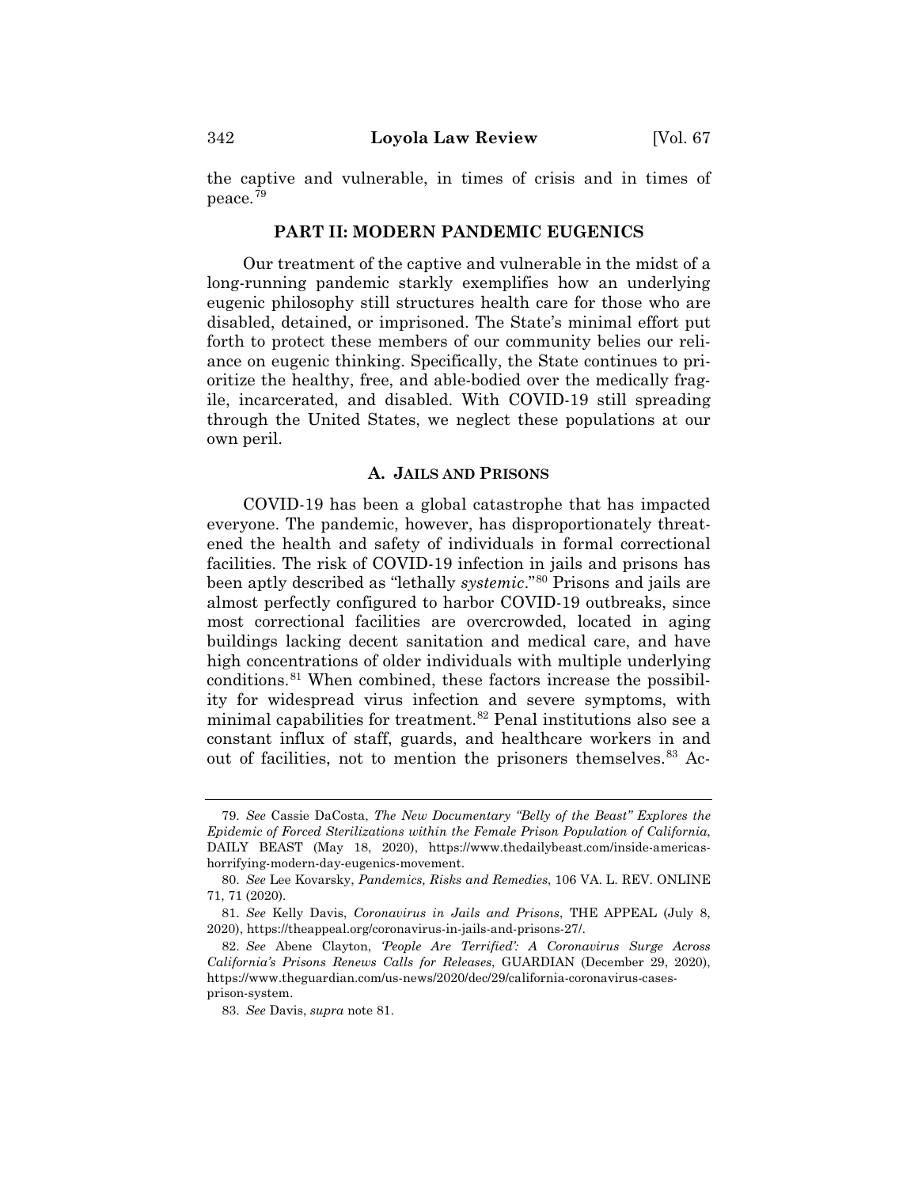the captive and vulnerable, in times of crisis and in times of peace.[79]

## PART II: MODERN PANDEMIC EUGENICS

Our treatment of the captive and vulnerable in the midst of a long-running pandemic starkly exemplifies how an underlying eugenic philosophy still structures health care for those who are disabled, detained, or imprisoned. The State's minimal effort put forth to protect these members of our community belies our reliance on eugenic thinking. Specifically, the State continues to prioritize the healthy, free, and able-bodied over the medically fragile, incarcerated, and disabled. With COVID-19 still spreading through the United States, we neglect these populations at our own peril.

### A. JAILS AND PRISONS

COVID-19 has been a global catastrophe that has impacted everyone. The pandemic, however, has disproportionately threatened the health and safety of individuals in formal correctional facilities. The risk of COVID-19 infection in jails and prisons has been aptly described as "lethally *systemic*."[80] Prisons and jails are almost perfectly configured to harbor COVID-19 outbreaks, since most correctional facilities are overcrowded, located in aging buildings lacking decent sanitation and medical care, and have high concentrations of older individuals with multiple underlying conditions.[81] When combined, these factors increase the possibility for widespread virus infection and severe symptoms, with minimal capabilities for treatment.[82] Penal institutions also see a constant influx of staff, guards, and healthcare workers in and out of facilities, not to mention the prisoners themselves.[83] Ac-

---

79. *See* Cassie DaCosta, *The New Documentary "Belly of the Beast" Explores the Epidemic of Forced Sterilizations within the Female Prison Population of California*, DAILY BEAST (May 18, 2020), https://www.thedailybeast.com/inside-americas-horrifying-modern-day-eugenics-movement.

80. *See* Lee Kovarsky, *Pandemics, Risks and Remedies*, 106 VA. L. REV. ONLINE 71, 71 (2020).

81. *See* Kelly Davis, *Coronavirus in Jails and Prisons*, THE APPEAL (July 8, 2020), https://theappeal.org/coronavirus-in-jails-and-prisons-27/.

82. *See* Abene Clayton, *'People Are Terrified': A Coronavirus Surge Across California's Prisons Renews Calls for Releases*, GUARDIAN (December 29, 2020), https://www.theguardian.com/us-news/2020/dec/29/california-coronavirus-cases-prison-system.

83. *See* Davis, *supra* note 81.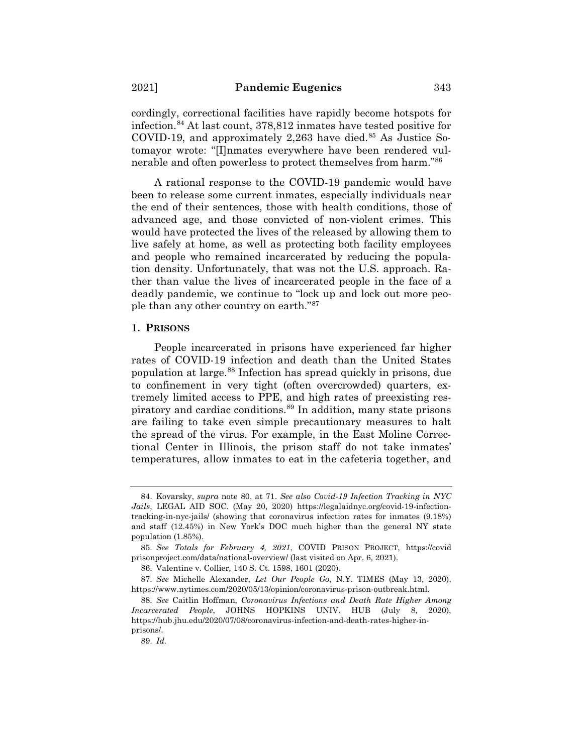cordingly, correctional facilities have rapidly become hotspots for infection.[84] At last count, 378,812 inmates have tested positive for COVID-19, and approximately 2,263 have died.[85] As Justice Sotomayor wrote: "[I]nmates everywhere have been rendered vulnerable and often powerless to protect themselves from harm."[86]

A rational response to the COVID-19 pandemic would have been to release some current inmates, especially individuals near the end of their sentences, those with health conditions, those of advanced age, and those convicted of non-violent crimes. This would have protected the lives of the released by allowing them to live safely at home, as well as protecting both facility employees and people who remained incarcerated by reducing the population density. Unfortunately, that was not the U.S. approach. Rather than value the lives of incarcerated people in the face of a deadly pandemic, we continue to "lock up and lock out more people than any other country on earth."[87]

### 1. PRISONS

People incarcerated in prisons have experienced far higher rates of COVID-19 infection and death than the United States population at large.[88] Infection has spread quickly in prisons, due to confinement in very tight (often overcrowded) quarters, extremely limited access to PPE, and high rates of preexisting respiratory and cardiac conditions.[89] In addition, many state prisons are failing to take even simple precautionary measures to halt the spread of the virus. For example, in the East Moline Correctional Center in Illinois, the prison staff do not take inmates' temperatures, allow inmates to eat in the cafeteria together, and

---

84. Kovarsky, *supra* note 80, at 71. *See also Covid-19 Infection Tracking in NYC Jails*, LEGAL AID SOC. (May 20, 2020) https://legalaidnyc.org/covid-19-infection-tracking-in-nyc-jails/ (showing that coronavirus infection rates for inmates (9.18%) and staff (12.45%) in New York's DOC much higher than the general NY state population (1.85%).

85. *See Totals for February 4, 2021*, COVID PRISON PROJECT, https://covidprisonproject.com/data/national-overview/ (last visited on Apr. 6, 2021).

86. Valentine v. Collier*,* 140 S. Ct. 1598, 1601 (2020).

87. *See* Michelle Alexander, *Let Our People Go*, N.Y. TIMES (May 13, 2020), https://www.nytimes.com/2020/05/13/opinion/coronavirus-prison-outbreak.html.

88. *See* Caitlin Hoffman, *Coronavirus Infections and Death Rate Higher Among Incarcerated People*, JOHNS HOPKINS UNIV. HUB (July 8, 2020), https://hub.jhu.edu/2020/07/08/coronavirus-infection-and-death-rates-higher-in-prisons/.

89. *Id.*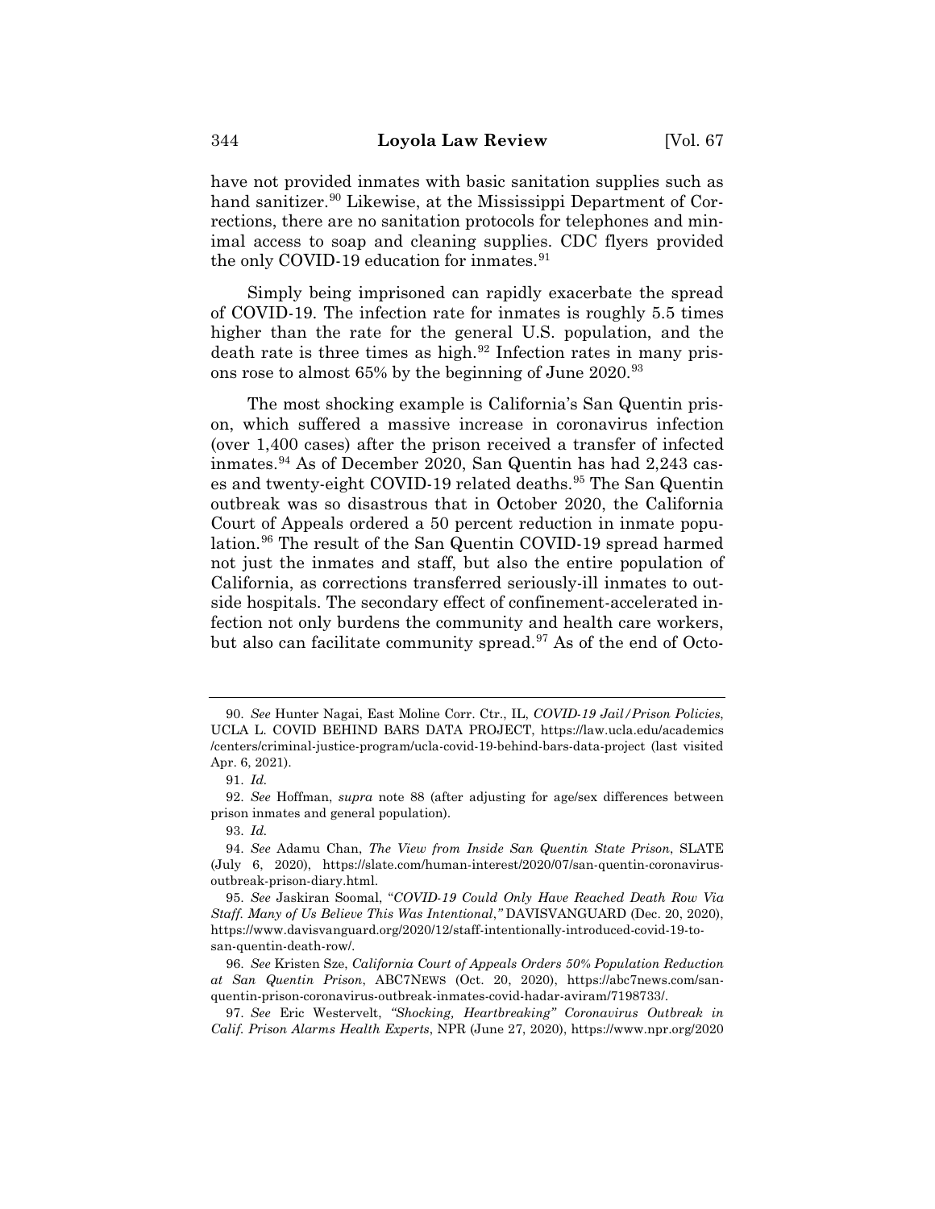have not provided inmates with basic sanitation supplies such as hand sanitizer.[90] Likewise, at the Mississippi Department of Corrections, there are no sanitation protocols for telephones and minimal access to soap and cleaning supplies. CDC flyers provided the only COVID-19 education for inmates.[91]

Simply being imprisoned can rapidly exacerbate the spread of COVID-19. The infection rate for inmates is roughly 5.5 times higher than the rate for the general U.S. population, and the death rate is three times as high.[92] Infection rates in many prisons rose to almost 65% by the beginning of June 2020.[93]

The most shocking example is California's San Quentin prison, which suffered a massive increase in coronavirus infection (over 1,400 cases) after the prison received a transfer of infected inmates.[94] As of December 2020, San Quentin has had 2,243 cases and twenty-eight COVID-19 related deaths.[95] The San Quentin outbreak was so disastrous that in October 2020, the California Court of Appeals ordered a 50 percent reduction in inmate population.[96] The result of the San Quentin COVID-19 spread harmed not just the inmates and staff, but also the entire population of California, as corrections transferred seriously-ill inmates to outside hospitals. The secondary effect of confinement-accelerated infection not only burdens the community and health care workers, but also can facilitate community spread.[97] As of the end of Octo-

---

90. *See* Hunter Nagai, East Moline Corr. Ctr., IL, *COVID-19 Jail/Prison Policies*, UCLA L. COVID BEHIND BARS DATA PROJECT, https://law.ucla.edu/academics/centers/criminal-justice-program/ucla-covid-19-behind-bars-data-project (last visited Apr. 6, 2021).

91. *Id.*

92. *See* Hoffman, *supra* note 88 (after adjusting for age/sex differences between prison inmates and general population).

93. *Id.*

94. *See* Adamu Chan, *The View from Inside San Quentin State Prison*, SLATE (July 6, 2020), https://slate.com/human-interest/2020/07/san-quentin-coronavirus-outbreak-prison-diary.html.

95. *See* Jaskiran Soomal, "*COVID-19 Could Only Have Reached Death Row Via Staff. Many of Us Believe This Was Intentional*," DAVISVANGUARD (Dec. 20, 2020), https://www.davisvanguard.org/2020/12/staff-intentionally-introduced-covid-19-to-san-quentin-death-row/.

96. *See* Kristen Sze, *California Court of Appeals Orders 50% Population Reduction at San Quentin Prison*, ABC7NEWS (Oct. 20, 2020), https://abc7news.com/san-quentin-prison-coronavirus-outbreak-inmates-covid-hadar-aviram/7198733/.

97. *See* Eric Westervelt, *"Shocking, Heartbreaking" Coronavirus Outbreak in Calif. Prison Alarms Health Experts*, NPR (June 27, 2020), https://www.npr.org/2020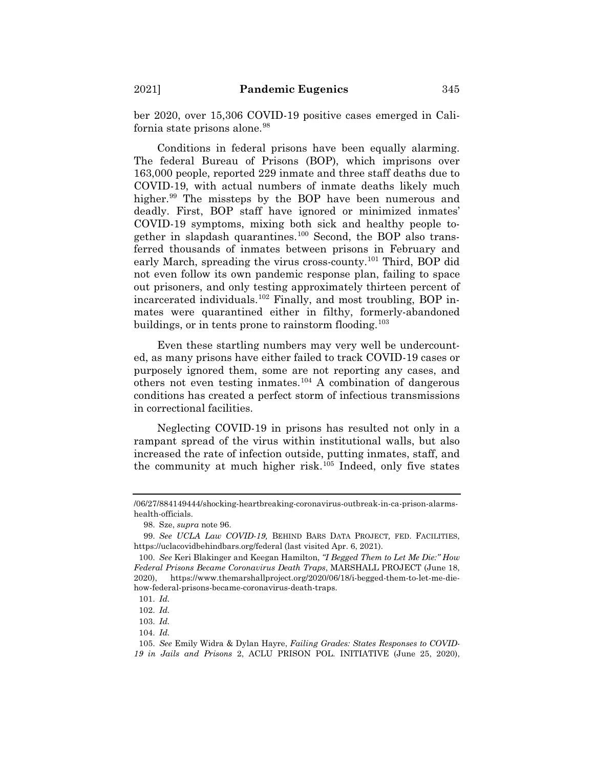ber 2020, over 15,306 COVID-19 positive cases emerged in California state prisons alone.[98]

Conditions in federal prisons have been equally alarming. The federal Bureau of Prisons (BOP), which imprisons over 163,000 people, reported 229 inmate and three staff deaths due to COVID-19, with actual numbers of inmate deaths likely much higher.[99] The missteps by the BOP have been numerous and deadly. First, BOP staff have ignored or minimized inmates' COVID-19 symptoms, mixing both sick and healthy people together in slapdash quarantines.[100] Second, the BOP also transferred thousands of inmates between prisons in February and early March, spreading the virus cross-county.[101] Third, BOP did not even follow its own pandemic response plan, failing to space out prisoners, and only testing approximately thirteen percent of incarcerated individuals.[102] Finally, and most troubling, BOP inmates were quarantined either in filthy, formerly-abandoned buildings, or in tents prone to rainstorm flooding.[103]

Even these startling numbers may very well be undercounted, as many prisons have either failed to track COVID-19 cases or purposely ignored them, some are not reporting any cases, and others not even testing inmates.[104] A combination of dangerous conditions has created a perfect storm of infectious transmissions in correctional facilities.

Neglecting COVID-19 in prisons has resulted not only in a rampant spread of the virus within institutional walls, but also increased the rate of infection outside, putting inmates, staff, and the community at much higher risk.[105] Indeed, only five states

---

/06/27/884149444/shocking-heartbreaking-coronavirus-outbreak-in-ca-prison-alarms-health-officials.

98. Sze, *supra* note 96.

99. *See UCLA Law COVID-19,* BEHIND BARS DATA PROJECT*,* FED. FACILITIES, https://uclacovidbehindbars.org/federal (last visited Apr. 6, 2021).

100. *See* Keri Blakinger and Keegan Hamilton, *"I Begged Them to Let Me Die:" How Federal Prisons Became Coronavirus Death Traps*, MARSHALL PROJECT (June 18, 2020), https://www.themarshallproject.org/2020/06/18/i-begged-them-to-let-me-die-how-federal-prisons-became-coronavirus-death-traps.

101. *Id.*

102. *Id.*

103. *Id.*

104. *Id.*

105. *See* Emily Widra & Dylan Hayre, *Failing Grades: States Responses to COVID-19 in Jails and Prisons* 2, ACLU PRISON POL. INITIATIVE (June 25, 2020),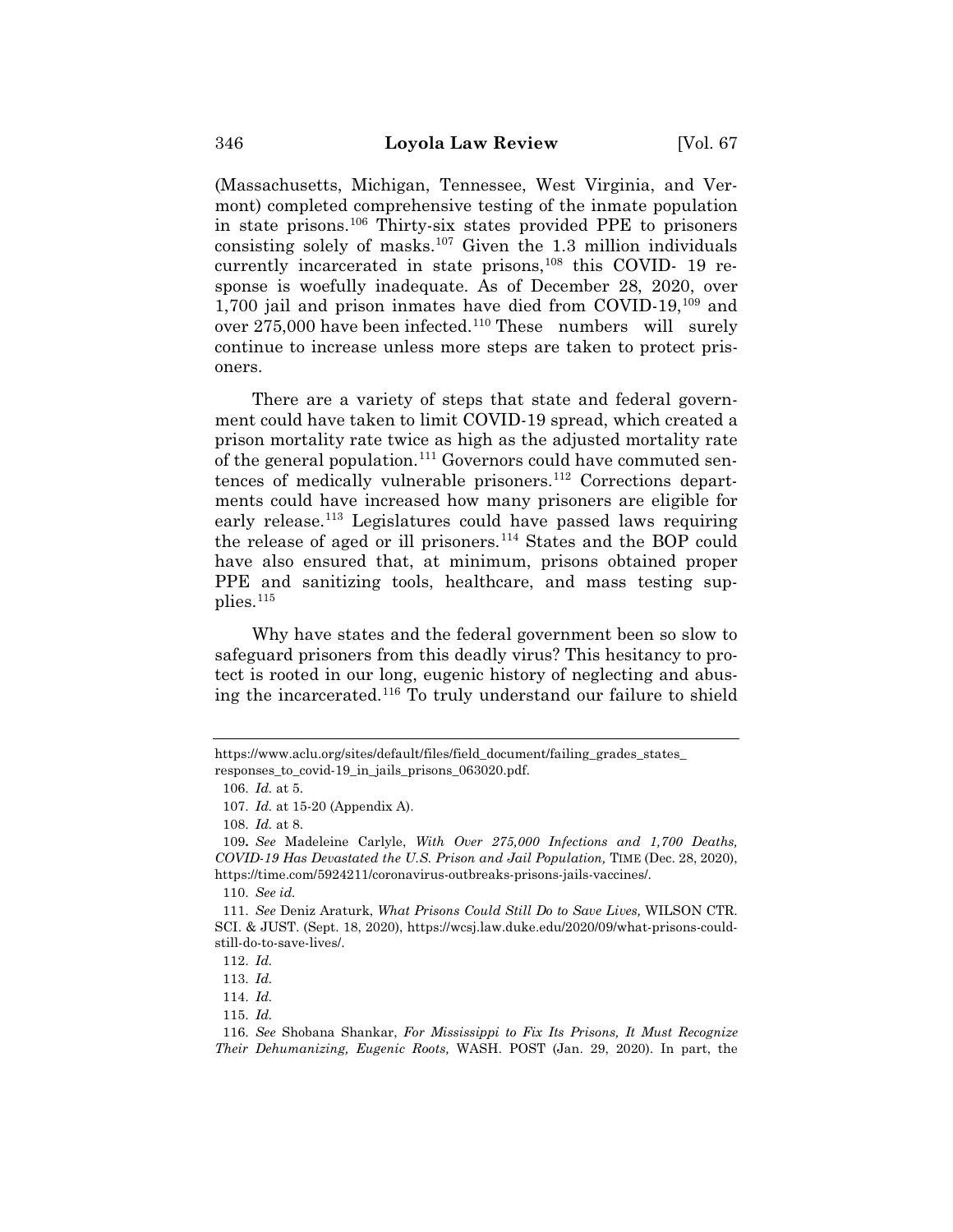(Massachusetts, Michigan, Tennessee, West Virginia, and Vermont) completed comprehensive testing of the inmate population in state prisons.[106] Thirty-six states provided PPE to prisoners consisting solely of masks.[107] Given the 1.3 million individuals currently incarcerated in state prisons,[108] this COVID- 19 response is woefully inadequate. As of December 28, 2020, over 1,700 jail and prison inmates have died from COVID-19,[109] and over 275,000 have been infected.[110] These numbers will surely continue to increase unless more steps are taken to protect prisoners.

There are a variety of steps that state and federal government could have taken to limit COVID-19 spread, which created a prison mortality rate twice as high as the adjusted mortality rate of the general population.[111] Governors could have commuted sentences of medically vulnerable prisoners.[112] Corrections departments could have increased how many prisoners are eligible for early release.[113] Legislatures could have passed laws requiring the release of aged or ill prisoners.[114] States and the BOP could have also ensured that, at minimum, prisons obtained proper PPE and sanitizing tools, healthcare, and mass testing supplies.[115]

Why have states and the federal government been so slow to safeguard prisoners from this deadly virus? This hesitancy to protect is rooted in our long, eugenic history of neglecting and abusing the incarcerated.[116] To truly understand our failure to shield

---

https://www.aclu.org/sites/default/files/field_document/failing_grades_states_responses_to_covid-19_in_jails_prisons_063020.pdf.

106. *Id.* at 5.

107. *Id.* at 15-20 (Appendix A).

108. *Id.* at 8.

109. *See* Madeleine Carlyle, *With Over 275,000 Infections and 1,700 Deaths, COVID-19 Has Devastated the U.S. Prison and Jail Population,* TIME (Dec. 28, 2020), https://time.com/5924211/coronavirus-outbreaks-prisons-jails-vaccines/.

110. *See id.*

111. *See* Deniz Araturk, *What Prisons Could Still Do to Save Lives,* WILSON CTR. SCI. & JUST. (Sept. 18, 2020), https://wcsj.law.duke.edu/2020/09/what-prisons-could-still-do-to-save-lives/.

112. *Id.*

113. *Id.*

114. *Id.*

115. *Id.*

116. *See* Shobana Shankar, *For Mississippi to Fix Its Prisons, It Must Recognize Their Dehumanizing, Eugenic Roots,* WASH. POST (Jan. 29, 2020). In part, the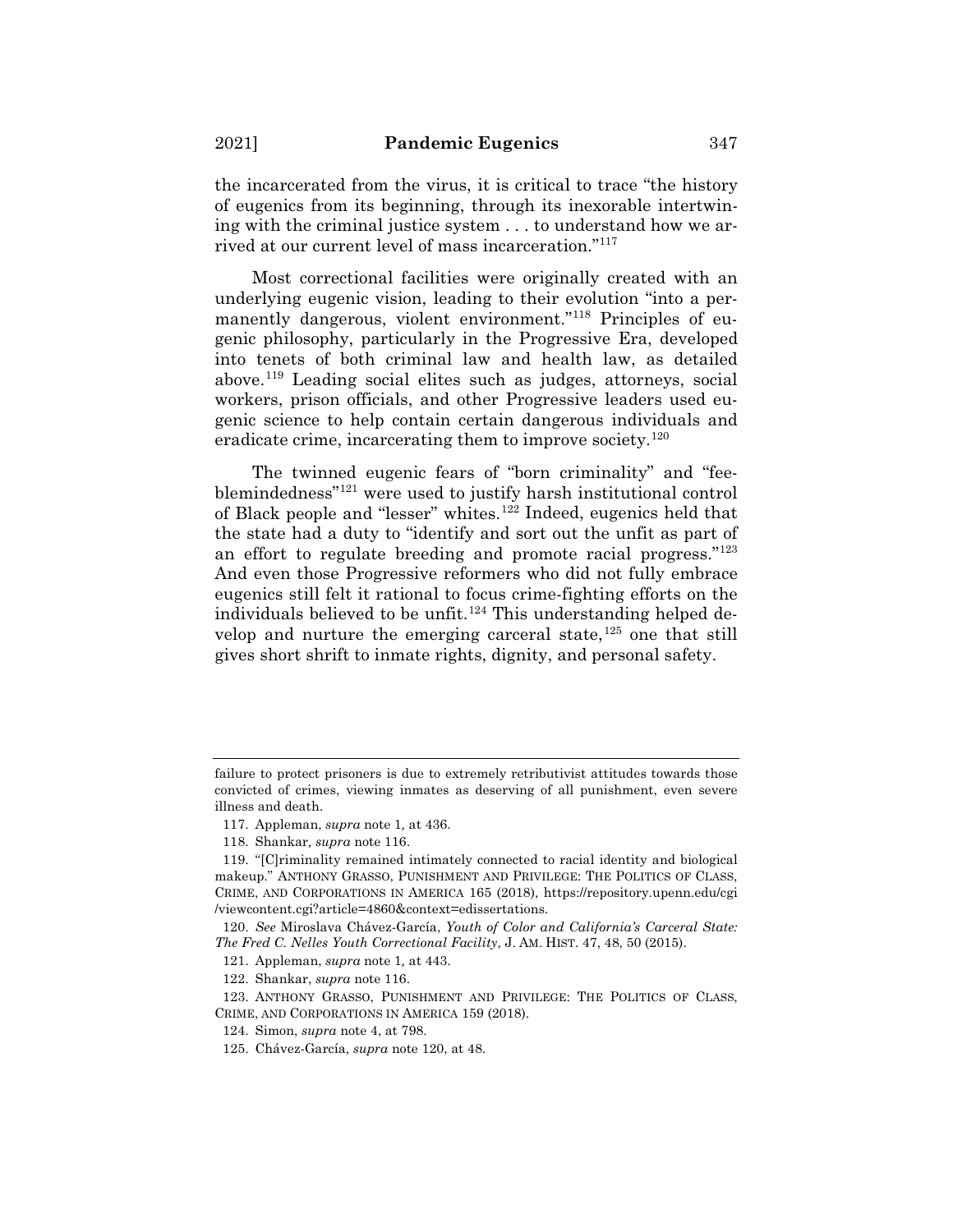the incarcerated from the virus, it is critical to trace "the history of eugenics from its beginning, through its inexorable intertwining with the criminal justice system . . . to understand how we arrived at our current level of mass incarceration."[117]

Most correctional facilities were originally created with an underlying eugenic vision, leading to their evolution "into a permanently dangerous, violent environment."[118] Principles of eugenic philosophy, particularly in the Progressive Era, developed into tenets of both criminal law and health law, as detailed above.[119] Leading social elites such as judges, attorneys, social workers, prison officials, and other Progressive leaders used eugenic science to help contain certain dangerous individuals and eradicate crime, incarcerating them to improve society.[120]

The twinned eugenic fears of "born criminality" and "feeblemindedness"[121] were used to justify harsh institutional control of Black people and "lesser" whites.[122] Indeed, eugenics held that the state had a duty to "identify and sort out the unfit as part of an effort to regulate breeding and promote racial progress."[123] And even those Progressive reformers who did not fully embrace eugenics still felt it rational to focus crime-fighting efforts on the individuals believed to be unfit.[124] This understanding helped develop and nurture the emerging carceral state,[125] one that still gives short shrift to inmate rights, dignity, and personal safety.

---

failure to protect prisoners is due to extremely retributivist attitudes towards those convicted of crimes, viewing inmates as deserving of all punishment, even severe illness and death.

117. Appleman, *supra* note 1, at 436.

118. Shankar, *supra* note 116.

119. "[C]riminality remained intimately connected to racial identity and biological makeup." ANTHONY GRASSO, PUNISHMENT AND PRIVILEGE: THE POLITICS OF CLASS, CRIME, AND CORPORATIONS IN AMERICA 165 (2018), https://repository.upenn.edu/cgi/viewcontent.cgi?article=4860&context=edissertations.

120. *See* Miroslava Chávez-García, *Youth of Color and California's Carceral State: The Fred C. Nelles Youth Correctional Facility*, J. AM. HIST. 47, 48, 50 (2015).

121. Appleman, *supra* note 1, at 443.

122. Shankar, *supra* note 116.

123. ANTHONY GRASSO, PUNISHMENT AND PRIVILEGE: THE POLITICS OF CLASS, CRIME, AND CORPORATIONS IN AMERICA 159 (2018).

124. Simon, *supra* note 4, at 798.

125. Chávez-García, *supra* note 120, at 48.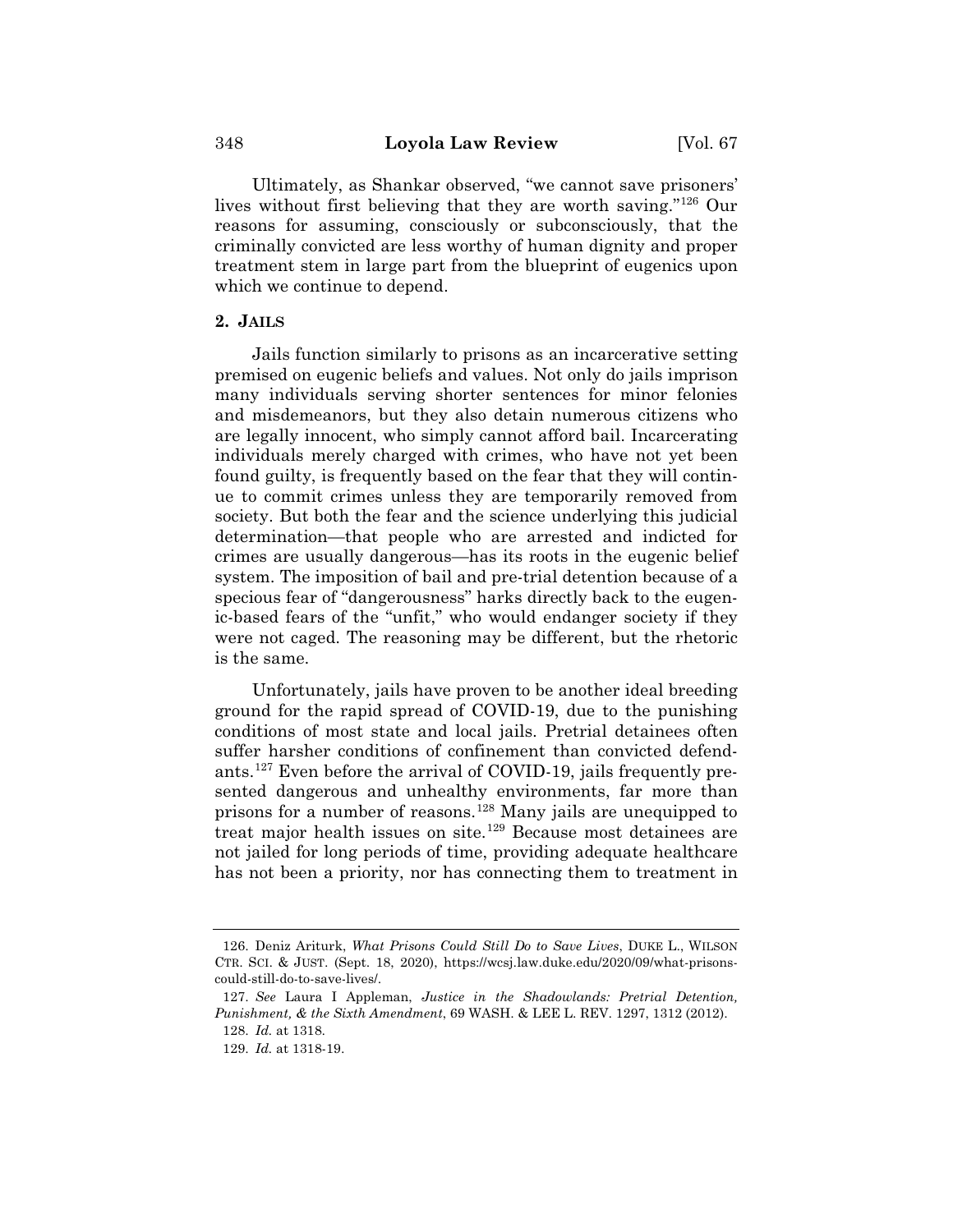Ultimately, as Shankar observed, "we cannot save prisoners' lives without first believing that they are worth saving."[126] Our reasons for assuming, consciously or subconsciously, that the criminally convicted are less worthy of human dignity and proper treatment stem in large part from the blueprint of eugenics upon which we continue to depend.

### 2. JAILS

Jails function similarly to prisons as an incarcerative setting premised on eugenic beliefs and values. Not only do jails imprison many individuals serving shorter sentences for minor felonies and misdemeanors, but they also detain numerous citizens who are legally innocent, who simply cannot afford bail. Incarcerating individuals merely charged with crimes, who have not yet been found guilty, is frequently based on the fear that they will continue to commit crimes unless they are temporarily removed from society. But both the fear and the science underlying this judicial determination—that people who are arrested and indicted for crimes are usually dangerous—has its roots in the eugenic belief system. The imposition of bail and pre-trial detention because of a specious fear of "dangerousness" harks directly back to the eugenic-based fears of the "unfit," who would endanger society if they were not caged. The reasoning may be different, but the rhetoric is the same.

Unfortunately, jails have proven to be another ideal breeding ground for the rapid spread of COVID-19, due to the punishing conditions of most state and local jails. Pretrial detainees often suffer harsher conditions of confinement than convicted defendants.[127] Even before the arrival of COVID-19, jails frequently presented dangerous and unhealthy environments, far more than prisons for a number of reasons.[128] Many jails are unequipped to treat major health issues on site.[129] Because most detainees are not jailed for long periods of time, providing adequate healthcare has not been a priority, nor has connecting them to treatment in

---

126. Deniz Ariturk, *What Prisons Could Still Do to Save Lives*, DUKE L., WILSON CTR. SCI. & JUST. (Sept. 18, 2020), https://wcsj.law.duke.edu/2020/09/what-prisons-could-still-do-to-save-lives/.

127. *See* Laura I Appleman, *Justice in the Shadowlands: Pretrial Detention, Punishment, & the Sixth Amendment*, 69 WASH. & LEE L. REV. 1297, 1312 (2012).

128. *Id.* at 1318.

129. *Id.* at 1318-19.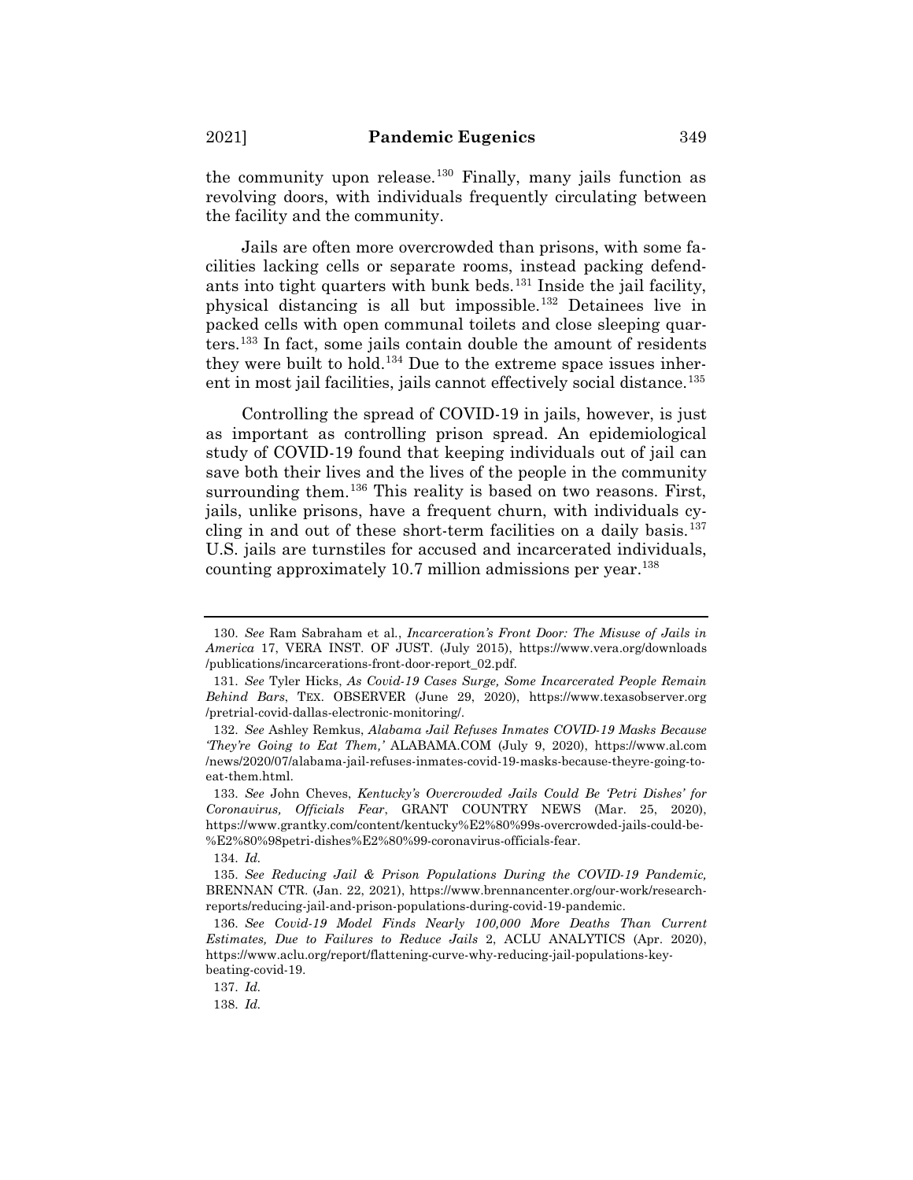the community upon release.[130] Finally, many jails function as revolving doors, with individuals frequently circulating between the facility and the community.

Jails are often more overcrowded than prisons, with some facilities lacking cells or separate rooms, instead packing defendants into tight quarters with bunk beds.[131] Inside the jail facility, physical distancing is all but impossible.[132] Detainees live in packed cells with open communal toilets and close sleeping quarters.[133] In fact, some jails contain double the amount of residents they were built to hold.[134] Due to the extreme space issues inherent in most jail facilities, jails cannot effectively social distance.[135]

Controlling the spread of COVID-19 in jails, however, is just as important as controlling prison spread. An epidemiological study of COVID-19 found that keeping individuals out of jail can save both their lives and the lives of the people in the community surrounding them.[136] This reality is based on two reasons. First, jails, unlike prisons, have a frequent churn, with individuals cycling in and out of these short-term facilities on a daily basis.[137] U.S. jails are turnstiles for accused and incarcerated individuals, counting approximately 10.7 million admissions per year.[138]

---

130. *See* Ram Sabraham et al., *Incarceration's Front Door: The Misuse of Jails in America* 17, VERA INST. OF JUST. (July 2015), https://www.vera.org/downloads/publications/incarcerations-front-door-report_02.pdf.

131. *See* Tyler Hicks, *As Covid-19 Cases Surge, Some Incarcerated People Remain Behind Bars*, TEX. OBSERVER (June 29, 2020), https://www.texasobserver.org/pretrial-covid-dallas-electronic-monitoring/.

132. *See* Ashley Remkus, *Alabama Jail Refuses Inmates COVID-19 Masks Because 'They're Going to Eat Them,'* ALABAMA.COM (July 9, 2020), https://www.al.com/news/2020/07/alabama-jail-refuses-inmates-covid-19-masks-because-theyre-going-to-eat-them.html.

133. *See* John Cheves, *Kentucky's Overcrowded Jails Could Be 'Petri Dishes' for Coronavirus, Officials Fear*, GRANT COUNTRY NEWS (Mar. 25, 2020), https://www.grantky.com/content/kentucky%E2%80%99s-overcrowded-jails-could-be-%E2%80%98petri-dishes%E2%80%99-coronavirus-officials-fear.

134. *Id.*

135. *See Reducing Jail & Prison Populations During the COVID-19 Pandemic,* BRENNAN CTR. (Jan. 22, 2021), https://www.brennancenter.org/our-work/research-reports/reducing-jail-and-prison-populations-during-covid-19-pandemic.

136. *See Covid-19 Model Finds Nearly 100,000 More Deaths Than Current Estimates, Due to Failures to Reduce Jails* 2, ACLU ANALYTICS (Apr. 2020), https://www.aclu.org/report/flattening-curve-why-reducing-jail-populations-key-beating-covid-19.

137. *Id.*

138. *Id.*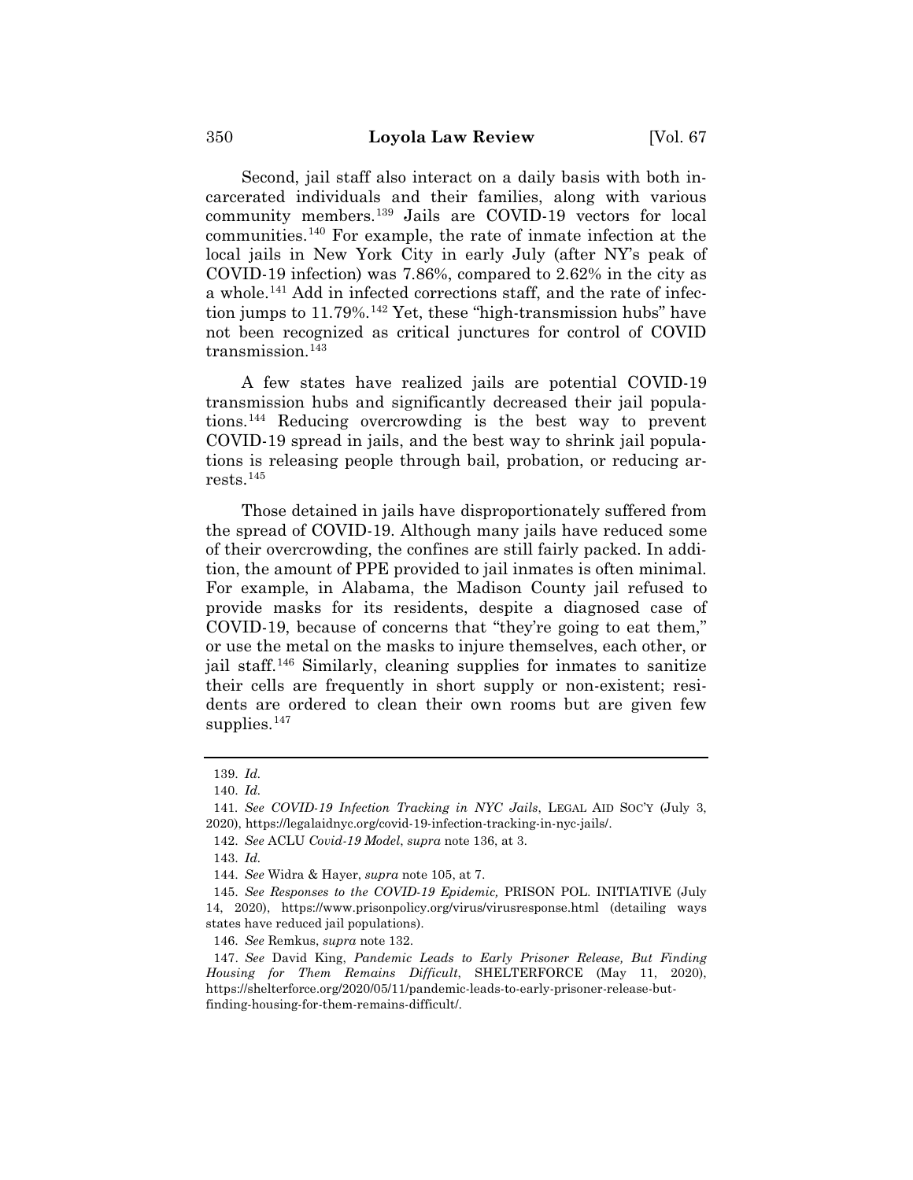Second, jail staff also interact on a daily basis with both incarcerated individuals and their families, along with various community members.[139] Jails are COVID-19 vectors for local communities.[140] For example, the rate of inmate infection at the local jails in New York City in early July (after NY's peak of COVID-19 infection) was 7.86%, compared to 2.62% in the city as a whole.[141] Add in infected corrections staff, and the rate of infection jumps to 11.79%.[142] Yet, these "high-transmission hubs" have not been recognized as critical junctures for control of COVID transmission.[143]

A few states have realized jails are potential COVID-19 transmission hubs and significantly decreased their jail populations.[144] Reducing overcrowding is the best way to prevent COVID-19 spread in jails, and the best way to shrink jail populations is releasing people through bail, probation, or reducing arrests.[145]

Those detained in jails have disproportionately suffered from the spread of COVID-19. Although many jails have reduced some of their overcrowding, the confines are still fairly packed. In addition, the amount of PPE provided to jail inmates is often minimal. For example, in Alabama, the Madison County jail refused to provide masks for its residents, despite a diagnosed case of COVID-19, because of concerns that "they're going to eat them," or use the metal on the masks to injure themselves, each other, or jail staff.[146] Similarly, cleaning supplies for inmates to sanitize their cells are frequently in short supply or non-existent; residents are ordered to clean their own rooms but are given few supplies.[147]

---

139. *Id.*

140. *Id.*

141. *See COVID-19 Infection Tracking in NYC Jails*, LEGAL AID SOC'Y (July 3, 2020), https://legalaidnyc.org/covid-19-infection-tracking-in-nyc-jails/.

142. *See* ACLU *Covid-19 Model*, *supra* note 136, at 3.

143. *Id.*

144. *See* Widra & Hayer, *supra* note 105, at 7.

145. *See Responses to the COVID-19 Epidemic,* PRISON POL. INITIATIVE (July 14, 2020), https://www.prisonpolicy.org/virus/virusresponse.html (detailing ways states have reduced jail populations).

146. *See* Remkus, *supra* note 132.

147. *See* David King, *Pandemic Leads to Early Prisoner Release, But Finding Housing for Them Remains Difficult*, SHELTERFORCE (May 11, 2020), https://shelterforce.org/2020/05/11/pandemic-leads-to-early-prisoner-release-but-finding-housing-for-them-remains-difficult/.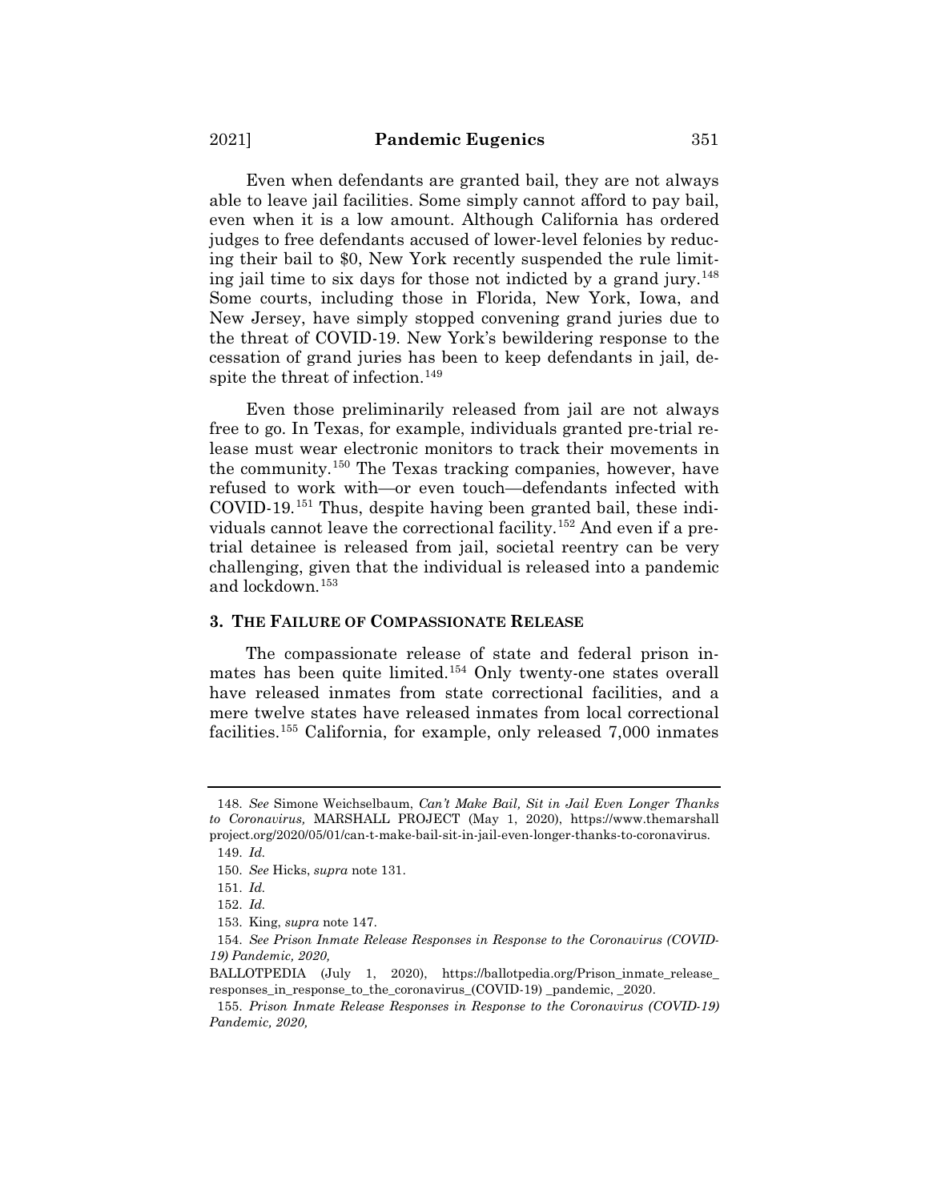Even when defendants are granted bail, they are not always able to leave jail facilities. Some simply cannot afford to pay bail, even when it is a low amount. Although California has ordered judges to free defendants accused of lower-level felonies by reducing their bail to \$0, New York recently suspended the rule limiting jail time to six days for those not indicted by a grand jury.[148] Some courts, including those in Florida, New York, Iowa, and New Jersey, have simply stopped convening grand juries due to the threat of COVID-19. New York's bewildering response to the cessation of grand juries has been to keep defendants in jail, despite the threat of infection.[149]

Even those preliminarily released from jail are not always free to go. In Texas, for example, individuals granted pre-trial release must wear electronic monitors to track their movements in the community.[150] The Texas tracking companies, however, have refused to work with—or even touch—defendants infected with COVID-19.[151] Thus, despite having been granted bail, these individuals cannot leave the correctional facility.[152] And even if a pretrial detainee is released from jail, societal reentry can be very challenging, given that the individual is released into a pandemic and lockdown.[153]

### 3. THE FAILURE OF COMPASSIONATE RELEASE

The compassionate release of state and federal prison inmates has been quite limited.[154] Only twenty-one states overall have released inmates from state correctional facilities, and a mere twelve states have released inmates from local correctional facilities.[155] California, for example, only released 7,000 inmates

---

148. *See* Simone Weichselbaum, *Can't Make Bail, Sit in Jail Even Longer Thanks to Coronavirus,* MARSHALL PROJECT (May 1, 2020), https://www.themarshallproject.org/2020/05/01/can-t-make-bail-sit-in-jail-even-longer-thanks-to-coronavirus.

149. *Id.*

150. *See* Hicks, *supra* note 131.

151. *Id.*

152. *Id.*

153. King, *supra* note 147.

154. *See Prison Inmate Release Responses in Response to the Coronavirus (COVID-19) Pandemic, 2020,* BALLOTPEDIA (July 1, 2020), https://ballotpedia.org/Prison_inmate_release_responses_in_response_to_the_coronavirus_(COVID-19) _pandemic, _2020.

155. *Prison Inmate Release Responses in Response to the Coronavirus (COVID-19) Pandemic, 2020,*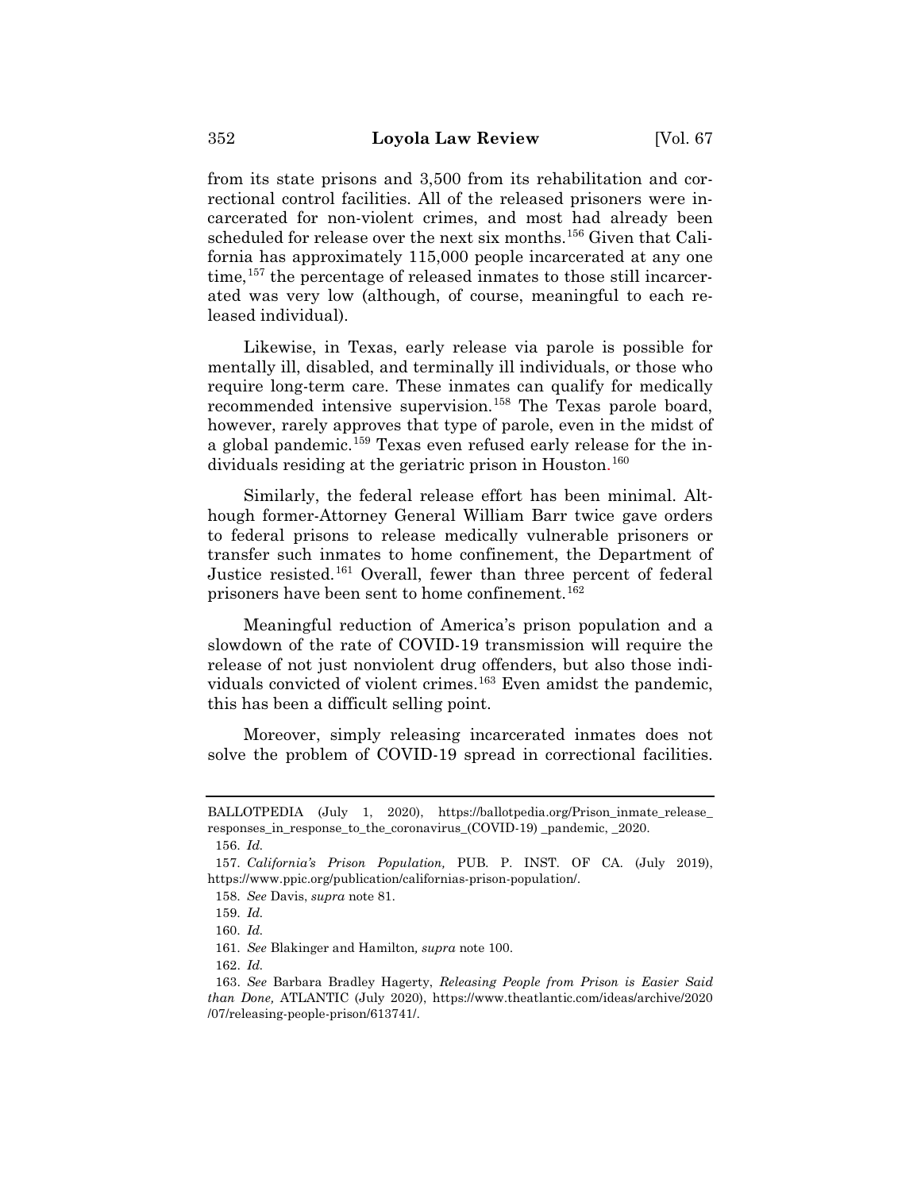from its state prisons and 3,500 from its rehabilitation and correctional control facilities. All of the released prisoners were incarcerated for non-violent crimes, and most had already been scheduled for release over the next six months.[156] Given that California has approximately 115,000 people incarcerated at any one time,[157] the percentage of released inmates to those still incarcerated was very low (although, of course, meaningful to each released individual).

Likewise, in Texas, early release via parole is possible for mentally ill, disabled, and terminally ill individuals, or those who require long-term care. These inmates can qualify for medically recommended intensive supervision.[158] The Texas parole board, however, rarely approves that type of parole, even in the midst of a global pandemic.[159] Texas even refused early release for the individuals residing at the geriatric prison in Houston.[160]

Similarly, the federal release effort has been minimal. Although former-Attorney General William Barr twice gave orders to federal prisons to release medically vulnerable prisoners or transfer such inmates to home confinement, the Department of Justice resisted.[161] Overall, fewer than three percent of federal prisoners have been sent to home confinement.[162]

Meaningful reduction of America's prison population and a slowdown of the rate of COVID-19 transmission will require the release of not just nonviolent drug offenders, but also those individuals convicted of violent crimes.[163] Even amidst the pandemic, this has been a difficult selling point.

Moreover, simply releasing incarcerated inmates does not solve the problem of COVID-19 spread in correctional facilities.

---

BALLOTPEDIA (July 1, 2020), https://ballotpedia.org/Prison_inmate_release_responses_in_response_to_the_coronavirus_(COVID-19) _pandemic, _2020.

156. *Id.*

157. *California's Prison Population,* PUB. P. INST. OF CA. (July 2019), https://www.ppic.org/publication/californias-prison-population/.

158. *See* Davis, *supra* note 81.

159. *Id.*

160. *Id.*

161. *See* Blakinger and Hamilton*, supra* note 100.

162. *Id.*

163. *See* Barbara Bradley Hagerty, *Releasing People from Prison is Easier Said than Done,* ATLANTIC (July 2020), https://www.theatlantic.com/ideas/archive/2020/07/releasing-people-prison/613741/.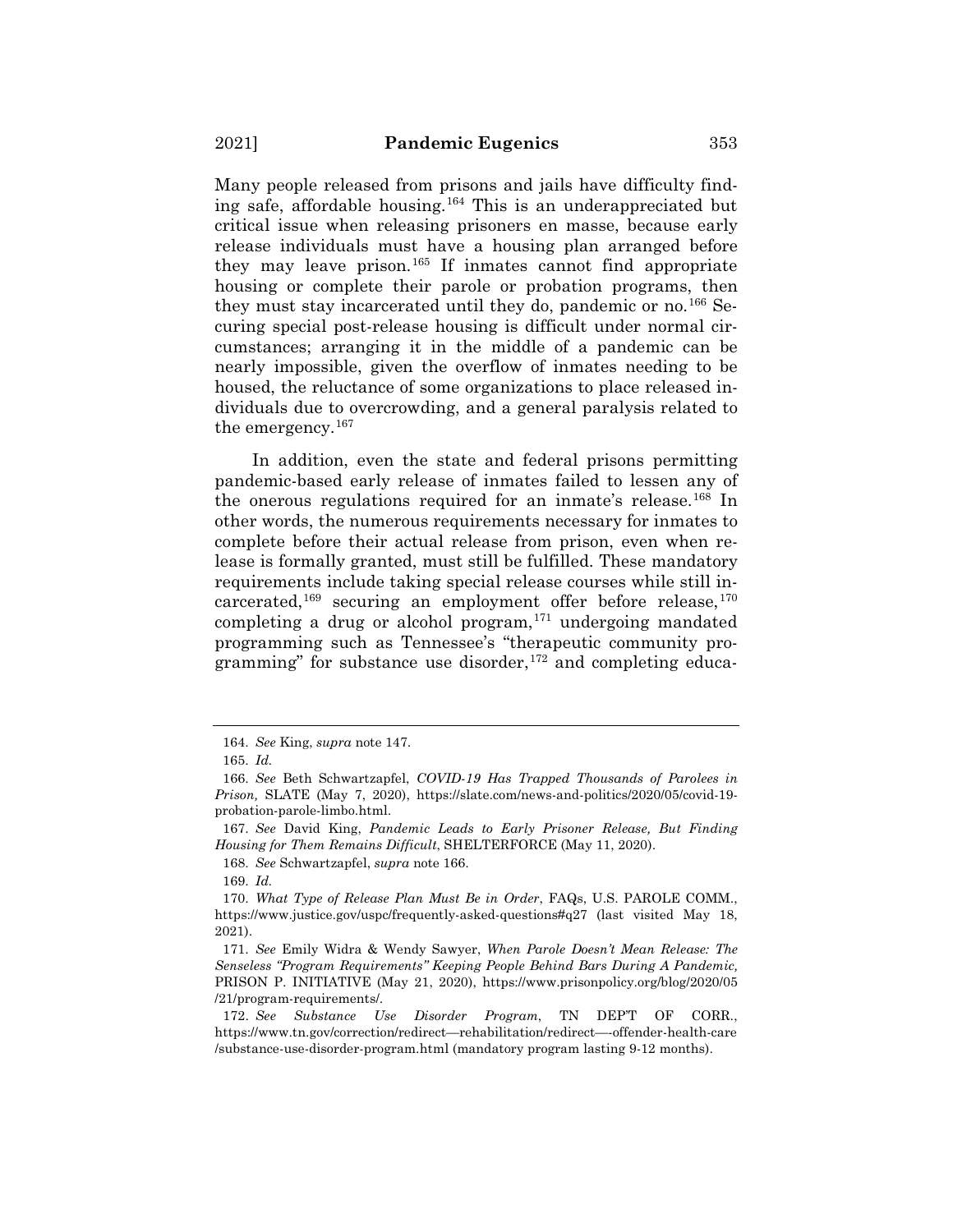Many people released from prisons and jails have difficulty finding safe, affordable housing.[164] This is an underappreciated but critical issue when releasing prisoners en masse, because early release individuals must have a housing plan arranged before they may leave prison.[165] If inmates cannot find appropriate housing or complete their parole or probation programs, then they must stay incarcerated until they do, pandemic or no.[166] Securing special post-release housing is difficult under normal circumstances; arranging it in the middle of a pandemic can be nearly impossible, given the overflow of inmates needing to be housed, the reluctance of some organizations to place released individuals due to overcrowding, and a general paralysis related to the emergency.[167]

In addition, even the state and federal prisons permitting pandemic-based early release of inmates failed to lessen any of the onerous regulations required for an inmate's release.[168] In other words, the numerous requirements necessary for inmates to complete before their actual release from prison, even when release is formally granted, must still be fulfilled. These mandatory requirements include taking special release courses while still incarcerated,[169] securing an employment offer before release,[170] completing a drug or alcohol program,[171] undergoing mandated programming such as Tennessee's "therapeutic community programming" for substance use disorder,[172] and completing educa-

---

164. *See* King, *supra* note 147.

165. *Id.*

166. *See* Beth Schwartzapfel, *COVID-19 Has Trapped Thousands of Parolees in Prison,* SLATE (May 7, 2020), https://slate.com/news-and-politics/2020/05/covid-19-probation-parole-limbo.html.

167. *See* David King, *Pandemic Leads to Early Prisoner Release, But Finding Housing for Them Remains Difficult*, SHELTERFORCE (May 11, 2020).

168. *See* Schwartzapfel, *supra* note 166.

169. *Id.*

170. *What Type of Release Plan Must Be in Order*, FAQs, U.S. PAROLE COMM., https://www.justice.gov/uspc/frequently-asked-questions#q27 (last visited May 18, 2021).

171. *See* Emily Widra & Wendy Sawyer, *When Parole Doesn't Mean Release: The Senseless "Program Requirements" Keeping People Behind Bars During A Pandemic,* PRISON P. INITIATIVE (May 21, 2020), https://www.prisonpolicy.org/blog/2020/05/21/program-requirements/.

172. *See Substance Use Disorder Program*, TN DEP'T OF CORR., https://www.tn.gov/correction/redirect—rehabilitation/redirect—-offender-health-care/substance-use-disorder-program.html (mandatory program lasting 9-12 months).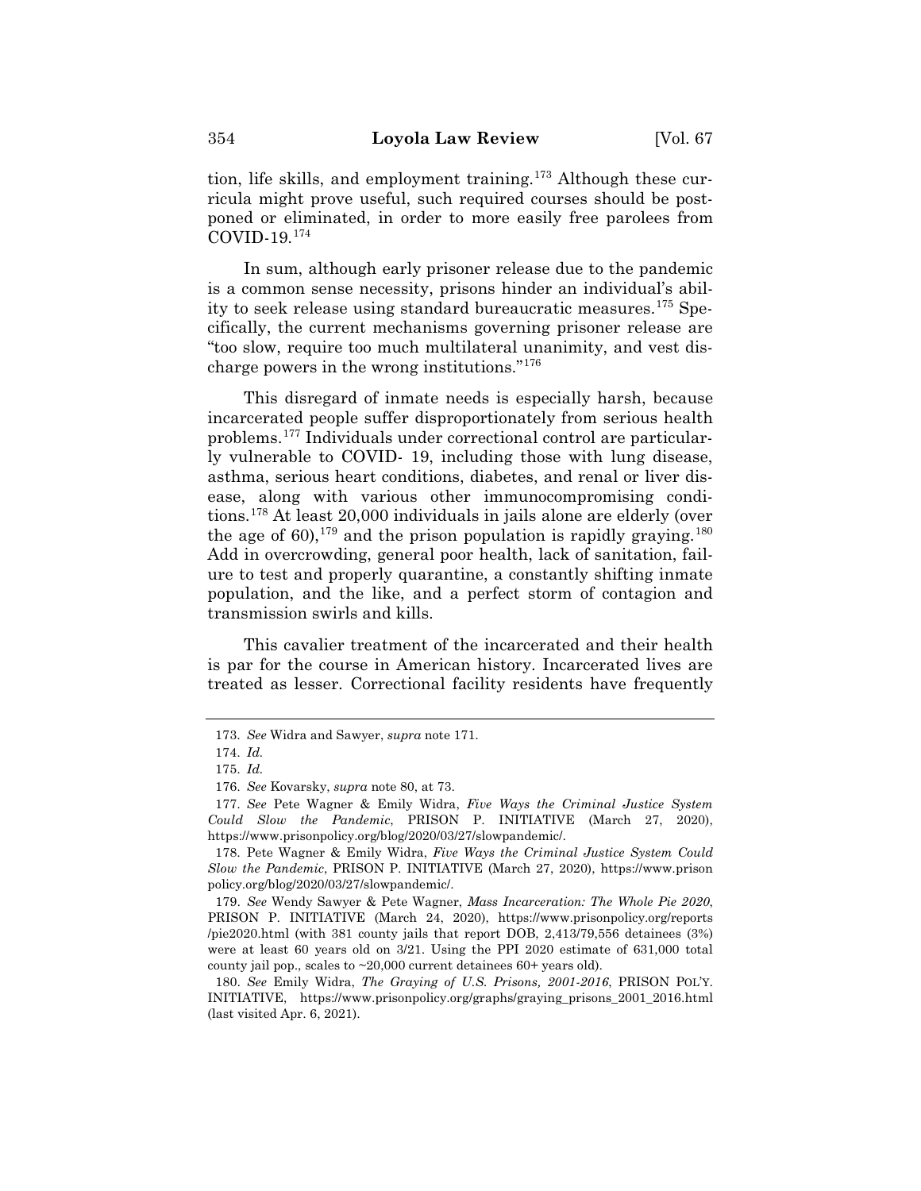tion, life skills, and employment training.[173] Although these curricula might prove useful, such required courses should be postponed or eliminated, in order to more easily free parolees from COVID-19.[174]

In sum, although early prisoner release due to the pandemic is a common sense necessity, prisons hinder an individual's ability to seek release using standard bureaucratic measures.[175] Specifically, the current mechanisms governing prisoner release are "too slow, require too much multilateral unanimity, and vest discharge powers in the wrong institutions."[176]

This disregard of inmate needs is especially harsh, because incarcerated people suffer disproportionately from serious health problems.[177] Individuals under correctional control are particularly vulnerable to COVID- 19, including those with lung disease, asthma, serious heart conditions, diabetes, and renal or liver disease, along with various other immunocompromising conditions.[178] At least 20,000 individuals in jails alone are elderly (over the age of 60),[179] and the prison population is rapidly graying.[180] Add in overcrowding, general poor health, lack of sanitation, failure to test and properly quarantine, a constantly shifting inmate population, and the like, and a perfect storm of contagion and transmission swirls and kills.

This cavalier treatment of the incarcerated and their health is par for the course in American history. Incarcerated lives are treated as lesser. Correctional facility residents have frequently

---

173. *See* Widra and Sawyer, *supra* note 171.

174. *Id.*

175. *Id.*

176. *See* Kovarsky, *supra* note 80, at 73.

177. *See* Pete Wagner & Emily Widra, *Five Ways the Criminal Justice System Could Slow the Pandemic*, PRISON P. INITIATIVE (March 27, 2020), https://www.prisonpolicy.org/blog/2020/03/27/slowpandemic/.

178. Pete Wagner & Emily Widra, *Five Ways the Criminal Justice System Could Slow the Pandemic*, PRISON P. INITIATIVE (March 27, 2020), https://www.prisonpolicy.org/blog/2020/03/27/slowpandemic/.

179. *See* Wendy Sawyer & Pete Wagner, *Mass Incarceration: The Whole Pie 2020*, PRISON P. INITIATIVE (March 24, 2020), https://www.prisonpolicy.org/reports/pie2020.html (with 381 county jails that report DOB, 2,413/79,556 detainees (3%) were at least 60 years old on 3/21. Using the PPI 2020 estimate of 631,000 total county jail pop., scales to ~20,000 current detainees 60+ years old).

180. *See* Emily Widra, *The Graying of U.S. Prisons, 2001-2016*, PRISON POL'Y. INITIATIVE, https://www.prisonpolicy.org/graphs/graying_prisons_2001_2016.html (last visited Apr. 6, 2021).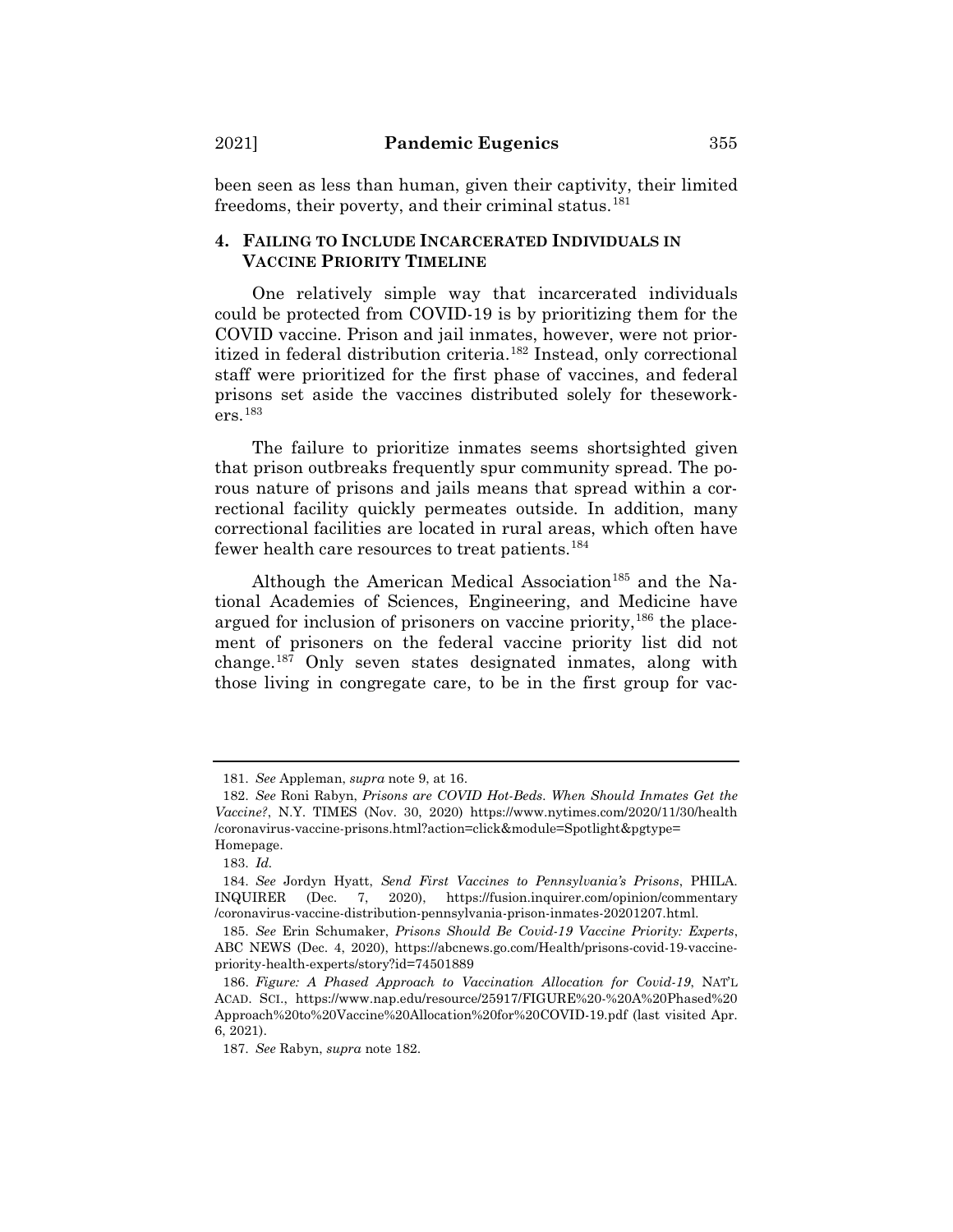been seen as less than human, given their captivity, their limited freedoms, their poverty, and their criminal status.[181]

### 4. FAILING TO INCLUDE INCARCERATED INDIVIDUALS IN VACCINE PRIORITY TIMELINE

One relatively simple way that incarcerated individuals could be protected from COVID-19 is by prioritizing them for the COVID vaccine. Prison and jail inmates, however, were not prioritized in federal distribution criteria.[182] Instead, only correctional staff were prioritized for the first phase of vaccines, and federal prisons set aside the vaccines distributed solely for theseworkers.[183]

The failure to prioritize inmates seems shortsighted given that prison outbreaks frequently spur community spread. The porous nature of prisons and jails means that spread within a correctional facility quickly permeates outside. In addition, many correctional facilities are located in rural areas, which often have fewer health care resources to treat patients.[184]

Although the American Medical Association[185] and the National Academies of Sciences, Engineering, and Medicine have argued for inclusion of prisoners on vaccine priority,[186] the placement of prisoners on the federal vaccine priority list did not change.[187] Only seven states designated inmates, along with those living in congregate care, to be in the first group for vac-

---

181. *See* Appleman, *supra* note 9, at 16.

182. *See* Roni Rabyn, *Prisons are COVID Hot-Beds. When Should Inmates Get the Vaccine?*, N.Y. TIMES (Nov. 30, 2020) https://www.nytimes.com/2020/11/30/health/coronavirus-vaccine-prisons.html?action=click&module=Spotlight&pgtype=Homepage.

183. *Id.*

184. *See* Jordyn Hyatt, *Send First Vaccines to Pennsylvania's Prisons*, PHILA. INQUIRER (Dec. 7, 2020), https://fusion.inquirer.com/opinion/commentary/coronavirus-vaccine-distribution-pennsylvania-prison-inmates-20201207.html.

185. *See* Erin Schumaker, *Prisons Should Be Covid-19 Vaccine Priority: Experts*, ABC NEWS (Dec. 4, 2020), https://abcnews.go.com/Health/prisons-covid-19-vaccine-priority-health-experts/story?id=74501889

186. *Figure: A Phased Approach to Vaccination Allocation for Covid-19*, NAT'L ACAD. SCI., https://www.nap.edu/resource/25917/FIGURE%20-%20A%20Phased%20Approach%20to%20Vaccine%20Allocation%20for%20COVID-19.pdf (last visited Apr. 6, 2021).

187. *See* Rabyn, *supra* note 182.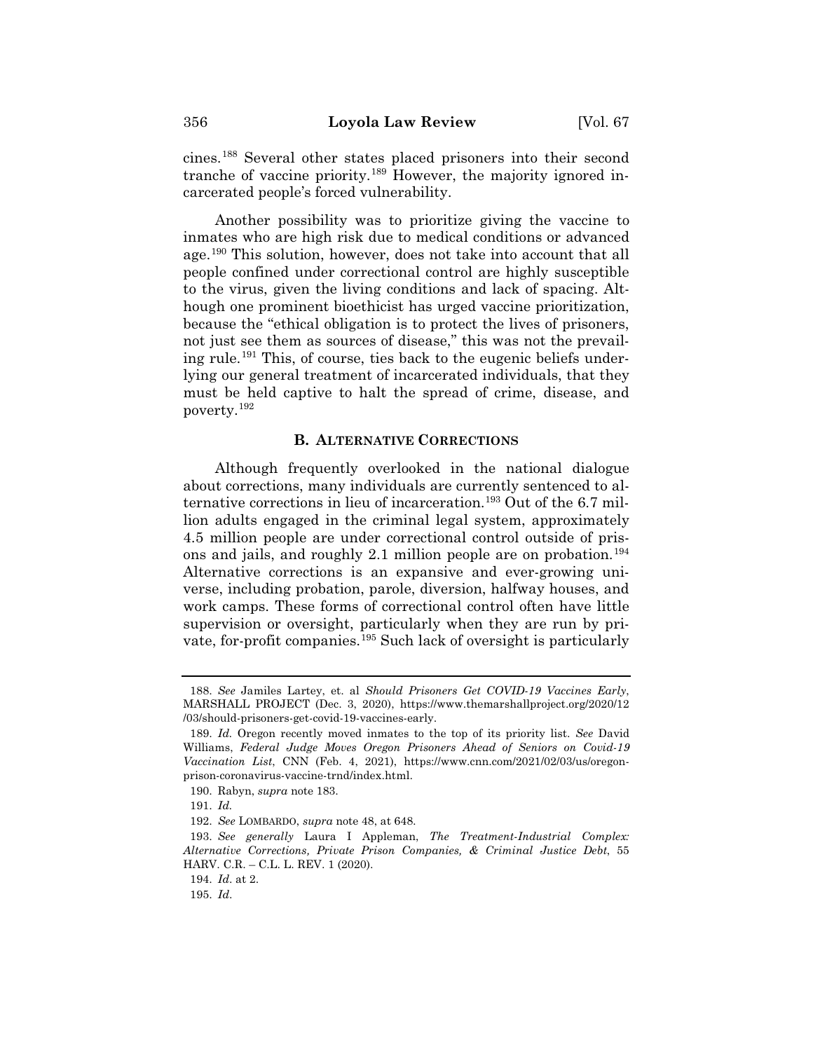cines.[188] Several other states placed prisoners into their second tranche of vaccine priority.[189] However, the majority ignored incarcerated people's forced vulnerability.

Another possibility was to prioritize giving the vaccine to inmates who are high risk due to medical conditions or advanced age.[190] This solution, however, does not take into account that all people confined under correctional control are highly susceptible to the virus, given the living conditions and lack of spacing. Although one prominent bioethicist has urged vaccine prioritization, because the "ethical obligation is to protect the lives of prisoners, not just see them as sources of disease," this was not the prevailing rule.[191] This, of course, ties back to the eugenic beliefs underlying our general treatment of incarcerated individuals, that they must be held captive to halt the spread of crime, disease, and poverty.[192]

### B. ALTERNATIVE CORRECTIONS

Although frequently overlooked in the national dialogue about corrections, many individuals are currently sentenced to alternative corrections in lieu of incarceration.[193] Out of the 6.7 million adults engaged in the criminal legal system, approximately 4.5 million people are under correctional control outside of prisons and jails, and roughly 2.1 million people are on probation.[194] Alternative corrections is an expansive and ever-growing universe, including probation, parole, diversion, halfway houses, and work camps. These forms of correctional control often have little supervision or oversight, particularly when they are run by private, for-profit companies.[195] Such lack of oversight is particularly

---

188. *See* Jamiles Lartey, et. al *Should Prisoners Get COVID-19 Vaccines Early*, MARSHALL PROJECT (Dec. 3, 2020), https://www.themarshallproject.org/2020/12/03/should-prisoners-get-covid-19-vaccines-early.

189. *Id.* Oregon recently moved inmates to the top of its priority list. *See* David Williams, *Federal Judge Moves Oregon Prisoners Ahead of Seniors on Covid-19 Vaccination List*, CNN (Feb. 4, 2021), https://www.cnn.com/2021/02/03/us/oregon-prison-coronavirus-vaccine-trnd/index.html.

190. Rabyn, *supra* note 183.

191. *Id.*

192. *See* LOMBARDO, *supra* note 48, at 648.

193. *See generally* Laura I Appleman, *The Treatment-Industrial Complex: Alternative Corrections, Private Prison Companies, & Criminal Justice Debt*, 55 HARV. C.R. – C.L. L. REV. 1 (2020).

194. *Id*. at 2.

195. *Id*.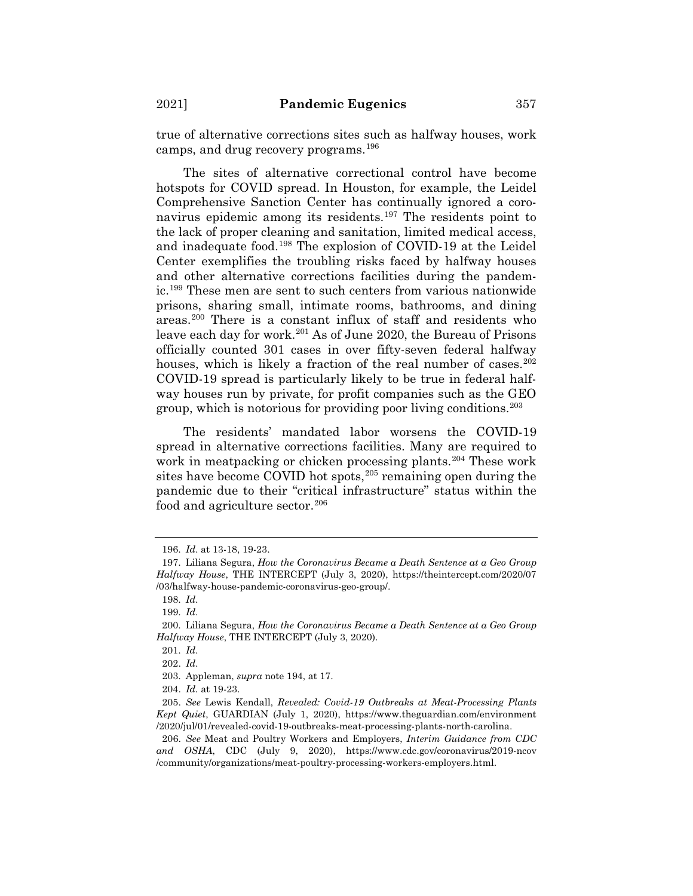true of alternative corrections sites such as halfway houses, work camps, and drug recovery programs.[196]

The sites of alternative correctional control have become hotspots for COVID spread. In Houston, for example, the Leidel Comprehensive Sanction Center has continually ignored a coronavirus epidemic among its residents.[197] The residents point to the lack of proper cleaning and sanitation, limited medical access, and inadequate food.[198] The explosion of COVID-19 at the Leidel Center exemplifies the troubling risks faced by halfway houses and other alternative corrections facilities during the pandemic.[199] These men are sent to such centers from various nationwide prisons, sharing small, intimate rooms, bathrooms, and dining areas.[200] There is a constant influx of staff and residents who leave each day for work.[201] As of June 2020, the Bureau of Prisons officially counted 301 cases in over fifty-seven federal halfway houses, which is likely a fraction of the real number of cases.[202] COVID-19 spread is particularly likely to be true in federal halfway houses run by private, for profit companies such as the GEO group, which is notorious for providing poor living conditions.[203]

The residents' mandated labor worsens the COVID-19 spread in alternative corrections facilities. Many are required to work in meatpacking or chicken processing plants.[204] These work sites have become COVID hot spots,[205] remaining open during the pandemic due to their "critical infrastructure" status within the food and agriculture sector.[206]

---

196. *Id*. at 13-18, 19-23.

197. Liliana Segura, *How the Coronavirus Became a Death Sentence at a Geo Group Halfway House*, THE INTERCEPT (July 3, 2020), https://theintercept.com/2020/07/03/halfway-house-pandemic-coronavirus-geo-group/.

198. *Id*.

199. *Id*.

200. Liliana Segura, *How the Coronavirus Became a Death Sentence at a Geo Group Halfway House*, THE INTERCEPT (July 3, 2020).

201. *Id*.

202. *Id*.

203. Appleman, *supra* note 194, at 17.

204. *Id.* at 19-23.

205. *See* Lewis Kendall, *Revealed: Covid-19 Outbreaks at Meat-Processing Plants Kept Quiet*, GUARDIAN (July 1, 2020), https://www.theguardian.com/environment/2020/jul/01/revealed-covid-19-outbreaks-meat-processing-plants-north-carolina.

206. *See* Meat and Poultry Workers and Employers, *Interim Guidance from CDC and OSHA*, CDC (July 9, 2020), https://www.cdc.gov/coronavirus/2019-ncov/community/organizations/meat-poultry-processing-workers-employers.html.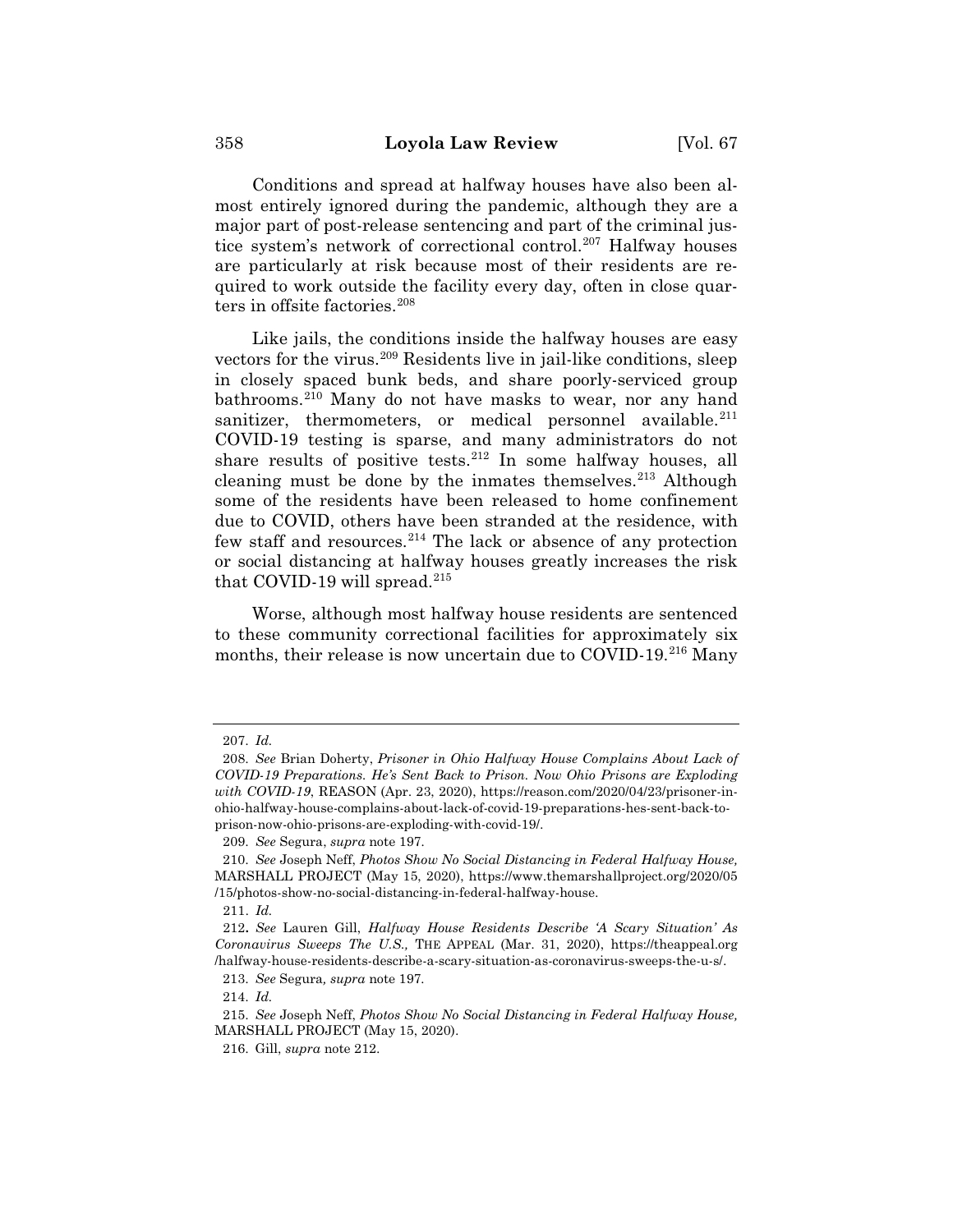Conditions and spread at halfway houses have also been almost entirely ignored during the pandemic, although they are a major part of post-release sentencing and part of the criminal justice system's network of correctional control.[207] Halfway houses are particularly at risk because most of their residents are required to work outside the facility every day, often in close quarters in offsite factories.[208]

Like jails, the conditions inside the halfway houses are easy vectors for the virus.[209] Residents live in jail-like conditions, sleep in closely spaced bunk beds, and share poorly-serviced group bathrooms.[210] Many do not have masks to wear, nor any hand sanitizer, thermometers, or medical personnel available.[211] COVID-19 testing is sparse, and many administrators do not share results of positive tests.[212] In some halfway houses, all cleaning must be done by the inmates themselves.[213] Although some of the residents have been released to home confinement due to COVID, others have been stranded at the residence, with few staff and resources.[214] The lack or absence of any protection or social distancing at halfway houses greatly increases the risk that COVID-19 will spread.[215]

Worse, although most halfway house residents are sentenced to these community correctional facilities for approximately six months, their release is now uncertain due to COVID-19.[216] Many

---

207. *Id.*

208. *See* Brian Doherty, *Prisoner in Ohio Halfway House Complains About Lack of COVID-19 Preparations. He's Sent Back to Prison. Now Ohio Prisons are Exploding with COVID-19*, REASON (Apr. 23, 2020), https://reason.com/2020/04/23/prisoner-in-ohio-halfway-house-complains-about-lack-of-covid-19-preparations-hes-sent-back-to-prison-now-ohio-prisons-are-exploding-with-covid-19/.

209. *See* Segura, *supra* note 197.

210. *See* Joseph Neff, *Photos Show No Social Distancing in Federal Halfway House,* MARSHALL PROJECT (May 15, 2020), https://www.themarshallproject.org/2020/05/15/photos-show-no-social-distancing-in-federal-halfway-house.

211. *Id.*

212. *See* Lauren Gill, *Halfway House Residents Describe 'A Scary Situation' As Coronavirus Sweeps The U.S.,* THE APPEAL (Mar. 31, 2020), https://theappeal.org/halfway-house-residents-describe-a-scary-situation-as-coronavirus-sweeps-the-u-s/.

213. *See* Segura*, supra* note 197.

214. *Id.*

215. *See* Joseph Neff, *Photos Show No Social Distancing in Federal Halfway House,* MARSHALL PROJECT (May 15, 2020).

216. Gill, *supra* note 212.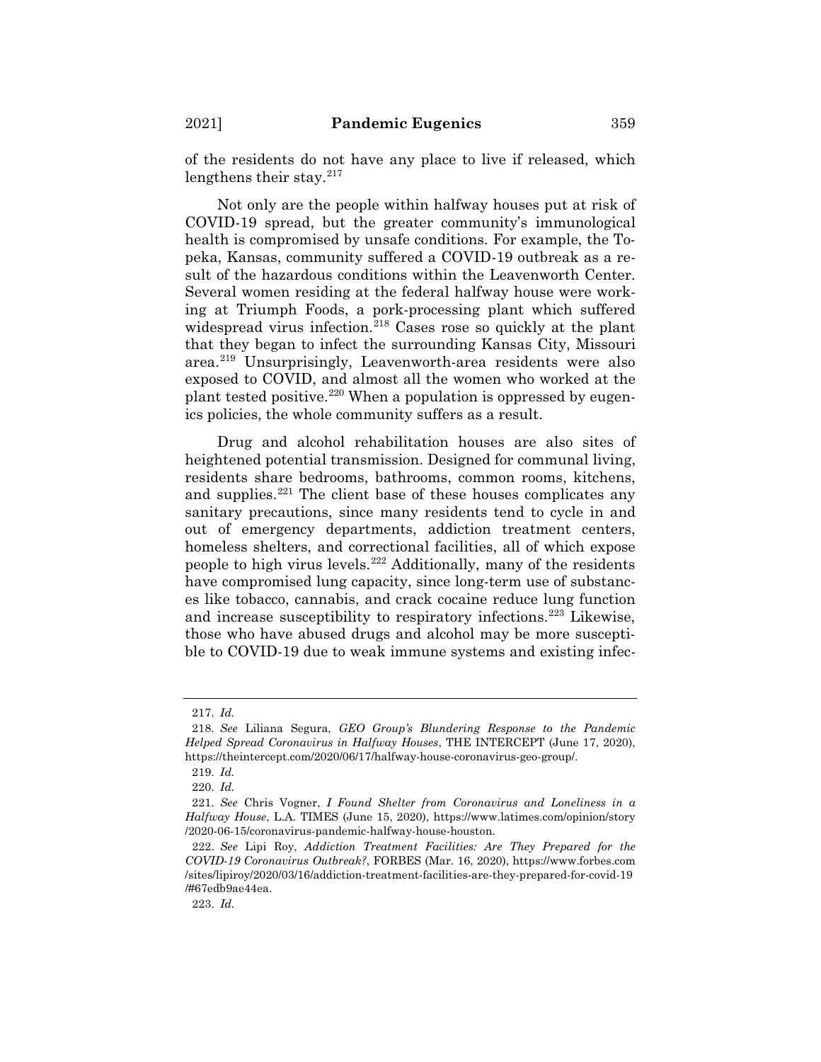of the residents do not have any place to live if released, which lengthens their stay.[217]

Not only are the people within halfway houses put at risk of COVID-19 spread, but the greater community's immunological health is compromised by unsafe conditions. For example, the Topeka, Kansas, community suffered a COVID-19 outbreak as a result of the hazardous conditions within the Leavenworth Center. Several women residing at the federal halfway house were working at Triumph Foods, a pork-processing plant which suffered widespread virus infection.[218] Cases rose so quickly at the plant that they began to infect the surrounding Kansas City, Missouri area.[219] Unsurprisingly, Leavenworth-area residents were also exposed to COVID, and almost all the women who worked at the plant tested positive.[220] When a population is oppressed by eugenics policies, the whole community suffers as a result.

Drug and alcohol rehabilitation houses are also sites of heightened potential transmission. Designed for communal living, residents share bedrooms, bathrooms, common rooms, kitchens, and supplies.[221] The client base of these houses complicates any sanitary precautions, since many residents tend to cycle in and out of emergency departments, addiction treatment centers, homeless shelters, and correctional facilities, all of which expose people to high virus levels.[222] Additionally, many of the residents have compromised lung capacity, since long-term use of substances like tobacco, cannabis, and crack cocaine reduce lung function and increase susceptibility to respiratory infections.[223] Likewise, those who have abused drugs and alcohol may be more susceptible to COVID-19 due to weak immune systems and existing infec-

---

217. *Id.*

218. *See* Liliana Segura, *GEO Group's Blundering Response to the Pandemic Helped Spread Coronavirus in Halfway Houses*, THE INTERCEPT (June 17, 2020), https://theintercept.com/2020/06/17/halfway-house-coronavirus-geo-group/.

219. *Id.*

220. *Id.*

221. *See* Chris Vogner, *I Found Shelter from Coronavirus and Loneliness in a Halfway House*, L.A. TIMES (June 15, 2020), https://www.latimes.com/opinion/story/2020-06-15/coronavirus-pandemic-halfway-house-houston.

222. *See* Lipi Roy, *Addiction Treatment Facilities: Are They Prepared for the COVID-19 Coronavirus Outbreak?*, FORBES (Mar. 16, 2020), https://www.forbes.com/sites/lipiroy/2020/03/16/addiction-treatment-facilities-are-they-prepared-for-covid-19/#67edb9ae44ea.

223. *Id.*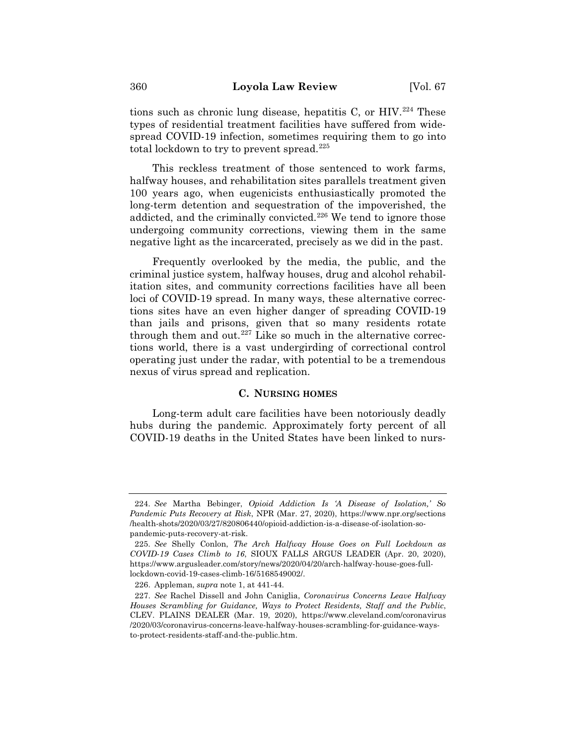tions such as chronic lung disease, hepatitis C, or HIV.[224] These types of residential treatment facilities have suffered from widespread COVID-19 infection, sometimes requiring them to go into total lockdown to try to prevent spread.[225]

This reckless treatment of those sentenced to work farms, halfway houses, and rehabilitation sites parallels treatment given 100 years ago, when eugenicists enthusiastically promoted the long-term detention and sequestration of the impoverished, the addicted, and the criminally convicted.[226] We tend to ignore those undergoing community corrections, viewing them in the same negative light as the incarcerated, precisely as we did in the past.

Frequently overlooked by the media, the public, and the criminal justice system, halfway houses, drug and alcohol rehabilitation sites, and community corrections facilities have all been loci of COVID-19 spread. In many ways, these alternative corrections sites have an even higher danger of spreading COVID-19 than jails and prisons, given that so many residents rotate through them and out.[227] Like so much in the alternative corrections world, there is a vast undergirding of correctional control operating just under the radar, with potential to be a tremendous nexus of virus spread and replication.

### C. NURSING HOMES

Long-term adult care facilities have been notoriously deadly hubs during the pandemic. Approximately forty percent of all COVID-19 deaths in the United States have been linked to nurs-

---

224. *See* Martha Bebinger, *Opioid Addiction Is 'A Disease of Isolation,' So Pandemic Puts Recovery at Risk*, NPR (Mar. 27, 2020), https://www.npr.org/sections/health-shots/2020/03/27/820806440/opioid-addiction-is-a-disease-of-isolation-so-pandemic-puts-recovery-at-risk.

225. *See* Shelly Conlon, *The Arch Halfway House Goes on Full Lockdown as COVID-19 Cases Climb to 16*, SIOUX FALLS ARGUS LEADER (Apr. 20, 2020), https://www.argusleader.com/story/news/2020/04/20/arch-halfway-house-goes-full-lockdown-covid-19-cases-climb-16/5168549002/.

226. Appleman, *supra* note 1, at 441-44.

227. *See* Rachel Dissell and John Caniglia, *Coronavirus Concerns Leave Halfway Houses Scrambling for Guidance, Ways to Protect Residents, Staff and the Public*, CLEV. PLAINS DEALER (Mar. 19, 2020), https://www.cleveland.com/coronavirus/2020/03/coronavirus-concerns-leave-halfway-houses-scrambling-for-guidance-ways-to-protect-residents-staff-and-the-public.htm.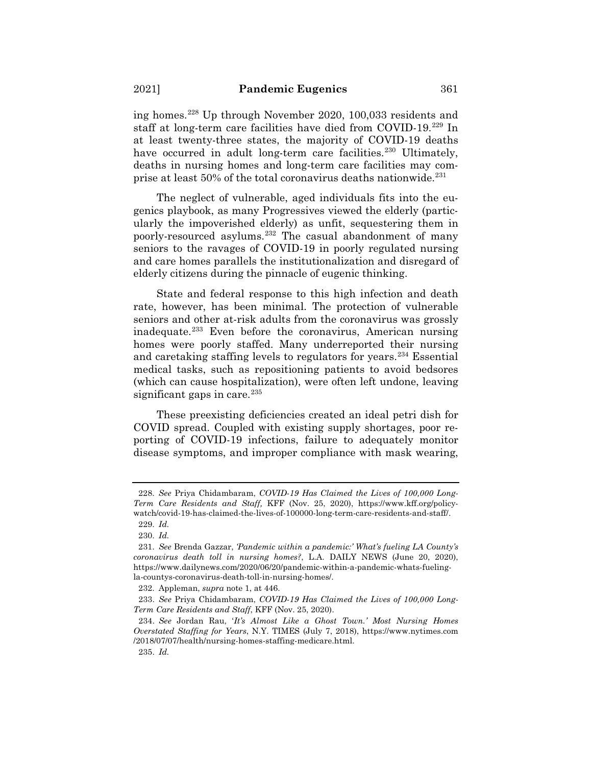ing homes.[228] Up through November 2020, 100,033 residents and staff at long-term care facilities have died from COVID-19.[229] In at least twenty-three states, the majority of COVID-19 deaths have occurred in adult long-term care facilities.[230] Ultimately, deaths in nursing homes and long-term care facilities may comprise at least 50% of the total coronavirus deaths nationwide.[231]

The neglect of vulnerable, aged individuals fits into the eugenics playbook, as many Progressives viewed the elderly (particularly the impoverished elderly) as unfit, sequestering them in poorly-resourced asylums.[232] The casual abandonment of many seniors to the ravages of COVID-19 in poorly regulated nursing and care homes parallels the institutionalization and disregard of elderly citizens during the pinnacle of eugenic thinking.

State and federal response to this high infection and death rate, however, has been minimal. The protection of vulnerable seniors and other at-risk adults from the coronavirus was grossly inadequate.[233] Even before the coronavirus, American nursing homes were poorly staffed. Many underreported their nursing and caretaking staffing levels to regulators for years.[234] Essential medical tasks, such as repositioning patients to avoid bedsores (which can cause hospitalization), were often left undone, leaving significant gaps in care.[235]

These preexisting deficiencies created an ideal petri dish for COVID spread. Coupled with existing supply shortages, poor reporting of COVID-19 infections, failure to adequately monitor disease symptoms, and improper compliance with mask wearing,

---

228. *See* Priya Chidambaram, *COVID-19 Has Claimed the Lives of 100,000 Long-Term Care Residents and Staff,* KFF (Nov. 25, 2020), https://www.kff.org/policy-watch/covid-19-has-claimed-the-lives-of-100000-long-term-care-residents-and-staff/.

229. *Id.*

230. *Id.*

231. *See* Brenda Gazzar, *'Pandemic within a pandemic:' What's fueling LA County's coronavirus death toll in nursing homes?*, L.A. DAILY NEWS (June 20, 2020), https://www.dailynews.com/2020/06/20/pandemic-within-a-pandemic-whats-fueling-la-countys-coronavirus-death-toll-in-nursing-homes/.

232. Appleman, *supra* note 1, at 446.

233. *See* Priya Chidambaram, *COVID-19 Has Claimed the Lives of 100,000 Long-Term Care Residents and Staff*, KFF (Nov. 25, 2020).

234. *See* Jordan Rau, *'It's Almost Like a Ghost Town.' Most Nursing Homes Overstated Staffing for Years*, N.Y. TIMES (July 7, 2018), https://www.nytimes.com/2018/07/07/health/nursing-homes-staffing-medicare.html.

235. *Id.*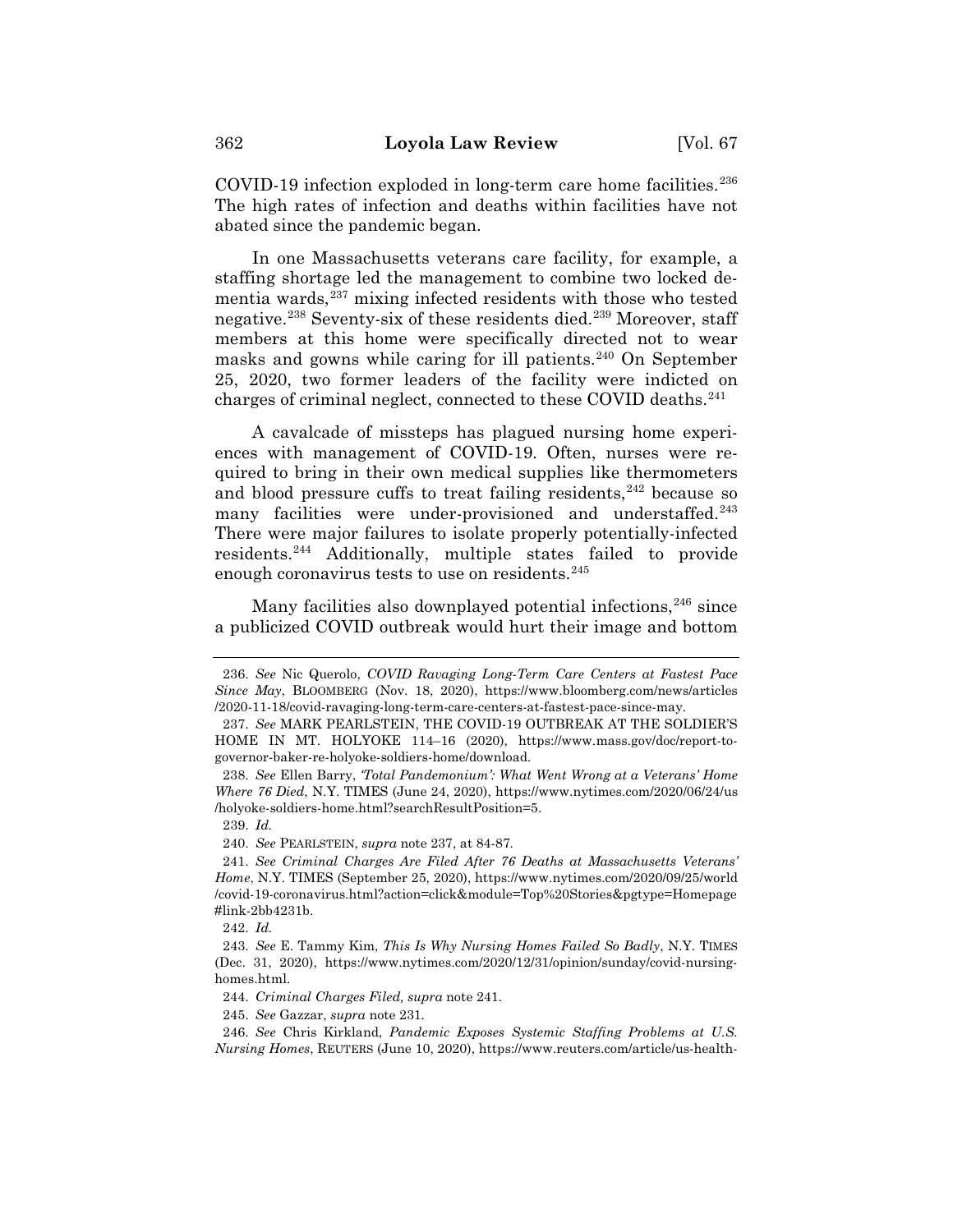COVID-19 infection exploded in long-term care home facilities.[236] The high rates of infection and deaths within facilities have not abated since the pandemic began.

In one Massachusetts veterans care facility, for example, a staffing shortage led the management to combine two locked dementia wards,[237] mixing infected residents with those who tested negative.[238] Seventy-six of these residents died.[239] Moreover, staff members at this home were specifically directed not to wear masks and gowns while caring for ill patients.[240] On September 25, 2020, two former leaders of the facility were indicted on charges of criminal neglect, connected to these COVID deaths.[241]

A cavalcade of missteps has plagued nursing home experiences with management of COVID-19. Often, nurses were required to bring in their own medical supplies like thermometers and blood pressure cuffs to treat failing residents,[242] because so many facilities were under-provisioned and understaffed.[243] There were major failures to isolate properly potentially-infected residents.[244] Additionally, multiple states failed to provide enough coronavirus tests to use on residents.[245]

Many facilities also downplayed potential infections,[246] since a publicized COVID outbreak would hurt their image and bottom

---

236. *See* Nic Querolo, *COVID Ravaging Long-Term Care Centers at Fastest Pace Since May*, BLOOMBERG (Nov. 18, 2020), https://www.bloomberg.com/news/articles/2020-11-18/covid-ravaging-long-term-care-centers-at-fastest-pace-since-may.

237. *See* MARK PEARLSTEIN, THE COVID-19 OUTBREAK AT THE SOLDIER'S HOME IN MT. HOLYOKE 114–16 (2020), https://www.mass.gov/doc/report-to-governor-baker-re-holyoke-soldiers-home/download.

238. *See* Ellen Barry, *'Total Pandemonium': What Went Wrong at a Veterans' Home Where 76 Died*, N.Y. TIMES (June 24, 2020), https://www.nytimes.com/2020/06/24/us/holyoke-soldiers-home.html?searchResultPosition=5.

239. *Id.*

240. *See* PEARLSTEIN, *supra* note 237, at 84-87.

241. *See Criminal Charges Are Filed After 76 Deaths at Massachusetts Veterans' Home*, N.Y. TIMES (September 25, 2020), https://www.nytimes.com/2020/09/25/world/covid-19-coronavirus.html?action=click&module=Top%20Stories&pgtype=Homepage#link-2bb4231b.

242. *Id.*

243. *See* E. Tammy Kim, *This Is Why Nursing Homes Failed So Badly*, N.Y. TIMES (Dec. 31, 2020), https://www.nytimes.com/2020/12/31/opinion/sunday/covid-nursing-homes.html.

244. *Criminal Charges Filed, supra* note 241.

245. *See* Gazzar, *supra* note 231.

246. *See* Chris Kirkland, *Pandemic Exposes Systemic Staffing Problems at U.S. Nursing Homes*, REUTERS (June 10, 2020), https://www.reuters.com/article/us-health-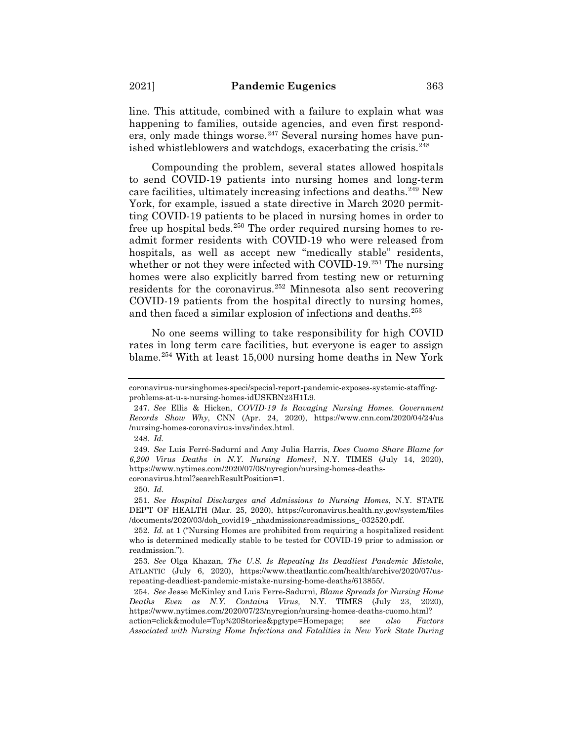line. This attitude, combined with a failure to explain what was happening to families, outside agencies, and even first responders, only made things worse.[247] Several nursing homes have punished whistleblowers and watchdogs, exacerbating the crisis.[248]

Compounding the problem, several states allowed hospitals to send COVID-19 patients into nursing homes and long-term care facilities, ultimately increasing infections and deaths.[249] New York, for example, issued a state directive in March 2020 permitting COVID-19 patients to be placed in nursing homes in order to free up hospital beds.[250] The order required nursing homes to readmit former residents with COVID-19 who were released from hospitals, as well as accept new "medically stable" residents, whether or not they were infected with COVID-19.[251] The nursing homes were also explicitly barred from testing new or returning residents for the coronavirus.[252] Minnesota also sent recovering COVID-19 patients from the hospital directly to nursing homes, and then faced a similar explosion of infections and deaths.[253]

No one seems willing to take responsibility for high COVID rates in long term care facilities, but everyone is eager to assign blame.[254] With at least 15,000 nursing home deaths in New York

---

coronavirus-nursinghomes-speci/special-report-pandemic-exposes-systemic-staffing-problems-at-u-s-nursing-homes-idUSKBN23H1L9.

247. *See* Ellis & Hicken, *COVID-19 Is Ravaging Nursing Homes. Government Records Show Why*, CNN (Apr. 24, 2020), https://www.cnn.com/2020/04/24/us/nursing-homes-coronavirus-invs/index.html.

248. *Id.*

249. *See* Luis Ferré-Sadurní and Amy Julia Harris, *Does Cuomo Share Blame for 6,200 Virus Deaths in N.Y. Nursing Homes?*, N.Y. TIMES (July 14, 2020), https://www.nytimes.com/2020/07/08/nyregion/nursing-homes-deaths-coronavirus.html?searchResultPosition=1.

250. *Id.*

251. *See Hospital Discharges and Admissions to Nursing Homes*, N.Y. STATE DEP'T OF HEALTH (Mar. 25, 2020), https://coronavirus.health.ny.gov/system/files/documents/2020/03/doh_covid19-_nhadmissionsreadmissions_-032520.pdf.

252. *Id.* at 1 ("Nursing Homes are prohibited from requiring a hospitalized resident who is determined medically stable to be tested for COVID-19 prior to admission or readmission.").

253. *See* Olga Khazan, *The U.S. Is Repeating Its Deadliest Pandemic Mistake*, ATLANTIC (July 6, 2020), https://www.theatlantic.com/health/archive/2020/07/us-repeating-deadliest-pandemic-mistake-nursing-home-deaths/613855/.

254. *See* Jesse McKinley and Luis Ferre-Sadurni, *Blame Spreads for Nursing Home Deaths Even as N.Y. Contains Virus,* N.Y. TIMES (July 23, 2020), https://www.nytimes.com/2020/07/23/nyregion/nursing-homes-deaths-cuomo.html?action=click&module=Top%20Stories&pgtype=Homepage; *see also Factors Associated with Nursing Home Infections and Fatalities in New York State During*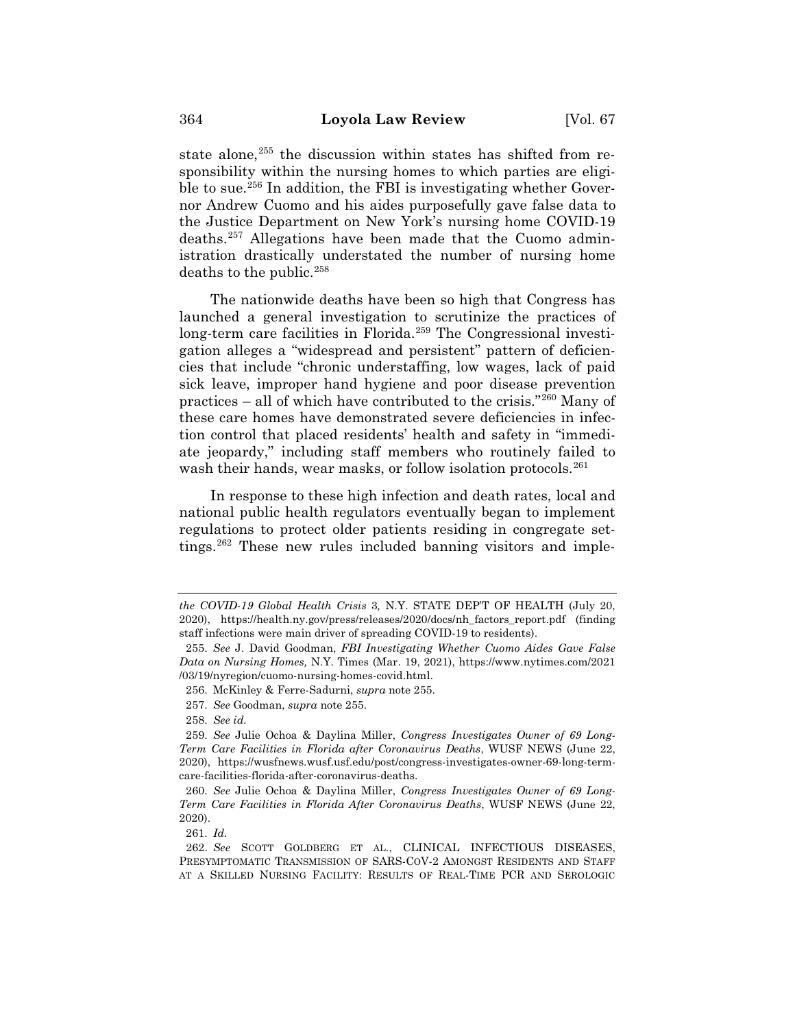state alone,[255] the discussion within states has shifted from responsibility within the nursing homes to which parties are eligible to sue.[256] In addition, the FBI is investigating whether Governor Andrew Cuomo and his aides purposefully gave false data to the Justice Department on New York's nursing home COVID-19 deaths.[257] Allegations have been made that the Cuomo administration drastically understated the number of nursing home deaths to the public.[258]

The nationwide deaths have been so high that Congress has launched a general investigation to scrutinize the practices of long-term care facilities in Florida.[259] The Congressional investigation alleges a "widespread and persistent" pattern of deficiencies that include "chronic understaffing, low wages, lack of paid sick leave, improper hand hygiene and poor disease prevention practices – all of which have contributed to the crisis."[260] Many of these care homes have demonstrated severe deficiencies in infection control that placed residents' health and safety in "immediate jeopardy," including staff members who routinely failed to wash their hands, wear masks, or follow isolation protocols.[261]

In response to these high infection and death rates, local and national public health regulators eventually began to implement regulations to protect older patients residing in congregate settings.[262] These new rules included banning visitors and imple-

---

*the COVID-19 Global Health Crisis* 3, N.Y. STATE DEP'T OF HEALTH (July 20, 2020), https://health.ny.gov/press/releases/2020/docs/nh_factors_report.pdf (finding staff infections were main driver of spreading COVID-19 to residents).

255. *See* J. David Goodman, *FBI Investigating Whether Cuomo Aides Gave False Data on Nursing Homes,* N.Y. Times (Mar. 19, 2021), https://www.nytimes.com/2021/03/19/nyregion/cuomo-nursing-homes-covid.html.

256. McKinley & Ferre-Sadurni, *supra* note 255.

257. *See* Goodman, *supra* note 255.

258. *See id.*

259. *See* Julie Ochoa & Daylina Miller, *Congress Investigates Owner of 69 Long-Term Care Facilities in Florida after Coronavirus Deaths*, WUSF NEWS (June 22, 2020), https://wusfnews.wusf.usf.edu/post/congress-investigates-owner-69-long-term-care-facilities-florida-after-coronavirus-deaths.

260. *See* Julie Ochoa & Daylina Miller, *Congress Investigates Owner of 69 Long-Term Care Facilities in Florida After Coronavirus Deaths*, WUSF NEWS (June 22, 2020).

261. *Id.*

262. *See* SCOTT GOLDBERG ET AL., CLINICAL INFECTIOUS DISEASES, PRESYMPTOMATIC TRANSMISSION OF SARS-COV-2 AMONGST RESIDENTS AND STAFF AT A SKILLED NURSING FACILITY: RESULTS OF REAL-TIME PCR AND SEROLOGIC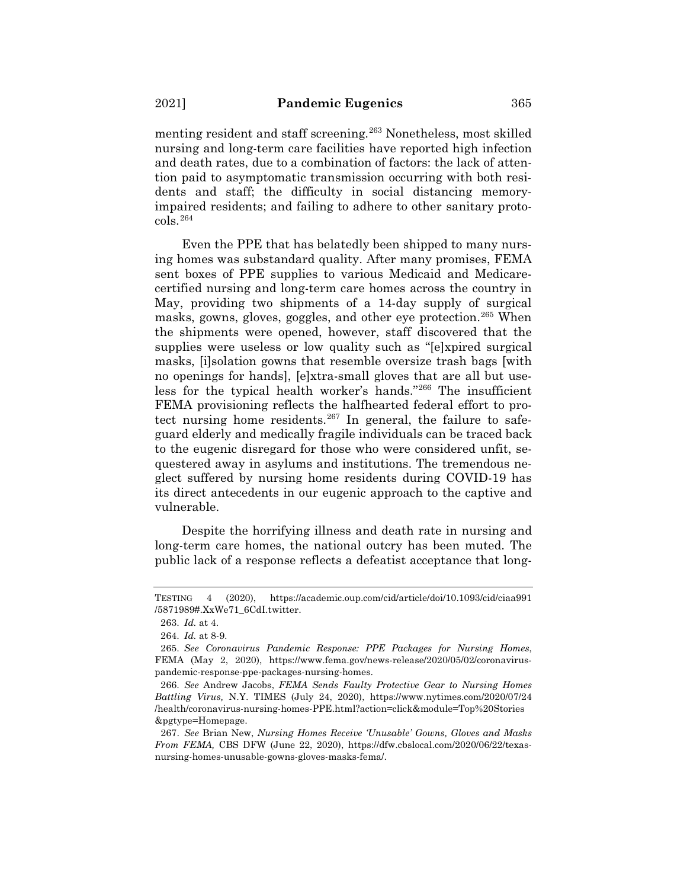menting resident and staff screening.[263] Nonetheless, most skilled nursing and long-term care facilities have reported high infection and death rates, due to a combination of factors: the lack of attention paid to asymptomatic transmission occurring with both residents and staff; the difficulty in social distancing memory-impaired residents; and failing to adhere to other sanitary protocols.[264]

Even the PPE that has belatedly been shipped to many nursing homes was substandard quality. After many promises, FEMA sent boxes of PPE supplies to various Medicaid and Medicare-certified nursing and long-term care homes across the country in May, providing two shipments of a 14-day supply of surgical masks, gowns, gloves, goggles, and other eye protection.[265] When the shipments were opened, however, staff discovered that the supplies were useless or low quality such as "[e]xpired surgical masks, [i]solation gowns that resemble oversize trash bags [with no openings for hands], [e]xtra-small gloves that are all but useless for the typical health worker's hands."[266] The insufficient FEMA provisioning reflects the halfhearted federal effort to protect nursing home residents.[267] In general, the failure to safeguard elderly and medically fragile individuals can be traced back to the eugenic disregard for those who were considered unfit, sequestered away in asylums and institutions. The tremendous neglect suffered by nursing home residents during COVID-19 has its direct antecedents in our eugenic approach to the captive and vulnerable.

Despite the horrifying illness and death rate in nursing and long-term care homes, the national outcry has been muted. The public lack of a response reflects a defeatist acceptance that long-

---

TESTING 4 (2020), https://academic.oup.com/cid/article/doi/10.1093/cid/ciaa991/5871989#.XxWe71_6CdI.twitter.

263. *Id.* at 4.

264. *Id.* at 8-9.

265. *See Coronavirus Pandemic Response: PPE Packages for Nursing Homes*, FEMA (May 2, 2020), https://www.fema.gov/news-release/2020/05/02/coronavirus-pandemic-response-ppe-packages-nursing-homes.

266. *See* Andrew Jacobs, *FEMA Sends Faulty Protective Gear to Nursing Homes Battling Virus,* N.Y. TIMES (July 24, 2020), https://www.nytimes.com/2020/07/24/health/coronavirus-nursing-homes-PPE.html?action=click&module=Top%20Stories&pgtype=Homepage.

267. *See* Brian New, *Nursing Homes Receive 'Unusable' Gowns, Gloves and Masks From FEMA,* CBS DFW (June 22, 2020), https://dfw.cbslocal.com/2020/06/22/texas-nursing-homes-unusable-gowns-gloves-masks-fema/.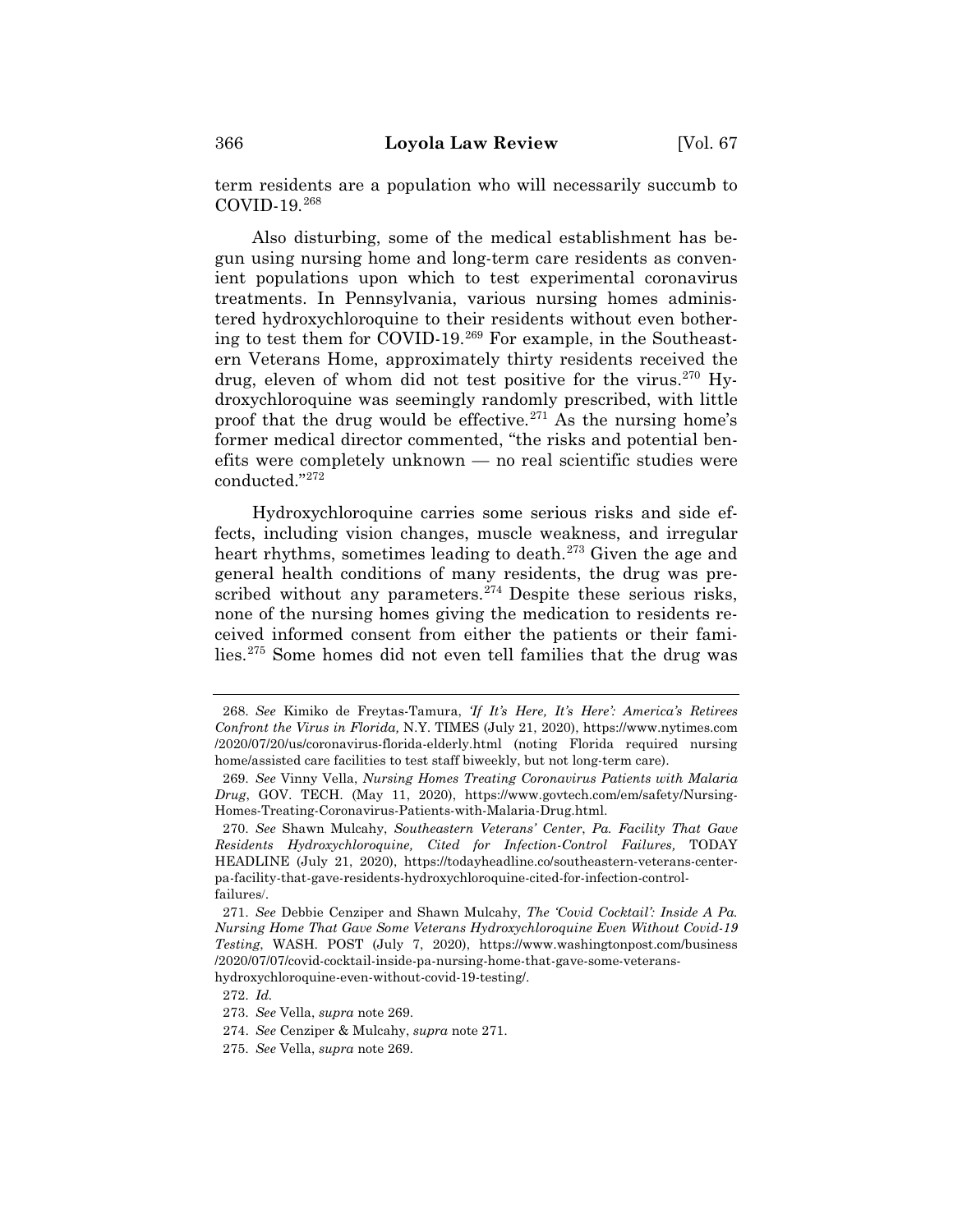term residents are a population who will necessarily succumb to COVID-19.[268]

Also disturbing, some of the medical establishment has begun using nursing home and long-term care residents as convenient populations upon which to test experimental coronavirus treatments. In Pennsylvania, various nursing homes administered hydroxychloroquine to their residents without even bothering to test them for COVID-19.[269] For example, in the Southeastern Veterans Home, approximately thirty residents received the drug, eleven of whom did not test positive for the virus.[270] Hydroxychloroquine was seemingly randomly prescribed, with little proof that the drug would be effective.[271] As the nursing home's former medical director commented, "the risks and potential benefits were completely unknown — no real scientific studies were conducted."[272]

Hydroxychloroquine carries some serious risks and side effects, including vision changes, muscle weakness, and irregular heart rhythms, sometimes leading to death.[273] Given the age and general health conditions of many residents, the drug was prescribed without any parameters.[274] Despite these serious risks, none of the nursing homes giving the medication to residents received informed consent from either the patients or their families.[275] Some homes did not even tell families that the drug was

---

268. *See* Kimiko de Freytas-Tamura, *'If It's Here, It's Here': America's Retirees Confront the Virus in Florida,* N.Y. TIMES (July 21, 2020), https://www.nytimes.com/2020/07/20/us/coronavirus-florida-elderly.html (noting Florida required nursing home/assisted care facilities to test staff biweekly, but not long-term care).

269. *See* Vinny Vella, *Nursing Homes Treating Coronavirus Patients with Malaria Drug*, GOV. TECH. (May 11, 2020), https://www.govtech.com/em/safety/Nursing-Homes-Treating-Coronavirus-Patients-with-Malaria-Drug.html.

270. *See* Shawn Mulcahy, *Southeastern Veterans' Center*, *Pa. Facility That Gave Residents Hydroxychloroquine, Cited for Infection-Control Failures,* TODAY HEADLINE (July 21, 2020), https://todayheadline.co/southeastern-veterans-center-pa-facility-that-gave-residents-hydroxychloroquine-cited-for-infection-control-failures/.

271. *See* Debbie Cenziper and Shawn Mulcahy, *The 'Covid Cocktail': Inside A Pa. Nursing Home That Gave Some Veterans Hydroxychloroquine Even Without Covid-19 Testing*, WASH. POST (July 7, 2020), https://www.washingtonpost.com/business/2020/07/07/covid-cocktail-inside-pa-nursing-home-that-gave-some-veterans-hydroxychloroquine-even-without-covid-19-testing/.

272. *Id.*

273. *See* Vella, *supra* note 269.

274. *See* Cenziper & Mulcahy, *supra* note 271.

275. *See* Vella, *supra* note 269.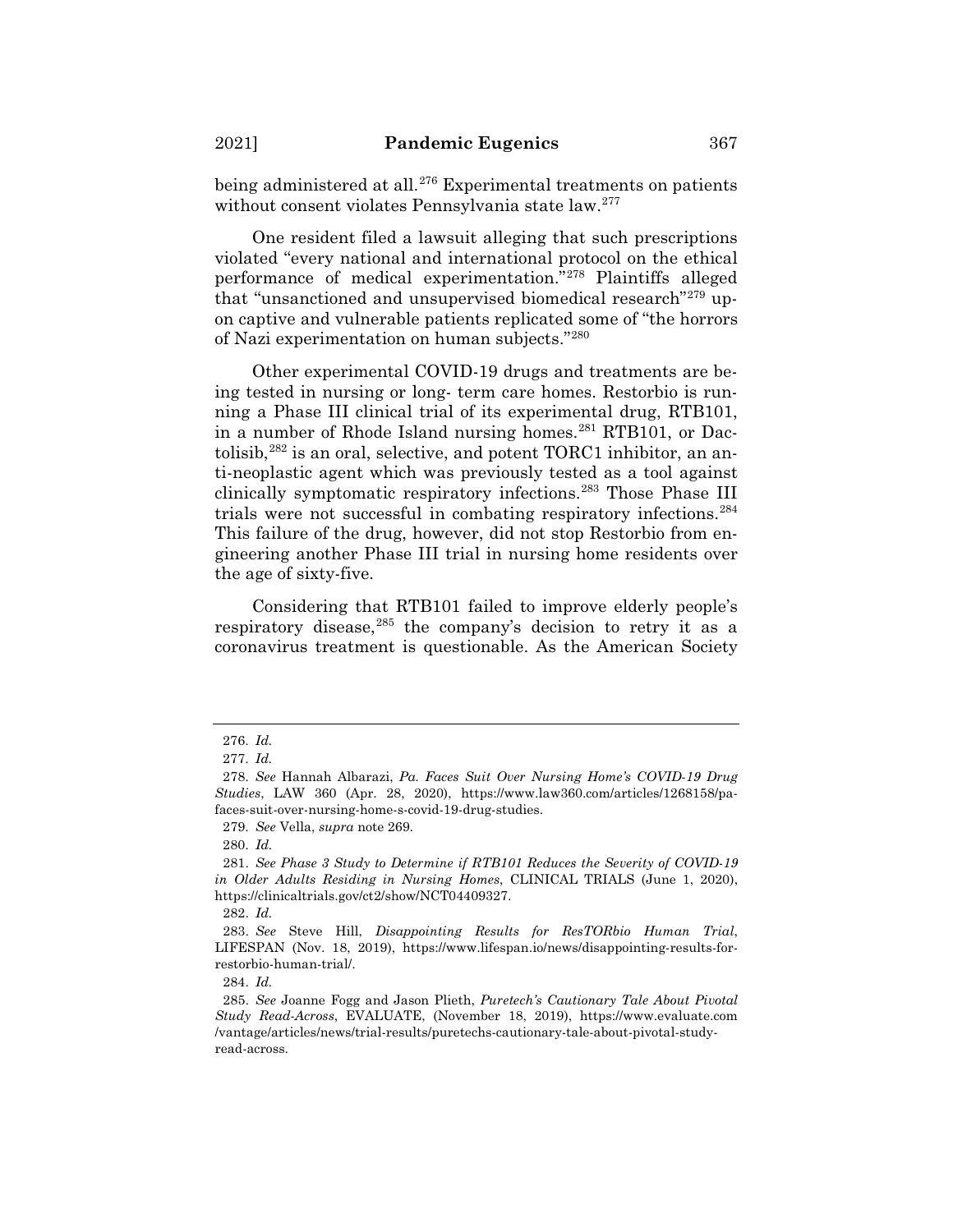being administered at all.[276] Experimental treatments on patients without consent violates Pennsylvania state law.[277]

One resident filed a lawsuit alleging that such prescriptions violated "every national and international protocol on the ethical performance of medical experimentation."[278] Plaintiffs alleged that "unsanctioned and unsupervised biomedical research"[279] upon captive and vulnerable patients replicated some of "the horrors of Nazi experimentation on human subjects."[280]

Other experimental COVID-19 drugs and treatments are being tested in nursing or long- term care homes. Restorbio is running a Phase III clinical trial of its experimental drug, RTB101, in a number of Rhode Island nursing homes.[281] RTB101, or Dactolisib,[282] is an oral, selective, and potent TORC1 inhibitor, an anti-neoplastic agent which was previously tested as a tool against clinically symptomatic respiratory infections.[283] Those Phase III trials were not successful in combating respiratory infections.[284] This failure of the drug, however, did not stop Restorbio from engineering another Phase III trial in nursing home residents over the age of sixty-five.

Considering that RTB101 failed to improve elderly people's respiratory disease,[285] the company's decision to retry it as a coronavirus treatment is questionable. As the American Society

---

276. *Id.*

277. *Id.*

278. *See* Hannah Albarazi, *Pa. Faces Suit Over Nursing Home's COVID-19 Drug Studies*, LAW 360 (Apr. 28, 2020), https://www.law360.com/articles/1268158/pa-faces-suit-over-nursing-home-s-covid-19-drug-studies.

279. *See* Vella, *supra* note 269.

280. *Id.*

281. *See Phase 3 Study to Determine if RTB101 Reduces the Severity of COVID-19 in Older Adults Residing in Nursing Homes*, CLINICAL TRIALS (June 1, 2020), https://clinicaltrials.gov/ct2/show/NCT04409327.

282. *Id.*

283. *See* Steve Hill, *Disappointing Results for ResTORbio Human Trial*, LIFESPAN (Nov. 18, 2019), https://www.lifespan.io/news/disappointing-results-for-restorbio-human-trial/.

284. *Id.*

285. *See* Joanne Fogg and Jason Plieth, *Puretech's Cautionary Tale About Pivotal Study Read-Across*, EVALUATE, (November 18, 2019), https://www.evaluate.com/vantage/articles/news/trial-results/puretechs-cautionary-tale-about-pivotal-study-read-across.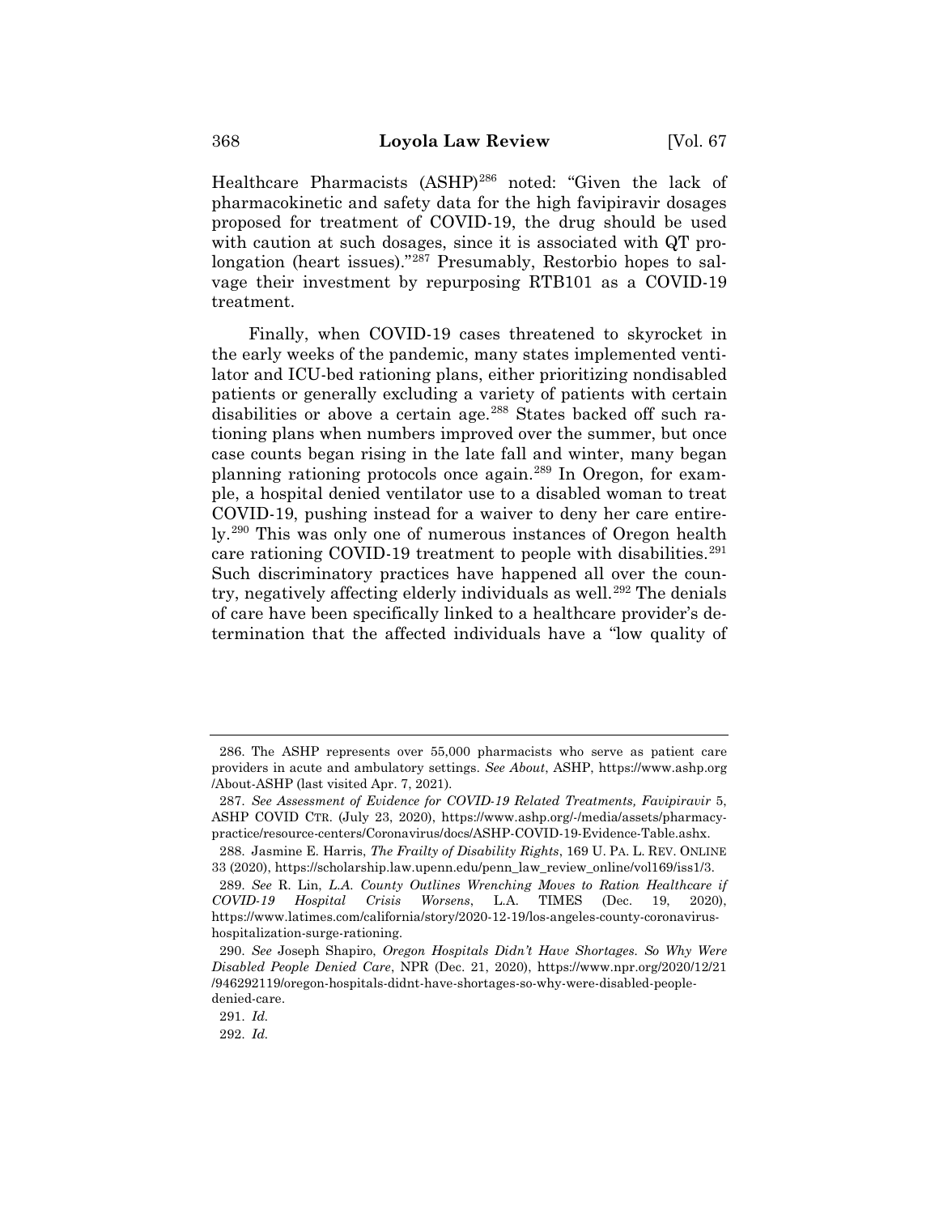Healthcare Pharmacists (ASHP)[286] noted: "Given the lack of pharmacokinetic and safety data for the high favipiravir dosages proposed for treatment of COVID-19, the drug should be used with caution at such dosages, since it is associated with QT prolongation (heart issues)."[287] Presumably, Restorbio hopes to salvage their investment by repurposing RTB101 as a COVID-19 treatment.

Finally, when COVID-19 cases threatened to skyrocket in the early weeks of the pandemic, many states implemented ventilator and ICU-bed rationing plans, either prioritizing nondisabled patients or generally excluding a variety of patients with certain disabilities or above a certain age.[288] States backed off such rationing plans when numbers improved over the summer, but once case counts began rising in the late fall and winter, many began planning rationing protocols once again.[289] In Oregon, for example, a hospital denied ventilator use to a disabled woman to treat COVID-19, pushing instead for a waiver to deny her care entirely.[290] This was only one of numerous instances of Oregon health care rationing COVID-19 treatment to people with disabilities.[291] Such discriminatory practices have happened all over the country, negatively affecting elderly individuals as well.[292] The denials of care have been specifically linked to a healthcare provider's determination that the affected individuals have a "low quality of

---

286. The ASHP represents over 55,000 pharmacists who serve as patient care providers in acute and ambulatory settings. *See About*, ASHP, https://www.ashp.org/About-ASHP (last visited Apr. 7, 2021).

287. *See Assessment of Evidence for COVID-19 Related Treatments, Favipiravir* 5, ASHP COVID CTR. (July 23, 2020), https://www.ashp.org/-/media/assets/pharmacy-practice/resource-centers/Coronavirus/docs/ASHP-COVID-19-Evidence-Table.ashx.

288. Jasmine E. Harris, *The Frailty of Disability Rights*, 169 U. PA. L. REV. ONLINE 33 (2020), https://scholarship.law.upenn.edu/penn_law_review_online/vol169/iss1/3.

289. *See* R. Lin, *L.A. County Outlines Wrenching Moves to Ration Healthcare if COVID-19 Hospital Crisis Worsens*, L.A. TIMES (Dec. 19, 2020), https://www.latimes.com/california/story/2020-12-19/los-angeles-county-coronavirus-hospitalization-surge-rationing.

290. *See* Joseph Shapiro, *Oregon Hospitals Didn't Have Shortages. So Why Were Disabled People Denied Care*, NPR (Dec. 21, 2020), https://www.npr.org/2020/12/21/946292119/oregon-hospitals-didnt-have-shortages-so-why-were-disabled-people-denied-care.

291. *Id.*

292. *Id.*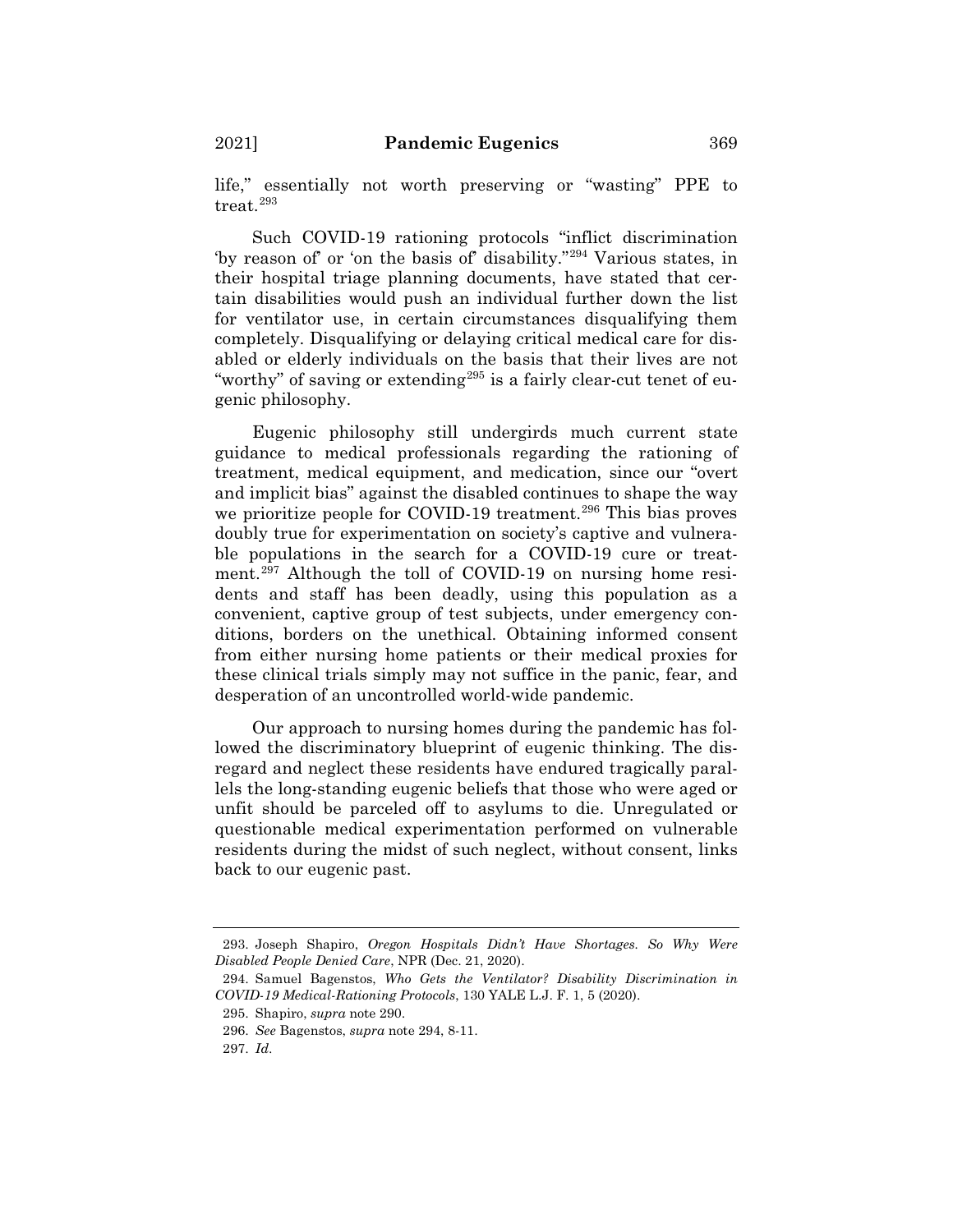life," essentially not worth preserving or "wasting" PPE to treat.[293]

Such COVID-19 rationing protocols "inflict discrimination 'by reason of' or 'on the basis of' disability."[294] Various states, in their hospital triage planning documents, have stated that certain disabilities would push an individual further down the list for ventilator use, in certain circumstances disqualifying them completely. Disqualifying or delaying critical medical care for disabled or elderly individuals on the basis that their lives are not "worthy" of saving or extending[295] is a fairly clear-cut tenet of eugenic philosophy.

Eugenic philosophy still undergirds much current state guidance to medical professionals regarding the rationing of treatment, medical equipment, and medication, since our "overt and implicit bias" against the disabled continues to shape the way we prioritize people for COVID-19 treatment.[296] This bias proves doubly true for experimentation on society's captive and vulnerable populations in the search for a COVID-19 cure or treatment.[297] Although the toll of COVID-19 on nursing home residents and staff has been deadly, using this population as a convenient, captive group of test subjects, under emergency conditions, borders on the unethical. Obtaining informed consent from either nursing home patients or their medical proxies for these clinical trials simply may not suffice in the panic, fear, and desperation of an uncontrolled world-wide pandemic.

Our approach to nursing homes during the pandemic has followed the discriminatory blueprint of eugenic thinking. The disregard and neglect these residents have endured tragically parallels the long-standing eugenic beliefs that those who were aged or unfit should be parceled off to asylums to die. Unregulated or questionable medical experimentation performed on vulnerable residents during the midst of such neglect, without consent, links back to our eugenic past.

---

293. Joseph Shapiro, *Oregon Hospitals Didn't Have Shortages. So Why Were Disabled People Denied Care*, NPR (Dec. 21, 2020).

294. Samuel Bagenstos, *Who Gets the Ventilator? Disability Discrimination in COVID-19 Medical-Rationing Protocols*, 130 YALE L.J. F. 1, 5 (2020).

295. Shapiro, *supra* note 290.

296. *See* Bagenstos, *supra* note 294, 8-11.

297. *Id.*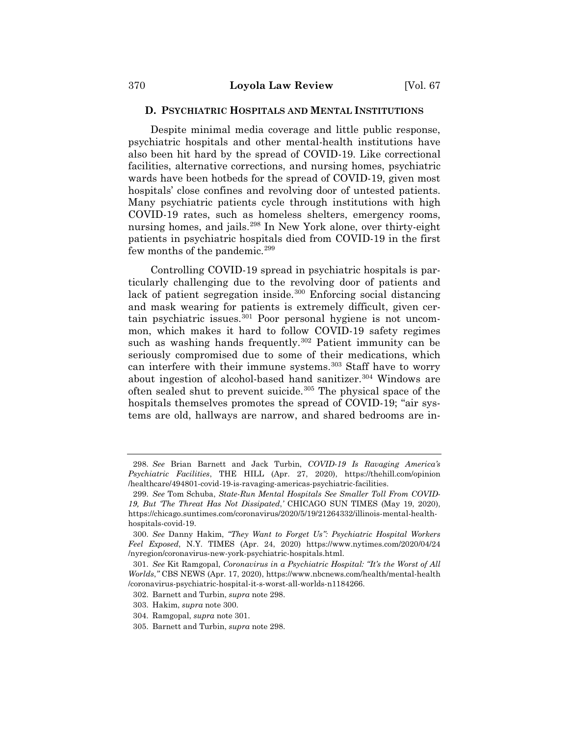### D. PSYCHIATRIC HOSPITALS AND MENTAL INSTITUTIONS

Despite minimal media coverage and little public response, psychiatric hospitals and other mental-health institutions have also been hit hard by the spread of COVID-19. Like correctional facilities, alternative corrections, and nursing homes, psychiatric wards have been hotbeds for the spread of COVID-19, given most hospitals' close confines and revolving door of untested patients. Many psychiatric patients cycle through institutions with high COVID-19 rates, such as homeless shelters, emergency rooms, nursing homes, and jails.[298] In New York alone, over thirty-eight patients in psychiatric hospitals died from COVID-19 in the first few months of the pandemic.[299]

Controlling COVID-19 spread in psychiatric hospitals is particularly challenging due to the revolving door of patients and lack of patient segregation inside.[300] Enforcing social distancing and mask wearing for patients is extremely difficult, given certain psychiatric issues.[301] Poor personal hygiene is not uncommon, which makes it hard to follow COVID-19 safety regimes such as washing hands frequently.[302] Patient immunity can be seriously compromised due to some of their medications, which can interfere with their immune systems.[303] Staff have to worry about ingestion of alcohol-based hand sanitizer.[304] Windows are often sealed shut to prevent suicide.[305] The physical space of the hospitals themselves promotes the spread of COVID-19; "air systems are old, hallways are narrow, and shared bedrooms are in-

---

298. *See* Brian Barnett and Jack Turbin, *COVID-19 Is Ravaging America's Psychiatric Facilities*, THE HILL (Apr. 27, 2020), https://thehill.com/opinion/healthcare/494801-covid-19-is-ravaging-americas-psychiatric-facilities.

299. *See* Tom Schuba, *State-Run Mental Hospitals See Smaller Toll From COVID-19, But 'The Threat Has Not Dissipated,'* CHICAGO SUN TIMES (May 19, 2020), https://chicago.suntimes.com/coronavirus/2020/5/19/21264332/illinois-mental-health-hospitals-covid-19.

300. *See* Danny Hakim, *"They Want to Forget Us": Psychiatric Hospital Workers Feel Exposed*, N.Y. TIMES (Apr. 24, 2020) https://www.nytimes.com/2020/04/24/nyregion/coronavirus-new-york-psychiatric-hospitals.html.

301. *See* Kit Ramgopal, *Coronavirus in a Psychiatric Hospital: "It's the Worst of All Worlds,"* CBS NEWS (Apr. 17, 2020), https://www.nbcnews.com/health/mental-health/coronavirus-psychiatric-hospital-it-s-worst-all-worlds-n1184266.

302. Barnett and Turbin, *supra* note 298.

303. Hakim, *supra* note 300.

304. Ramgopal, *supra* note 301.

305. Barnett and Turbin, *supra* note 298.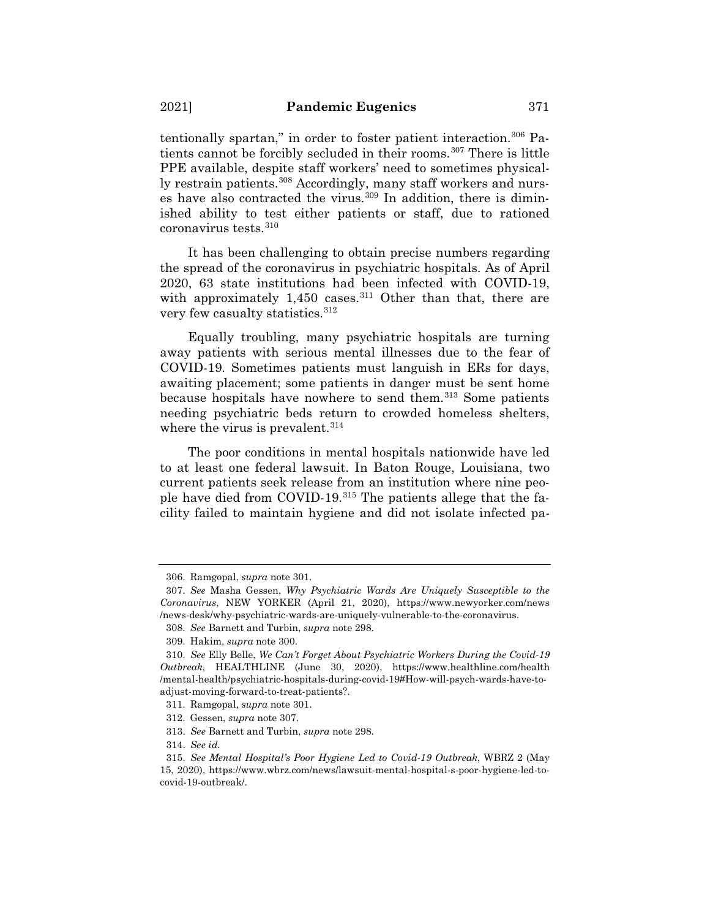tentionally spartan," in order to foster patient interaction.[306] Patients cannot be forcibly secluded in their rooms.[307] There is little PPE available, despite staff workers' need to sometimes physically restrain patients.[308] Accordingly, many staff workers and nurses have also contracted the virus.[309] In addition, there is diminished ability to test either patients or staff, due to rationed coronavirus tests.[310]

It has been challenging to obtain precise numbers regarding the spread of the coronavirus in psychiatric hospitals. As of April 2020, 63 state institutions had been infected with COVID-19, with approximately 1,450 cases.[311] Other than that, there are very few casualty statistics.[312]

Equally troubling, many psychiatric hospitals are turning away patients with serious mental illnesses due to the fear of COVID-19. Sometimes patients must languish in ERs for days, awaiting placement; some patients in danger must be sent home because hospitals have nowhere to send them.[313] Some patients needing psychiatric beds return to crowded homeless shelters, where the virus is prevalent.[314]

The poor conditions in mental hospitals nationwide have led to at least one federal lawsuit. In Baton Rouge, Louisiana, two current patients seek release from an institution where nine people have died from COVID-19.[315] The patients allege that the facility failed to maintain hygiene and did not isolate infected pa-

---

306. Ramgopal, *supra* note 301.

307. *See* Masha Gessen, *Why Psychiatric Wards Are Uniquely Susceptible to the Coronavirus*, NEW YORKER (April 21, 2020), https://www.newyorker.com/news/news-desk/why-psychiatric-wards-are-uniquely-vulnerable-to-the-coronavirus.

308. *See* Barnett and Turbin, *supra* note 298.

309. Hakim, *supra* note 300.

310. *See* Elly Belle, *We Can't Forget About Psychiatric Workers During the Covid-19 Outbreak*, HEALTHLINE (June 30, 2020), https://www.healthline.com/health/mental-health/psychiatric-hospitals-during-covid-19#How-will-psych-wards-have-to-adjust-moving-forward-to-treat-patients?.

311. Ramgopal, *supra* note 301.

312. Gessen, *supra* note 307.

313. *See* Barnett and Turbin, *supra* note 298.

314. *See id.*

315. *See Mental Hospital's Poor Hygiene Led to Covid-19 Outbreak*, WBRZ 2 (May 15, 2020), https://www.wbrz.com/news/lawsuit-mental-hospital-s-poor-hygiene-led-to-covid-19-outbreak/.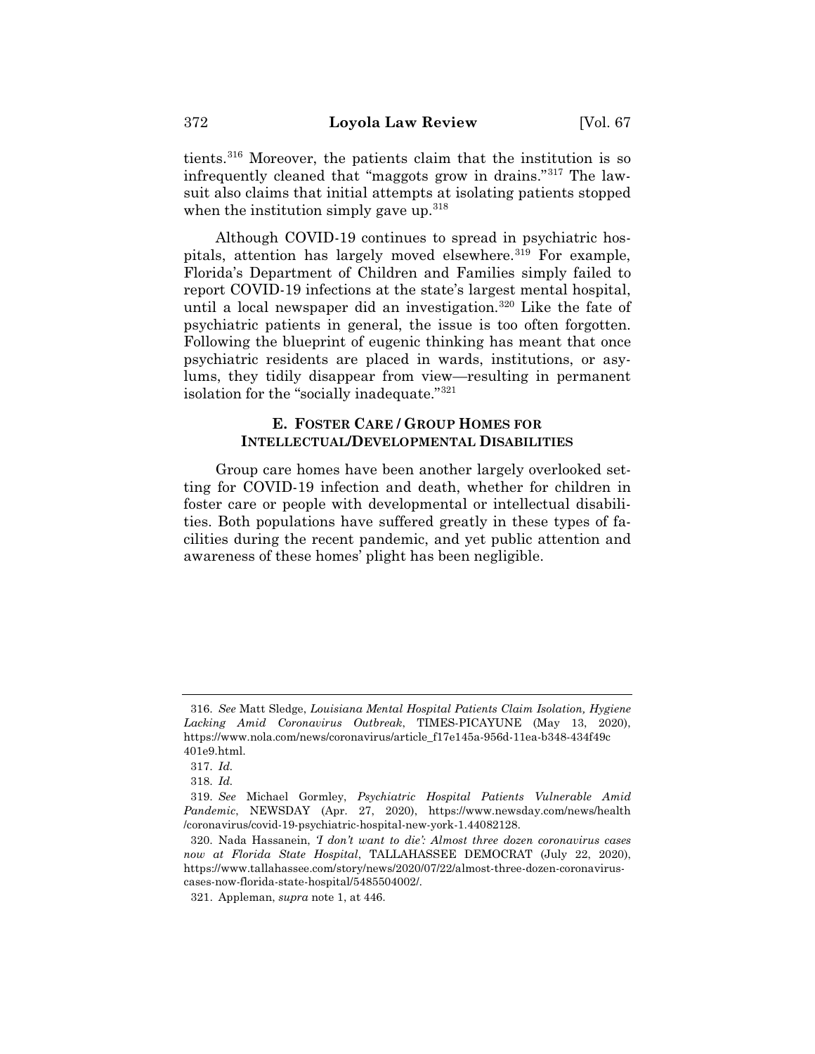tients.[316] Moreover, the patients claim that the institution is so infrequently cleaned that "maggots grow in drains."[317] The lawsuit also claims that initial attempts at isolating patients stopped when the institution simply gave up.[318]

Although COVID-19 continues to spread in psychiatric hospitals, attention has largely moved elsewhere.[319] For example, Florida's Department of Children and Families simply failed to report COVID-19 infections at the state's largest mental hospital, until a local newspaper did an investigation.[320] Like the fate of psychiatric patients in general, the issue is too often forgotten. Following the blueprint of eugenic thinking has meant that once psychiatric residents are placed in wards, institutions, or asylums, they tidily disappear from view—resulting in permanent isolation for the "socially inadequate."[321]

### E. FOSTER CARE / GROUP HOMES FOR INTELLECTUAL/DEVELOPMENTAL DISABILITIES

Group care homes have been another largely overlooked setting for COVID-19 infection and death, whether for children in foster care or people with developmental or intellectual disabilities. Both populations have suffered greatly in these types of facilities during the recent pandemic, and yet public attention and awareness of these homes' plight has been negligible.

---

316. *See* Matt Sledge, *Louisiana Mental Hospital Patients Claim Isolation, Hygiene Lacking Amid Coronavirus Outbreak*, TIMES-PICAYUNE (May 13, 2020), https://www.nola.com/news/coronavirus/article_f17e145a-956d-11ea-b348-434f49c401e9.html.

317. *Id.*

318. *Id.*

319. *See* Michael Gormley, *Psychiatric Hospital Patients Vulnerable Amid Pandemic*, NEWSDAY (Apr. 27, 2020), https://www.newsday.com/news/health/coronavirus/covid-19-psychiatric-hospital-new-york-1.44082128.

320. Nada Hassanein, *'I don't want to die': Almost three dozen coronavirus cases now at Florida State Hospital*, TALLAHASSEE DEMOCRAT (July 22, 2020), https://www.tallahassee.com/story/news/2020/07/22/almost-three-dozen-coronavirus-cases-now-florida-state-hospital/5485504002/.

321. Appleman, *supra* note 1, at 446.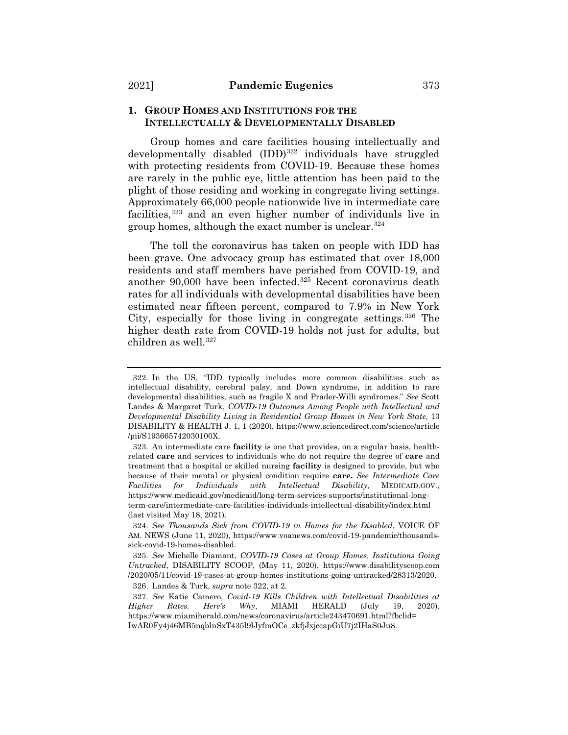### 1. GROUP HOMES AND INSTITUTIONS FOR THE INTELLECTUALLY & DEVELOPMENTALLY DISABLED

Group homes and care facilities housing intellectually and developmentally disabled (IDD)[322] individuals have struggled with protecting residents from COVID-19. Because these homes are rarely in the public eye, little attention has been paid to the plight of those residing and working in congregate living settings. Approximately 66,000 people nationwide live in intermediate care facilities,[323] and an even higher number of individuals live in group homes, although the exact number is unclear.[324]

The toll the coronavirus has taken on people with IDD has been grave. One advocacy group has estimated that over 18,000 residents and staff members have perished from COVID-19, and another 90,000 have been infected.[325] Recent coronavirus death rates for all individuals with developmental disabilities have been estimated near fifteen percent, compared to 7.9% in New York City, especially for those living in congregate settings.[326] The higher death rate from COVID-19 holds not just for adults, but children as well.[327]

---

322. In the US, "IDD typically includes more common disabilities such as intellectual disability, cerebral palsy, and Down syndrome, in addition to rare developmental disabilities, such as fragile X and Prader-Willi syndromes." *See* Scott Landes & Margaret Turk, *COVID-19 Outcomes Among People with Intellectual and Developmental Disability Living in Residential Group Homes in New York State*, 13 DISABILITY & HEALTH J. 1, 1 (2020), https://www.sciencedirect.com/science/article/pii/S193665742030100X.

323. An intermediate care **facility** is one that provides, on a regular basis, health-related **care** and services to individuals who do not require the degree of **care** and treatment that a hospital or skilled nursing **facility** is designed to provide, but who because of their mental or physical condition require **care.** *See Intermediate Care Facilities for Individuals with Intellectual Disability*, MEDICAID.GOV., https://www.medicaid.gov/medicaid/long-term-services-supports/institutional-long-term-care/intermediate-care-facilities-individuals-intellectual-disability/index.html (last visited May 18, 2021).

324. *See Thousands Sick from COVID-19 in Homes for the Disabled*, VOICE OF AM. NEWS (June 11, 2020), https://www.voanews.com/covid-19-pandemic/thousands-sick-covid-19-homes-disabled.

325. *See* Michelle Diamant, *COVID-19 Cases at Group Homes, Institutions Going Untracked*, DISABILITY SCOOP, (May 11, 2020), https://www.disabilityscoop.com/2020/05/11/covid-19-cases-at-group-homes-institutions-going-untracked/28313/2020.

326. Landes & Turk, *supra* note 322, at 2.

327. *See* Katie Camero, *Covid-19 Kills Children with Intellectual Disabilities at Higher Rates. Here's Why*, MIAMI HERALD (July 19, 2020), https://www.miamiherald.com/news/coronavirus/article243470691.html?fbclid=IwAR0Fy4j46MB5nqblnSxT435l9lJyfmOCe_zkfjJxjccapGiU7j2IHaS0Ju8.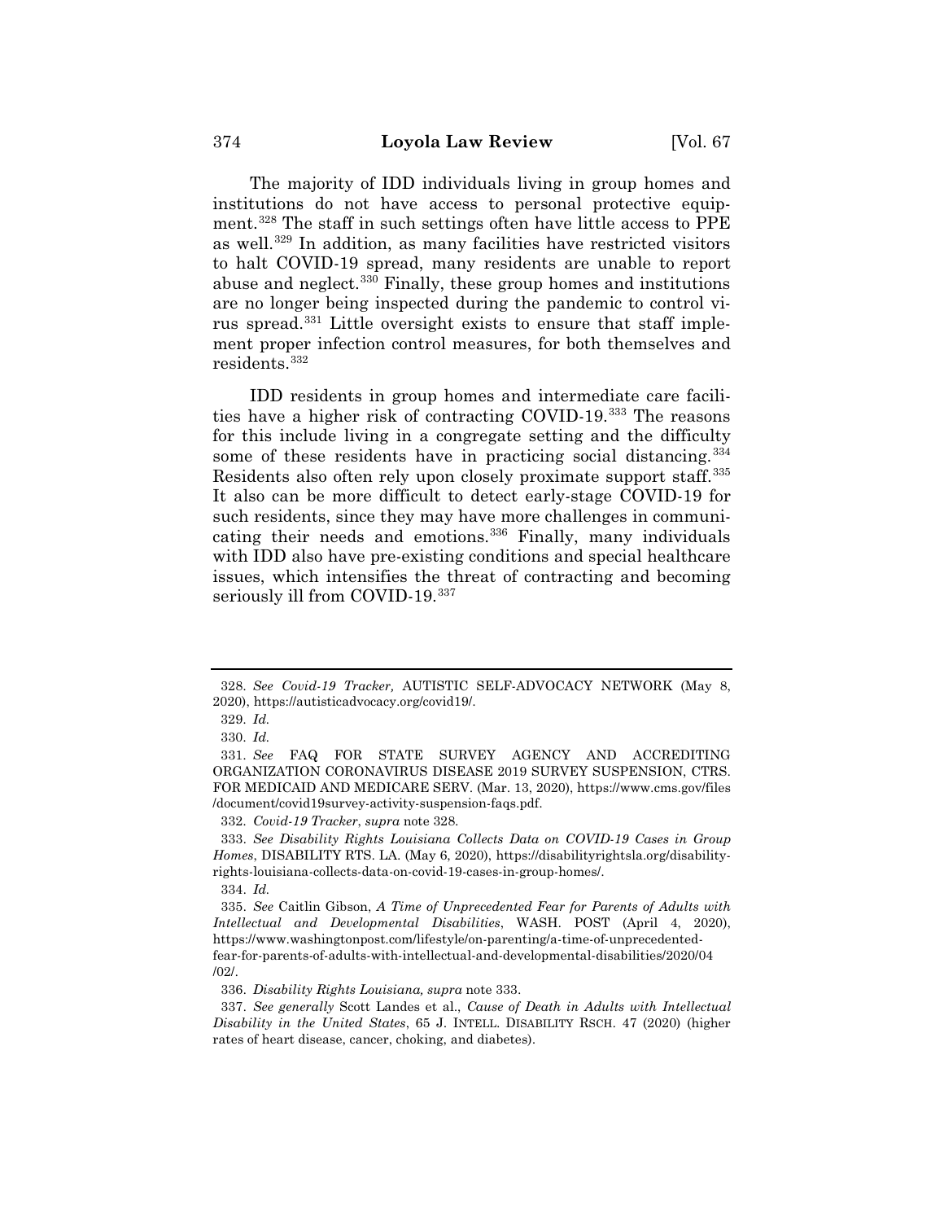The majority of IDD individuals living in group homes and institutions do not have access to personal protective equipment.[328] The staff in such settings often have little access to PPE as well.[329] In addition, as many facilities have restricted visitors to halt COVID-19 spread, many residents are unable to report abuse and neglect.[330] Finally, these group homes and institutions are no longer being inspected during the pandemic to control virus spread.[331] Little oversight exists to ensure that staff implement proper infection control measures, for both themselves and residents.[332]

IDD residents in group homes and intermediate care facilities have a higher risk of contracting COVID-19.[333] The reasons for this include living in a congregate setting and the difficulty some of these residents have in practicing social distancing.[334] Residents also often rely upon closely proximate support staff.[335] It also can be more difficult to detect early-stage COVID-19 for such residents, since they may have more challenges in communicating their needs and emotions.[336] Finally, many individuals with IDD also have pre-existing conditions and special healthcare issues, which intensifies the threat of contracting and becoming seriously ill from COVID-19.[337]

---

328. *See Covid-19 Tracker,* AUTISTIC SELF-ADVOCACY NETWORK (May 8, 2020), https://autisticadvocacy.org/covid19/.

329. *Id.*

330. *Id.*

331. *See* FAQ FOR STATE SURVEY AGENCY AND ACCREDITING ORGANIZATION CORONAVIRUS DISEASE 2019 SURVEY SUSPENSION, CTRS. FOR MEDICAID AND MEDICARE SERV. (Mar. 13, 2020), https://www.cms.gov/files/document/covid19survey-activity-suspension-faqs.pdf.

332. *Covid-19 Tracker*, *supra* note 328.

333. *See Disability Rights Louisiana Collects Data on COVID-19 Cases in Group Homes*, DISABILITY RTS. LA. (May 6, 2020), https://disabilityrightsla.org/disability-rights-louisiana-collects-data-on-covid-19-cases-in-group-homes/.

334. *Id.*

335. *See* Caitlin Gibson, *A Time of Unprecedented Fear for Parents of Adults with Intellectual and Developmental Disabilities*, WASH. POST (April 4, 2020), https://www.washingtonpost.com/lifestyle/on-parenting/a-time-of-unprecedented-fear-for-parents-of-adults-with-intellectual-and-developmental-disabilities/2020/04/02/.

336. *Disability Rights Louisiana, supra* note 333.

337. *See generally* Scott Landes et al., *Cause of Death in Adults with Intellectual Disability in the United States*, 65 J. INTELL. DISABILITY RSCH. 47 (2020) (higher rates of heart disease, cancer, choking, and diabetes).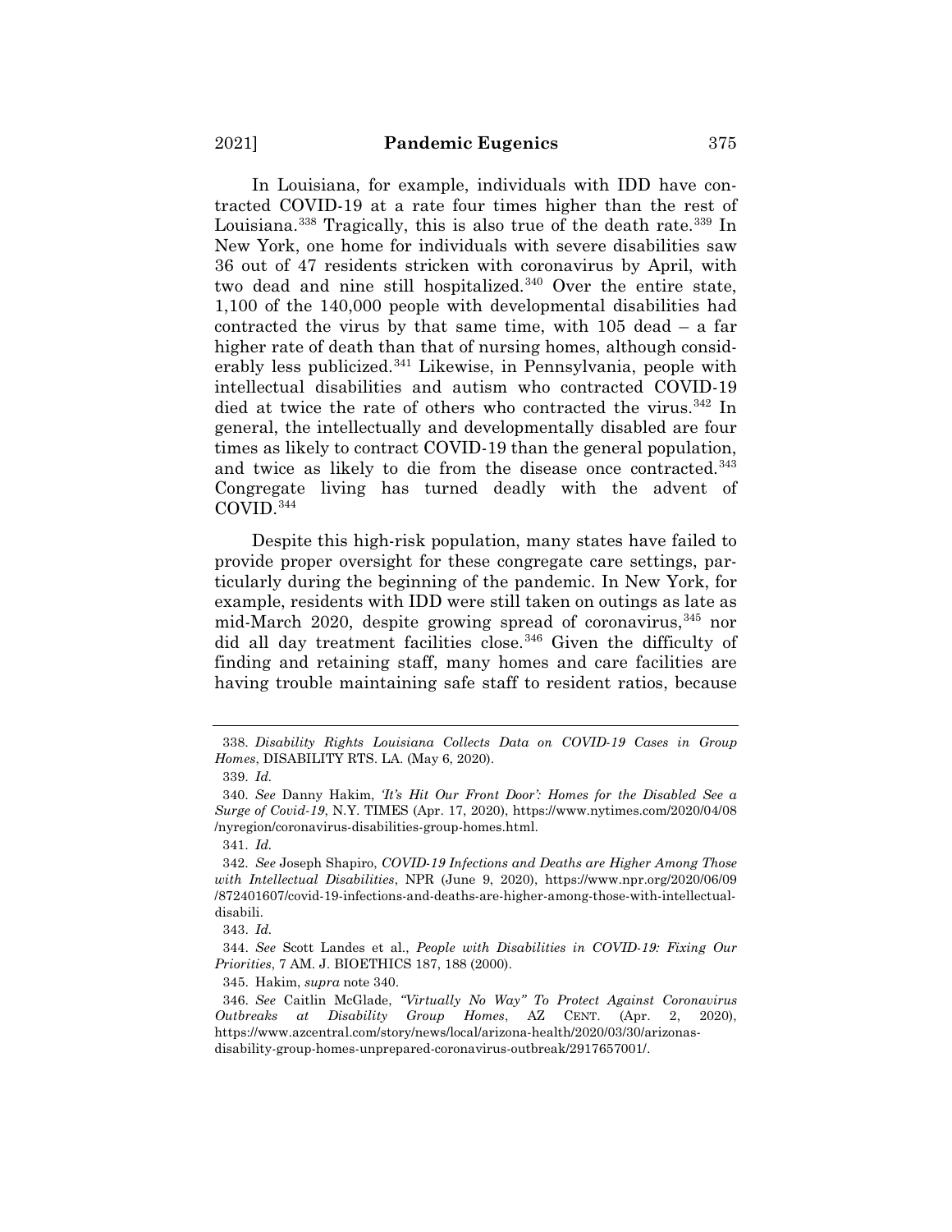In Louisiana, for example, individuals with IDD have contracted COVID-19 at a rate four times higher than the rest of Louisiana.[338] Tragically, this is also true of the death rate.[339] In New York, one home for individuals with severe disabilities saw 36 out of 47 residents stricken with coronavirus by April, with two dead and nine still hospitalized.[340] Over the entire state, 1,100 of the 140,000 people with developmental disabilities had contracted the virus by that same time, with 105 dead – a far higher rate of death than that of nursing homes, although considerably less publicized.[341] Likewise, in Pennsylvania, people with intellectual disabilities and autism who contracted COVID-19 died at twice the rate of others who contracted the virus.[342] In general, the intellectually and developmentally disabled are four times as likely to contract COVID-19 than the general population, and twice as likely to die from the disease once contracted.[343] Congregate living has turned deadly with the advent of COVID.[344]

Despite this high-risk population, many states have failed to provide proper oversight for these congregate care settings, particularly during the beginning of the pandemic. In New York, for example, residents with IDD were still taken on outings as late as mid-March 2020, despite growing spread of coronavirus,[345] nor did all day treatment facilities close.[346] Given the difficulty of finding and retaining staff, many homes and care facilities are having trouble maintaining safe staff to resident ratios, because

---

338. *Disability Rights Louisiana Collects Data on COVID-19 Cases in Group Homes*, DISABILITY RTS. LA. (May 6, 2020).

339. *Id.*

340. *See* Danny Hakim, *'It's Hit Our Front Door': Homes for the Disabled See a Surge of Covid-19*, N.Y. TIMES (Apr. 17, 2020), https://www.nytimes.com/2020/04/08/nyregion/coronavirus-disabilities-group-homes.html.

341. *Id.*

342. *See* Joseph Shapiro, *COVID-19 Infections and Deaths are Higher Among Those with Intellectual Disabilities*, NPR (June 9, 2020), https://www.npr.org/2020/06/09/872401607/covid-19-infections-and-deaths-are-higher-among-those-with-intellectual-disabili.

343. *Id.*

344. *See* Scott Landes et al., *People with Disabilities in COVID-19: Fixing Our Priorities*, 7 AM. J. BIOETHICS 187, 188 (2000).

345. Hakim, *supra* note 340.

346. *See* Caitlin McGlade, *"Virtually No Way" To Protect Against Coronavirus Outbreaks at Disability Group Homes*, AZ CENT. (Apr. 2, 2020), https://www.azcentral.com/story/news/local/arizona-health/2020/03/30/arizonas-disability-group-homes-unprepared-coronavirus-outbreak/2917657001/.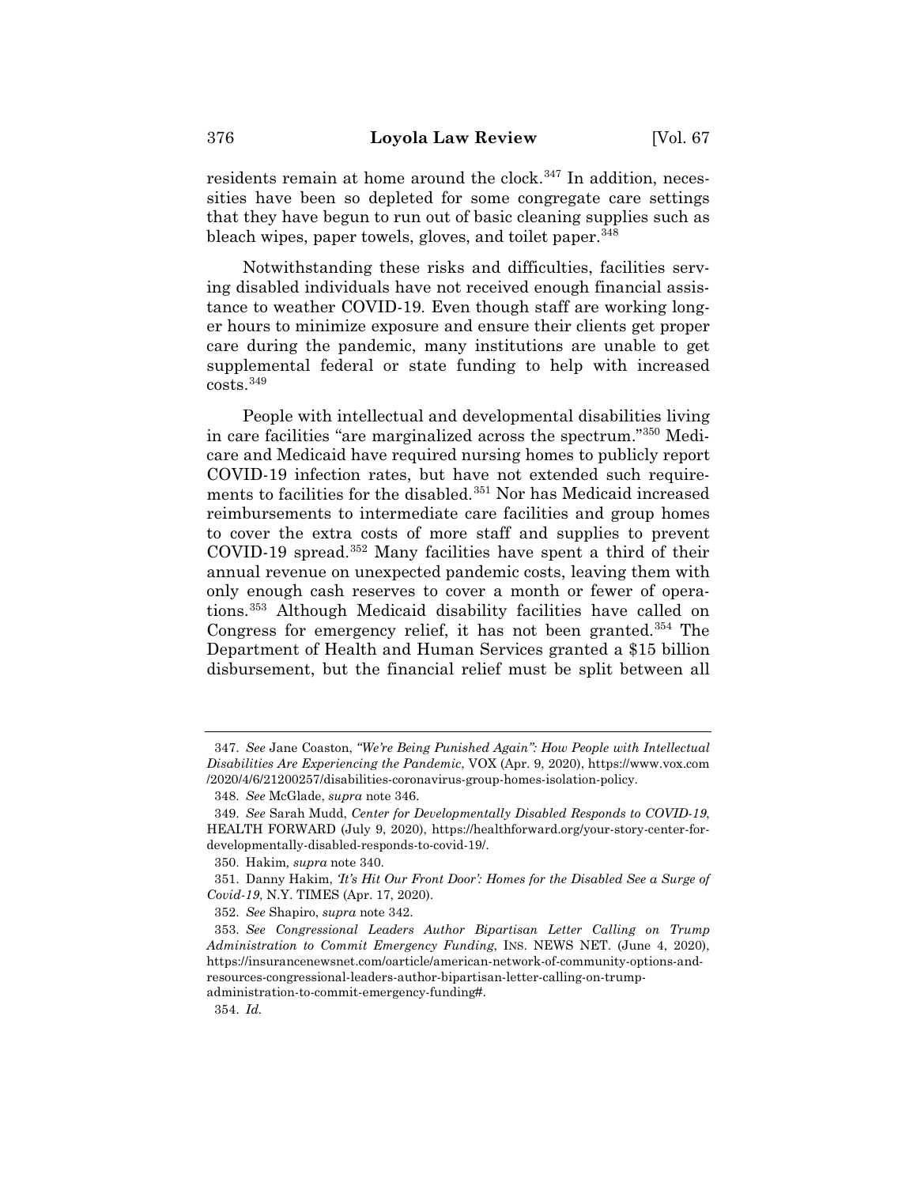residents remain at home around the clock.[347] In addition, necessities have been so depleted for some congregate care settings that they have begun to run out of basic cleaning supplies such as bleach wipes, paper towels, gloves, and toilet paper.[348]

Notwithstanding these risks and difficulties, facilities serving disabled individuals have not received enough financial assistance to weather COVID-19. Even though staff are working longer hours to minimize exposure and ensure their clients get proper care during the pandemic, many institutions are unable to get supplemental federal or state funding to help with increased costs.[349]

People with intellectual and developmental disabilities living in care facilities "are marginalized across the spectrum."[350] Medicare and Medicaid have required nursing homes to publicly report COVID-19 infection rates, but have not extended such requirements to facilities for the disabled.[351] Nor has Medicaid increased reimbursements to intermediate care facilities and group homes to cover the extra costs of more staff and supplies to prevent COVID-19 spread.[352] Many facilities have spent a third of their annual revenue on unexpected pandemic costs, leaving them with only enough cash reserves to cover a month or fewer of operations.[353] Although Medicaid disability facilities have called on Congress for emergency relief, it has not been granted.[354] The Department of Health and Human Services granted a $15 billion disbursement, but the financial relief must be split between all

---

347. *See* Jane Coaston, *"We're Being Punished Again": How People with Intellectual Disabilities Are Experiencing the Pandemic*, VOX (Apr. 9, 2020), https://www.vox.com/2020/4/6/21200257/disabilities-coronavirus-group-homes-isolation-policy.

348. *See* McGlade, *supra* note 346.

349. *See* Sarah Mudd, *Center for Developmentally Disabled Responds to COVID-19*, HEALTH FORWARD (July 9, 2020), https://healthforward.org/your-story-center-for-developmentally-disabled-responds-to-covid-19/.

350. Hakim*, supra* note 340.

351. Danny Hakim, *'It's Hit Our Front Door': Homes for the Disabled See a Surge of Covid-19*, N.Y. TIMES (Apr. 17, 2020).

352. *See* Shapiro, *supra* note 342.

353. *See Congressional Leaders Author Bipartisan Letter Calling on Trump Administration to Commit Emergency Funding*, INS. NEWS NET. (June 4, 2020), https://insurancenewsnet.com/oarticle/american-network-of-community-options-and-resources-congressional-leaders-author-bipartisan-letter-calling-on-trump-administration-to-commit-emergency-funding#.

354. *Id.*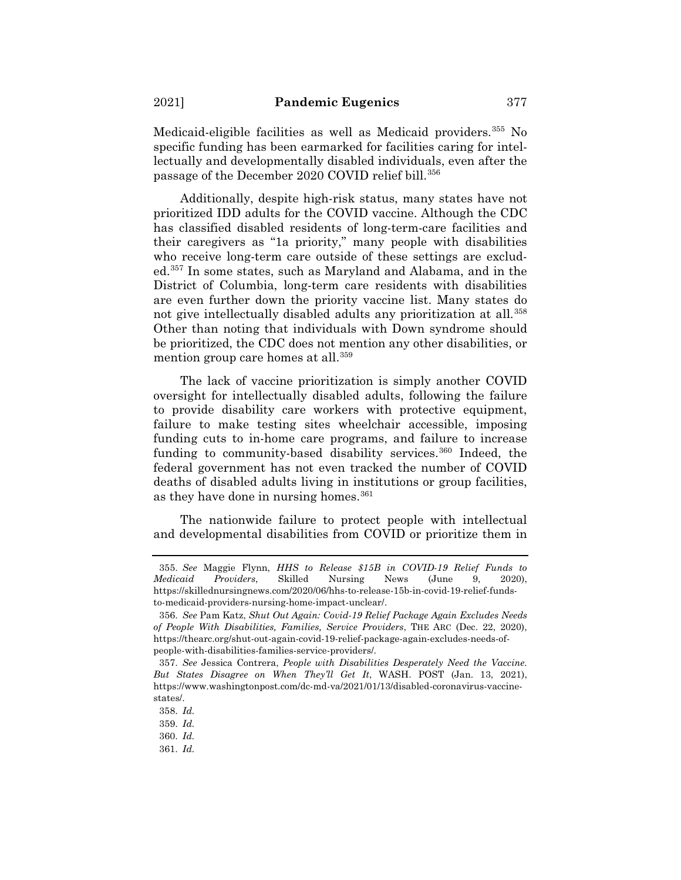Medicaid-eligible facilities as well as Medicaid providers.[355] No specific funding has been earmarked for facilities caring for intellectually and developmentally disabled individuals, even after the passage of the December 2020 COVID relief bill.[356]

Additionally, despite high-risk status, many states have not prioritized IDD adults for the COVID vaccine. Although the CDC has classified disabled residents of long-term-care facilities and their caregivers as "1a priority," many people with disabilities who receive long-term care outside of these settings are excluded.[357] In some states, such as Maryland and Alabama, and in the District of Columbia, long-term care residents with disabilities are even further down the priority vaccine list. Many states do not give intellectually disabled adults any prioritization at all.[358] Other than noting that individuals with Down syndrome should be prioritized, the CDC does not mention any other disabilities, or mention group care homes at all.[359]

The lack of vaccine prioritization is simply another COVID oversight for intellectually disabled adults, following the failure to provide disability care workers with protective equipment, failure to make testing sites wheelchair accessible, imposing funding cuts to in-home care programs, and failure to increase funding to community-based disability services.[360] Indeed, the federal government has not even tracked the number of COVID deaths of disabled adults living in institutions or group facilities, as they have done in nursing homes.[361]

The nationwide failure to protect people with intellectual and developmental disabilities from COVID or prioritize them in

---

355. *See* Maggie Flynn, *HHS to Release $15B in COVID-19 Relief Funds to Medicaid Providers*, Skilled Nursing News (June 9, 2020), https://skillednursingnews.com/2020/06/hhs-to-release-15b-in-covid-19-relief-funds-to-medicaid-providers-nursing-home-impact-unclear/.

356. *See* Pam Katz, *Shut Out Again: Covid-19 Relief Package Again Excludes Needs of People With Disabilities, Families, Service Providers*, THE ARC (Dec. 22, 2020), https://thearc.org/shut-out-again-covid-19-relief-package-again-excludes-needs-of-people-with-disabilities-families-service-providers/.

357. *See* Jessica Contrera, *People with Disabilities Desperately Need the Vaccine. But States Disagree on When They'll Get It*, WASH. POST (Jan. 13, 2021), https://www.washingtonpost.com/dc-md-va/2021/01/13/disabled-coronavirus-vaccine-states/.

358. *Id.*

359. *Id.*

360. *Id.*

361. *Id.*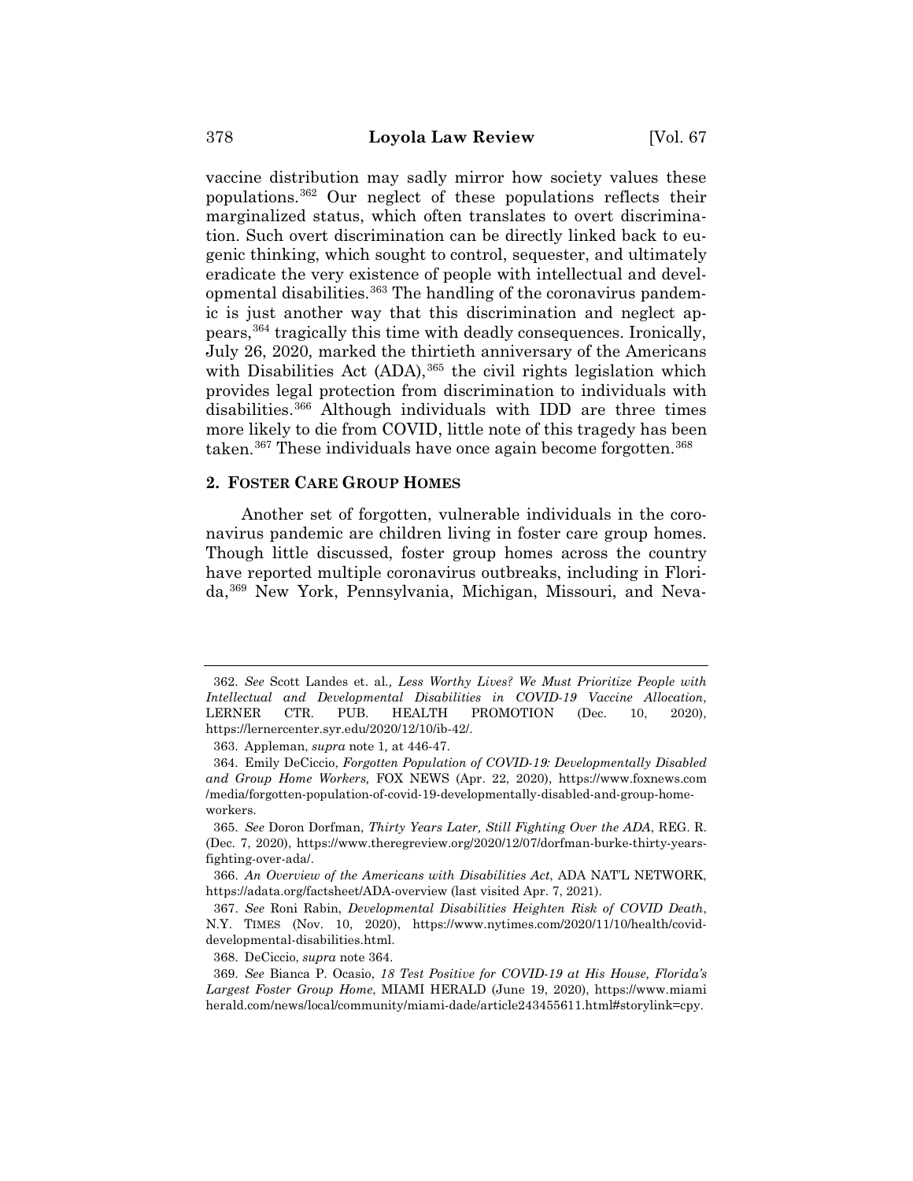vaccine distribution may sadly mirror how society values these populations.[362] Our neglect of these populations reflects their marginalized status, which often translates to overt discrimination. Such overt discrimination can be directly linked back to eugenic thinking, which sought to control, sequester, and ultimately eradicate the very existence of people with intellectual and developmental disabilities.[363] The handling of the coronavirus pandemic is just another way that this discrimination and neglect appears,[364] tragically this time with deadly consequences. Ironically, July 26, 2020, marked the thirtieth anniversary of the Americans with Disabilities Act (ADA),[365] the civil rights legislation which provides legal protection from discrimination to individuals with disabilities.[366] Although individuals with IDD are three times more likely to die from COVID, little note of this tragedy has been taken.[367] These individuals have once again become forgotten.[368]

### 2. Foster Care Group Homes

Another set of forgotten, vulnerable individuals in the coronavirus pandemic are children living in foster care group homes. Though little discussed, foster group homes across the country have reported multiple coronavirus outbreaks, including in Florida,[369] New York, Pennsylvania, Michigan, Missouri, and Neva-

---

362. *See* Scott Landes et. al., *Less Worthy Lives? We Must Prioritize People with Intellectual and Developmental Disabilities in COVID-19 Vaccine Allocation*, LERNER CTR. PUB. HEALTH PROMOTION (Dec. 10, 2020), https://lernercenter.syr.edu/2020/12/10/ib-42/.

363. Appleman, *supra* note 1, at 446-47.

364. Emily DeCiccio, *Forgotten Population of COVID-19: Developmentally Disabled and Group Home Workers,* FOX NEWS (Apr. 22, 2020), https://www.foxnews.com/media/forgotten-population-of-covid-19-developmentally-disabled-and-group-home-workers.

365. *See* Doron Dorfman, *Thirty Years Later, Still Fighting Over the ADA*, REG. R. (Dec. 7, 2020), https://www.theregreview.org/2020/12/07/dorfman-burke-thirty-years-fighting-over-ada/.

366. *An Overview of the Americans with Disabilities Act*, ADA NAT'L NETWORK, https://adata.org/factsheet/ADA-overview (last visited Apr. 7, 2021).

367. *See* Roni Rabin, *Developmental Disabilities Heighten Risk of COVID Death*, N.Y. TIMES (Nov. 10, 2020), https://www.nytimes.com/2020/11/10/health/covid-developmental-disabilities.html.

368. DeCiccio, *supra* note 364.

369. *See* Bianca P. Ocasio, *18 Test Positive for COVID-19 at His House, Florida's Largest Foster Group Home*, MIAMI HERALD (June 19, 2020), https://www.miamiherald.com/news/local/community/miami-dade/article243455611.html#storylink=cpy.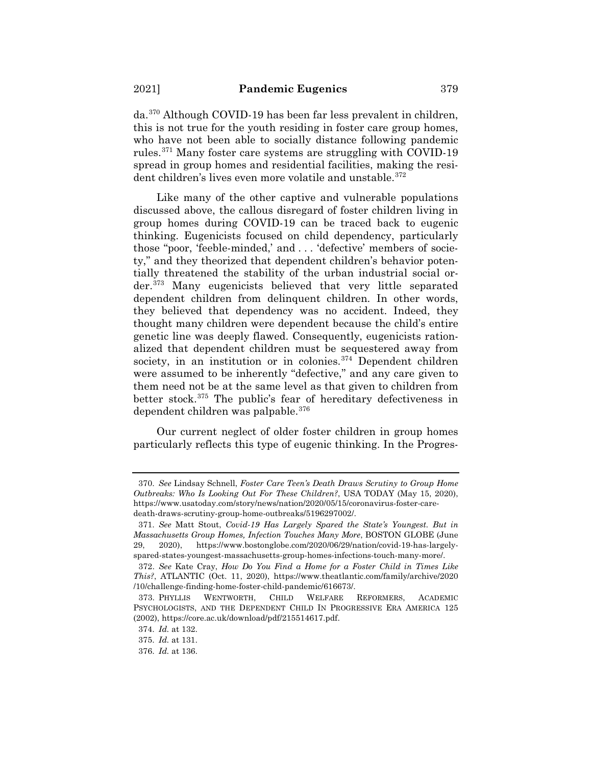da.[370] Although COVID-19 has been far less prevalent in children, this is not true for the youth residing in foster care group homes, who have not been able to socially distance following pandemic rules.[371] Many foster care systems are struggling with COVID-19 spread in group homes and residential facilities, making the resident children's lives even more volatile and unstable.[372]

Like many of the other captive and vulnerable populations discussed above, the callous disregard of foster children living in group homes during COVID-19 can be traced back to eugenic thinking. Eugenicists focused on child dependency, particularly those "poor, 'feeble-minded,' and . . . 'defective' members of society," and they theorized that dependent children's behavior potentially threatened the stability of the urban industrial social order.[373] Many eugenicists believed that very little separated dependent children from delinquent children. In other words, they believed that dependency was no accident. Indeed, they thought many children were dependent because the child's entire genetic line was deeply flawed. Consequently, eugenicists rationalized that dependent children must be sequestered away from society, in an institution or in colonies.[374] Dependent children were assumed to be inherently "defective," and any care given to them need not be at the same level as that given to children from better stock.[375] The public's fear of hereditary defectiveness in dependent children was palpable.[376]

Our current neglect of older foster children in group homes particularly reflects this type of eugenic thinking. In the Progres-

---

370. *See* Lindsay Schnell, *Foster Care Teen's Death Draws Scrutiny to Group Home Outbreaks: Who Is Looking Out For These Children?*, USA TODAY (May 15, 2020), https://www.usatoday.com/story/news/nation/2020/05/15/coronavirus-foster-care-death-draws-scrutiny-group-home-outbreaks/5196297002/.

371. *See* Matt Stout, *Covid-19 Has Largely Spared the State's Youngest. But in Massachusetts Group Homes, Infection Touches Many More*, BOSTON GLOBE (June 29, 2020), https://www.bostonglobe.com/2020/06/29/nation/covid-19-has-largely-spared-states-youngest-massachusetts-group-homes-infections-touch-many-more/.

372. *See* Kate Cray, *How Do You Find a Home for a Foster Child in Times Like This?*, ATLANTIC (Oct. 11, 2020), https://www.theatlantic.com/family/archive/2020/10/challenge-finding-home-foster-child-pandemic/616673/.

373. PHYLLIS WENTWORTH, CHILD WELFARE REFORMERS, ACADEMIC PSYCHOLOGISTS, AND THE DEPENDENT CHILD IN PROGRESSIVE ERA AMERICA 125 (2002), https://core.ac.uk/download/pdf/215514617.pdf.

374. *Id.* at 132.

375. *Id.* at 131.

376. *Id.* at 136.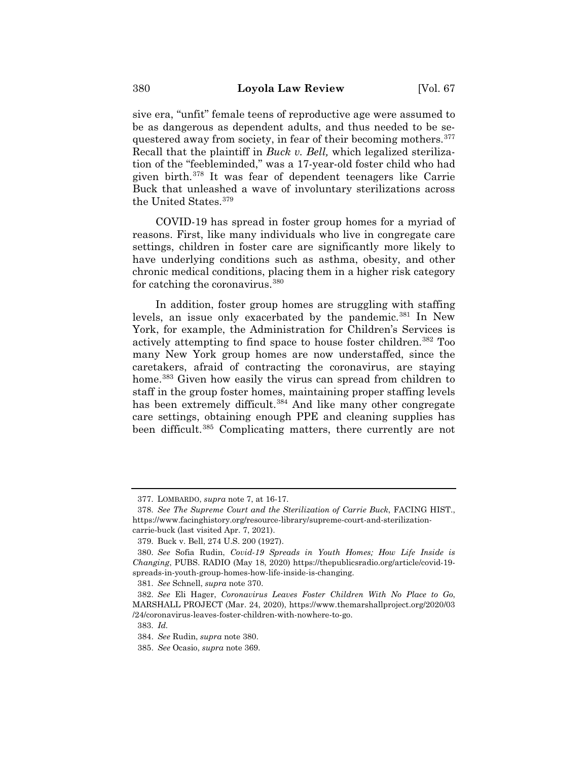sive era, "unfit" female teens of reproductive age were assumed to be as dangerous as dependent adults, and thus needed to be sequestered away from society, in fear of their becoming mothers.[377] Recall that the plaintiff in *Buck v. Bell,* which legalized sterilization of the "feebleminded," was a 17-year-old foster child who had given birth.[378] It was fear of dependent teenagers like Carrie Buck that unleashed a wave of involuntary sterilizations across the United States.[379]

COVID-19 has spread in foster group homes for a myriad of reasons. First, like many individuals who live in congregate care settings, children in foster care are significantly more likely to have underlying conditions such as asthma, obesity, and other chronic medical conditions, placing them in a higher risk category for catching the coronavirus.[380]

In addition, foster group homes are struggling with staffing levels, an issue only exacerbated by the pandemic.[381] In New York, for example, the Administration for Children's Services is actively attempting to find space to house foster children.[382] Too many New York group homes are now understaffed, since the caretakers, afraid of contracting the coronavirus, are staying home.[383] Given how easily the virus can spread from children to staff in the group foster homes, maintaining proper staffing levels has been extremely difficult.[384] And like many other congregate care settings, obtaining enough PPE and cleaning supplies has been difficult.[385] Complicating matters, there currently are not

---

377. LOMBARDO, *supra* note 7, at 16-17.

378. *See The Supreme Court and the Sterilization of Carrie Buck*, FACING HIST., https://www.facinghistory.org/resource-library/supreme-court-and-sterilization-carrie-buck (last visited Apr. 7, 2021).

379. Buck v. Bell, 274 U.S. 200 (1927).

380. *See* Sofia Rudin, *Covid-19 Spreads in Youth Homes; How Life Inside is Changing*, PUBS. RADIO (May 18, 2020) https://thepublicsradio.org/article/covid-19-spreads-in-youth-group-homes-how-life-inside-is-changing.

381. *See* Schnell, *supra* note 370.

382. *See* Eli Hager, *Coronavirus Leaves Foster Children With No Place to Go*, MARSHALL PROJECT (Mar. 24, 2020), https://www.themarshallproject.org/2020/03/24/coronavirus-leaves-foster-children-with-nowhere-to-go.

383. *Id.*

384. *See* Rudin, *supra* note 380.

385. *See* Ocasio, *supra* note 369.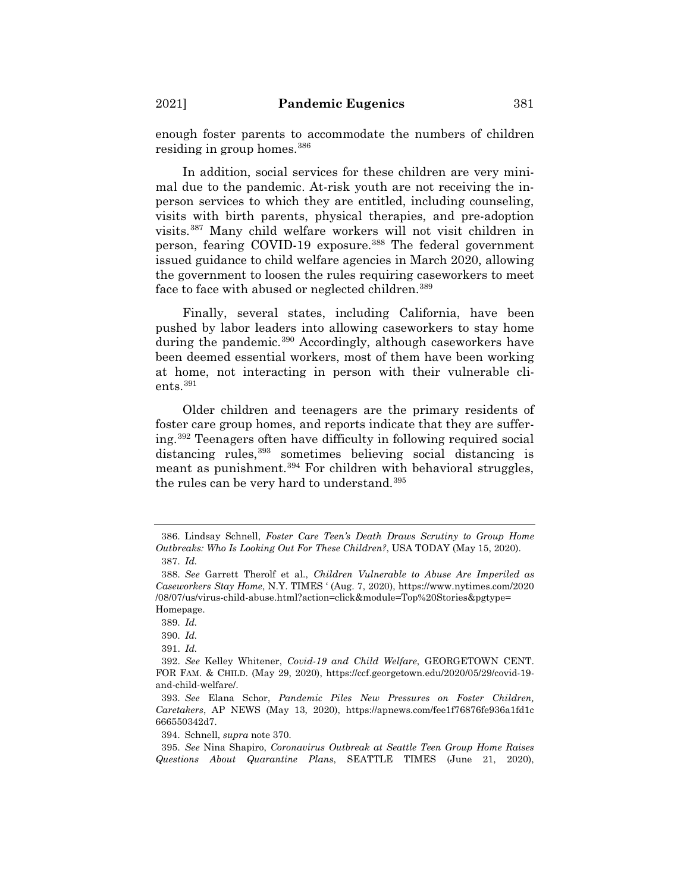enough foster parents to accommodate the numbers of children residing in group homes.[386]

In addition, social services for these children are very minimal due to the pandemic. At-risk youth are not receiving the in-person services to which they are entitled, including counseling, visits with birth parents, physical therapies, and pre-adoption visits.[387] Many child welfare workers will not visit children in person, fearing COVID-19 exposure.[388] The federal government issued guidance to child welfare agencies in March 2020, allowing the government to loosen the rules requiring caseworkers to meet face to face with abused or neglected children.[389]

Finally, several states, including California, have been pushed by labor leaders into allowing caseworkers to stay home during the pandemic.[390] Accordingly, although caseworkers have been deemed essential workers, most of them have been working at home, not interacting in person with their vulnerable clients.[391]

Older children and teenagers are the primary residents of foster care group homes, and reports indicate that they are suffering.[392] Teenagers often have difficulty in following required social distancing rules,[393] sometimes believing social distancing is meant as punishment.[394] For children with behavioral struggles, the rules can be very hard to understand.[395]

---

386. Lindsay Schnell, *Foster Care Teen's Death Draws Scrutiny to Group Home Outbreaks: Who Is Looking Out For These Children?*, USA TODAY (May 15, 2020).

387. *Id.*

388. *See* Garrett Therolf et al., *Children Vulnerable to Abuse Are Imperiled as Caseworkers Stay Home*, N.Y. TIMES ' (Aug. 7, 2020), https://www.nytimes.com/2020/08/07/us/virus-child-abuse.html?action=click&module=Top%20Stories&pgtype=Homepage.

389. *Id.*

390. *Id.*

391. *Id.*

392. *See* Kelley Whitener, *Covid-19 and Child Welfare*, GEORGETOWN CENT. FOR FAM. & CHILD. (May 29, 2020), https://ccf.georgetown.edu/2020/05/29/covid-19-and-child-welfare/.

393. *See* Elana Schor, *Pandemic Piles New Pressures on Foster Children, Caretakers*, AP NEWS (May 13, 2020), https://apnews.com/fee1f76876fe936a1fd1c666550342d7.

394. Schnell, *supra* note 370.

395. *See* Nina Shapiro, *Coronavirus Outbreak at Seattle Teen Group Home Raises Questions About Quarantine Plans*, SEATTLE TIMES (June 21, 2020),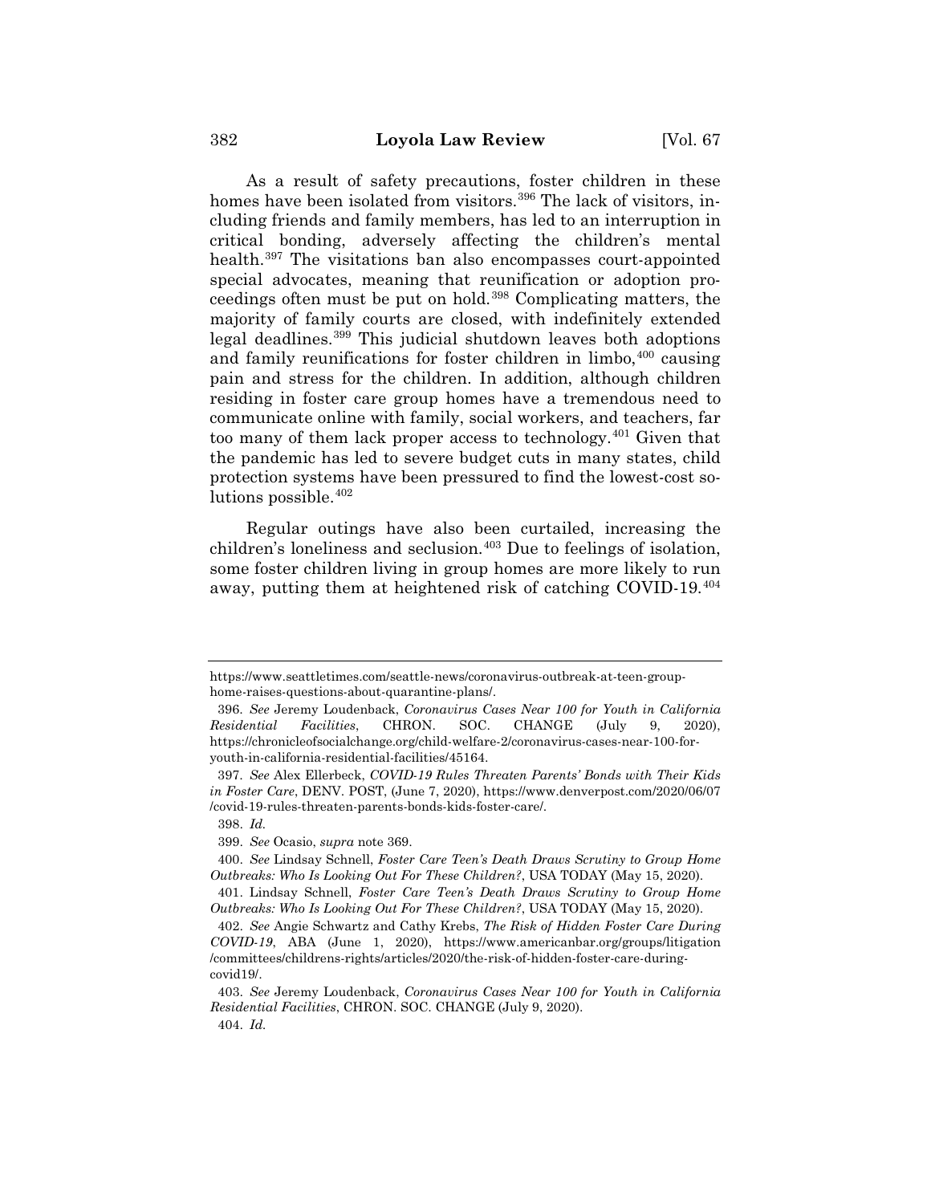As a result of safety precautions, foster children in these homes have been isolated from visitors.[396] The lack of visitors, including friends and family members, has led to an interruption in critical bonding, adversely affecting the children's mental health.[397] The visitations ban also encompasses court-appointed special advocates, meaning that reunification or adoption proceedings often must be put on hold.[398] Complicating matters, the majority of family courts are closed, with indefinitely extended legal deadlines.[399] This judicial shutdown leaves both adoptions and family reunifications for foster children in limbo,[400] causing pain and stress for the children. In addition, although children residing in foster care group homes have a tremendous need to communicate online with family, social workers, and teachers, far too many of them lack proper access to technology.[401] Given that the pandemic has led to severe budget cuts in many states, child protection systems have been pressured to find the lowest-cost solutions possible.[402]

Regular outings have also been curtailed, increasing the children's loneliness and seclusion.[403] Due to feelings of isolation, some foster children living in group homes are more likely to run away, putting them at heightened risk of catching COVID-19.[404]

---

https://www.seattletimes.com/seattle-news/coronavirus-outbreak-at-teen-group-home-raises-questions-about-quarantine-plans/.

396. *See* Jeremy Loudenback, *Coronavirus Cases Near 100 for Youth in California Residential Facilities*, CHRON. SOC. CHANGE (July 9, 2020), https://chronicleofsocialchange.org/child-welfare-2/coronavirus-cases-near-100-for-youth-in-california-residential-facilities/45164.

397. *See* Alex Ellerbeck, *COVID-19 Rules Threaten Parents' Bonds with Their Kids in Foster Care*, DENV. POST, (June 7, 2020), https://www.denverpost.com/2020/06/07/covid-19-rules-threaten-parents-bonds-kids-foster-care/.

398. *Id.*

399. *See* Ocasio, *supra* note 369.

400. *See* Lindsay Schnell, *Foster Care Teen's Death Draws Scrutiny to Group Home Outbreaks: Who Is Looking Out For These Children?*, USA TODAY (May 15, 2020).

401. Lindsay Schnell, *Foster Care Teen's Death Draws Scrutiny to Group Home Outbreaks: Who Is Looking Out For These Children?*, USA TODAY (May 15, 2020).

402. *See* Angie Schwartz and Cathy Krebs, *The Risk of Hidden Foster Care During COVID-19*, ABA (June 1, 2020), https://www.americanbar.org/groups/litigation/committees/childrens-rights/articles/2020/the-risk-of-hidden-foster-care-during-covid19/.

403. *See* Jeremy Loudenback, *Coronavirus Cases Near 100 for Youth in California Residential Facilities*, CHRON. SOC. CHANGE (July 9, 2020).

404. *Id.*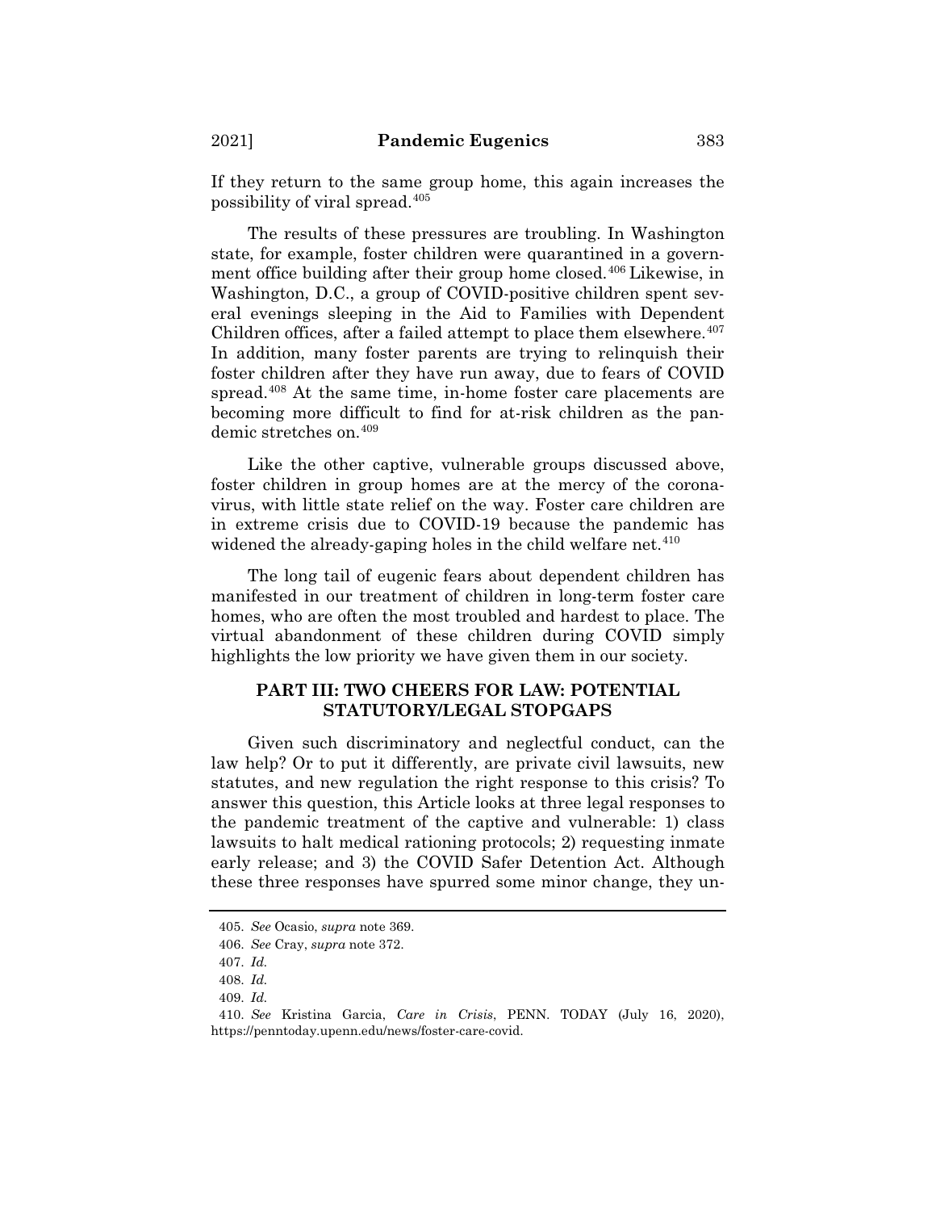If they return to the same group home, this again increases the possibility of viral spread.[405]

The results of these pressures are troubling. In Washington state, for example, foster children were quarantined in a government office building after their group home closed.[406] Likewise, in Washington, D.C., a group of COVID-positive children spent several evenings sleeping in the Aid to Families with Dependent Children offices, after a failed attempt to place them elsewhere.[407] In addition, many foster parents are trying to relinquish their foster children after they have run away, due to fears of COVID spread.[408] At the same time, in-home foster care placements are becoming more difficult to find for at-risk children as the pandemic stretches on.[409]

Like the other captive, vulnerable groups discussed above, foster children in group homes are at the mercy of the coronavirus, with little state relief on the way. Foster care children are in extreme crisis due to COVID-19 because the pandemic has widened the already-gaping holes in the child welfare net.[410]

The long tail of eugenic fears about dependent children has manifested in our treatment of children in long-term foster care homes, who are often the most troubled and hardest to place. The virtual abandonment of these children during COVID simply highlights the low priority we have given them in our society.

## PART III: TWO CHEERS FOR LAW: POTENTIAL STATUTORY/LEGAL STOPGAPS

Given such discriminatory and neglectful conduct, can the law help? Or to put it differently, are private civil lawsuits, new statutes, and new regulation the right response to this crisis? To answer this question, this Article looks at three legal responses to the pandemic treatment of the captive and vulnerable: 1) class lawsuits to halt medical rationing protocols; 2) requesting inmate early release; and 3) the COVID Safer Detention Act. Although these three responses have spurred some minor change, they un-

405. *See* Ocasio, *supra* note 369.

406. *See* Cray, *supra* note 372.

407. *Id.*

408. *Id.*

409. *Id.*

410. *See* Kristina Garcia, *Care in Crisis*, PENN. TODAY (July 16, 2020), https://penntoday.upenn.edu/news/foster-care-covid.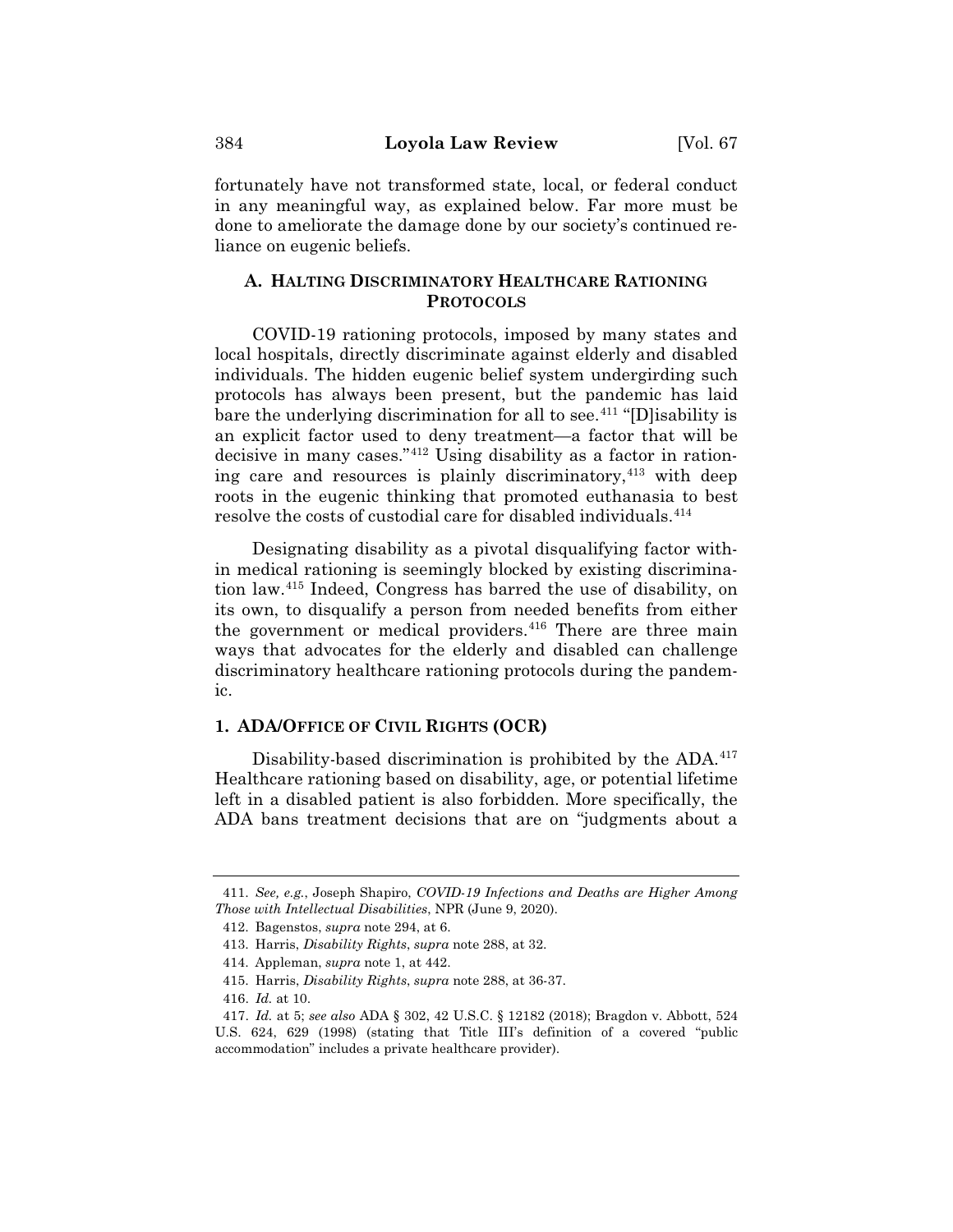fortunately have not transformed state, local, or federal conduct in any meaningful way, as explained below. Far more must be done to ameliorate the damage done by our society's continued reliance on eugenic beliefs.

### A. HALTING DISCRIMINATORY HEALTHCARE RATIONING PROTOCOLS

COVID-19 rationing protocols, imposed by many states and local hospitals, directly discriminate against elderly and disabled individuals. The hidden eugenic belief system undergirding such protocols has always been present, but the pandemic has laid bare the underlying discrimination for all to see.[411] "[D]isability is an explicit factor used to deny treatment—a factor that will be decisive in many cases."[412] Using disability as a factor in rationing care and resources is plainly discriminatory,[413] with deep roots in the eugenic thinking that promoted euthanasia to best resolve the costs of custodial care for disabled individuals.[414]

Designating disability as a pivotal disqualifying factor within medical rationing is seemingly blocked by existing discrimination law.[415] Indeed, Congress has barred the use of disability, on its own, to disqualify a person from needed benefits from either the government or medical providers.[416] There are three main ways that advocates for the elderly and disabled can challenge discriminatory healthcare rationing protocols during the pandemic.

#### 1. ADA/OFFICE OF CIVIL RIGHTS (OCR)

Disability-based discrimination is prohibited by the ADA.[417] Healthcare rationing based on disability, age, or potential lifetime left in a disabled patient is also forbidden. More specifically, the ADA bans treatment decisions that are on "judgments about a

---

411. *See, e.g.*, Joseph Shapiro, *COVID-19 Infections and Deaths are Higher Among Those with Intellectual Disabilities*, NPR (June 9, 2020).

412. Bagenstos, *supra* note 294, at 6.

413. Harris, *Disability Rights*, *supra* note 288, at 32.

414. Appleman, *supra* note 1, at 442.

415. Harris, *Disability Rights*, *supra* note 288, at 36-37.

416. *Id.* at 10.

417. *Id.* at 5; *see also* ADA § 302, 42 U.S.C. § 12182 (2018); Bragdon v. Abbott, 524 U.S. 624, 629 (1998) (stating that Title III's definition of a covered "public accommodation" includes a private healthcare provider).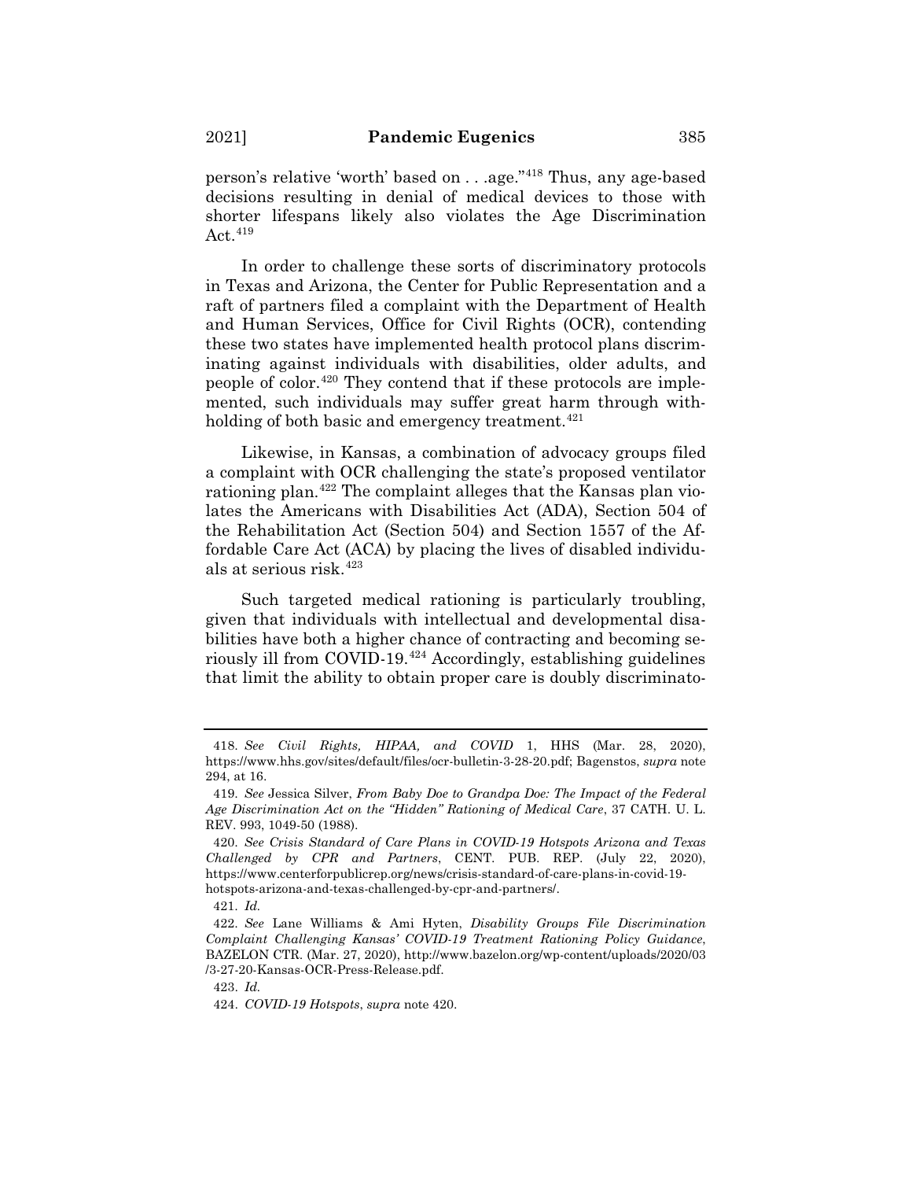person's relative 'worth' based on . . .age."[418] Thus, any age-based decisions resulting in denial of medical devices to those with shorter lifespans likely also violates the Age Discrimination Act.[419]

In order to challenge these sorts of discriminatory protocols in Texas and Arizona, the Center for Public Representation and a raft of partners filed a complaint with the Department of Health and Human Services, Office for Civil Rights (OCR), contending these two states have implemented health protocol plans discriminating against individuals with disabilities, older adults, and people of color.[420] They contend that if these protocols are implemented, such individuals may suffer great harm through withholding of both basic and emergency treatment.[421]

Likewise, in Kansas, a combination of advocacy groups filed a complaint with OCR challenging the state's proposed ventilator rationing plan.[422] The complaint alleges that the Kansas plan violates the Americans with Disabilities Act (ADA), Section 504 of the Rehabilitation Act (Section 504) and Section 1557 of the Affordable Care Act (ACA) by placing the lives of disabled individuals at serious risk.[423]

Such targeted medical rationing is particularly troubling, given that individuals with intellectual and developmental disabilities have both a higher chance of contracting and becoming seriously ill from COVID-19.[424] Accordingly, establishing guidelines that limit the ability to obtain proper care is doubly discriminato-

---

418. *See Civil Rights, HIPAA, and COVID* 1, HHS (Mar. 28, 2020), https://www.hhs.gov/sites/default/files/ocr-bulletin-3-28-20.pdf; Bagenstos, *supra* note 294, at 16.

419. *See* Jessica Silver, *From Baby Doe to Grandpa Doe: The Impact of the Federal Age Discrimination Act on the "Hidden" Rationing of Medical Care*, 37 CATH. U. L. REV. 993, 1049-50 (1988).

420. *See Crisis Standard of Care Plans in COVID-19 Hotspots Arizona and Texas Challenged by CPR and Partners*, CENT. PUB. REP. (July 22, 2020), https://www.centerforpublicrep.org/news/crisis-standard-of-care-plans-in-covid-19-hotspots-arizona-and-texas-challenged-by-cpr-and-partners/.

421. *Id.*

422. *See* Lane Williams & Ami Hyten, *Disability Groups File Discrimination Complaint Challenging Kansas' COVID-19 Treatment Rationing Policy Guidance*, BAZELON CTR. (Mar. 27, 2020), http://www.bazelon.org/wp-content/uploads/2020/03/3-27-20-Kansas-OCR-Press-Release.pdf.

423. *Id.*

424. *COVID-19 Hotspots*, *supra* note 420.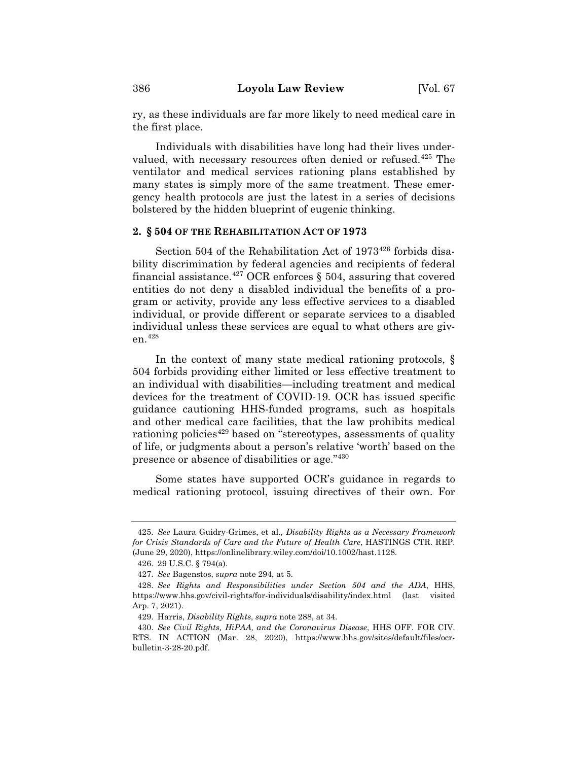ry, as these individuals are far more likely to need medical care in the first place.

Individuals with disabilities have long had their lives undervalued, with necessary resources often denied or refused.[425] The ventilator and medical services rationing plans established by many states is simply more of the same treatment. These emergency health protocols are just the latest in a series of decisions bolstered by the hidden blueprint of eugenic thinking.

### 2. § 504 OF THE REHABILITATION ACT OF 1973

Section 504 of the Rehabilitation Act of 1973[426] forbids disability discrimination by federal agencies and recipients of federal financial assistance.[427] OCR enforces § 504, assuring that covered entities do not deny a disabled individual the benefits of a program or activity, provide any less effective services to a disabled individual, or provide different or separate services to a disabled individual unless these services are equal to what others are given.[428]

In the context of many state medical rationing protocols, § 504 forbids providing either limited or less effective treatment to an individual with disabilities—including treatment and medical devices for the treatment of COVID-19. OCR has issued specific guidance cautioning HHS-funded programs, such as hospitals and other medical care facilities, that the law prohibits medical rationing policies[429] based on "stereotypes, assessments of quality of life, or judgments about a person's relative 'worth' based on the presence or absence of disabilities or age."[430]

Some states have supported OCR's guidance in regards to medical rationing protocol, issuing directives of their own. For

---

425. *See* Laura Guidry-Grimes, et al., *Disability Rights as a Necessary Framework for Crisis Standards of Care and the Future of Health Care*, HASTINGS CTR. REP. (June 29, 2020), https://onlinelibrary.wiley.com/doi/10.1002/hast.1128.

426. 29 U.S.C. § 794(a).

427. *See* Bagenstos, *supra* note 294, at 5.

428. *See Rights and Responsibilities under Section 504 and the ADA*, HHS, https://www.hhs.gov/civil-rights/for-individuals/disability/index.html (last visited Arp. 7, 2021).

429. Harris, *Disability Rights*, *supra* note 288, at 34.

430. *See Civil Rights, HiPAA, and the Coronavirus Disease*, HHS OFF. FOR CIV. RTS. IN ACTION (Mar. 28, 2020), https://www.hhs.gov/sites/default/files/ocr-bulletin-3-28-20.pdf.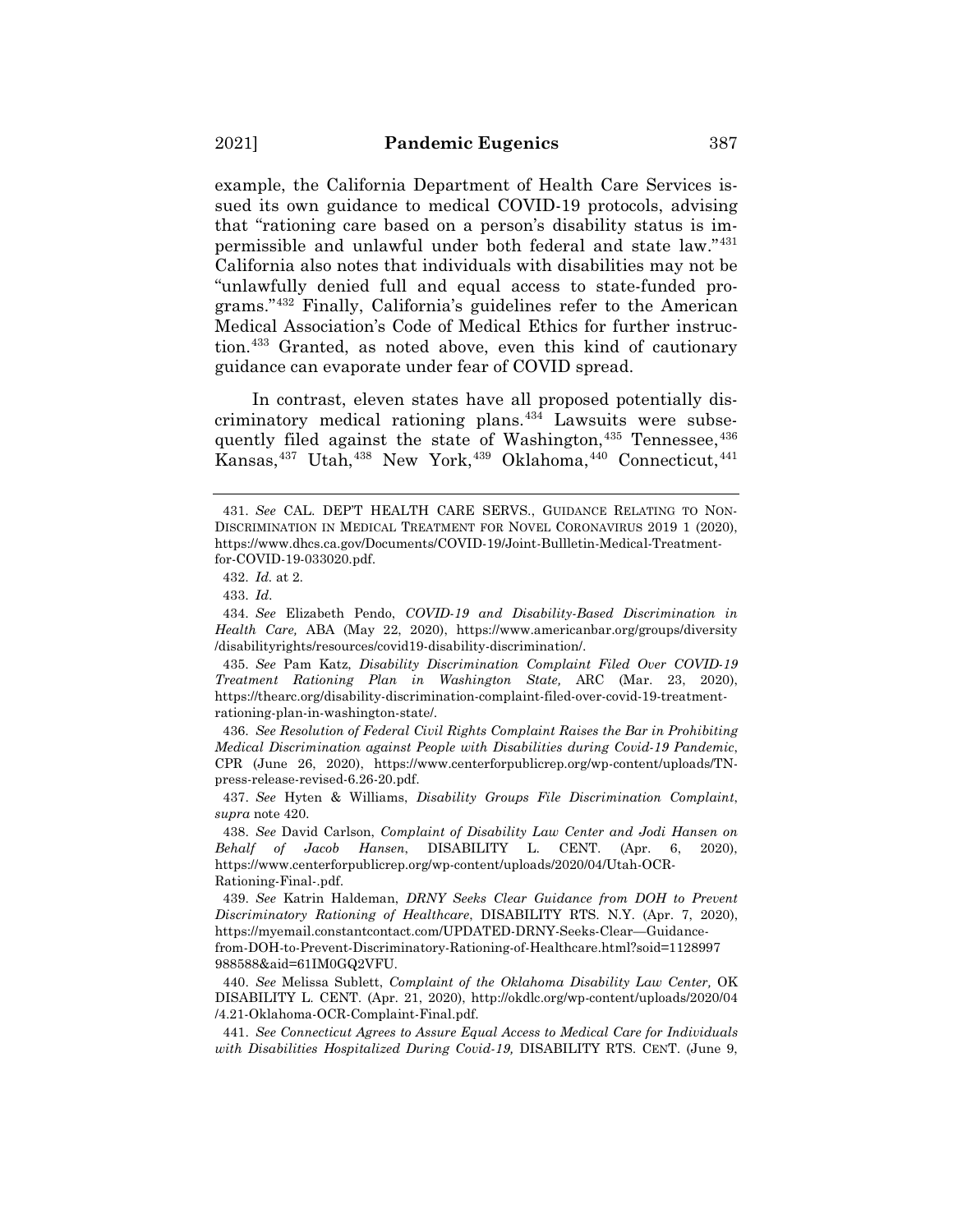example, the California Department of Health Care Services issued its own guidance to medical COVID-19 protocols, advising that "rationing care based on a person's disability status is impermissible and unlawful under both federal and state law."[431] California also notes that individuals with disabilities may not be "unlawfully denied full and equal access to state-funded programs."[432] Finally, California's guidelines refer to the American Medical Association's Code of Medical Ethics for further instruction.[433] Granted, as noted above, even this kind of cautionary guidance can evaporate under fear of COVID spread.

In contrast, eleven states have all proposed potentially discriminatory medical rationing plans.[434] Lawsuits were subsequently filed against the state of Washington,[435] Tennessee,[436] Kansas,[437] Utah,[438] New York,[439] Oklahoma,[440] Connecticut,[441]

---

431. *See* CAL. DEP'T HEALTH CARE SERVS., GUIDANCE RELATING TO NON-DISCRIMINATION IN MEDICAL TREATMENT FOR NOVEL CORONAVIRUS 2019 1 (2020), https://www.dhcs.ca.gov/Documents/COVID-19/Joint-Bullletin-Medical-Treatment-for-COVID-19-033020.pdf.

432. *Id.* at 2.

433. *Id*.

434. *See* Elizabeth Pendo, *COVID-19 and Disability-Based Discrimination in Health Care,* ABA (May 22, 2020), https://www.americanbar.org/groups/diversity/disabilityrights/resources/covid19-disability-discrimination/.

435. *See* Pam Katz, *Disability Discrimination Complaint Filed Over COVID-19 Treatment Rationing Plan in Washington State,* ARC (Mar. 23, 2020), https://thearc.org/disability-discrimination-complaint-filed-over-covid-19-treatment-rationing-plan-in-washington-state/.

436. *See Resolution of Federal Civil Rights Complaint Raises the Bar in Prohibiting Medical Discrimination against People with Disabilities during Covid-19 Pandemic*, CPR (June 26, 2020), https://www.centerforpublicrep.org/wp-content/uploads/TN-press-release-revised-6.26-20.pdf.

437. *See* Hyten & Williams, *Disability Groups File Discrimination Complaint*, *supra* note 420.

438. *See* David Carlson, *Complaint of Disability Law Center and Jodi Hansen on Behalf of Jacob Hansen*, DISABILITY L. CENT. (Apr. 6, 2020), https://www.centerforpublicrep.org/wp-content/uploads/2020/04/Utah-OCR-Rationing-Final-.pdf.

439. *See* Katrin Haldeman, *DRNY Seeks Clear Guidance from DOH to Prevent Discriminatory Rationing of Healthcare*, DISABILITY RTS. N.Y. (Apr. 7, 2020), https://myemail.constantcontact.com/UPDATED-DRNY-Seeks-Clear—Guidance-from-DOH-to-Prevent-Discriminatory-Rationing-of-Healthcare.html?soid=1128997988588&aid=61IM0GQ2VFU.

440. *See* Melissa Sublett, *Complaint of the Oklahoma Disability Law Center,* OK DISABILITY L. CENT. (Apr. 21, 2020), http://okdlc.org/wp-content/uploads/2020/04/4.21-Oklahoma-OCR-Complaint-Final.pdf.

441. *See Connecticut Agrees to Assure Equal Access to Medical Care for Individuals with Disabilities Hospitalized During Covid-19,* DISABILITY RTS. CENT. (June 9,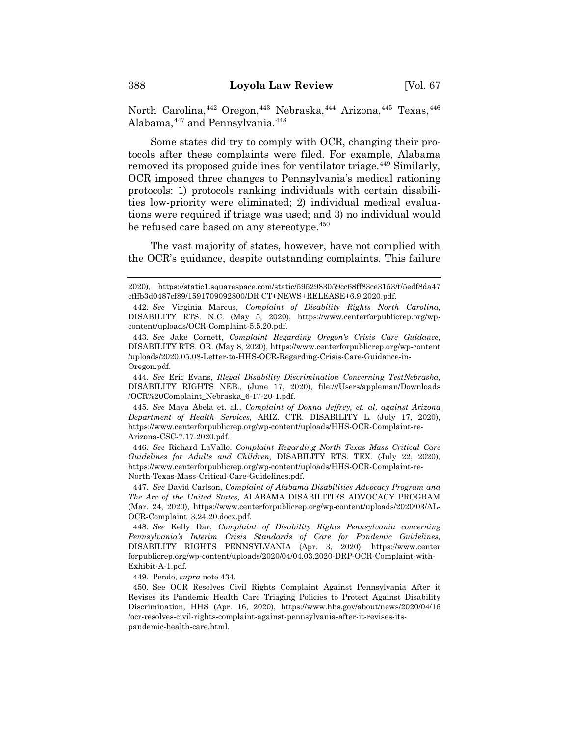North Carolina,[442] Oregon,[443] Nebraska,[444] Arizona,[445] Texas,[446] Alabama,[447] and Pennsylvania.[448]

Some states did try to comply with OCR, changing their protocols after these complaints were filed. For example, Alabama removed its proposed guidelines for ventilator triage.[449] Similarly, OCR imposed three changes to Pennsylvania's medical rationing protocols: 1) protocols ranking individuals with certain disabilities low-priority were eliminated; 2) individual medical evaluations were required if triage was used; and 3) no individual would be refused care based on any stereotype.[450]

The vast majority of states, however, have not complied with the OCR's guidance, despite outstanding complaints. This failure

---

2020), https://static1.squarespace.com/static/5952983059cc68ff83ce3153/t/5edf8da47cfffb3d0487cf89/1591709092800/DR CT+NEWS+RELEASE+6.9.2020.pdf.

442. *See* Virginia Marcus, *Complaint of Disability Rights North Carolina*, DISABILITY RTS. N.C. (May 5, 2020), https://www.centerforpublicrep.org/wp-content/uploads/OCR-Complaint-5.5.20.pdf.

443. *See* Jake Cornett, *Complaint Regarding Oregon's Crisis Care Guidance,* DISABILITY RTS. OR. (May 8, 2020), https://www.centerforpublicrep.org/wp-content/uploads/2020.05.08-Letter-to-HHS-OCR-Regarding-Crisis-Care-Guidance-in-Oregon.pdf.

444. *See* Eric Evans, *Illegal Disability Discrimination Concerning TestNebraska,* DISABILITY RIGHTS NEB., (June 17, 2020), file:///Users/appleman/Downloads/OCR%20Complaint_Nebraska_6-17-20-1.pdf.

445. *See* Maya Abela et. al., *Complaint of Donna Jeffrey, et. al, against Arizona Department of Health Services,* ARIZ. CTR. DISABILITY L. (July 17, 2020), https://www.centerforpublicrep.org/wp-content/uploads/HHS-OCR-Complaint-re-Arizona-CSC-7.17.2020.pdf.

446. *See* Richard LaVallo, *Complaint Regarding North Texas Mass Critical Care Guidelines for Adults and Children,* DISABILITY RTS. TEX. (July 22, 2020), https://www.centerforpublicrep.org/wp-content/uploads/HHS-OCR-Complaint-re-North-Texas-Mass-Critical-Care-Guidelines.pdf.

447. *See* David Carlson, *Complaint of Alabama Disabilities Advocacy Program and The Arc of the United States,* ALABAMA DISABILITIES ADVOCACY PROGRAM (Mar. 24, 2020), https://www.centerforpublicrep.org/wp-content/uploads/2020/03/AL-OCR-Complaint_3.24.20.docx.pdf.

448. *See* Kelly Dar, *Complaint of Disability Rights Pennsylvania concerning Pennsylvania's Interim Crisis Standards of Care for Pandemic Guidelines,* DISABILITY RIGHTS PENNSYLVANIA (Apr. 3, 2020), https://www.centerforpublicrep.org/wp-content/uploads/2020/04/04.03.2020-DRP-OCR-Complaint-with-Exhibit-A-1.pdf.

449. Pendo, *supra* note 434.

450. See OCR Resolves Civil Rights Complaint Against Pennsylvania After it Revises its Pandemic Health Care Triaging Policies to Protect Against Disability Discrimination, HHS (Apr. 16, 2020), https://www.hhs.gov/about/news/2020/04/16/ocr-resolves-civil-rights-complaint-against-pennsylvania-after-it-revises-its-pandemic-health-care.html.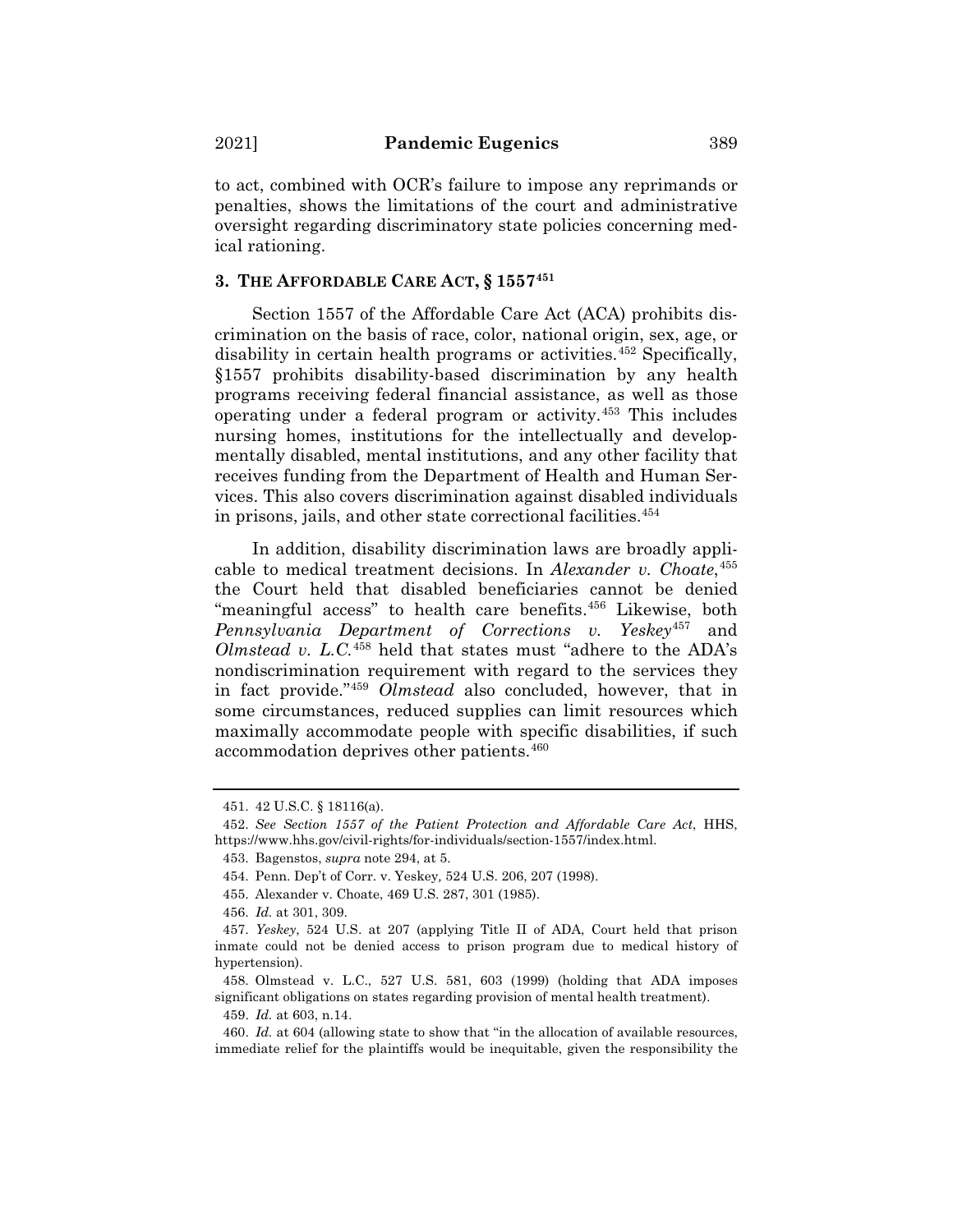to act, combined with OCR's failure to impose any reprimands or penalties, shows the limitations of the court and administrative oversight regarding discriminatory state policies concerning medical rationing.

### 3. THE AFFORDABLE CARE ACT, § 1557[451]

Section 1557 of the Affordable Care Act (ACA) prohibits discrimination on the basis of race, color, national origin, sex, age, or disability in certain health programs or activities.[452] Specifically, §1557 prohibits disability-based discrimination by any health programs receiving federal financial assistance, as well as those operating under a federal program or activity.[453] This includes nursing homes, institutions for the intellectually and developmentally disabled, mental institutions, and any other facility that receives funding from the Department of Health and Human Services. This also covers discrimination against disabled individuals in prisons, jails, and other state correctional facilities.[454]

In addition, disability discrimination laws are broadly applicable to medical treatment decisions. In *Alexander v. Choate*,[455] the Court held that disabled beneficiaries cannot be denied "meaningful access" to health care benefits.[456] Likewise, both *Pennsylvania Department of Corrections v. Yeskey*[457] and *Olmstead v. L.C.*[458] held that states must "adhere to the ADA's nondiscrimination requirement with regard to the services they in fact provide."[459] *Olmstead* also concluded, however, that in some circumstances, reduced supplies can limit resources which maximally accommodate people with specific disabilities, if such accommodation deprives other patients.[460]

---

451. 42 U.S.C. § 18116(a).

452. *See Section 1557 of the Patient Protection and Affordable Care Act*, HHS, https://www.hhs.gov/civil-rights/for-individuals/section-1557/index.html.

453. Bagenstos, *supra* note 294, at 5.

454. Penn. Dep't of Corr. v. Yeskey*,* 524 U.S. 206, 207 (1998).

455. Alexander v. Choate, 469 U.S. 287, 301 (1985).

456. *Id.* at 301, 309.

457. *Yeskey*, 524 U.S. at 207 (applying Title II of ADA, Court held that prison inmate could not be denied access to prison program due to medical history of hypertension).

458. Olmstead v. L.C., 527 U.S. 581, 603 (1999) (holding that ADA imposes significant obligations on states regarding provision of mental health treatment).

459. *Id.* at 603, n.14.

460. *Id.* at 604 (allowing state to show that "in the allocation of available resources, immediate relief for the plaintiffs would be inequitable, given the responsibility the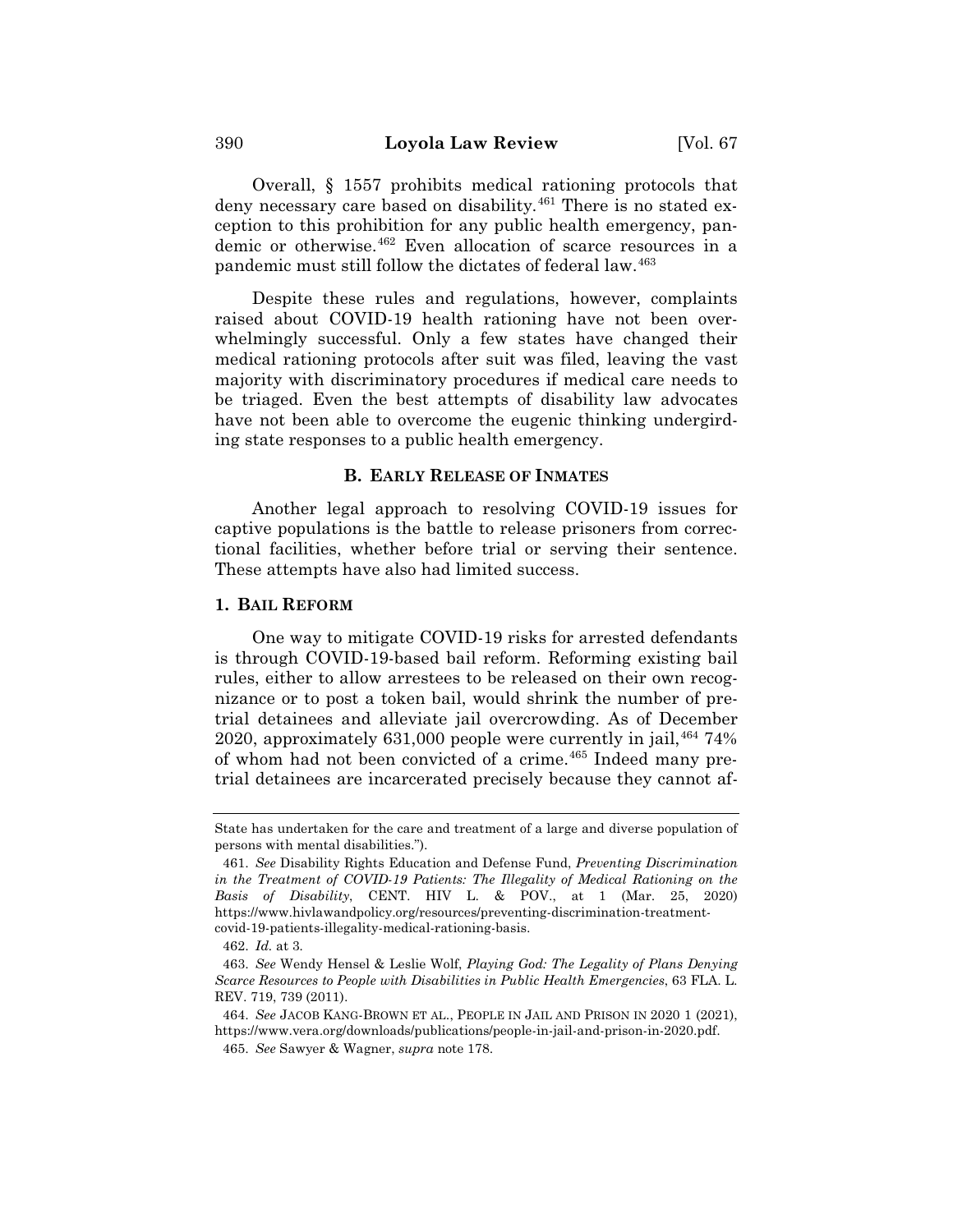Overall, § 1557 prohibits medical rationing protocols that deny necessary care based on disability.[461] There is no stated exception to this prohibition for any public health emergency, pandemic or otherwise.[462] Even allocation of scarce resources in a pandemic must still follow the dictates of federal law.[463]

Despite these rules and regulations, however, complaints raised about COVID-19 health rationing have not been overwhelmingly successful. Only a few states have changed their medical rationing protocols after suit was filed, leaving the vast majority with discriminatory procedures if medical care needs to be triaged. Even the best attempts of disability law advocates have not been able to overcome the eugenic thinking undergirding state responses to a public health emergency.

### B. EARLY RELEASE OF INMATES

Another legal approach to resolving COVID-19 issues for captive populations is the battle to release prisoners from correctional facilities, whether before trial or serving their sentence. These attempts have also had limited success.

#### 1. BAIL REFORM

One way to mitigate COVID-19 risks for arrested defendants is through COVID-19-based bail reform. Reforming existing bail rules, either to allow arrestees to be released on their own recognizance or to post a token bail, would shrink the number of pretrial detainees and alleviate jail overcrowding. As of December 2020, approximately 631,000 people were currently in jail,[464] 74% of whom had not been convicted of a crime.[465] Indeed many pretrial detainees are incarcerated precisely because they cannot af-

---

State has undertaken for the care and treatment of a large and diverse population of persons with mental disabilities.").

461. *See* Disability Rights Education and Defense Fund, *Preventing Discrimination in the Treatment of COVID-19 Patients: The Illegality of Medical Rationing on the Basis of Disability*, CENT. HIV L. & POV., at 1 (Mar. 25, 2020) https://www.hivlawandpolicy.org/resources/preventing-discrimination-treatment-covid-19-patients-illegality-medical-rationing-basis.

462. *Id.* at 3.

463. *See* Wendy Hensel & Leslie Wolf, *Playing God: The Legality of Plans Denying Scarce Resources to People with Disabilities in Public Health Emergencies*, 63 FLA. L. REV. 719, 739 (2011).

464. *See* JACOB KANG-BROWN ET AL., PEOPLE IN JAIL AND PRISON IN 2020 1 (2021), https://www.vera.org/downloads/publications/people-in-jail-and-prison-in-2020.pdf.

465. *See* Sawyer & Wagner, *supra* note 178.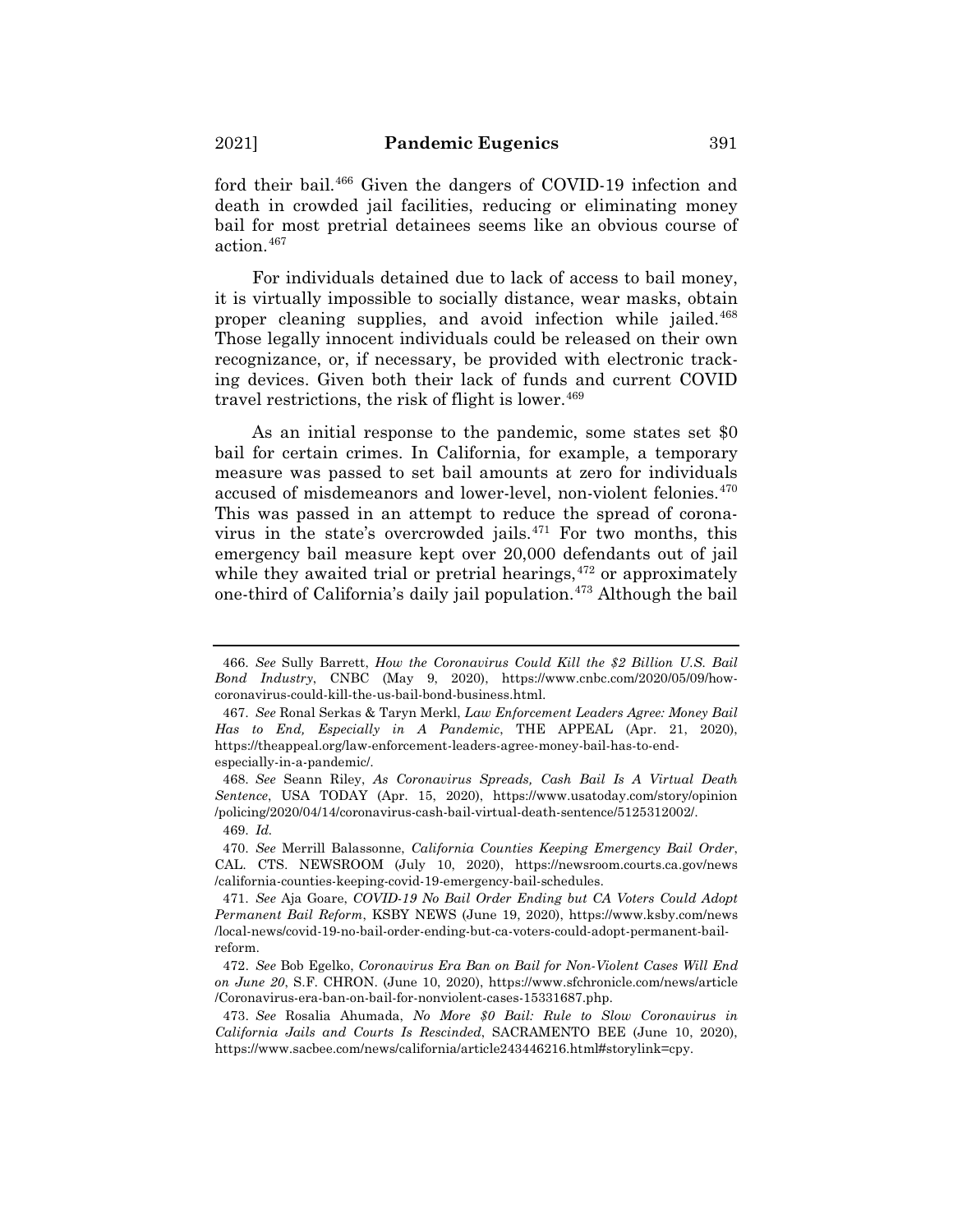ford their bail.[466] Given the dangers of COVID-19 infection and death in crowded jail facilities, reducing or eliminating money bail for most pretrial detainees seems like an obvious course of action.[467]

For individuals detained due to lack of access to bail money, it is virtually impossible to socially distance, wear masks, obtain proper cleaning supplies, and avoid infection while jailed.[468] Those legally innocent individuals could be released on their own recognizance, or, if necessary, be provided with electronic tracking devices. Given both their lack of funds and current COVID travel restrictions, the risk of flight is lower.[469]

As an initial response to the pandemic, some states set $0 bail for certain crimes. In California, for example, a temporary measure was passed to set bail amounts at zero for individuals accused of misdemeanors and lower-level, non-violent felonies.[470] This was passed in an attempt to reduce the spread of coronavirus in the state's overcrowded jails.[471] For two months, this emergency bail measure kept over 20,000 defendants out of jail while they awaited trial or pretrial hearings,[472] or approximately one-third of California's daily jail population.[473] Although the bail

---

466. *See* Sully Barrett, *How the Coronavirus Could Kill the $2 Billion U.S. Bail Bond Industry*, CNBC (May 9, 2020), https://www.cnbc.com/2020/05/09/how-coronavirus-could-kill-the-us-bail-bond-business.html.

467. *See* Ronal Serkas & Taryn Merkl, *Law Enforcement Leaders Agree: Money Bail Has to End, Especially in A Pandemic*, THE APPEAL (Apr. 21, 2020), https://theappeal.org/law-enforcement-leaders-agree-money-bail-has-to-end-especially-in-a-pandemic/.

468. *See* Seann Riley, *As Coronavirus Spreads, Cash Bail Is A Virtual Death Sentence*, USA TODAY (Apr. 15, 2020), https://www.usatoday.com/story/opinion/policing/2020/04/14/coronavirus-cash-bail-virtual-death-sentence/5125312002/.

469. *Id.*

470. *See* Merrill Balassonne, *California Counties Keeping Emergency Bail Order*, CAL. CTS. NEWSROOM (July 10, 2020), https://newsroom.courts.ca.gov/news/california-counties-keeping-covid-19-emergency-bail-schedules.

471. *See* Aja Goare, *COVID-19 No Bail Order Ending but CA Voters Could Adopt Permanent Bail Reform*, KSBY NEWS (June 19, 2020), https://www.ksby.com/news/local-news/covid-19-no-bail-order-ending-but-ca-voters-could-adopt-permanent-bail-reform.

472. *See* Bob Egelko, *Coronavirus Era Ban on Bail for Non-Violent Cases Will End on June 20*, S.F. CHRON. (June 10, 2020), https://www.sfchronicle.com/news/article/Coronavirus-era-ban-on-bail-for-nonviolent-cases-15331687.php.

473. *See* Rosalia Ahumada, *No More $0 Bail: Rule to Slow Coronavirus in California Jails and Courts Is Rescinded*, SACRAMENTO BEE (June 10, 2020), https://www.sacbee.com/news/california/article243446216.html#storylink=cpy.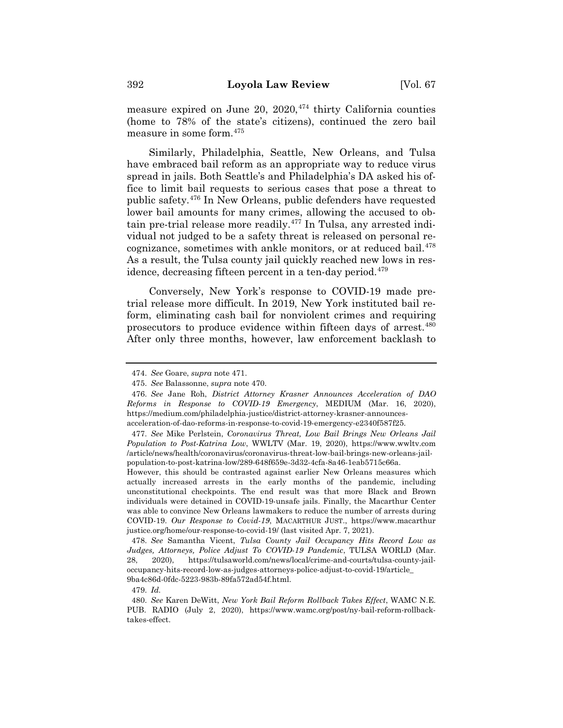measure expired on June 20, 2020,[474] thirty California counties (home to 78% of the state's citizens), continued the zero bail measure in some form.[475]

Similarly, Philadelphia, Seattle, New Orleans, and Tulsa have embraced bail reform as an appropriate way to reduce virus spread in jails. Both Seattle's and Philadelphia's DA asked his office to limit bail requests to serious cases that pose a threat to public safety.[476] In New Orleans, public defenders have requested lower bail amounts for many crimes, allowing the accused to obtain pre-trial release more readily.[477] In Tulsa, any arrested individual not judged to be a safety threat is released on personal recognizance, sometimes with ankle monitors, or at reduced bail.[478] As a result, the Tulsa county jail quickly reached new lows in residence, decreasing fifteen percent in a ten-day period.[479]

Conversely, New York's response to COVID-19 made pretrial release more difficult. In 2019, New York instituted bail reform, eliminating cash bail for nonviolent crimes and requiring prosecutors to produce evidence within fifteen days of arrest.[480] After only three months, however, law enforcement backlash to

---

474. *See* Goare, *supra* note 471.

475. *See* Balassonne, *supra* note 470.

476. *See* Jane Roh, *District Attorney Krasner Announces Acceleration of DAO Reforms in Response to COVID-19 Emergency*, MEDIUM (Mar. 16, 2020), https://medium.com/philadelphia-justice/district-attorney-krasner-announces-acceleration-of-dao-reforms-in-response-to-covid-19-emergency-e2340f587f25.

477. *See* Mike Perlstein, *Coronavirus Threat, Low Bail Brings New Orleans Jail Population to Post-Katrina Low*, WWLTV (Mar. 19, 2020), https://www.wwltv.com/article/news/health/coronavirus/coronavirus-threat-low-bail-brings-new-orleans-jail-population-to-post-katrina-low/289-648ff659e-3d32-4cfa-8a46-1eab5715c66a. However, this should be contrasted against earlier New Orleans measures which actually increased arrests in the early months of the pandemic, including unconstitutional checkpoints. The end result was that more Black and Brown individuals were detained in COVID-19-unsafe jails. Finally, the Macarthur Center was able to convince New Orleans lawmakers to reduce the number of arrests during COVID-19. *Our Response to Covid-19*, MACARTHUR JUST., https://www.macarthurjustice.org/home/our-response-to-covid-19/ (last visited Apr. 7, 2021).

478. *See* Samantha Vicent, *Tulsa County Jail Occupancy Hits Record Low as Judges, Attorneys, Police Adjust To COVID-19 Pandemic*, TULSA WORLD (Mar. 28, 2020), https://tulsaworld.com/news/local/crime-and-courts/tulsa-county-jail-occupancy-hits-record-low-as-judges-attorneys-police-adjust-to-covid-19/article_9ba4c86d-0fdc-5223-983b-89fa572ad54f.html.

479. *Id.*

480. *See* Karen DeWitt, *New York Bail Reform Rollback Takes Effect*, WAMC N.E. PUB. RADIO (July 2, 2020), https://www.wamc.org/post/ny-bail-reform-rollback-takes-effect.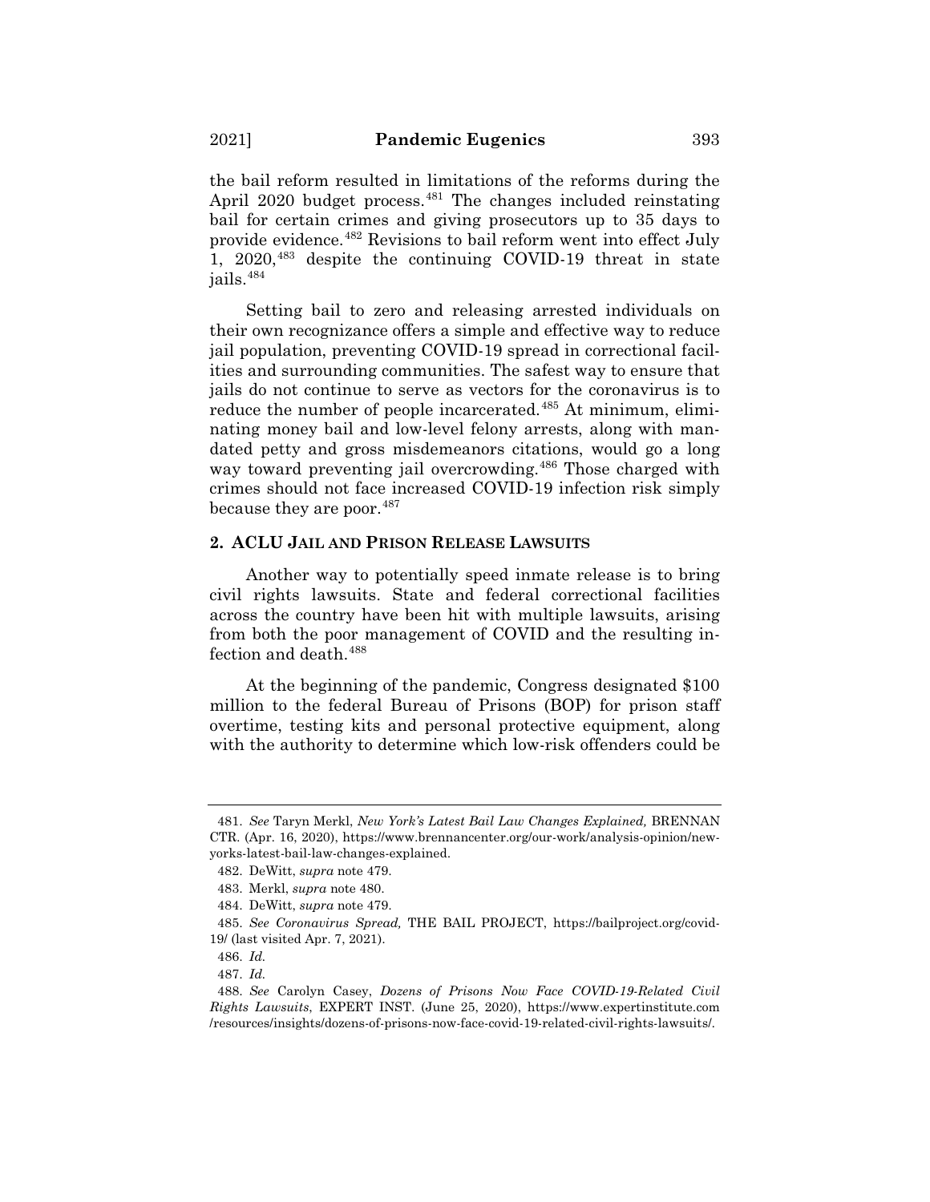the bail reform resulted in limitations of the reforms during the April 2020 budget process.[481] The changes included reinstating bail for certain crimes and giving prosecutors up to 35 days to provide evidence.[482] Revisions to bail reform went into effect July 1, 2020,[483] despite the continuing COVID-19 threat in state jails.[484]

Setting bail to zero and releasing arrested individuals on their own recognizance offers a simple and effective way to reduce jail population, preventing COVID-19 spread in correctional facilities and surrounding communities. The safest way to ensure that jails do not continue to serve as vectors for the coronavirus is to reduce the number of people incarcerated.[485] At minimum, eliminating money bail and low-level felony arrests, along with mandated petty and gross misdemeanors citations, would go a long way toward preventing jail overcrowding.[486] Those charged with crimes should not face increased COVID-19 infection risk simply because they are poor.[487]

### 2. ACLU JAIL AND PRISON RELEASE LAWSUITS

Another way to potentially speed inmate release is to bring civil rights lawsuits. State and federal correctional facilities across the country have been hit with multiple lawsuits, arising from both the poor management of COVID and the resulting infection and death.[488]

At the beginning of the pandemic, Congress designated $100 million to the federal Bureau of Prisons (BOP) for prison staff overtime, testing kits and personal protective equipment, along with the authority to determine which low-risk offenders could be

---

481. *See* Taryn Merkl, *New York's Latest Bail Law Changes Explained,* BRENNAN CTR. (Apr. 16, 2020), https://www.brennancenter.org/our-work/analysis-opinion/new-yorks-latest-bail-law-changes-explained.

482. DeWitt, *supra* note 479.

483. Merkl, *supra* note 480.

484. DeWitt, *supra* note 479.

485. *See Coronavirus Spread,* THE BAIL PROJECT, https://bailproject.org/covid-19/ (last visited Apr. 7, 2021).

486. *Id.*

487. *Id.*

488. *See* Carolyn Casey, *Dozens of Prisons Now Face COVID-19-Related Civil Rights Lawsuits*, EXPERT INST. (June 25, 2020), https://www.expertinstitute.com/resources/insights/dozens-of-prisons-now-face-covid-19-related-civil-rights-lawsuits/.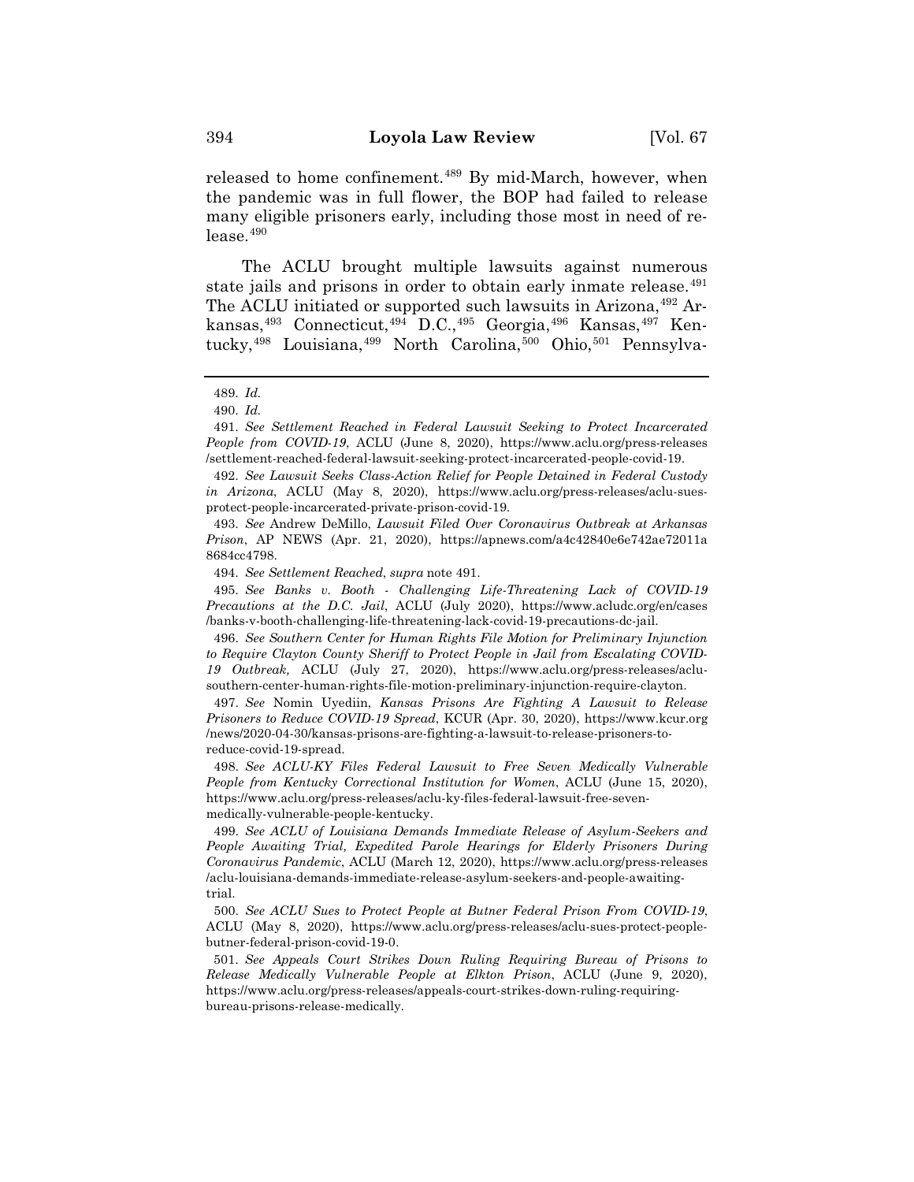released to home confinement.[489] By mid-March, however, when the pandemic was in full flower, the BOP had failed to release many eligible prisoners early, including those most in need of release.[490]

The ACLU brought multiple lawsuits against numerous state jails and prisons in order to obtain early inmate release.[491] The ACLU initiated or supported such lawsuits in Arizona,[492] Arkansas,[493] Connecticut,[494] D.C.,[495] Georgia,[496] Kansas,[497] Kentucky,[498] Louisiana,[499] North Carolina,[500] Ohio,[501] Pennsylva-

---

489. *Id.*

490. *Id.*

491. *See Settlement Reached in Federal Lawsuit Seeking to Protect Incarcerated People from COVID-19*, ACLU (June 8, 2020), https://www.aclu.org/press-releases/settlement-reached-federal-lawsuit-seeking-protect-incarcerated-people-covid-19.

492. *See Lawsuit Seeks Class-Action Relief for People Detained in Federal Custody in Arizona*, ACLU (May 8, 2020), https://www.aclu.org/press-releases/aclu-sues-protect-people-incarcerated-private-prison-covid-19.

493. *See* Andrew DeMillo, *Lawsuit Filed Over Coronavirus Outbreak at Arkansas Prison*, AP NEWS (Apr. 21, 2020), https://apnews.com/a4c42840e6e742ae72011a8684cc4798.

494. *See Settlement Reached*, *supra* note 491.

495. *See Banks v. Booth - Challenging Life-Threatening Lack of COVID-19 Precautions at the D.C. Jail*, ACLU (July 2020), https://www.acludc.org/en/cases/banks-v-booth-challenging-life-threatening-lack-covid-19-precautions-dc-jail.

496. *See Southern Center for Human Rights File Motion for Preliminary Injunction to Require Clayton County Sheriff to Protect People in Jail from Escalating COVID-19 Outbreak,* ACLU (July 27, 2020), https://www.aclu.org/press-releases/aclu-southern-center-human-rights-file-motion-preliminary-injunction-require-clayton.

497. *See* Nomin Uyediin, *Kansas Prisons Are Fighting A Lawsuit to Release Prisoners to Reduce COVID-19 Spread*, KCUR (Apr. 30, 2020), https://www.kcur.org/news/2020-04-30/kansas-prisons-are-fighting-a-lawsuit-to-release-prisoners-to-reduce-covid-19-spread.

498. *See ACLU-KY Files Federal Lawsuit to Free Seven Medically Vulnerable People from Kentucky Correctional Institution for Women*, ACLU (June 15, 2020), https://www.aclu.org/press-releases/aclu-ky-files-federal-lawsuit-free-seven-medically-vulnerable-people-kentucky.

499. *See ACLU of Louisiana Demands Immediate Release of Asylum-Seekers and People Awaiting Trial, Expedited Parole Hearings for Elderly Prisoners During Coronavirus Pandemic*, ACLU (March 12, 2020), https://www.aclu.org/press-releases/aclu-louisiana-demands-immediate-release-asylum-seekers-and-people-awaiting-trial.

500. *See ACLU Sues to Protect People at Butner Federal Prison From COVID-19*, ACLU (May 8, 2020), https://www.aclu.org/press-releases/aclu-sues-protect-people-butner-federal-prison-covid-19-0.

501. *See Appeals Court Strikes Down Ruling Requiring Bureau of Prisons to Release Medically Vulnerable People at Elkton Prison*, ACLU (June 9, 2020), https://www.aclu.org/press-releases/appeals-court-strikes-down-ruling-requiring-bureau-prisons-release-medically.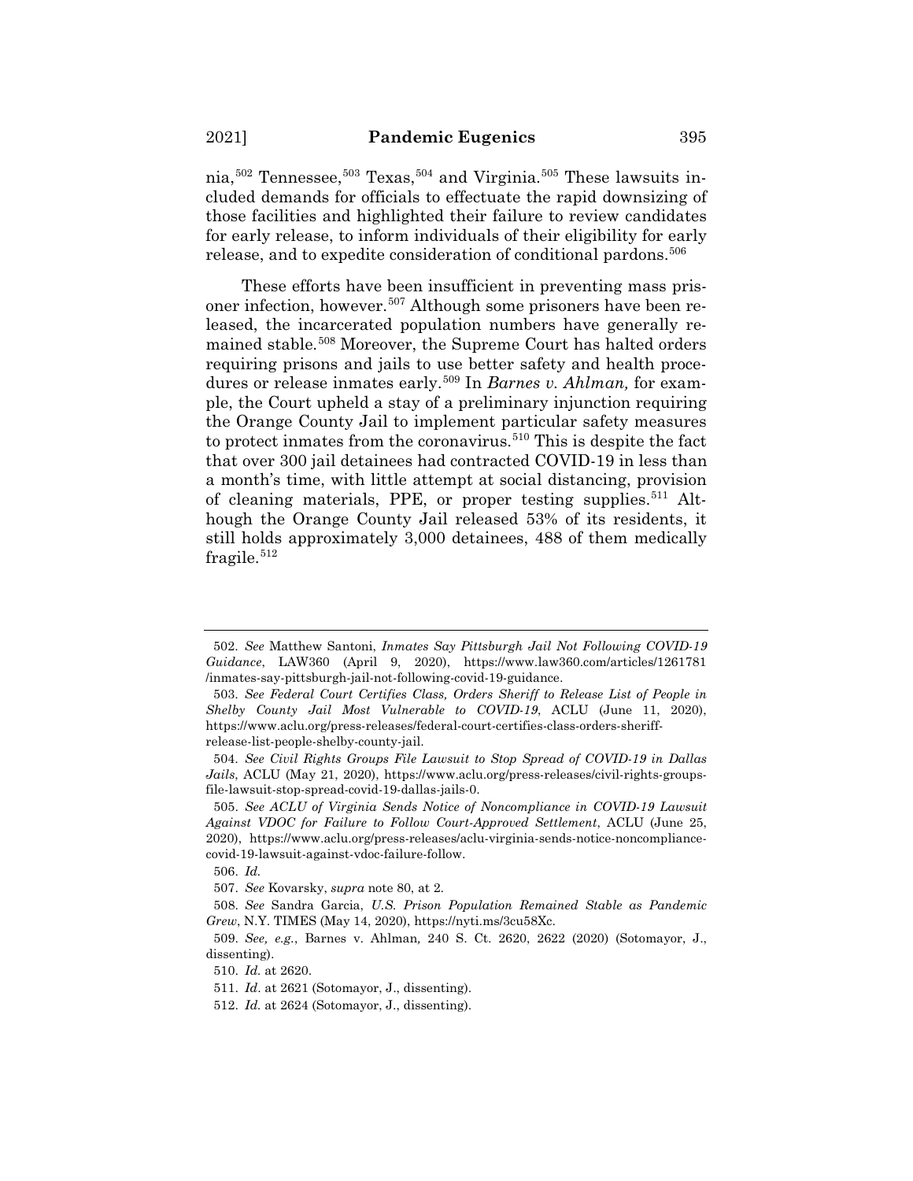nia,[502] Tennessee,[503] Texas,[504] and Virginia.[505] These lawsuits included demands for officials to effectuate the rapid downsizing of those facilities and highlighted their failure to review candidates for early release, to inform individuals of their eligibility for early release, and to expedite consideration of conditional pardons.[506]

These efforts have been insufficient in preventing mass prisoner infection, however.[507] Although some prisoners have been released, the incarcerated population numbers have generally remained stable.[508] Moreover, the Supreme Court has halted orders requiring prisons and jails to use better safety and health procedures or release inmates early.[509] In *Barnes v. Ahlman,* for example, the Court upheld a stay of a preliminary injunction requiring the Orange County Jail to implement particular safety measures to protect inmates from the coronavirus.[510] This is despite the fact that over 300 jail detainees had contracted COVID-19 in less than a month's time, with little attempt at social distancing, provision of cleaning materials, PPE, or proper testing supplies.[511] Although the Orange County Jail released 53% of its residents, it still holds approximately 3,000 detainees, 488 of them medically fragile.[512]

---

502. *See* Matthew Santoni, *Inmates Say Pittsburgh Jail Not Following COVID-19 Guidance*, LAW360 (April 9, 2020), https://www.law360.com/articles/1261781/inmates-say-pittsburgh-jail-not-following-covid-19-guidance.

503. *See Federal Court Certifies Class, Orders Sheriff to Release List of People in Shelby County Jail Most Vulnerable to COVID-19*, ACLU (June 11, 2020), https://www.aclu.org/press-releases/federal-court-certifies-class-orders-sheriff-release-list-people-shelby-county-jail.

504. *See Civil Rights Groups File Lawsuit to Stop Spread of COVID-19 in Dallas Jails*, ACLU (May 21, 2020), https://www.aclu.org/press-releases/civil-rights-groups-file-lawsuit-stop-spread-covid-19-dallas-jails-0.

505. *See ACLU of Virginia Sends Notice of Noncompliance in COVID-19 Lawsuit Against VDOC for Failure to Follow Court-Approved Settlement*, ACLU (June 25, 2020), https://www.aclu.org/press-releases/aclu-virginia-sends-notice-noncompliance-covid-19-lawsuit-against-vdoc-failure-follow.

506. *Id.*

507. *See* Kovarsky, *supra* note 80, at 2.

508. *See* Sandra Garcia, *U.S. Prison Population Remained Stable as Pandemic Grew*, N.Y. TIMES (May 14, 2020), https://nyti.ms/3cu58Xc.

509. *See, e.g.*, Barnes v. Ahlman*,* 240 S. Ct. 2620, 2622 (2020) (Sotomayor, J., dissenting).

510. *Id.* at 2620.

511. *Id*. at 2621 (Sotomayor, J., dissenting).

512. *Id.* at 2624 (Sotomayor, J., dissenting).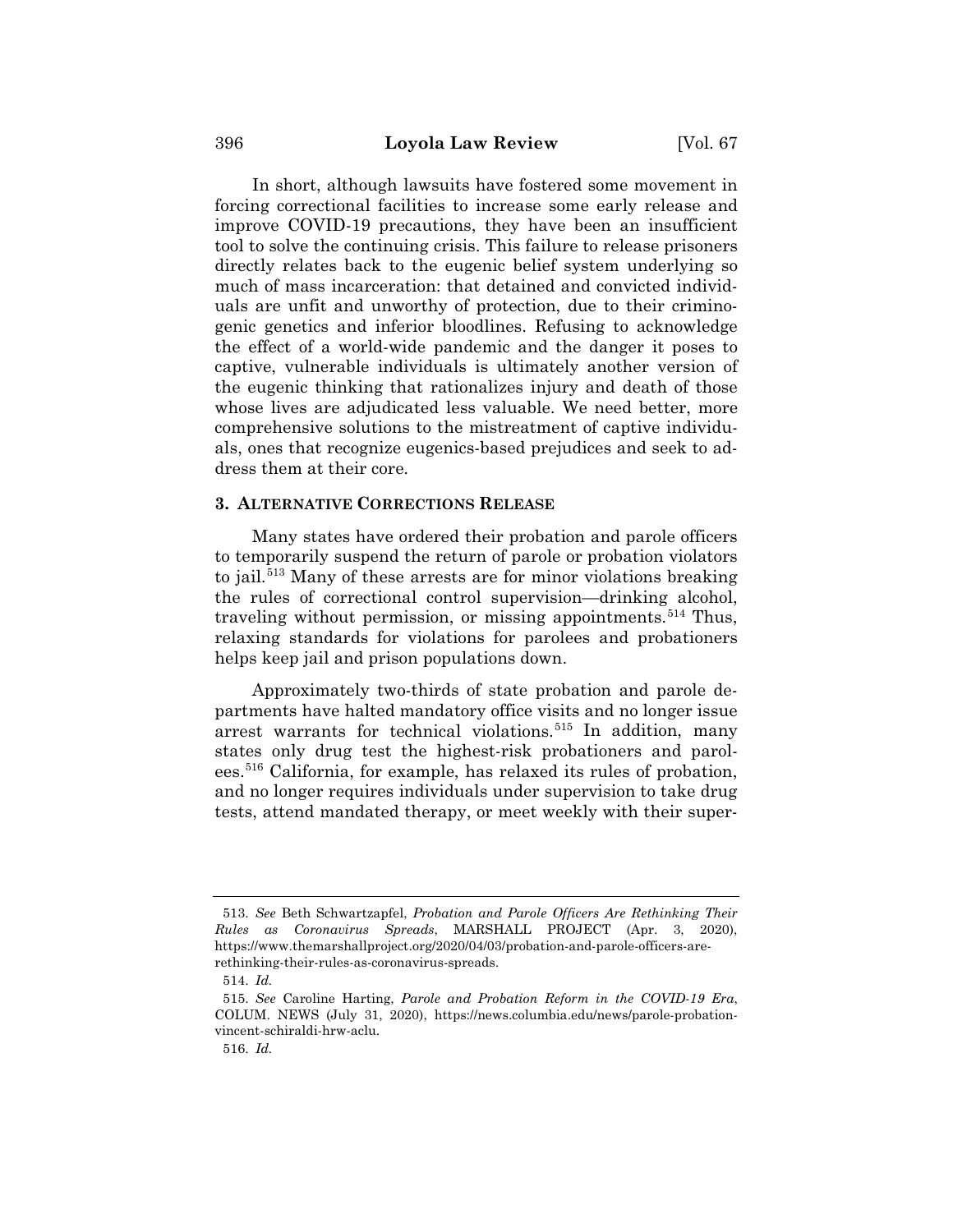In short, although lawsuits have fostered some movement in forcing correctional facilities to increase some early release and improve COVID-19 precautions, they have been an insufficient tool to solve the continuing crisis. This failure to release prisoners directly relates back to the eugenic belief system underlying so much of mass incarceration: that detained and convicted individuals are unfit and unworthy of protection, due to their criminogenic genetics and inferior bloodlines. Refusing to acknowledge the effect of a world-wide pandemic and the danger it poses to captive, vulnerable individuals is ultimately another version of the eugenic thinking that rationalizes injury and death of those whose lives are adjudicated less valuable. We need better, more comprehensive solutions to the mistreatment of captive individuals, ones that recognize eugenics-based prejudices and seek to address them at their core.

### 3. ALTERNATIVE CORRECTIONS RELEASE

Many states have ordered their probation and parole officers to temporarily suspend the return of parole or probation violators to jail.[513] Many of these arrests are for minor violations breaking the rules of correctional control supervision—drinking alcohol, traveling without permission, or missing appointments.[514] Thus, relaxing standards for violations for parolees and probationers helps keep jail and prison populations down.

Approximately two-thirds of state probation and parole departments have halted mandatory office visits and no longer issue arrest warrants for technical violations.[515] In addition, many states only drug test the highest-risk probationers and parolees.[516] California, for example, has relaxed its rules of probation, and no longer requires individuals under supervision to take drug tests, attend mandated therapy, or meet weekly with their super-

---

513. *See* Beth Schwartzapfel, *Probation and Parole Officers Are Rethinking Their Rules as Coronavirus Spreads*, MARSHALL PROJECT (Apr. 3, 2020), https://www.themarshallproject.org/2020/04/03/probation-and-parole-officers-are-rethinking-their-rules-as-coronavirus-spreads.

514. *Id.*

515. *See* Caroline Harting, *Parole and Probation Reform in the COVID-19 Era*, COLUM. NEWS (July 31, 2020), https://news.columbia.edu/news/parole-probation-vincent-schiraldi-hrw-aclu.

516. *Id.*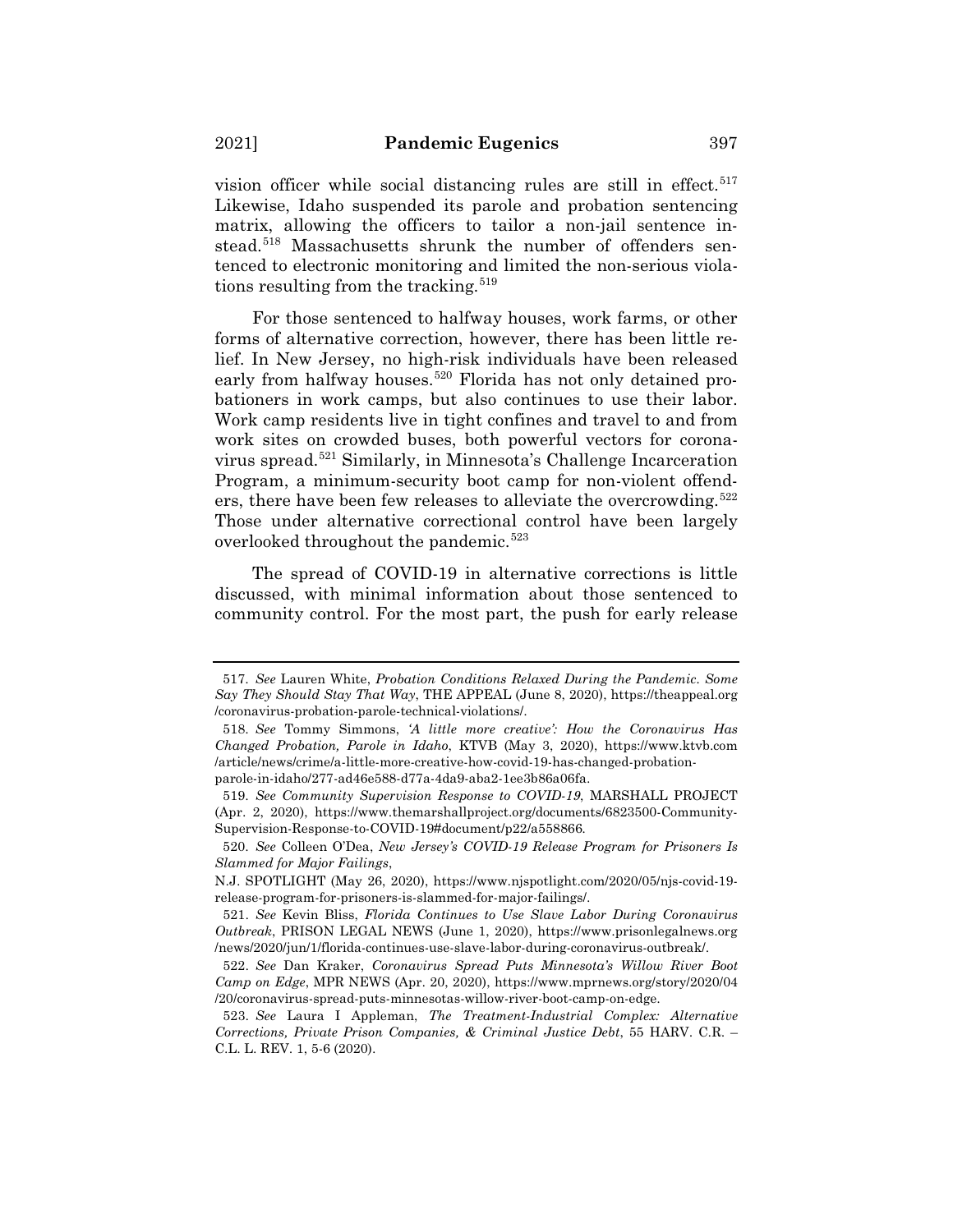vision officer while social distancing rules are still in effect.[517] Likewise, Idaho suspended its parole and probation sentencing matrix, allowing the officers to tailor a non-jail sentence instead.[518] Massachusetts shrunk the number of offenders sentenced to electronic monitoring and limited the non-serious violations resulting from the tracking.[519]

For those sentenced to halfway houses, work farms, or other forms of alternative correction, however, there has been little relief. In New Jersey, no high-risk individuals have been released early from halfway houses.[520] Florida has not only detained probationers in work camps, but also continues to use their labor. Work camp residents live in tight confines and travel to and from work sites on crowded buses, both powerful vectors for coronavirus spread.[521] Similarly, in Minnesota's Challenge Incarceration Program, a minimum-security boot camp for non-violent offenders, there have been few releases to alleviate the overcrowding.[522] Those under alternative correctional control have been largely overlooked throughout the pandemic.[523]

The spread of COVID-19 in alternative corrections is little discussed, with minimal information about those sentenced to community control. For the most part, the push for early release

---

517. *See* Lauren White, *Probation Conditions Relaxed During the Pandemic. Some Say They Should Stay That Way*, THE APPEAL (June 8, 2020), https://theappeal.org/coronavirus-probation-parole-technical-violations/.

518. *See* Tommy Simmons, *'A little more creative': How the Coronavirus Has Changed Probation, Parole in Idaho*, KTVB (May 3, 2020), https://www.ktvb.com/article/news/crime/a-little-more-creative-how-covid-19-has-changed-probation-parole-in-idaho/277-ad46e588-d77a-4da9-aba2-1ee3b86a06fa.

519. *See Community Supervision Response to COVID-19*, MARSHALL PROJECT (Apr. 2, 2020), https://www.themarshallproject.org/documents/6823500-Community-Supervision-Response-to-COVID-19#document/p22/a558866.

520. *See* Colleen O'Dea, *New Jersey's COVID-19 Release Program for Prisoners Is Slammed for Major Failings*, N.J. SPOTLIGHT (May 26, 2020), https://www.njspotlight.com/2020/05/njs-covid-19-release-program-for-prisoners-is-slammed-for-major-failings/.

521. *See* Kevin Bliss, *Florida Continues to Use Slave Labor During Coronavirus Outbreak*, PRISON LEGAL NEWS (June 1, 2020), https://www.prisonlegalnews.org/news/2020/jun/1/florida-continues-use-slave-labor-during-coronavirus-outbreak/.

522. *See* Dan Kraker, *Coronavirus Spread Puts Minnesota's Willow River Boot Camp on Edge*, MPR NEWS (Apr. 20, 2020), https://www.mprnews.org/story/2020/04/20/coronavirus-spread-puts-minnesotas-willow-river-boot-camp-on-edge.

523. *See* Laura I Appleman, *The Treatment-Industrial Complex: Alternative Corrections, Private Prison Companies, & Criminal Justice Debt*, 55 HARV. C.R. – C.L. L. REV. 1, 5-6 (2020).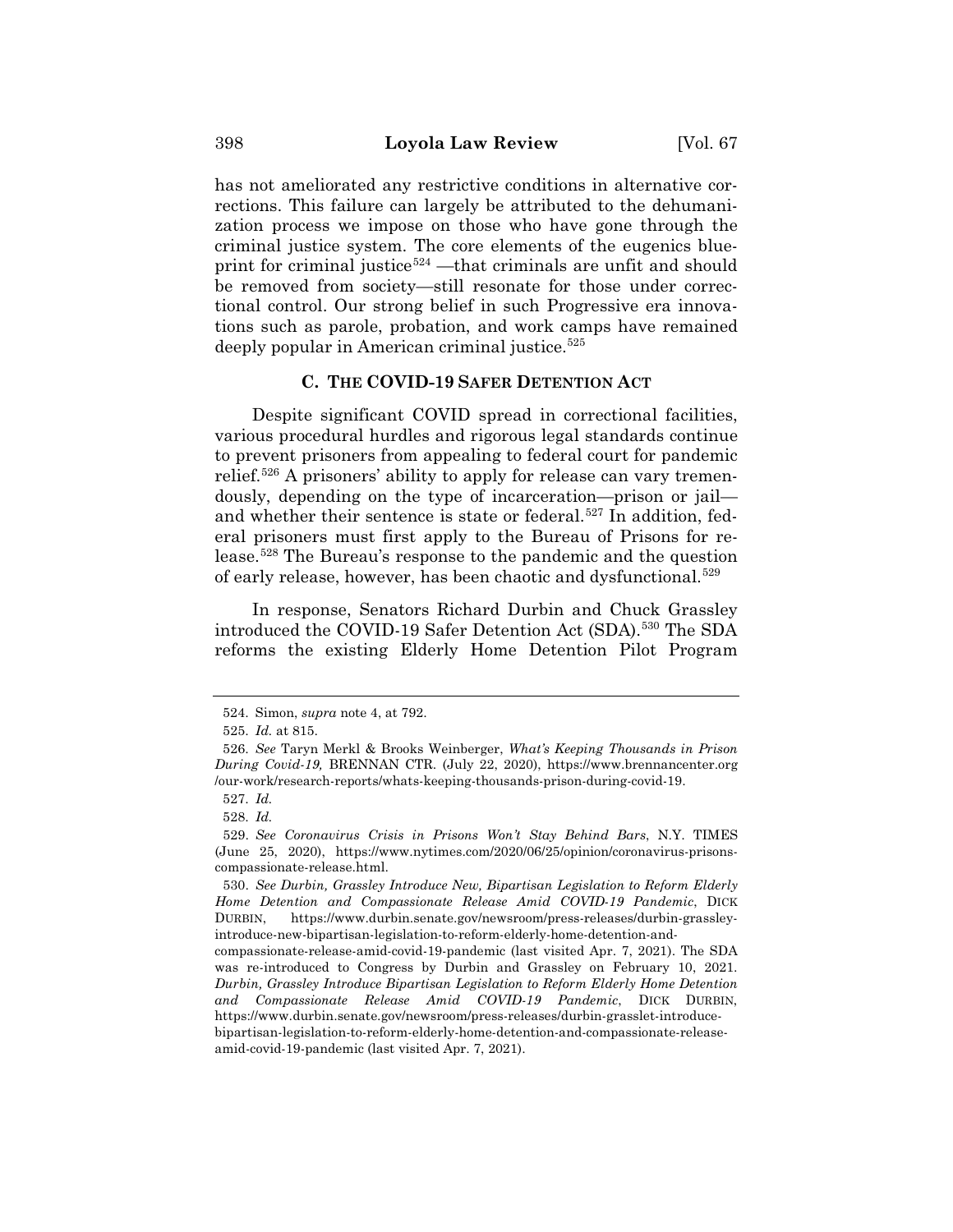has not ameliorated any restrictive conditions in alternative corrections. This failure can largely be attributed to the dehumanization process we impose on those who have gone through the criminal justice system. The core elements of the eugenics blueprint for criminal justice[524] —that criminals are unfit and should be removed from society—still resonate for those under correctional control. Our strong belief in such Progressive era innovations such as parole, probation, and work camps have remained deeply popular in American criminal justice.[525]

### C. THE COVID-19 SAFER DETENTION ACT

Despite significant COVID spread in correctional facilities, various procedural hurdles and rigorous legal standards continue to prevent prisoners from appealing to federal court for pandemic relief.[526] A prisoners' ability to apply for release can vary tremendously, depending on the type of incarceration—prison or jail—and whether their sentence is state or federal.[527] In addition, federal prisoners must first apply to the Bureau of Prisons for release.[528] The Bureau's response to the pandemic and the question of early release, however, has been chaotic and dysfunctional.[529]

In response, Senators Richard Durbin and Chuck Grassley introduced the COVID-19 Safer Detention Act (SDA).[530] The SDA reforms the existing Elderly Home Detention Pilot Program

---

524. Simon, *supra* note 4, at 792.

525. *Id.* at 815.

526. *See* Taryn Merkl & Brooks Weinberger, *What's Keeping Thousands in Prison During Covid-19,* BRENNAN CTR. (July 22, 2020), https://www.brennancenter.org/our-work/research-reports/whats-keeping-thousands-prison-during-covid-19.

527. *Id.*

528. *Id.*

529. *See Coronavirus Crisis in Prisons Won't Stay Behind Bars*, N.Y. TIMES (June 25, 2020), https://www.nytimes.com/2020/06/25/opinion/coronavirus-prisons-compassionate-release.html.

530. *See Durbin, Grassley Introduce New, Bipartisan Legislation to Reform Elderly Home Detention and Compassionate Release Amid COVID-19 Pandemic*, DICK DURBIN, https://www.durbin.senate.gov/newsroom/press-releases/durbin-grassley-introduce-new-bipartisan-legislation-to-reform-elderly-home-detention-and-compassionate-release-amid-covid-19-pandemic (last visited Apr. 7, 2021). The SDA was re-introduced to Congress by Durbin and Grassley on February 10, 2021. *Durbin, Grassley Introduce Bipartisan Legislation to Reform Elderly Home Detention and Compassionate Release Amid COVID-19 Pandemic*, DICK DURBIN, https://www.durbin.senate.gov/newsroom/press-releases/durbin-grasslet-introduce-bipartisan-legislation-to-reform-elderly-home-detention-and-compassionate-release-amid-covid-19-pandemic (last visited Apr. 7, 2021).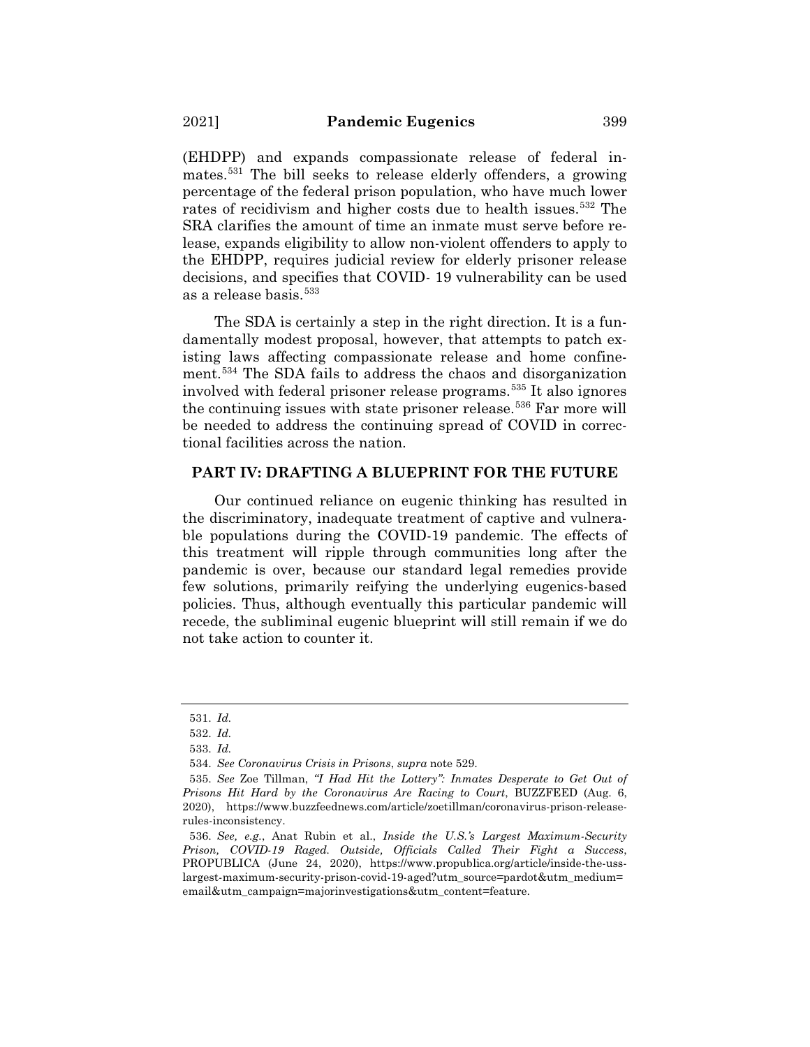(EHDPP) and expands compassionate release of federal inmates.[531] The bill seeks to release elderly offenders, a growing percentage of the federal prison population, who have much lower rates of recidivism and higher costs due to health issues.[532] The SRA clarifies the amount of time an inmate must serve before release, expands eligibility to allow non-violent offenders to apply to the EHDPP, requires judicial review for elderly prisoner release decisions, and specifies that COVID- 19 vulnerability can be used as a release basis.[533]

The SDA is certainly a step in the right direction. It is a fundamentally modest proposal, however, that attempts to patch existing laws affecting compassionate release and home confinement.[534] The SDA fails to address the chaos and disorganization involved with federal prisoner release programs.[535] It also ignores the continuing issues with state prisoner release.[536] Far more will be needed to address the continuing spread of COVID in correctional facilities across the nation.

## PART IV: DRAFTING A BLUEPRINT FOR THE FUTURE

Our continued reliance on eugenic thinking has resulted in the discriminatory, inadequate treatment of captive and vulnerable populations during the COVID-19 pandemic. The effects of this treatment will ripple through communities long after the pandemic is over, because our standard legal remedies provide few solutions, primarily reifying the underlying eugenics-based policies. Thus, although eventually this particular pandemic will recede, the subliminal eugenic blueprint will still remain if we do not take action to counter it.

---

531. *Id.*

532. *Id.*

533. *Id.*

534. *See Coronavirus Crisis in Prisons*, *supra* note 529.

535. *See* Zoe Tillman, *"I Had Hit the Lottery": Inmates Desperate to Get Out of Prisons Hit Hard by the Coronavirus Are Racing to Court*, BUZZFEED (Aug. 6, 2020), https://www.buzzfeednews.com/article/zoetillman/coronavirus-prison-release-rules-inconsistency.

536. *See, e.g.*, Anat Rubin et al., *Inside the U.S.'s Largest Maximum-Security Prison, COVID-19 Raged. Outside, Officials Called Their Fight a Success*, PROPUBLICA (June 24, 2020), https://www.propublica.org/article/inside-the-uss-largest-maximum-security-prison-covid-19-aged?utm_source=pardot&utm_medium=email&utm_campaign=majorinvestigations&utm_content=feature.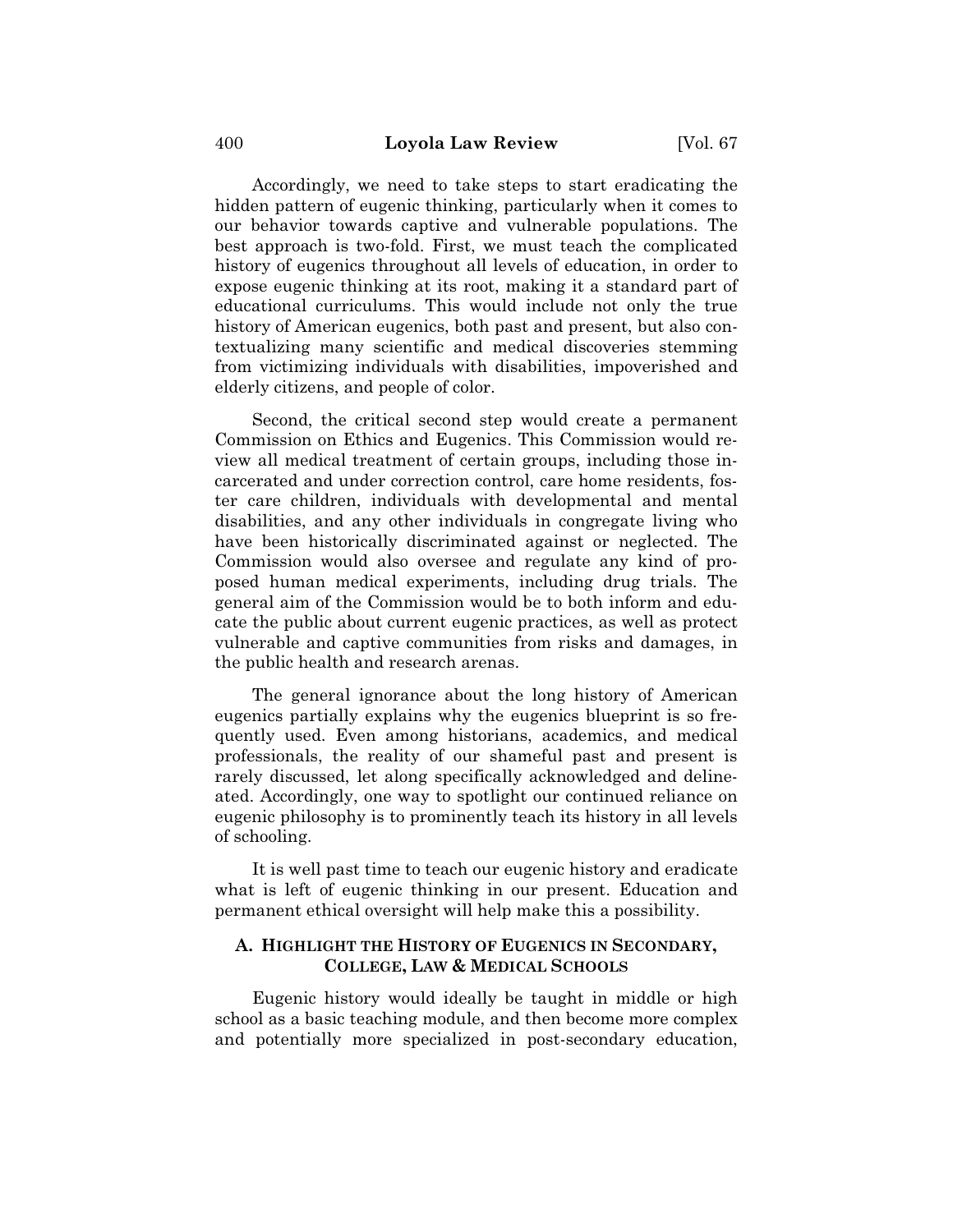Accordingly, we need to take steps to start eradicating the hidden pattern of eugenic thinking, particularly when it comes to our behavior towards captive and vulnerable populations. The best approach is two-fold. First, we must teach the complicated history of eugenics throughout all levels of education, in order to expose eugenic thinking at its root, making it a standard part of educational curriculums. This would include not only the true history of American eugenics, both past and present, but also contextualizing many scientific and medical discoveries stemming from victimizing individuals with disabilities, impoverished and elderly citizens, and people of color.

Second, the critical second step would create a permanent Commission on Ethics and Eugenics. This Commission would review all medical treatment of certain groups, including those incarcerated and under correction control, care home residents, foster care children, individuals with developmental and mental disabilities, and any other individuals in congregate living who have been historically discriminated against or neglected. The Commission would also oversee and regulate any kind of proposed human medical experiments, including drug trials. The general aim of the Commission would be to both inform and educate the public about current eugenic practices, as well as protect vulnerable and captive communities from risks and damages, in the public health and research arenas.

The general ignorance about the long history of American eugenics partially explains why the eugenics blueprint is so frequently used. Even among historians, academics, and medical professionals, the reality of our shameful past and present is rarely discussed, let along specifically acknowledged and delineated. Accordingly, one way to spotlight our continued reliance on eugenic philosophy is to prominently teach its history in all levels of schooling.

It is well past time to teach our eugenic history and eradicate what is left of eugenic thinking in our present. Education and permanent ethical oversight will help make this a possibility.

### A. HIGHLIGHT THE HISTORY OF EUGENICS IN SECONDARY, COLLEGE, LAW & MEDICAL SCHOOLS

Eugenic history would ideally be taught in middle or high school as a basic teaching module, and then become more complex and potentially more specialized in post-secondary education,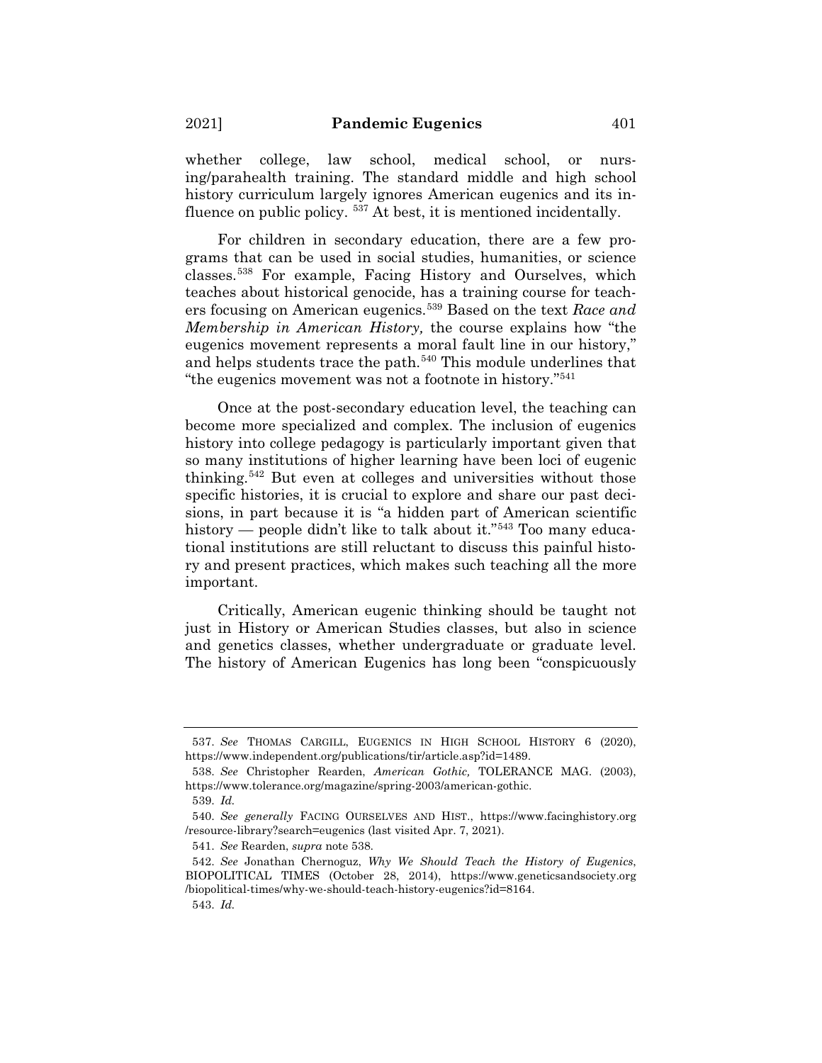whether college, law school, medical school, or nursing/parahealth training. The standard middle and high school history curriculum largely ignores American eugenics and its influence on public policy. [537] At best, it is mentioned incidentally.

For children in secondary education, there are a few programs that can be used in social studies, humanities, or science classes.[538] For example, Facing History and Ourselves, which teaches about historical genocide, has a training course for teachers focusing on American eugenics.[539] Based on the text *Race and Membership in American History,* the course explains how "the eugenics movement represents a moral fault line in our history," and helps students trace the path.[540] This module underlines that "the eugenics movement was not a footnote in history."[541]

Once at the post-secondary education level, the teaching can become more specialized and complex. The inclusion of eugenics history into college pedagogy is particularly important given that so many institutions of higher learning have been loci of eugenic thinking.[542] But even at colleges and universities without those specific histories, it is crucial to explore and share our past decisions, in part because it is "a hidden part of American scientific history — people didn't like to talk about it."[543] Too many educational institutions are still reluctant to discuss this painful history and present practices, which makes such teaching all the more important.

Critically, American eugenic thinking should be taught not just in History or American Studies classes, but also in science and genetics classes, whether undergraduate or graduate level. The history of American Eugenics has long been "conspicuously

---

537. *See* THOMAS CARGILL, EUGENICS IN HIGH SCHOOL HISTORY 6 (2020), https://www.independent.org/publications/tir/article.asp?id=1489.

538. *See* Christopher Rearden, *American Gothic,* TOLERANCE MAG. (2003), https://www.tolerance.org/magazine/spring-2003/american-gothic.

539. *Id.*

540. *See generally* FACING OURSELVES AND HIST., https://www.facinghistory.org/resource-library?search=eugenics (last visited Apr. 7, 2021).

541. *See* Rearden, *supra* note 538.

542. *See* Jonathan Chernoguz, *Why We Should Teach the History of Eugenics*, BIOPOLITICAL TIMES (October 28, 2014), https://www.geneticsandsociety.org/biopolitical-times/why-we-should-teach-history-eugenics?id=8164.

543. *Id.*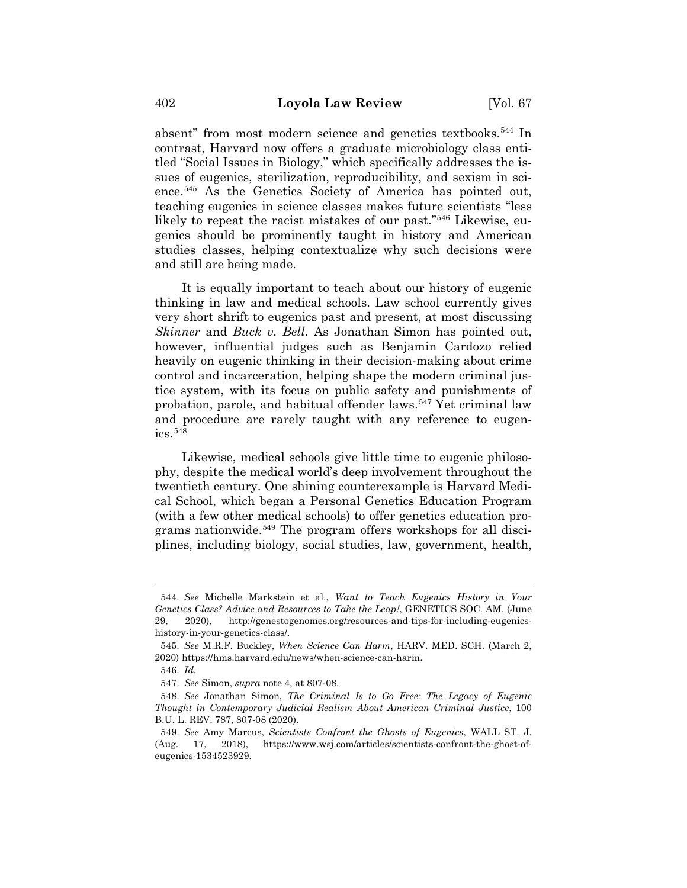absent" from most modern science and genetics textbooks.[544] In contrast, Harvard now offers a graduate microbiology class entitled "Social Issues in Biology," which specifically addresses the issues of eugenics, sterilization, reproducibility, and sexism in science.[545] As the Genetics Society of America has pointed out, teaching eugenics in science classes makes future scientists "less likely to repeat the racist mistakes of our past."[546] Likewise, eugenics should be prominently taught in history and American studies classes, helping contextualize why such decisions were and still are being made.

It is equally important to teach about our history of eugenic thinking in law and medical schools. Law school currently gives very short shrift to eugenics past and present, at most discussing *Skinner* and *Buck v. Bell*. As Jonathan Simon has pointed out, however, influential judges such as Benjamin Cardozo relied heavily on eugenic thinking in their decision-making about crime control and incarceration, helping shape the modern criminal justice system, with its focus on public safety and punishments of probation, parole, and habitual offender laws.[547] Yet criminal law and procedure are rarely taught with any reference to eugenics.[548]

Likewise, medical schools give little time to eugenic philosophy, despite the medical world's deep involvement throughout the twentieth century. One shining counterexample is Harvard Medical School, which began a Personal Genetics Education Program (with a few other medical schools) to offer genetics education programs nationwide.[549] The program offers workshops for all disciplines, including biology, social studies, law, government, health,

---

544. *See* Michelle Markstein et al., *Want to Teach Eugenics History in Your Genetics Class? Advice and Resources to Take the Leap!*, GENETICS SOC. AM. (June 29, 2020), http://genestogenomes.org/resources-and-tips-for-including-eugenics-history-in-your-genetics-class/.

545. *See* M.R.F. Buckley, *When Science Can Harm*, HARV. MED. SCH. (March 2, 2020) https://hms.harvard.edu/news/when-science-can-harm.

546. *Id.*

547. *See* Simon, *supra* note 4, at 807-08.

548. *See* Jonathan Simon, *The Criminal Is to Go Free: The Legacy of Eugenic Thought in Contemporary Judicial Realism About American Criminal Justice*, 100 B.U. L. REV. 787, 807-08 (2020).

549. *See* Amy Marcus, *Scientists Confront the Ghosts of Eugenics*, WALL ST. J. (Aug. 17, 2018), https://www.wsj.com/articles/scientists-confront-the-ghost-of-eugenics-1534523929.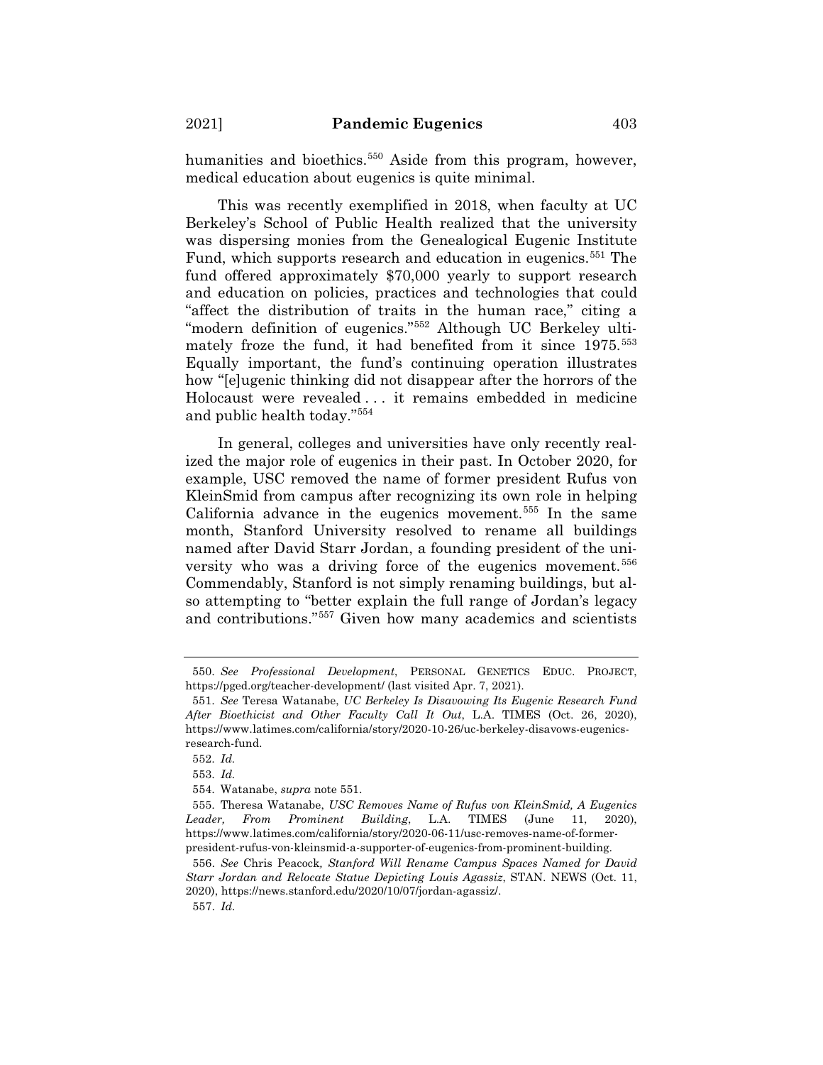humanities and bioethics.[550] Aside from this program, however, medical education about eugenics is quite minimal.

This was recently exemplified in 2018, when faculty at UC Berkeley's School of Public Health realized that the university was dispersing monies from the Genealogical Eugenic Institute Fund, which supports research and education in eugenics.[551] The fund offered approximately $70,000 yearly to support research and education on policies, practices and technologies that could "affect the distribution of traits in the human race," citing a "modern definition of eugenics."[552] Although UC Berkeley ultimately froze the fund, it had benefited from it since 1975.[553] Equally important, the fund's continuing operation illustrates how "[e]ugenic thinking did not disappear after the horrors of the Holocaust were revealed . . . it remains embedded in medicine and public health today."[554]

In general, colleges and universities have only recently realized the major role of eugenics in their past. In October 2020, for example, USC removed the name of former president Rufus von KleinSmid from campus after recognizing its own role in helping California advance in the eugenics movement.[555] In the same month, Stanford University resolved to rename all buildings named after David Starr Jordan, a founding president of the university who was a driving force of the eugenics movement.[556] Commendably, Stanford is not simply renaming buildings, but also attempting to "better explain the full range of Jordan's legacy and contributions."[557] Given how many academics and scientists

---

550. *See* *Professional Development*, PERSONAL GENETICS EDUC. PROJECT, https://pged.org/teacher-development/ (last visited Apr. 7, 2021).

551. *See* Teresa Watanabe, *UC Berkeley Is Disavowing Its Eugenic Research Fund After Bioethicist and Other Faculty Call It Out*, L.A. TIMES (Oct. 26, 2020), https://www.latimes.com/california/story/2020-10-26/uc-berkeley-disavows-eugenics-research-fund.

552. *Id.*

553. *Id.*

554. Watanabe, *supra* note 551.

555. Theresa Watanabe, *USC Removes Name of Rufus von KleinSmid, A Eugenics Leader, From Prominent Building*, L.A. TIMES (June 11, 2020), https://www.latimes.com/california/story/2020-06-11/usc-removes-name-of-former-president-rufus-von-kleinsmid-a-supporter-of-eugenics-from-prominent-building.

556. *See* Chris Peacock*, Stanford Will Rename Campus Spaces Named for David Starr Jordan and Relocate Statue Depicting Louis Agassiz*, STAN. NEWS (Oct. 11, 2020), https://news.stanford.edu/2020/10/07/jordan-agassiz/.

557. *Id.*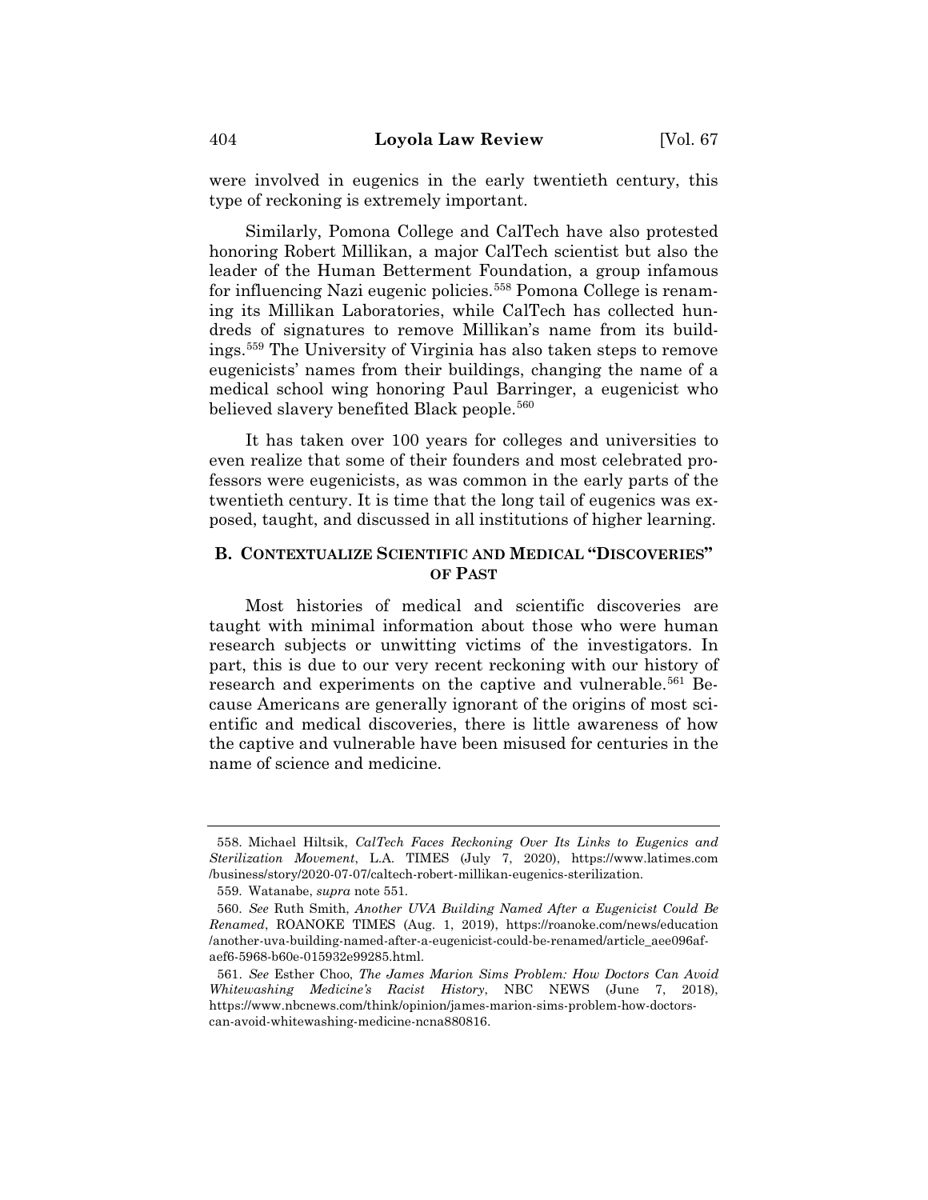were involved in eugenics in the early twentieth century, this type of reckoning is extremely important.

Similarly, Pomona College and CalTech have also protested honoring Robert Millikan, a major CalTech scientist but also the leader of the Human Betterment Foundation, a group infamous for influencing Nazi eugenic policies.[558] Pomona College is renaming its Millikan Laboratories, while CalTech has collected hundreds of signatures to remove Millikan's name from its buildings.[559] The University of Virginia has also taken steps to remove eugenicists' names from their buildings, changing the name of a medical school wing honoring Paul Barringer, a eugenicist who believed slavery benefited Black people.[560]

It has taken over 100 years for colleges and universities to even realize that some of their founders and most celebrated professors were eugenicists, as was common in the early parts of the twentieth century. It is time that the long tail of eugenics was exposed, taught, and discussed in all institutions of higher learning.

## B. CONTEXTUALIZE SCIENTIFIC AND MEDICAL "DISCOVERIES" OF PAST

Most histories of medical and scientific discoveries are taught with minimal information about those who were human research subjects or unwitting victims of the investigators. In part, this is due to our very recent reckoning with our history of research and experiments on the captive and vulnerable.[561] Because Americans are generally ignorant of the origins of most scientific and medical discoveries, there is little awareness of how the captive and vulnerable have been misused for centuries in the name of science and medicine.

---

558. Michael Hiltsik, *CalTech Faces Reckoning Over Its Links to Eugenics and Sterilization Movement*, L.A. TIMES (July 7, 2020), https://www.latimes.com/business/story/2020-07-07/caltech-robert-millikan-eugenics-sterilization.

559. Watanabe, *supra* note 551.

560. *See* Ruth Smith, *Another UVA Building Named After a Eugenicist Could Be Renamed*, ROANOKE TIMES (Aug. 1, 2019), https://roanoke.com/news/education/another-uva-building-named-after-a-eugenicist-could-be-renamed/article_aee096af-aef6-5968-b60e-015932e99285.html.

561. *See* Esther Choo, *The James Marion Sims Problem: How Doctors Can Avoid Whitewashing Medicine's Racist History*, NBC NEWS (June 7, 2018), https://www.nbcnews.com/think/opinion/james-marion-sims-problem-how-doctors-can-avoid-whitewashing-medicine-ncna880816.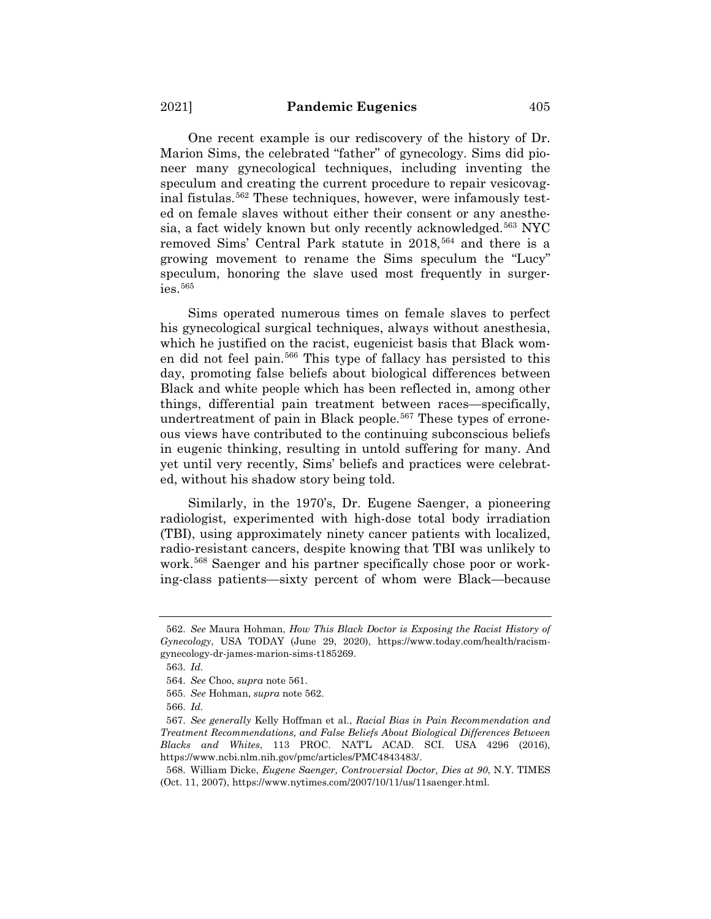One recent example is our rediscovery of the history of Dr. Marion Sims, the celebrated "father" of gynecology. Sims did pioneer many gynecological techniques, including inventing the speculum and creating the current procedure to repair vesicovaginal fistulas.[562] These techniques, however, were infamously tested on female slaves without either their consent or any anesthesia, a fact widely known but only recently acknowledged.[563] NYC removed Sims' Central Park statute in 2018,[564] and there is a growing movement to rename the Sims speculum the "Lucy" speculum, honoring the slave used most frequently in surgeries.[565]

Sims operated numerous times on female slaves to perfect his gynecological surgical techniques, always without anesthesia, which he justified on the racist, eugenicist basis that Black women did not feel pain.[566] This type of fallacy has persisted to this day, promoting false beliefs about biological differences between Black and white people which has been reflected in, among other things, differential pain treatment between races—specifically, undertreatment of pain in Black people.[567] These types of erroneous views have contributed to the continuing subconscious beliefs in eugenic thinking, resulting in untold suffering for many. And yet until very recently, Sims' beliefs and practices were celebrated, without his shadow story being told.

Similarly, in the 1970's, Dr. Eugene Saenger, a pioneering radiologist, experimented with high-dose total body irradiation (TBI), using approximately ninety cancer patients with localized, radio-resistant cancers, despite knowing that TBI was unlikely to work.[568] Saenger and his partner specifically chose poor or working-class patients—sixty percent of whom were Black—because

---

562. *See* Maura Hohman, *How This Black Doctor is Exposing the Racist History of Gynecology*, USA TODAY (June 29, 2020), https://www.today.com/health/racism-gynecology-dr-james-marion-sims-t185269.

563. *Id.*

564. *See* Choo, *supra* note 561.

565. *See* Hohman, *supra* note 562.

566. *Id.*

567. *See generally* Kelly Hoffman et al., *Racial Bias in Pain Recommendation and Treatment Recommendations, and False Beliefs About Biological Differences Between Blacks and Whites*, 113 PROC. NAT'L ACAD. SCI. USA 4296 (2016), https://www.ncbi.nlm.nih.gov/pmc/articles/PMC4843483/.

568. William Dicke, *Eugene Saenger, Controversial Doctor, Dies at 90*, N.Y. TIMES (Oct. 11, 2007), https://www.nytimes.com/2007/10/11/us/11saenger.html.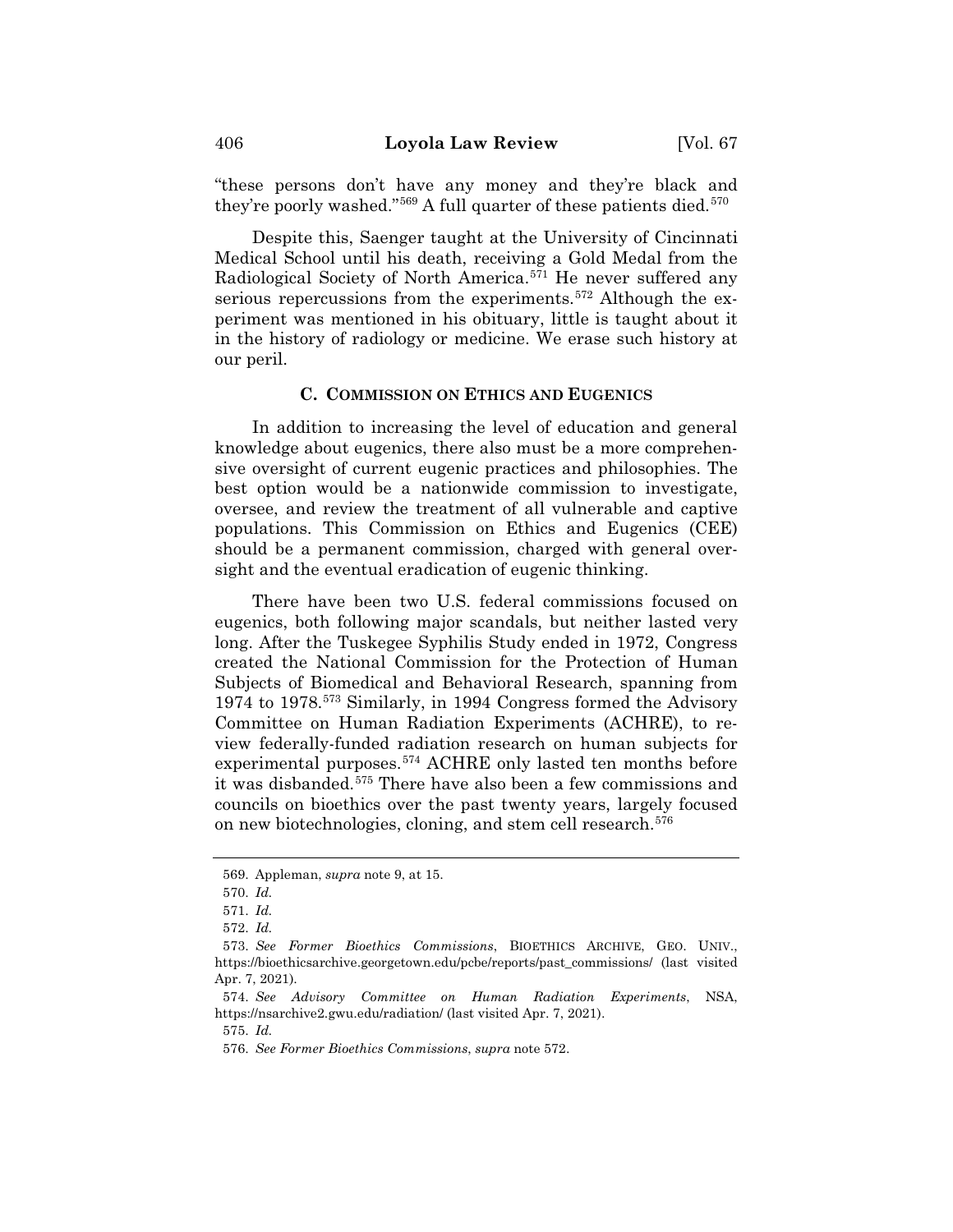"these persons don't have any money and they're black and they're poorly washed."[569] A full quarter of these patients died.[570]

Despite this, Saenger taught at the University of Cincinnati Medical School until his death, receiving a Gold Medal from the Radiological Society of North America.[571] He never suffered any serious repercussions from the experiments.[572] Although the experiment was mentioned in his obituary, little is taught about it in the history of radiology or medicine. We erase such history at our peril.

### C. COMMISSION ON ETHICS AND EUGENICS

In addition to increasing the level of education and general knowledge about eugenics, there also must be a more comprehensive oversight of current eugenic practices and philosophies. The best option would be a nationwide commission to investigate, oversee, and review the treatment of all vulnerable and captive populations. This Commission on Ethics and Eugenics (CEE) should be a permanent commission, charged with general oversight and the eventual eradication of eugenic thinking.

There have been two U.S. federal commissions focused on eugenics, both following major scandals, but neither lasted very long. After the Tuskegee Syphilis Study ended in 1972, Congress created the National Commission for the Protection of Human Subjects of Biomedical and Behavioral Research, spanning from 1974 to 1978.[573] Similarly, in 1994 Congress formed the Advisory Committee on Human Radiation Experiments (ACHRE), to review federally-funded radiation research on human subjects for experimental purposes.[574] ACHRE only lasted ten months before it was disbanded.[575] There have also been a few commissions and councils on bioethics over the past twenty years, largely focused on new biotechnologies, cloning, and stem cell research.[576]

---

569. Appleman, *supra* note 9, at 15.

570. *Id.*

571. *Id.*

572. *Id.*

573. *See Former Bioethics Commissions*, BIOETHICS ARCHIVE, GEO. UNIV., https://bioethicsarchive.georgetown.edu/pcbe/reports/past_commissions/ (last visited Apr. 7, 2021).

574. *See Advisory Committee on Human Radiation Experiments*, NSA, https://nsarchive2.gwu.edu/radiation/ (last visited Apr. 7, 2021).

575. *Id.*

576. *See Former Bioethics Commissions*, *supra* note 572.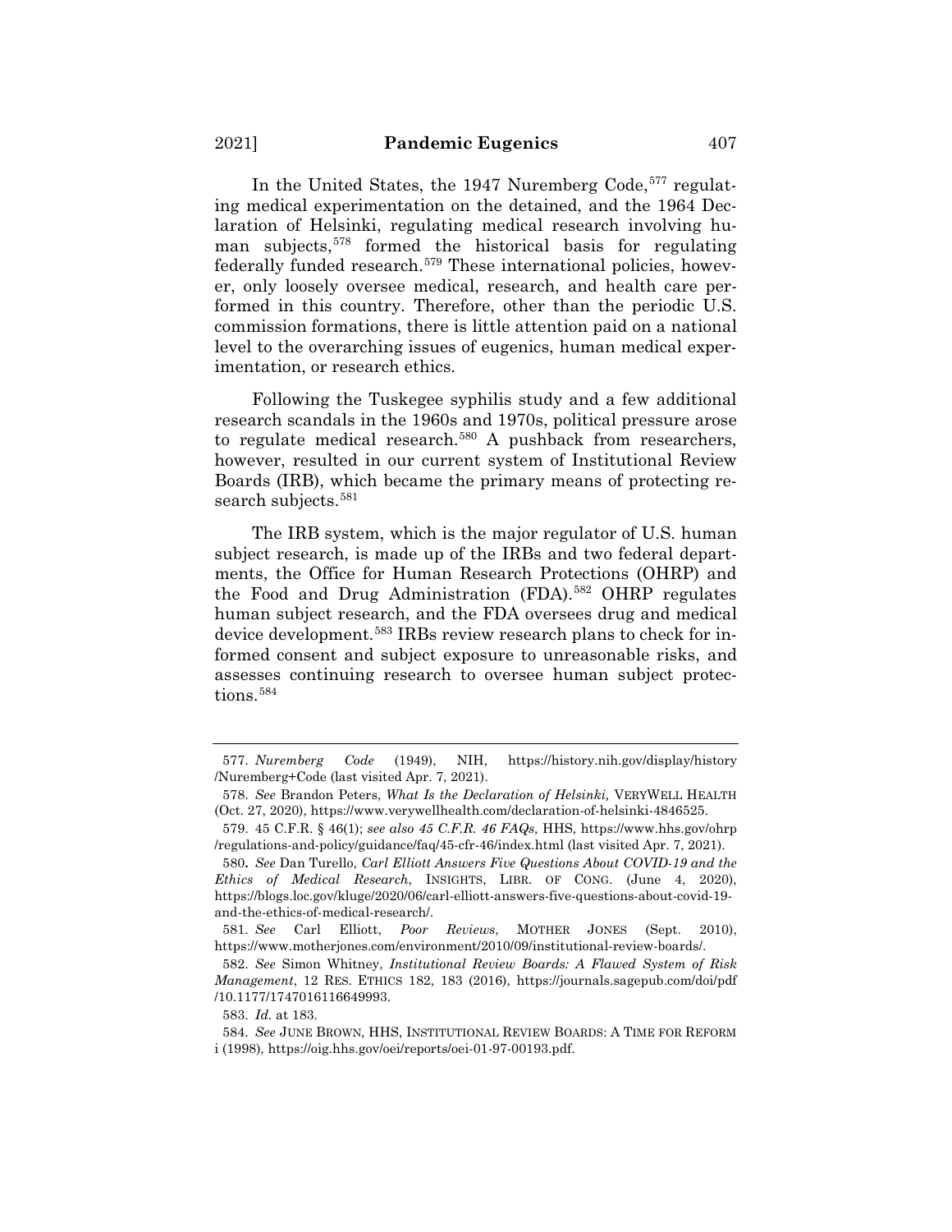In the United States, the 1947 Nuremberg Code,[577] regulating medical experimentation on the detained, and the 1964 Declaration of Helsinki, regulating medical research involving human subjects,[578] formed the historical basis for regulating federally funded research.[579] These international policies, however, only loosely oversee medical, research, and health care performed in this country. Therefore, other than the periodic U.S. commission formations, there is little attention paid on a national level to the overarching issues of eugenics, human medical experimentation, or research ethics.

Following the Tuskegee syphilis study and a few additional research scandals in the 1960s and 1970s, political pressure arose to regulate medical research.[580] A pushback from researchers, however, resulted in our current system of Institutional Review Boards (IRB), which became the primary means of protecting research subjects.[581]

The IRB system, which is the major regulator of U.S. human subject research, is made up of the IRBs and two federal departments, the Office for Human Research Protections (OHRP) and the Food and Drug Administration (FDA).[582] OHRP regulates human subject research, and the FDA oversees drug and medical device development.[583] IRBs review research plans to check for informed consent and subject exposure to unreasonable risks, and assesses continuing research to oversee human subject protections.[584]

---

577. *Nuremberg Code* (1949), NIH, https://history.nih.gov/display/history/Nuremberg+Code (last visited Apr. 7, 2021).

578. *See* Brandon Peters, *What Is the Declaration of Helsinki,* VERYWELL HEALTH (Oct. 27, 2020), https://www.verywellhealth.com/declaration-of-helsinki-4846525.

579. 45 C.F.R. § 46(1); *see also 45 C.F.R. 46 FAQs*, HHS, https://www.hhs.gov/ohrp/regulations-and-policy/guidance/faq/45-cfr-46/index.html (last visited Apr. 7, 2021).

580**.** *See* Dan Turello, *Carl Elliott Answers Five Questions About COVID-19 and the Ethics of Medical Research*, INSIGHTS, LIBR. OF CONG. (June 4, 2020), https://blogs.loc.gov/kluge/2020/06/carl-elliott-answers-five-questions-about-covid-19-and-the-ethics-of-medical-research/.

581. *See* Carl Elliott, *Poor Reviews*, MOTHER JONES (Sept. 2010), https://www.motherjones.com/environment/2010/09/institutional-review-boards/.

582. *See* Simon Whitney, *Institutional Review Boards: A Flawed System of Risk Management*, 12 RES. ETHICS 182, 183 (2016), https://journals.sagepub.com/doi/pdf/10.1177/1747016116649993.

583. *Id.* at 183.

584. *See* JUNE BROWN, HHS, INSTITUTIONAL REVIEW BOARDS: A TIME FOR REFORM i (1998), https://oig.hhs.gov/oei/reports/oei-01-97-00193.pdf.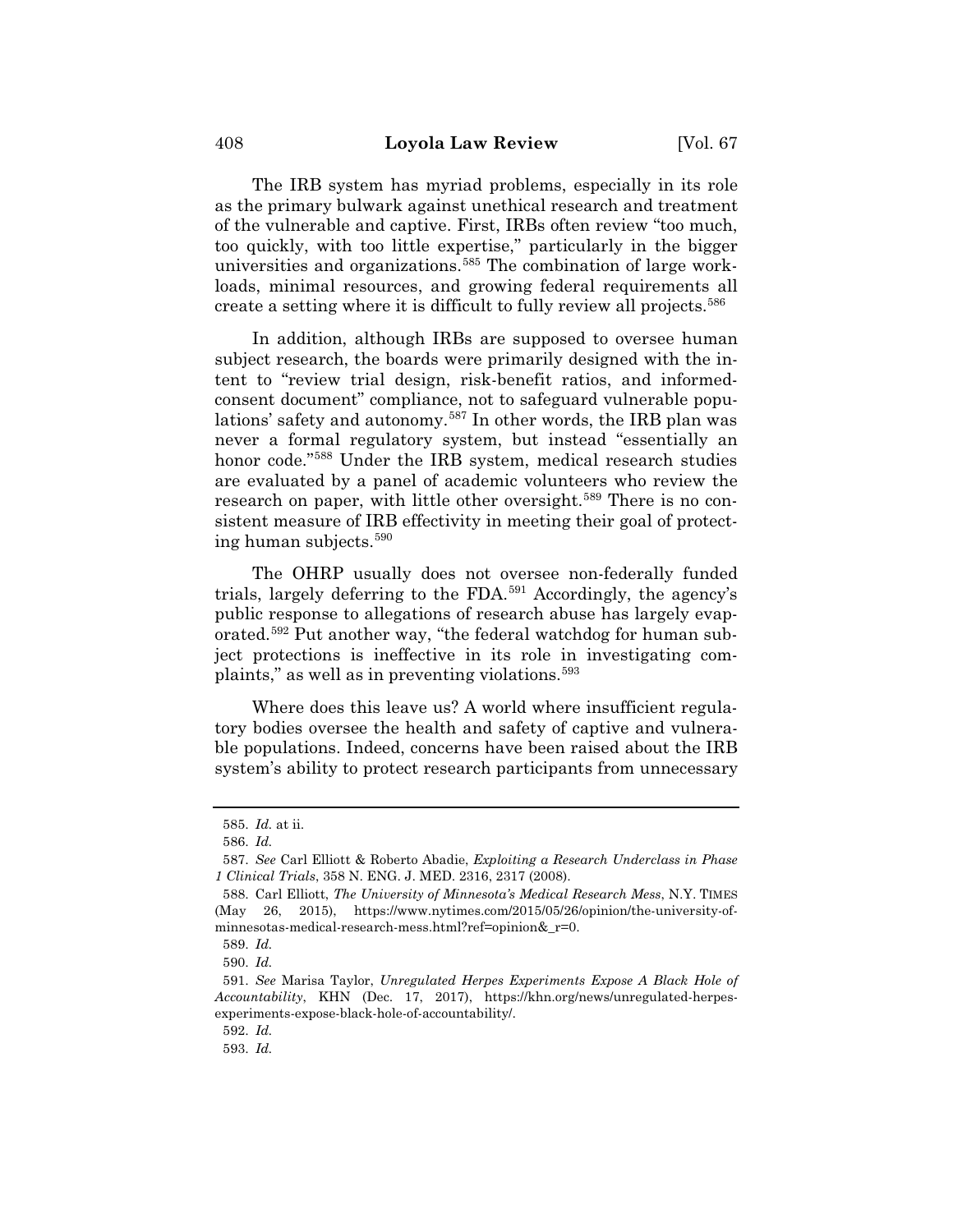The IRB system has myriad problems, especially in its role as the primary bulwark against unethical research and treatment of the vulnerable and captive. First, IRBs often review "too much, too quickly, with too little expertise," particularly in the bigger universities and organizations.[585] The combination of large workloads, minimal resources, and growing federal requirements all create a setting where it is difficult to fully review all projects.[586]

In addition, although IRBs are supposed to oversee human subject research, the boards were primarily designed with the intent to "review trial design, risk-benefit ratios, and informed-consent document" compliance, not to safeguard vulnerable populations' safety and autonomy.[587] In other words, the IRB plan was never a formal regulatory system, but instead "essentially an honor code."[588] Under the IRB system, medical research studies are evaluated by a panel of academic volunteers who review the research on paper, with little other oversight.[589] There is no consistent measure of IRB effectivity in meeting their goal of protecting human subjects.[590]

The OHRP usually does not oversee non-federally funded trials, largely deferring to the FDA.[591] Accordingly, the agency's public response to allegations of research abuse has largely evaporated.[592] Put another way, "the federal watchdog for human subject protections is ineffective in its role in investigating complaints," as well as in preventing violations.[593]

Where does this leave us? A world where insufficient regulatory bodies oversee the health and safety of captive and vulnerable populations. Indeed, concerns have been raised about the IRB system's ability to protect research participants from unnecessary

---

585. *Id.* at ii.

586. *Id.*

587. *See* Carl Elliott & Roberto Abadie, *Exploiting a Research Underclass in Phase 1 Clinical Trials*, 358 N. ENG. J. MED. 2316, 2317 (2008).

588. Carl Elliott, *The University of Minnesota's Medical Research Mess*, N.Y. TIMES (May 26, 2015), https://www.nytimes.com/2015/05/26/opinion/the-university-of-minnesotas-medical-research-mess.html?ref=opinion&_r=0.

589. *Id.*

590. *Id.*

591. *See* Marisa Taylor, *Unregulated Herpes Experiments Expose A Black Hole of Accountability*, KHN (Dec. 17, 2017), https://khn.org/news/unregulated-herpes-experiments-expose-black-hole-of-accountability/.

592. *Id.*

593. *Id.*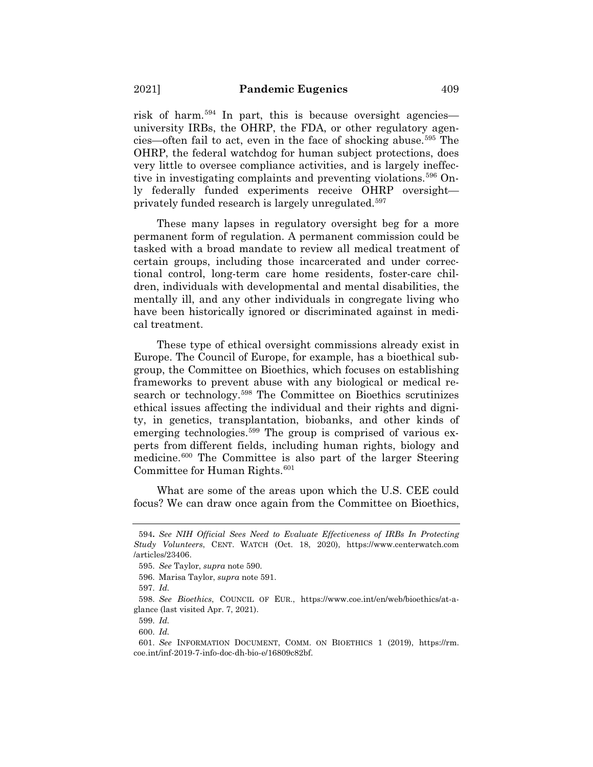risk of harm.[594] In part, this is because oversight agencies—university IRBs, the OHRP, the FDA, or other regulatory agencies—often fail to act, even in the face of shocking abuse.[595] The OHRP, the federal watchdog for human subject protections, does very little to oversee compliance activities, and is largely ineffective in investigating complaints and preventing violations.[596] Only federally funded experiments receive OHRP oversight—privately funded research is largely unregulated.[597]

These many lapses in regulatory oversight beg for a more permanent form of regulation. A permanent commission could be tasked with a broad mandate to review all medical treatment of certain groups, including those incarcerated and under correctional control, long-term care home residents, foster-care children, individuals with developmental and mental disabilities, the mentally ill, and any other individuals in congregate living who have been historically ignored or discriminated against in medical treatment.

These type of ethical oversight commissions already exist in Europe. The Council of Europe, for example, has a bioethical subgroup, the Committee on Bioethics, which focuses on establishing frameworks to prevent abuse with any biological or medical research or technology.[598] The Committee on Bioethics scrutinizes ethical issues affecting the individual and their rights and dignity, in genetics, transplantation, biobanks, and other kinds of emerging technologies.[599] The group is comprised of various experts from different fields, including human rights, biology and medicine.[600] The Committee is also part of the larger Steering Committee for Human Rights.[601]

What are some of the areas upon which the U.S. CEE could focus? We can draw once again from the Committee on Bioethics,

---

594. *See NIH Official Sees Need to Evaluate Effectiveness of IRBs In Protecting Study Volunteers*, CENT. WATCH (Oct. 18, 2020), https://www.centerwatch.com/articles/23406.

595. *See* Taylor, *supra* note 590.

596. Marisa Taylor, *supra* note 591.

597. *Id.*

598. *See Bioethics*, COUNCIL OF EUR., https://www.coe.int/en/web/bioethics/at-a-glance (last visited Apr. 7, 2021).

599. *Id.*

600. *Id.*

601. *See* INFORMATION DOCUMENT, COMM. ON BIOETHICS 1 (2019), https://rm.coe.int/inf-2019-7-info-doc-dh-bio-e/16809c82bf.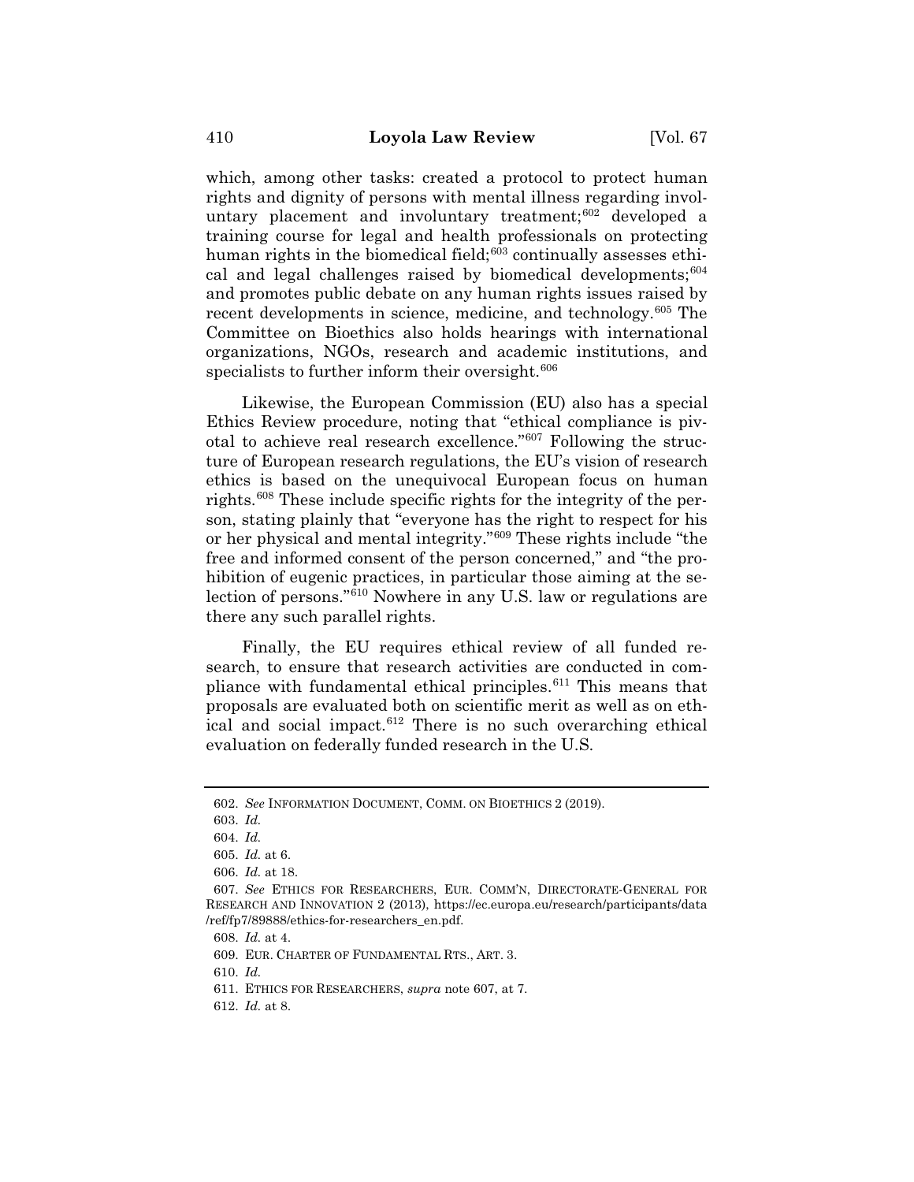which, among other tasks: created a protocol to protect human rights and dignity of persons with mental illness regarding involuntary placement and involuntary treatment;[602] developed a training course for legal and health professionals on protecting human rights in the biomedical field;[603] continually assesses ethical and legal challenges raised by biomedical developments;[604] and promotes public debate on any human rights issues raised by recent developments in science, medicine, and technology.[605] The Committee on Bioethics also holds hearings with international organizations, NGOs, research and academic institutions, and specialists to further inform their oversight.[606]

Likewise, the European Commission (EU) also has a special Ethics Review procedure, noting that "ethical compliance is pivotal to achieve real research excellence."[607] Following the structure of European research regulations, the EU's vision of research ethics is based on the unequivocal European focus on human rights.[608] These include specific rights for the integrity of the person, stating plainly that "everyone has the right to respect for his or her physical and mental integrity."[609] These rights include "the free and informed consent of the person concerned," and "the prohibition of eugenic practices, in particular those aiming at the selection of persons."[610] Nowhere in any U.S. law or regulations are there any such parallel rights.

Finally, the EU requires ethical review of all funded research, to ensure that research activities are conducted in compliance with fundamental ethical principles.[611] This means that proposals are evaluated both on scientific merit as well as on ethical and social impact.[612] There is no such overarching ethical evaluation on federally funded research in the U.S.

---

602. *See* INFORMATION DOCUMENT, COMM. ON BIOETHICS 2 (2019).

603. *Id.*

604. *Id.*

605. *Id.* at 6.

606. *Id.* at 18.

607. *See* ETHICS FOR RESEARCHERS, EUR. COMM'N, DIRECTORATE-GENERAL FOR RESEARCH AND INNOVATION 2 (2013), https://ec.europa.eu/research/participants/data/ref/fp7/89888/ethics-for-researchers_en.pdf.

608. *Id.* at 4.

609. EUR. CHARTER OF FUNDAMENTAL RTS., ART. 3.

610. *Id.*

611. ETHICS FOR RESEARCHERS, *supra* note 607, at 7.

612. *Id.* at 8.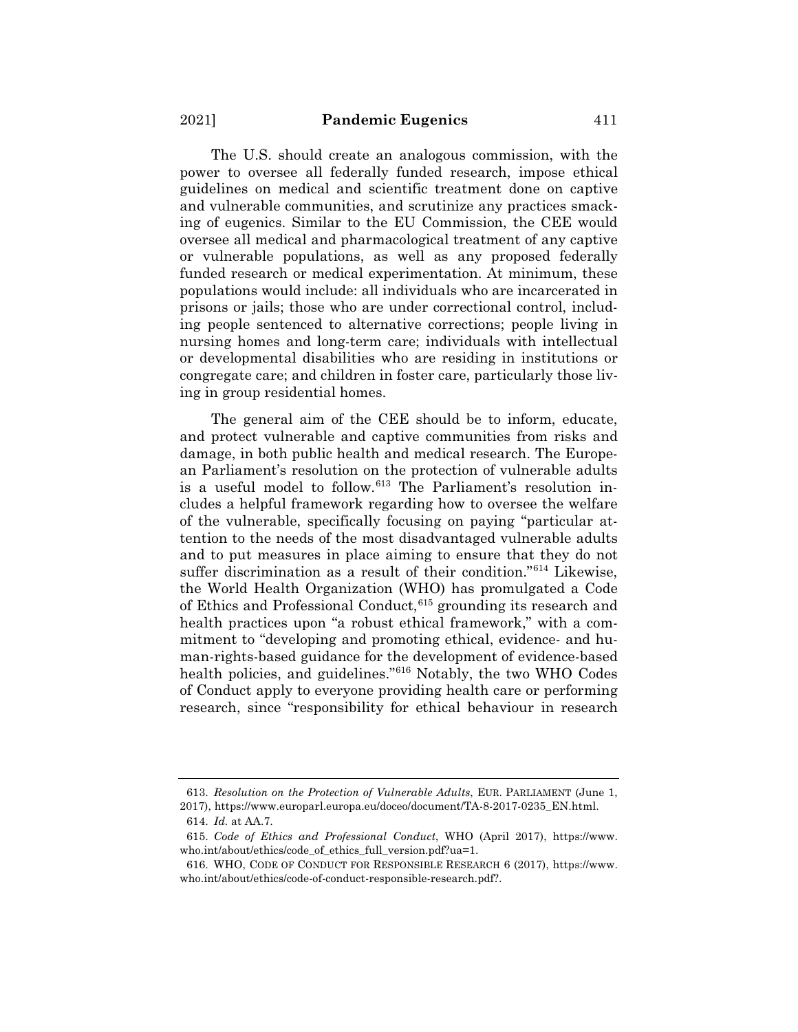The U.S. should create an analogous commission, with the power to oversee all federally funded research, impose ethical guidelines on medical and scientific treatment done on captive and vulnerable communities, and scrutinize any practices smacking of eugenics. Similar to the EU Commission, the CEE would oversee all medical and pharmacological treatment of any captive or vulnerable populations, as well as any proposed federally funded research or medical experimentation. At minimum, these populations would include: all individuals who are incarcerated in prisons or jails; those who are under correctional control, including people sentenced to alternative corrections; people living in nursing homes and long-term care; individuals with intellectual or developmental disabilities who are residing in institutions or congregate care; and children in foster care, particularly those living in group residential homes.

The general aim of the CEE should be to inform, educate, and protect vulnerable and captive communities from risks and damage, in both public health and medical research. The European Parliament's resolution on the protection of vulnerable adults is a useful model to follow.[613] The Parliament's resolution includes a helpful framework regarding how to oversee the welfare of the vulnerable, specifically focusing on paying "particular attention to the needs of the most disadvantaged vulnerable adults and to put measures in place aiming to ensure that they do not suffer discrimination as a result of their condition."[614] Likewise, the World Health Organization (WHO) has promulgated a Code of Ethics and Professional Conduct,[615] grounding its research and health practices upon "a robust ethical framework," with a commitment to "developing and promoting ethical, evidence- and human-rights-based guidance for the development of evidence-based health policies, and guidelines."[616] Notably, the two WHO Codes of Conduct apply to everyone providing health care or performing research, since "responsibility for ethical behaviour in research

---

613. *Resolution on the Protection of Vulnerable Adults*, EUR. PARLIAMENT (June 1, 2017), https://www.europarl.europa.eu/doceo/document/TA-8-2017-0235_EN.html.

614. *Id.* at AA.7.

615. *Code of Ethics and Professional Conduct*, WHO (April 2017), https://www.who.int/about/ethics/code_of_ethics_full_version.pdf?ua=1.

616. WHO, CODE OF CONDUCT FOR RESPONSIBLE RESEARCH 6 (2017), https://www.who.int/about/ethics/code-of-conduct-responsible-research.pdf?.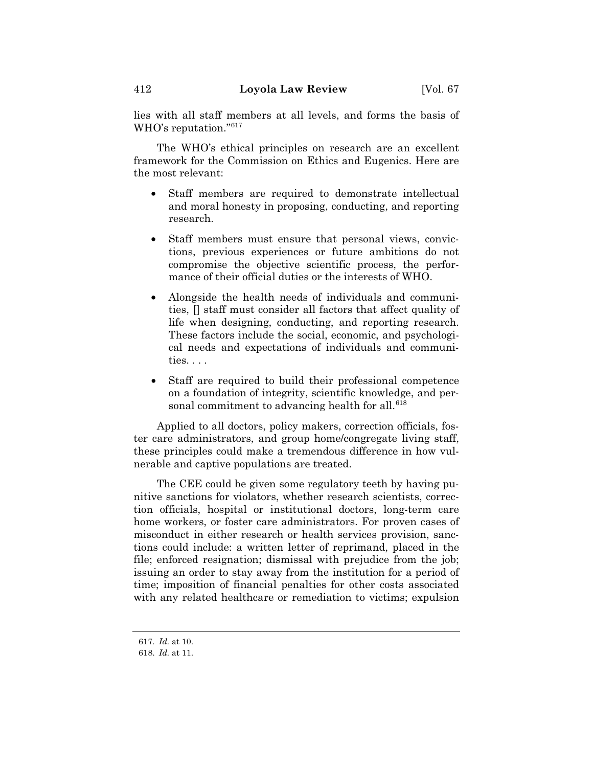lies with all staff members at all levels, and forms the basis of WHO's reputation."[617]

The WHO's ethical principles on research are an excellent framework for the Commission on Ethics and Eugenics. Here are the most relevant:

- Staff members are required to demonstrate intellectual and moral honesty in proposing, conducting, and reporting research.
- Staff members must ensure that personal views, convictions, previous experiences or future ambitions do not compromise the objective scientific process, the performance of their official duties or the interests of WHO.
- Alongside the health needs of individuals and communities, [] staff must consider all factors that affect quality of life when designing, conducting, and reporting research. These factors include the social, economic, and psychological needs and expectations of individuals and communities. . . .
- Staff are required to build their professional competence on a foundation of integrity, scientific knowledge, and personal commitment to advancing health for all.[618]

Applied to all doctors, policy makers, correction officials, foster care administrators, and group home/congregate living staff, these principles could make a tremendous difference in how vulnerable and captive populations are treated.

The CEE could be given some regulatory teeth by having punitive sanctions for violators, whether research scientists, correction officials, hospital or institutional doctors, long-term care home workers, or foster care administrators. For proven cases of misconduct in either research or health services provision, sanctions could include: a written letter of reprimand, placed in the file; enforced resignation; dismissal with prejudice from the job; issuing an order to stay away from the institution for a period of time; imposition of financial penalties for other costs associated with any related healthcare or remediation to victims; expulsion

---

617. *Id.* at 10.
618. *Id.* at 11.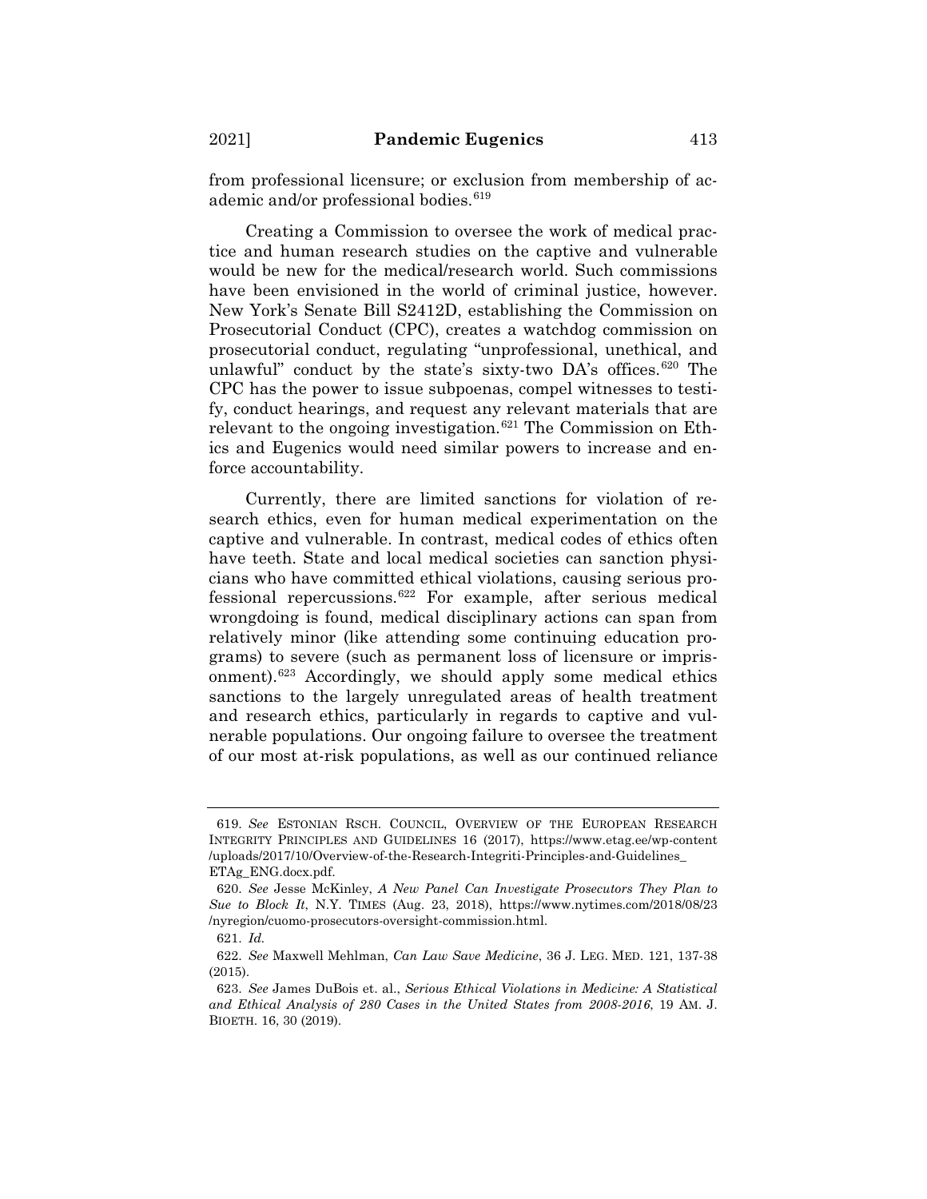from professional licensure; or exclusion from membership of academic and/or professional bodies.[619]

Creating a Commission to oversee the work of medical practice and human research studies on the captive and vulnerable would be new for the medical/research world. Such commissions have been envisioned in the world of criminal justice, however. New York's Senate Bill S2412D, establishing the Commission on Prosecutorial Conduct (CPC), creates a watchdog commission on prosecutorial conduct, regulating "unprofessional, unethical, and unlawful" conduct by the state's sixty-two DA's offices.[620] The CPC has the power to issue subpoenas, compel witnesses to testify, conduct hearings, and request any relevant materials that are relevant to the ongoing investigation.[621] The Commission on Ethics and Eugenics would need similar powers to increase and enforce accountability.

Currently, there are limited sanctions for violation of research ethics, even for human medical experimentation on the captive and vulnerable. In contrast, medical codes of ethics often have teeth. State and local medical societies can sanction physicians who have committed ethical violations, causing serious professional repercussions.[622] For example, after serious medical wrongdoing is found, medical disciplinary actions can span from relatively minor (like attending some continuing education programs) to severe (such as permanent loss of licensure or imprisonment).[623] Accordingly, we should apply some medical ethics sanctions to the largely unregulated areas of health treatment and research ethics, particularly in regards to captive and vulnerable populations. Our ongoing failure to oversee the treatment of our most at-risk populations, as well as our continued reliance

---

619. *See* ESTONIAN RSCH. COUNCIL, OVERVIEW OF THE EUROPEAN RESEARCH INTEGRITY PRINCIPLES AND GUIDELINES 16 (2017), https://www.etag.ee/wp-content/uploads/2017/10/Overview-of-the-Research-Integriti-Principles-and-Guidelines_ETAg_ENG.docx.pdf.

620. *See* Jesse McKinley, *A New Panel Can Investigate Prosecutors They Plan to Sue to Block It*, N.Y. TIMES (Aug. 23, 2018), https://www.nytimes.com/2018/08/23/nyregion/cuomo-prosecutors-oversight-commission.html.

621. *Id.*

622. *See* Maxwell Mehlman, *Can Law Save Medicine*, 36 J. LEG. MED. 121, 137-38 (2015).

623. *See* James DuBois et. al., *Serious Ethical Violations in Medicine: A Statistical and Ethical Analysis of 280 Cases in the United States from 2008-2016*, 19 AM. J. BIOETH. 16, 30 (2019).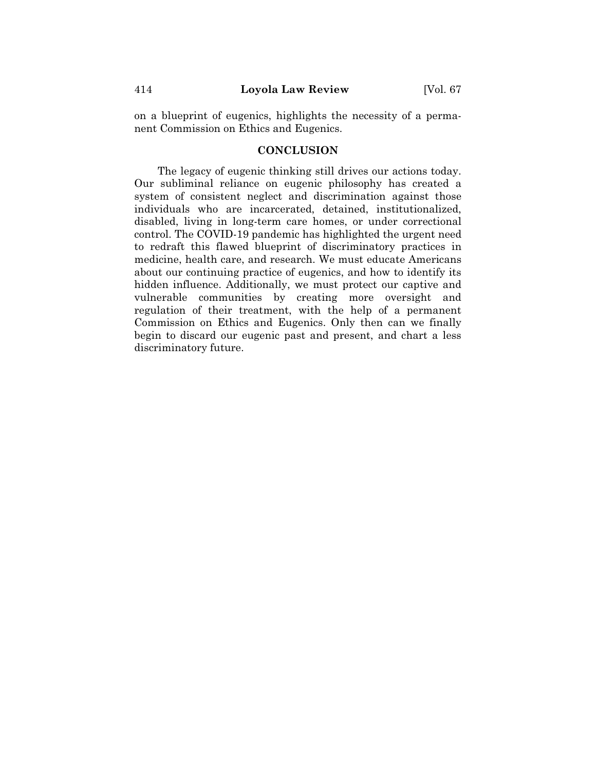on a blueprint of eugenics, highlights the necessity of a permanent Commission on Ethics and Eugenics.

## CONCLUSION

The legacy of eugenic thinking still drives our actions today. Our subliminal reliance on eugenic philosophy has created a system of consistent neglect and discrimination against those individuals who are incarcerated, detained, institutionalized, disabled, living in long-term care homes, or under correctional control. The COVID-19 pandemic has highlighted the urgent need to redraft this flawed blueprint of discriminatory practices in medicine, health care, and research. We must educate Americans about our continuing practice of eugenics, and how to identify its hidden influence. Additionally, we must protect our captive and vulnerable communities by creating more oversight and regulation of their treatment, with the help of a permanent Commission on Ethics and Eugenics. Only then can we finally begin to discard our eugenic past and present, and chart a less discriminatory future.